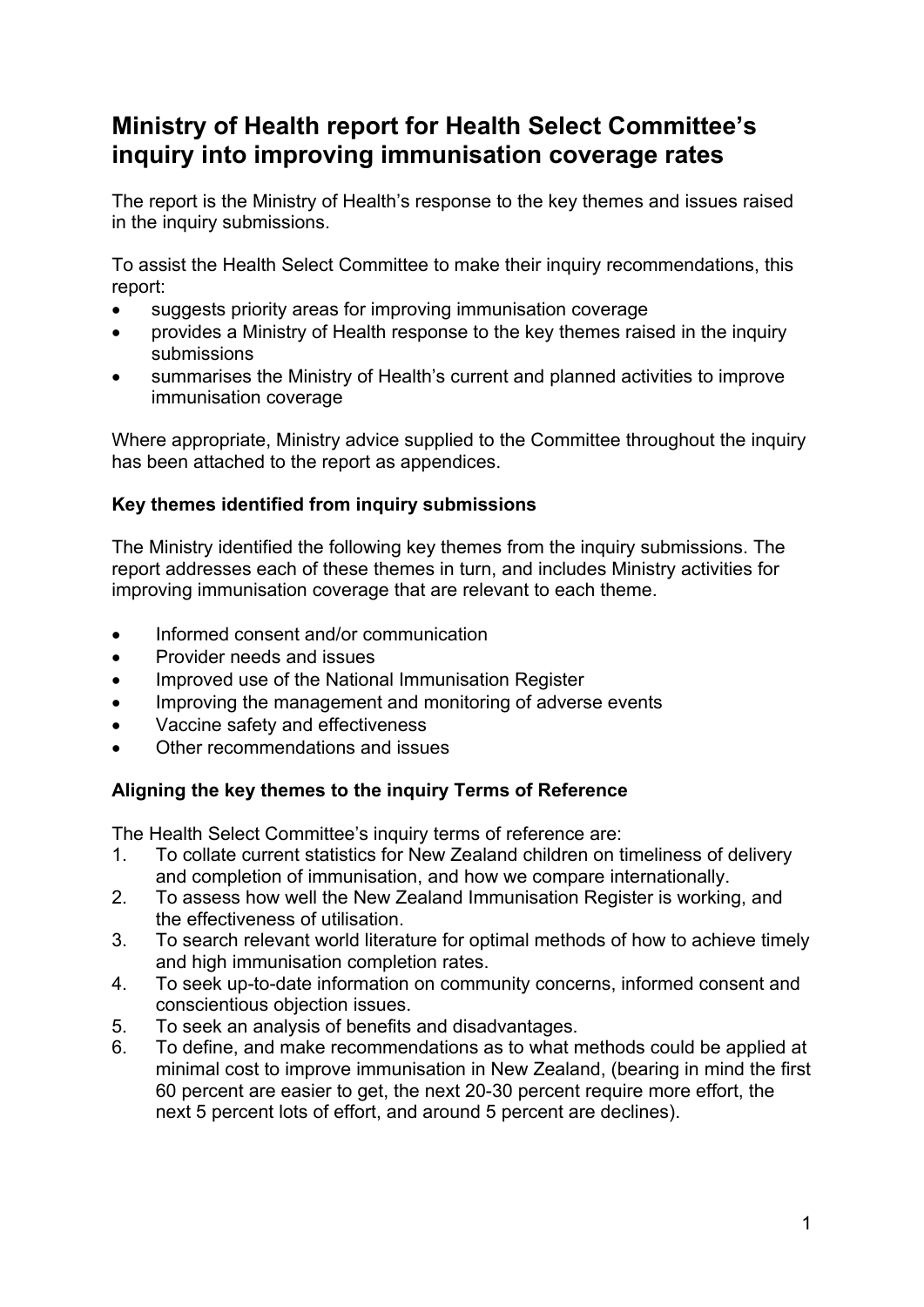# Ministry of Health report for Health Select Committee's inquiry into improving immunisation coverage rates

The report is the Ministry of Health's response to the key themes and issues raised in the inquiry submissions.

To assist the Health Select Committee to make their inquiry recommendations, this report:

- suggests priority areas for improving immunisation coverage
- provides a Ministry of Health response to the key themes raised in the inquiry submissions
- summarises the Ministry of Health's current and planned activities to improve immunisation coverage

Where appropriate, Ministry advice supplied to the Committee throughout the inquiry has been attached to the report as appendices.

**Key themes identified from inquiry submissions**

The Ministry identified the following key themes from the inquiry submissions. The report addresses each of these themes in turn, and includes Ministry activities for improving immunisation coverage that are relevant to each theme.

- Informed consent and/or communication
- Provider needs and issues
- Improved use of the National Immunisation Register
- Improving the management and monitoring of adverse events
- Vaccine safety and effectiveness
- Other recommendations and issues

**Aligning the key themes to the inquiry Terms of Reference**

The Health Select Committee's inquiry terms of reference are:

1. To collate current statistics for New Zealand children on timeliness of delivery and completion of immunisation, and how we compare internationally.
2. To assess how well the New Zealand Immunisation Register is working, and the effectiveness of utilisation.
3. To search relevant world literature for optimal methods of how to achieve timely and high immunisation completion rates.
4. To seek up-to-date information on community concerns, informed consent and conscientious objection issues.
5. To seek an analysis of benefits and disadvantages.
6. To define, and make recommendations as to what methods could be applied at minimal cost to improve immunisation in New Zealand, (bearing in mind the first 60 percent are easier to get, the next 20-30 percent require more effort, the next 5 percent lots of effort, and around 5 percent are declines).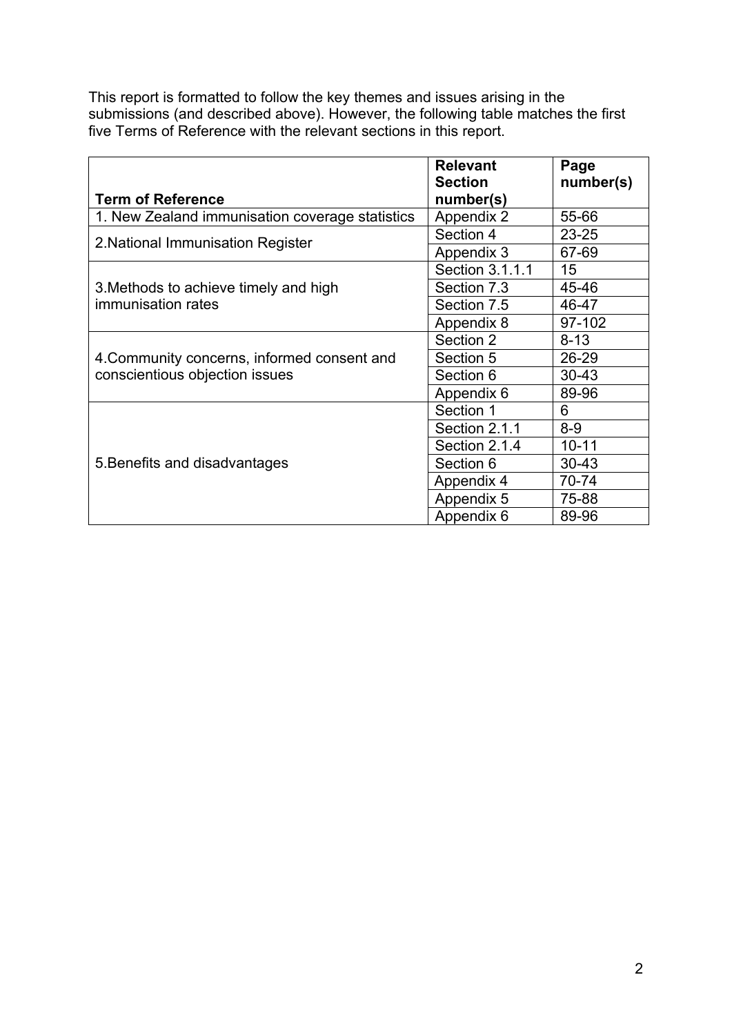This report is formatted to follow the key themes and issues arising in the submissions (and described above). However, the following table matches the first five Terms of Reference with the relevant sections in this report.

| Term of Reference | Relevant Section number(s) | Page number(s) |
|---|---|---|
| 1. New Zealand immunisation coverage statistics | Appendix 2 | 55-66 |
| 2.National Immunisation Register | Section 4 | 23-25 |
| | Appendix 3 | 67-69 |
| 3.Methods to achieve timely and high immunisation rates | Section 3.1.1.1 | 15 |
| | Section 7.3 | 45-46 |
| | Section 7.5 | 46-47 |
| | Appendix 8 | 97-102 |
| 4.Community concerns, informed consent and conscientious objection issues | Section 2 | 8-13 |
| | Section 5 | 26-29 |
| | Section 6 | 30-43 |
| | Appendix 6 | 89-96 |
| 5.Benefits and disadvantages | Section 1 | 6 |
| | Section 2.1.1 | 8-9 |
| | Section 2.1.4 | 10-11 |
| | Section 6 | 30-43 |
| | Appendix 4 | 70-74 |
| | Appendix 5 | 75-88 |
| | Appendix 6 | 89-96 |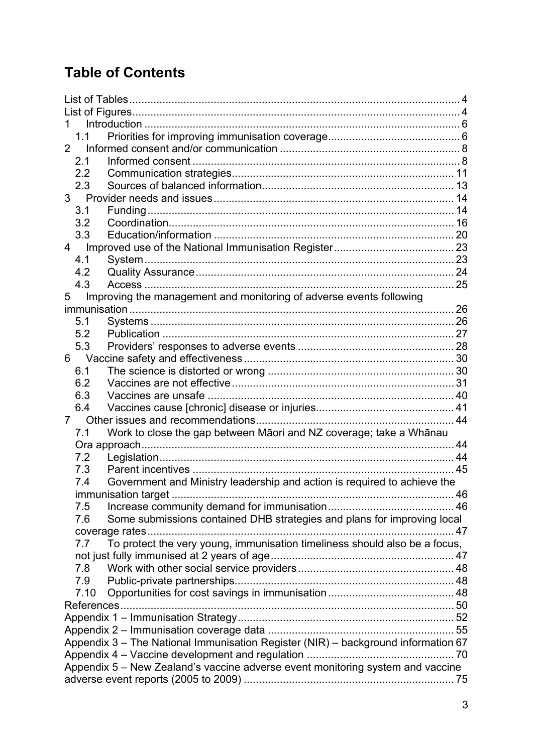# Table of Contents

List of Tables ............................................................................................................. 4
List of Figures ............................................................................................................ 4
1 Introduction ........................................................................................................ 6
  1.1 Priorities for improving immunisation coverage ............................................ 6
2 Informed consent and/or communication ........................................................... 8
  2.1 Informed consent ........................................................................................ 8
  2.2 Communication strategies ......................................................................... 11
  2.3 Sources of balanced information ............................................................... 13
3 Provider needs and issues ............................................................................... 14
  3.1 Funding ..................................................................................................... 14
  3.2 Coordination .............................................................................................. 16
  3.3 Education/information ............................................................................... 20
4 Improved use of the National Immunisation Register ........................................ 23
  4.1 System ...................................................................................................... 23
  4.2 Quality Assurance ..................................................................................... 24
  4.3 Access ...................................................................................................... 25
5 Improving the management and monitoring of adverse events following immunisation ........................................................................................................... 26
  5.1 Systems .................................................................................................... 26
  5.2 Publication ................................................................................................ 27
  5.3 Providers' responses to adverse events .................................................... 28
6 Vaccine safety and effectiveness ..................................................................... 30
  6.1 The science is distorted or wrong ............................................................. 30
  6.2 Vaccines are not effective .......................................................................... 31
  6.3 Vaccines are unsafe ................................................................................. 40
  6.4 Vaccines cause [chronic] disease or injuries ............................................. 41
7 Other issues and recommendations ................................................................. 44
  7.1 Work to close the gap between Māori and NZ coverage; take a Whānau Ora approach ....................................................................................................... 44
  7.2 Legislation ................................................................................................. 44
  7.3 Parent incentives ...................................................................................... 45
  7.4 Government and Ministry leadership and action is required to achieve the immunisation target ............................................................................................. 46
  7.5 Increase community demand for immunisation ......................................... 46
  7.6 Some submissions contained DHB strategies and plans for improving local coverage rates ..................................................................................................... 47
  7.7 To protect the very young, immunisation timeliness should also be a focus, not just fully immunised at 2 years of age ............................................................ 47
  7.8 Work with other social service providers ................................................... 48
  7.9 Public-private partnerships ........................................................................ 48
  7.10 Opportunities for cost savings in immunisation .......................................... 48
References ............................................................................................................. 50
Appendix 1 – Immunisation Strategy ....................................................................... 52
Appendix 2 – Immunisation coverage data ............................................................. 55
Appendix 3 – The National Immunisation Register (NIR) – background information 67
Appendix 4 – Vaccine development and regulation ................................................ 70
Appendix 5 – New Zealand's vaccine adverse event monitoring system and vaccine adverse event reports (2005 to 2009) ..................................................................... 75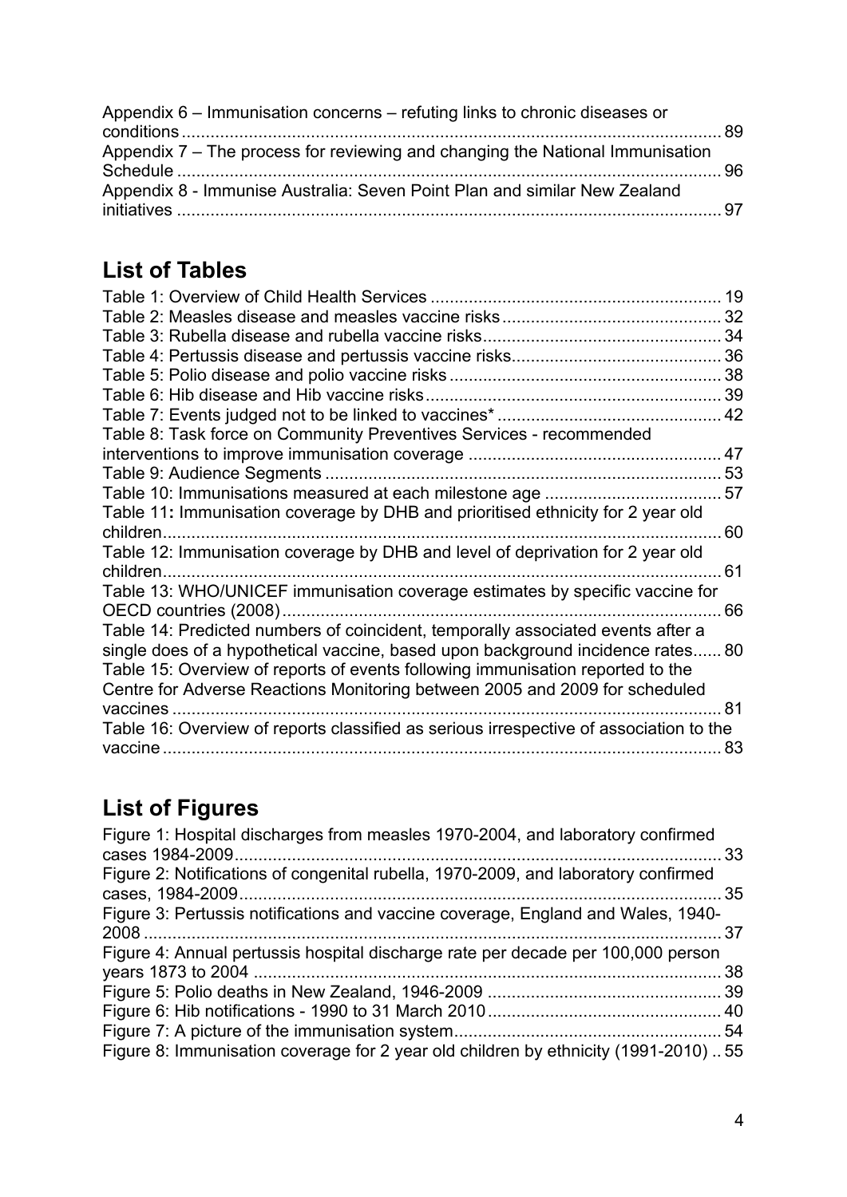Appendix 6 – Immunisation concerns – refuting links to chronic diseases or conditions ........ 89
Appendix 7 – The process for reviewing and changing the National Immunisation Schedule ........ 96
Appendix 8 - Immunise Australia: Seven Point Plan and similar New Zealand initiatives ........ 97

## List of Tables

Table 1: Overview of Child Health Services ........ 19
Table 2: Measles disease and measles vaccine risks ........ 32
Table 3: Rubella disease and rubella vaccine risks ........ 34
Table 4: Pertussis disease and pertussis vaccine risks ........ 36
Table 5: Polio disease and polio vaccine risks ........ 38
Table 6: Hib disease and Hib vaccine risks ........ 39
Table 7: Events judged not to be linked to vaccines* ........ 42
Table 8: Task force on Community Preventives Services - recommended interventions to improve immunisation coverage ........ 47
Table 9: Audience Segments ........ 53
Table 10: Immunisations measured at each milestone age ........ 57
Table 11**:** Immunisation coverage by DHB and prioritised ethnicity for 2 year old children ........ 60
Table 12: Immunisation coverage by DHB and level of deprivation for 2 year old children ........ 61
Table 13: WHO/UNICEF immunisation coverage estimates by specific vaccine for OECD countries (2008) ........ 66
Table 14: Predicted numbers of coincident, temporally associated events after a single doses of a hypothetical vaccine, based upon background incidence rates ........ 80
Table 15: Overview of reports of events following immunisation reported to the Centre for Adverse Reactions Monitoring between 2005 and 2009 for scheduled vaccines ........ 81
Table 16: Overview of reports classified as serious irrespective of association to the vaccine ........ 83

## List of Figures

Figure 1: Hospital discharges from measles 1970-2004, and laboratory confirmed cases 1984-2009 ........ 33
Figure 2: Notifications of congenital rubella, 1970-2009, and laboratory confirmed cases, 1984-2009 ........ 35
Figure 3: Pertussis notifications and vaccine coverage, England and Wales, 1940-2008 ........ 37
Figure 4: Annual pertussis hospital discharge rate per decade per 100,000 person years 1873 to 2004 ........ 38
Figure 5: Polio deaths in New Zealand, 1946-2009 ........ 39
Figure 6: Hib notifications - 1990 to 31 March 2010 ........ 40
Figure 7: A picture of the immunisation system ........ 54
Figure 8: Immunisation coverage for 2 year old children by ethnicity (1991-2010) .. 55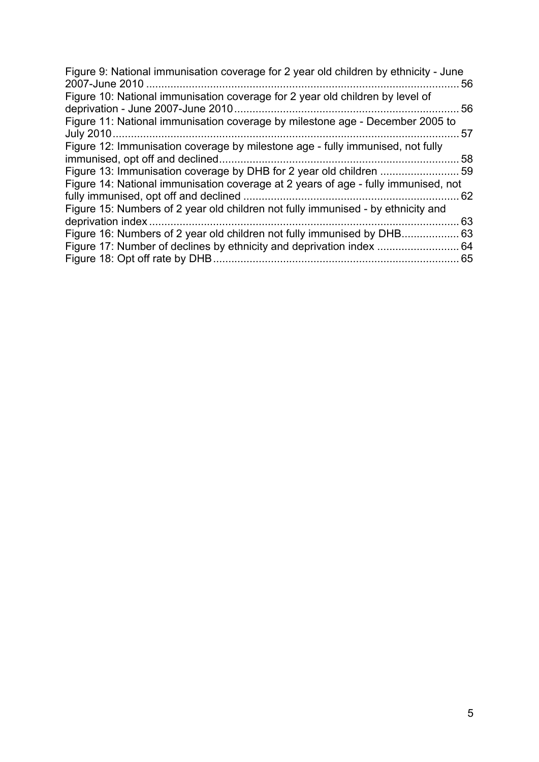Figure 9: National immunisation coverage for 2 year old children by ethnicity - June 2007-June 2010 ........ 56

Figure 10: National immunisation coverage for 2 year old children by level of deprivation - June 2007-June 2010 ........ 56

Figure 11: National immunisation coverage by milestone age - December 2005 to July 2010 ........ 57

Figure 12: Immunisation coverage by milestone age - fully immunised, not fully immunised, opt off and declined ........ 58

Figure 13: Immunisation coverage by DHB for 2 year old children ........ 59

Figure 14: National immunisation coverage at 2 years of age - fully immunised, not fully immunised, opt off and declined ........ 62

Figure 15: Numbers of 2 year old children not fully immunised - by ethnicity and deprivation index ........ 63

Figure 16: Numbers of 2 year old children not fully immunised by DHB ........ 63

Figure 17: Number of declines by ethnicity and deprivation index ........ 64

Figure 18: Opt off rate by DHB ........ 65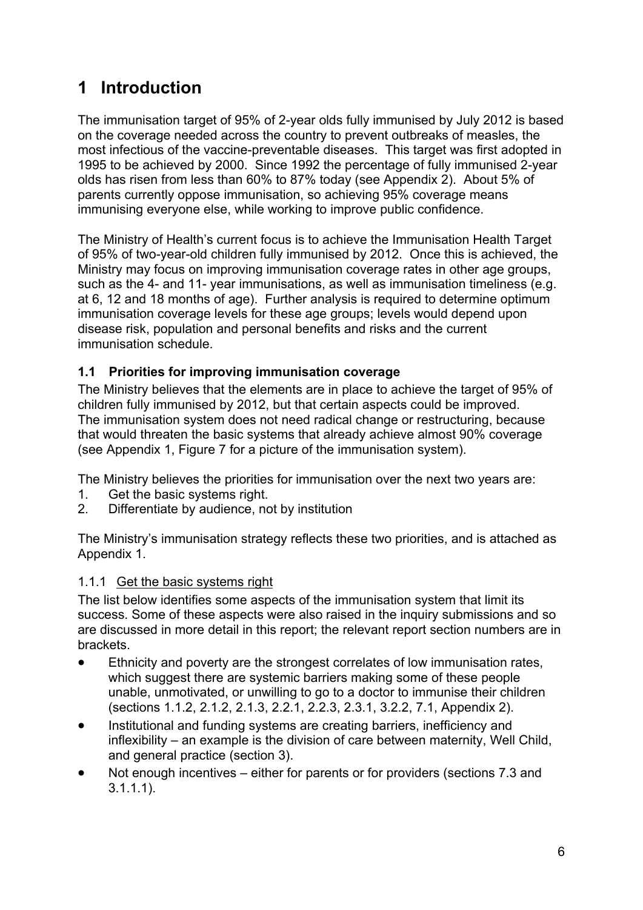# 1 Introduction

The immunisation target of 95% of 2-year olds fully immunised by July 2012 is based on the coverage needed across the country to prevent outbreaks of measles, the most infectious of the vaccine-preventable diseases. This target was first adopted in 1995 to be achieved by 2000. Since 1992 the percentage of fully immunised 2-year olds has risen from less than 60% to 87% today (see Appendix 2). About 5% of parents currently oppose immunisation, so achieving 95% coverage means immunising everyone else, while working to improve public confidence.

The Ministry of Health's current focus is to achieve the Immunisation Health Target of 95% of two-year-old children fully immunised by 2012. Once this is achieved, the Ministry may focus on improving immunisation coverage rates in other age groups, such as the 4- and 11- year immunisations, as well as immunisation timeliness (e.g. at 6, 12 and 18 months of age). Further analysis is required to determine optimum immunisation coverage levels for these age groups; levels would depend upon disease risk, population and personal benefits and risks and the current immunisation schedule.

### 1.1 Priorities for improving immunisation coverage

The Ministry believes that the elements are in place to achieve the target of 95% of children fully immunised by 2012, but that certain aspects could be improved. The immunisation system does not need radical change or restructuring, because that would threaten the basic systems that already achieve almost 90% coverage (see Appendix 1, Figure 7 for a picture of the immunisation system).

The Ministry believes the priorities for immunisation over the next two years are:

1. Get the basic systems right.
2. Differentiate by audience, not by institution

The Ministry's immunisation strategy reflects these two priorities, and is attached as Appendix 1.

#### 1.1.1 Get the basic systems right

The list below identifies some aspects of the immunisation system that limit its success. Some of these aspects were also raised in the inquiry submissions and so are discussed in more detail in this report; the relevant report section numbers are in brackets.

- Ethnicity and poverty are the strongest correlates of low immunisation rates, which suggest there are systemic barriers making some of these people unable, unmotivated, or unwilling to go to a doctor to immunise their children (sections 1.1.2, 2.1.2, 2.1.3, 2.2.1, 2.2.3, 2.3.1, 3.2.2, 7.1, Appendix 2).
- Institutional and funding systems are creating barriers, inefficiency and inflexibility – an example is the division of care between maternity, Well Child, and general practice (section 3).
- Not enough incentives – either for parents or for providers (sections 7.3 and 3.1.1.1).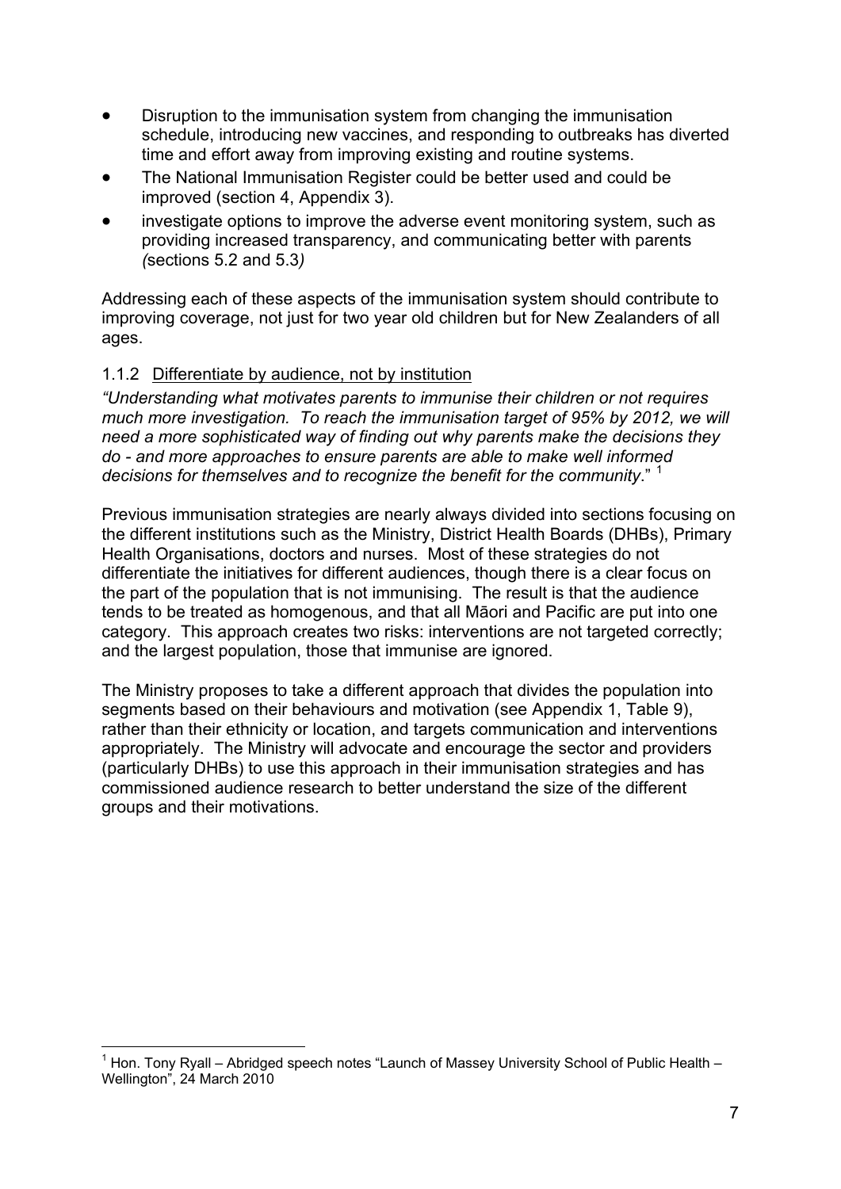- Disruption to the immunisation system from changing the immunisation schedule, introducing new vaccines, and responding to outbreaks has diverted time and effort away from improving existing and routine systems.
- The National Immunisation Register could be better used and could be improved (section 4, Appendix 3).
- investigate options to improve the adverse event monitoring system, such as providing increased transparency, and communicating better with parents *(*sections 5.2 and 5.3*)*

Addressing each of these aspects of the immunisation system should contribute to improving coverage, not just for two year old children but for New Zealanders of all ages.

### 1.1.2 Differentiate by audience, not by institution

*"Understanding what motivates parents to immunise their children or not requires much more investigation. To reach the immunisation target of 95% by 2012, we will need a more sophisticated way of finding out why parents make the decisions they do - and more approaches to ensure parents are able to make well informed decisions for themselves and to recognize the benefit for the community*." [1]

Previous immunisation strategies are nearly always divided into sections focusing on the different institutions such as the Ministry, District Health Boards (DHBs), Primary Health Organisations, doctors and nurses. Most of these strategies do not differentiate the initiatives for different audiences, though there is a clear focus on the part of the population that is not immunising. The result is that the audience tends to be treated as homogenous, and that all Māori and Pacific are put into one category. This approach creates two risks: interventions are not targeted correctly; and the largest population, those that immunise are ignored.

The Ministry proposes to take a different approach that divides the population into segments based on their behaviours and motivation (see Appendix 1, Table 9), rather than their ethnicity or location, and targets communication and interventions appropriately. The Ministry will advocate and encourage the sector and providers (particularly DHBs) to use this approach in their immunisation strategies and has commissioned audience research to better understand the size of the different groups and their motivations.

---

[1] Hon. Tony Ryall – Abridged speech notes "Launch of Massey University School of Public Health – Wellington", 24 March 2010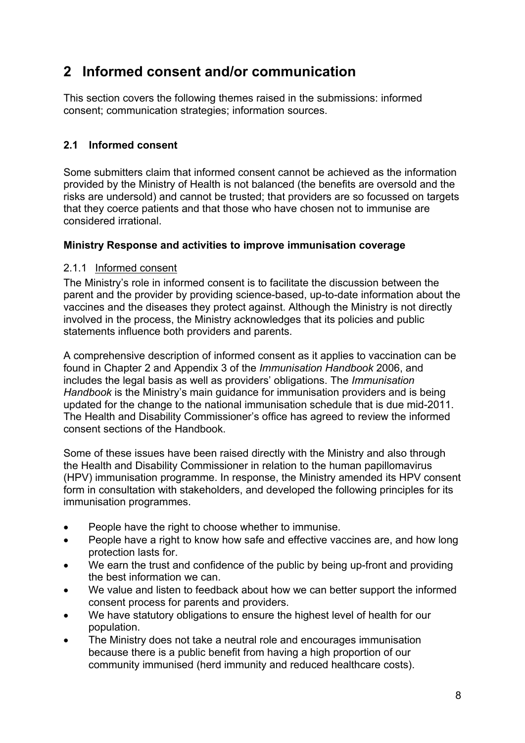# 2 Informed consent and/or communication

This section covers the following themes raised in the submissions: informed consent; communication strategies; information sources.

## 2.1 Informed consent

Some submitters claim that informed consent cannot be achieved as the information provided by the Ministry of Health is not balanced (the benefits are oversold and the risks are undersold) and cannot be trusted; that providers are so focussed on targets that they coerce patients and that those who have chosen not to immunise are considered irrational.

**Ministry Response and activities to improve immunisation coverage**

### 2.1.1 Informed consent

The Ministry's role in informed consent is to facilitate the discussion between the parent and the provider by providing science-based, up-to-date information about the vaccines and the diseases they protect against. Although the Ministry is not directly involved in the process, the Ministry acknowledges that its policies and public statements influence both providers and parents.

A comprehensive description of informed consent as it applies to vaccination can be found in Chapter 2 and Appendix 3 of the *Immunisation Handbook* 2006, and includes the legal basis as well as providers' obligations. The *Immunisation Handbook* is the Ministry's main guidance for immunisation providers and is being updated for the change to the national immunisation schedule that is due mid-2011. The Health and Disability Commissioner's office has agreed to review the informed consent sections of the Handbook.

Some of these issues have been raised directly with the Ministry and also through the Health and Disability Commissioner in relation to the human papillomavirus (HPV) immunisation programme. In response, the Ministry amended its HPV consent form in consultation with stakeholders, and developed the following principles for its immunisation programmes.

- People have the right to choose whether to immunise.
- People have a right to know how safe and effective vaccines are, and how long protection lasts for.
- We earn the trust and confidence of the public by being up-front and providing the best information we can.
- We value and listen to feedback about how we can better support the informed consent process for parents and providers.
- We have statutory obligations to ensure the highest level of health for our population.
- The Ministry does not take a neutral role and encourages immunisation because there is a public benefit from having a high proportion of our community immunised (herd immunity and reduced healthcare costs).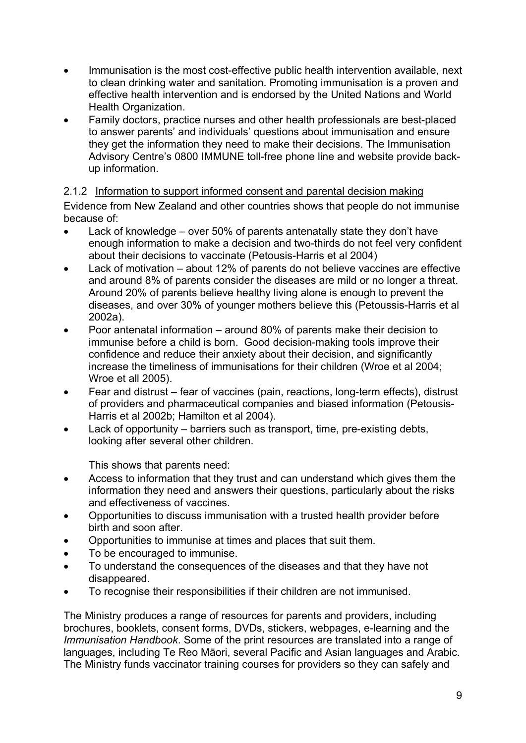- Immunisation is the most cost-effective public health intervention available, next to clean drinking water and sanitation. Promoting immunisation is a proven and effective health intervention and is endorsed by the United Nations and World Health Organization.
- Family doctors, practice nurses and other health professionals are best-placed to answer parents' and individuals' questions about immunisation and ensure they get the information they need to make their decisions. The Immunisation Advisory Centre's 0800 IMMUNE toll-free phone line and website provide back-up information.

### 2.1.2 Information to support informed consent and parental decision making

Evidence from New Zealand and other countries shows that people do not immunise because of:

- Lack of knowledge – over 50% of parents antenatally state they don't have enough information to make a decision and two-thirds do not feel very confident about their decisions to vaccinate (Petousis-Harris et al 2004)
- Lack of motivation – about 12% of parents do not believe vaccines are effective and around 8% of parents consider the diseases are mild or no longer a threat. Around 20% of parents believe healthy living alone is enough to prevent the diseases, and over 30% of younger mothers believe this (Petoussis-Harris et al 2002a).
- Poor antenatal information – around 80% of parents make their decision to immunise before a child is born. Good decision-making tools improve their confidence and reduce their anxiety about their decision, and significantly increase the timeliness of immunisations for their children (Wroe et al 2004; Wroe et all 2005).
- Fear and distrust – fear of vaccines (pain, reactions, long-term effects), distrust of providers and pharmaceutical companies and biased information (Petousis-Harris et al 2002b; Hamilton et al 2004).
- Lack of opportunity – barriers such as transport, time, pre-existing debts, looking after several other children.

This shows that parents need:

- Access to information that they trust and can understand which gives them the information they need and answers their questions, particularly about the risks and effectiveness of vaccines.
- Opportunities to discuss immunisation with a trusted health provider before birth and soon after.
- Opportunities to immunise at times and places that suit them.
- To be encouraged to immunise.
- To understand the consequences of the diseases and that they have not disappeared.
- To recognise their responsibilities if their children are not immunised.

The Ministry produces a range of resources for parents and providers, including brochures, booklets, consent forms, DVDs, stickers, webpages, e-learning and the *Immunisation Handbook*. Some of the print resources are translated into a range of languages, including Te Reo Māori, several Pacific and Asian languages and Arabic. The Ministry funds vaccinator training courses for providers so they can safely and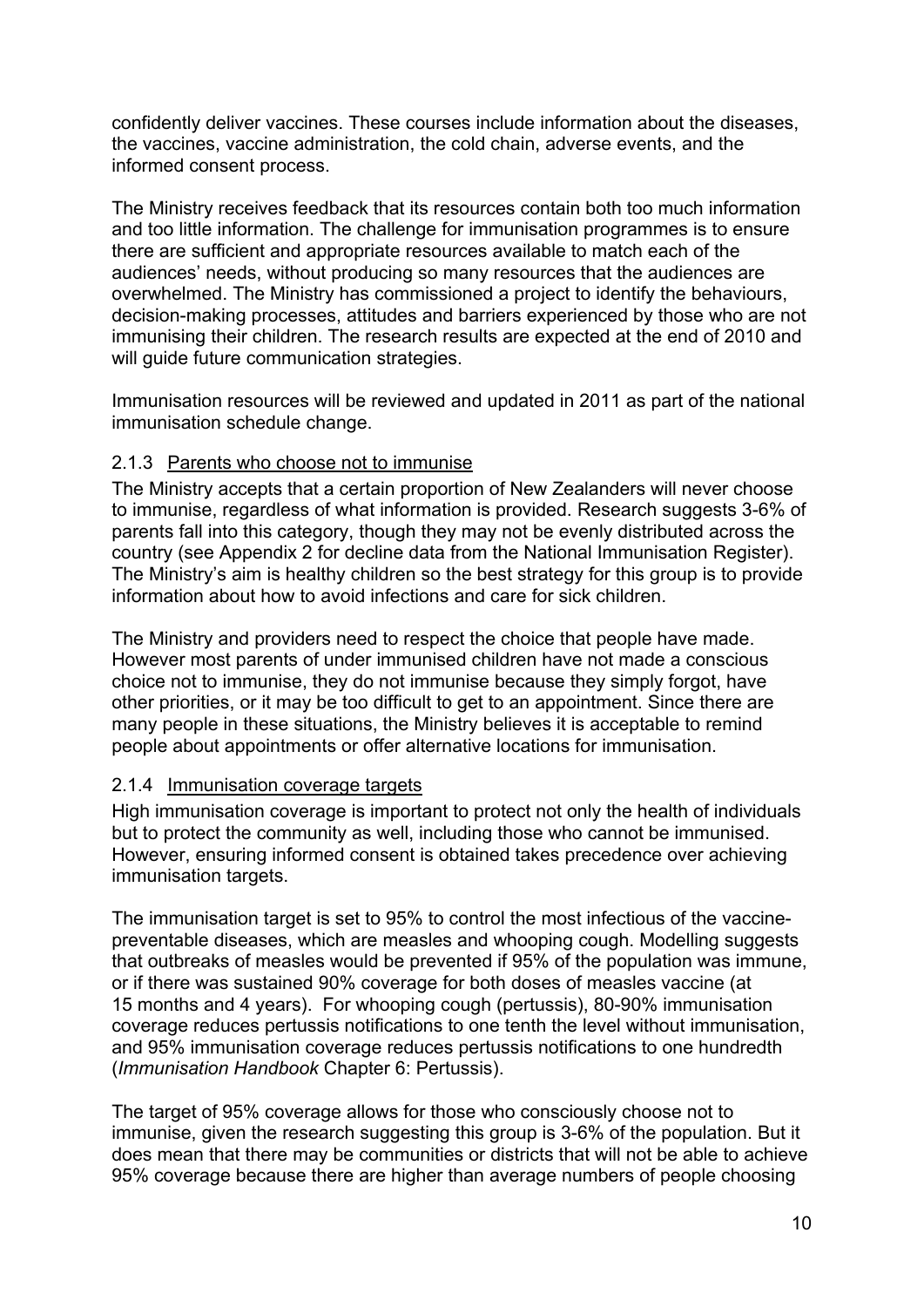confidently deliver vaccines. These courses include information about the diseases, the vaccines, vaccine administration, the cold chain, adverse events, and the informed consent process.

The Ministry receives feedback that its resources contain both too much information and too little information. The challenge for immunisation programmes is to ensure there are sufficient and appropriate resources available to match each of the audiences' needs, without producing so many resources that the audiences are overwhelmed. The Ministry has commissioned a project to identify the behaviours, decision-making processes, attitudes and barriers experienced by those who are not immunising their children. The research results are expected at the end of 2010 and will guide future communication strategies.

Immunisation resources will be reviewed and updated in 2011 as part of the national immunisation schedule change.

### 2.1.3 Parents who choose not to immunise

The Ministry accepts that a certain proportion of New Zealanders will never choose to immunise, regardless of what information is provided. Research suggests 3-6% of parents fall into this category, though they may not be evenly distributed across the country (see Appendix 2 for decline data from the National Immunisation Register). The Ministry's aim is healthy children so the best strategy for this group is to provide information about how to avoid infections and care for sick children.

The Ministry and providers need to respect the choice that people have made. However most parents of under immunised children have not made a conscious choice not to immunise, they do not immunise because they simply forgot, have other priorities, or it may be too difficult to get to an appointment. Since there are many people in these situations, the Ministry believes it is acceptable to remind people about appointments or offer alternative locations for immunisation.

### 2.1.4 Immunisation coverage targets

High immunisation coverage is important to protect not only the health of individuals but to protect the community as well, including those who cannot be immunised. However, ensuring informed consent is obtained takes precedence over achieving immunisation targets.

The immunisation target is set to 95% to control the most infectious of the vaccine-preventable diseases, which are measles and whooping cough. Modelling suggests that outbreaks of measles would be prevented if 95% of the population was immune, or if there was sustained 90% coverage for both doses of measles vaccine (at 15 months and 4 years). For whooping cough (pertussis), 80-90% immunisation coverage reduces pertussis notifications to one tenth the level without immunisation, and 95% immunisation coverage reduces pertussis notifications to one hundredth (*Immunisation Handbook* Chapter 6: Pertussis).

The target of 95% coverage allows for those who consciously choose not to immunise, given the research suggesting this group is 3-6% of the population. But it does mean that there may be communities or districts that will not be able to achieve 95% coverage because there are higher than average numbers of people choosing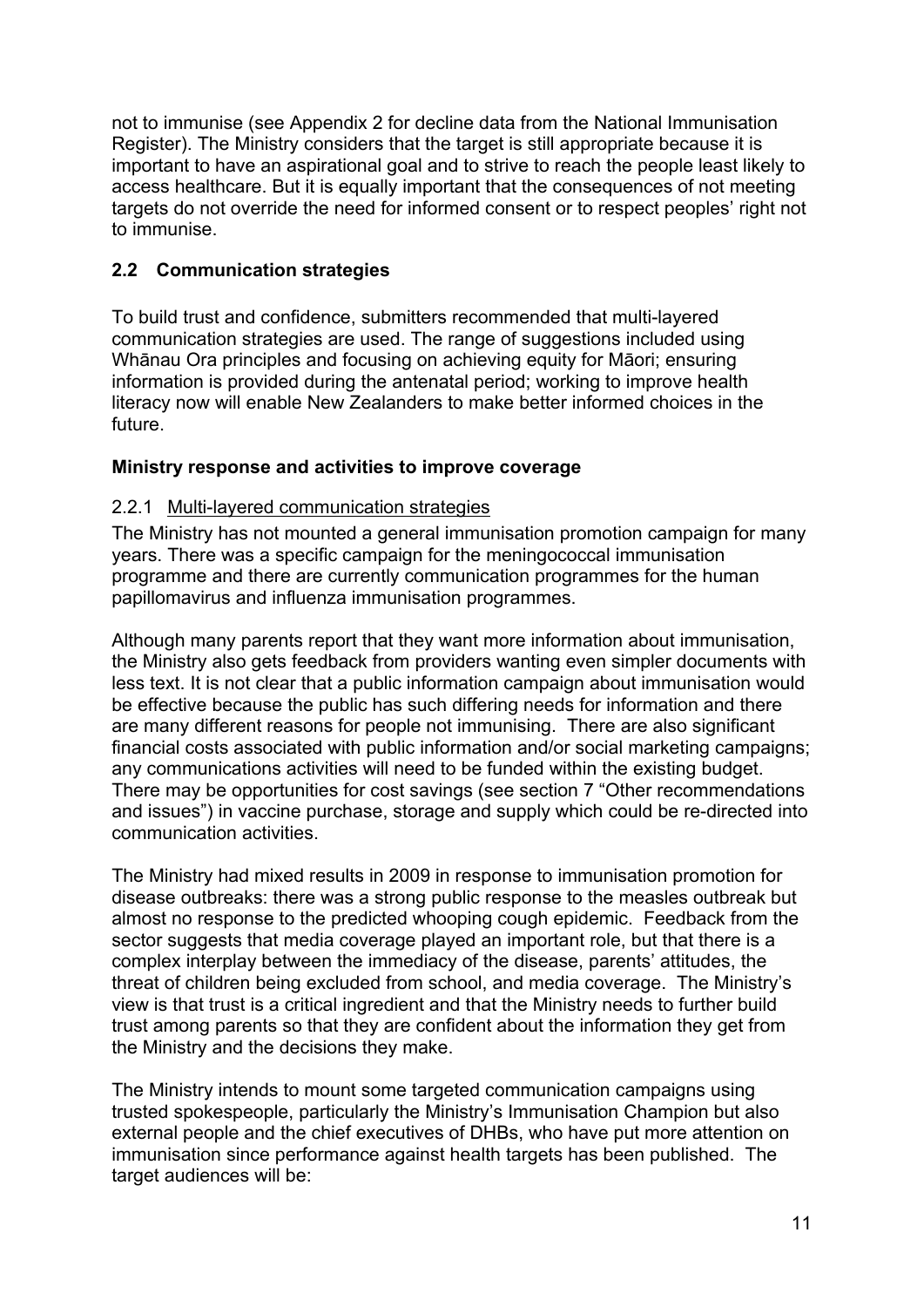not to immunise (see Appendix 2 for decline data from the National Immunisation Register). The Ministry considers that the target is still appropriate because it is important to have an aspirational goal and to strive to reach the people least likely to access healthcare. But it is equally important that the consequences of not meeting targets do not override the need for informed consent or to respect peoples' right not to immunise.

## 2.2 Communication strategies

To build trust and confidence, submitters recommended that multi-layered communication strategies are used. The range of suggestions included using Whānau Ora principles and focusing on achieving equity for Māori; ensuring information is provided during the antenatal period; working to improve health literacy now will enable New Zealanders to make better informed choices in the future.

**Ministry response and activities to improve coverage**

### 2.2.1 Multi-layered communication strategies

The Ministry has not mounted a general immunisation promotion campaign for many years. There was a specific campaign for the meningococcal immunisation programme and there are currently communication programmes for the human papillomavirus and influenza immunisation programmes.

Although many parents report that they want more information about immunisation, the Ministry also gets feedback from providers wanting even simpler documents with less text. It is not clear that a public information campaign about immunisation would be effective because the public has such differing needs for information and there are many different reasons for people not immunising. There are also significant financial costs associated with public information and/or social marketing campaigns; any communications activities will need to be funded within the existing budget. There may be opportunities for cost savings (see section 7 "Other recommendations and issues") in vaccine purchase, storage and supply which could be re-directed into communication activities.

The Ministry had mixed results in 2009 in response to immunisation promotion for disease outbreaks: there was a strong public response to the measles outbreak but almost no response to the predicted whooping cough epidemic. Feedback from the sector suggests that media coverage played an important role, but that there is a complex interplay between the immediacy of the disease, parents' attitudes, the threat of children being excluded from school, and media coverage. The Ministry's view is that trust is a critical ingredient and that the Ministry needs to further build trust among parents so that they are confident about the information they get from the Ministry and the decisions they make.

The Ministry intends to mount some targeted communication campaigns using trusted spokespeople, particularly the Ministry's Immunisation Champion but also external people and the chief executives of DHBs, who have put more attention on immunisation since performance against health targets has been published. The target audiences will be: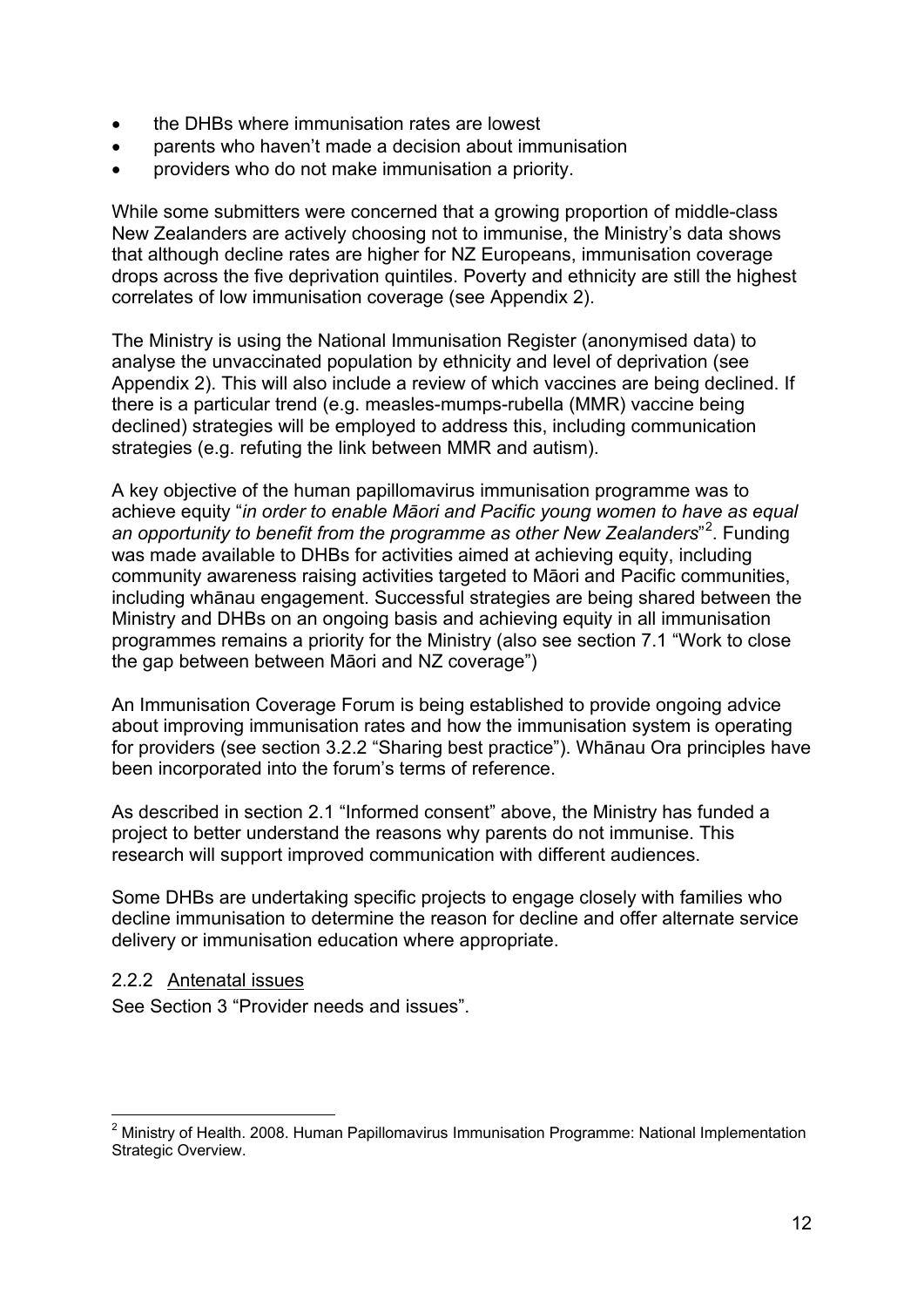- the DHBs where immunisation rates are lowest
- parents who haven't made a decision about immunisation
- providers who do not make immunisation a priority.

While some submitters were concerned that a growing proportion of middle-class New Zealanders are actively choosing not to immunise, the Ministry's data shows that although decline rates are higher for NZ Europeans, immunisation coverage drops across the five deprivation quintiles. Poverty and ethnicity are still the highest correlates of low immunisation coverage (see Appendix 2).

The Ministry is using the National Immunisation Register (anonymised data) to analyse the unvaccinated population by ethnicity and level of deprivation (see Appendix 2). This will also include a review of which vaccines are being declined. If there is a particular trend (e.g. measles-mumps-rubella (MMR) vaccine being declined) strategies will be employed to address this, including communication strategies (e.g. refuting the link between MMR and autism).

A key objective of the human papillomavirus immunisation programme was to achieve equity "*in order to enable Māori and Pacific young women to have as equal an opportunity to benefit from the programme as other New Zealanders*"[2]. Funding was made available to DHBs for activities aimed at achieving equity, including community awareness raising activities targeted to Māori and Pacific communities, including whānau engagement. Successful strategies are being shared between the Ministry and DHBs on an ongoing basis and achieving equity in all immunisation programmes remains a priority for the Ministry (also see section 7.1 "Work to close the gap between between Māori and NZ coverage")

An Immunisation Coverage Forum is being established to provide ongoing advice about improving immunisation rates and how the immunisation system is operating for providers (see section 3.2.2 "Sharing best practice"). Whānau Ora principles have been incorporated into the forum's terms of reference.

As described in section 2.1 "Informed consent" above, the Ministry has funded a project to better understand the reasons why parents do not immunise. This research will support improved communication with different audiences.

Some DHBs are undertaking specific projects to engage closely with families who decline immunisation to determine the reason for decline and offer alternate service delivery or immunisation education where appropriate.

### 2.2.2 Antenatal issues

See Section 3 "Provider needs and issues".

---

[2] Ministry of Health. 2008. Human Papillomavirus Immunisation Programme: National Implementation Strategic Overview.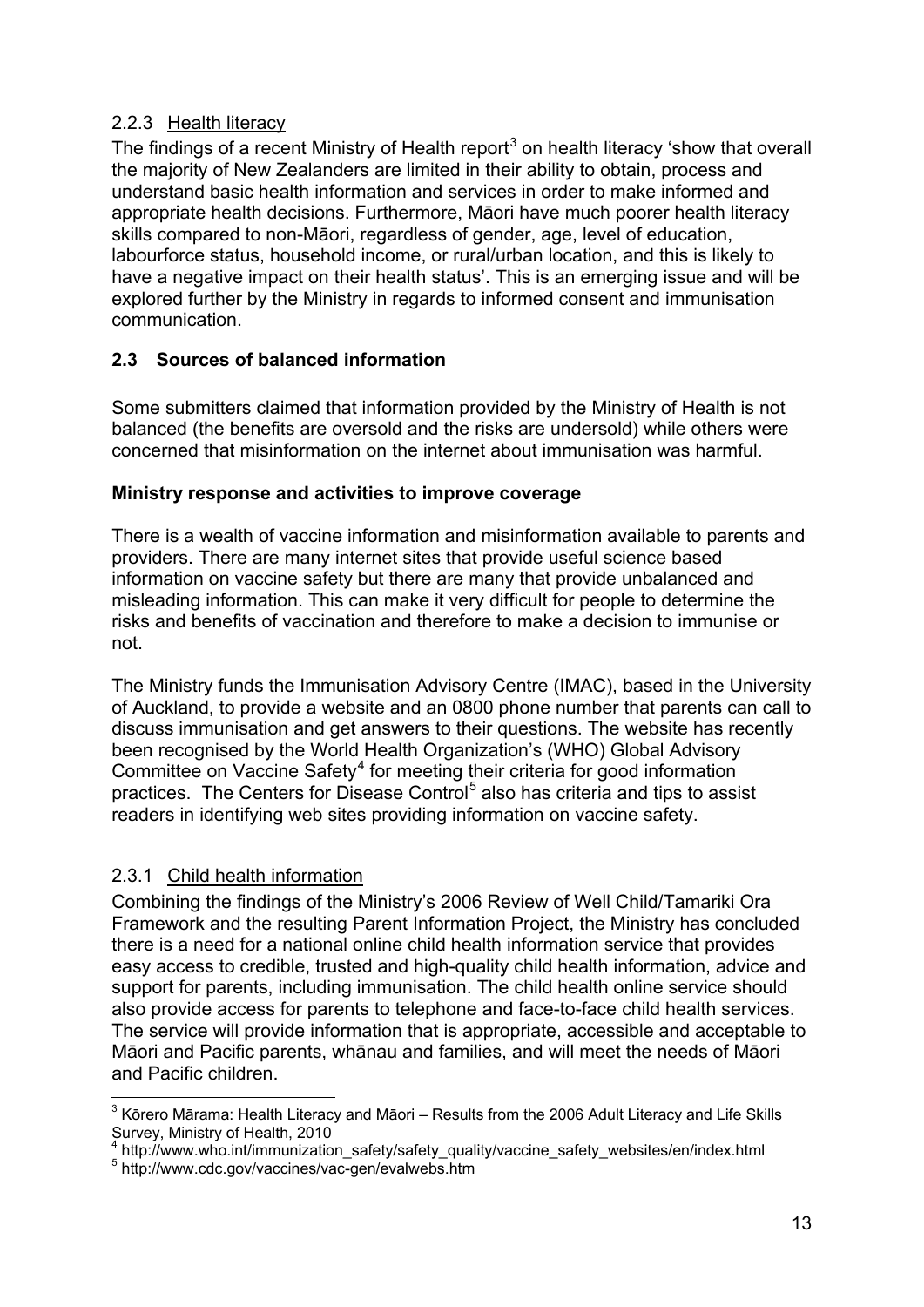### 2.2.3 Health literacy

The findings of a recent Ministry of Health report[3] on health literacy 'show that overall the majority of New Zealanders are limited in their ability to obtain, process and understand basic health information and services in order to make informed and appropriate health decisions. Furthermore, Māori have much poorer health literacy skills compared to non-Māori, regardless of gender, age, level of education, labourforce status, household income, or rural/urban location, and this is likely to have a negative impact on their health status'. This is an emerging issue and will be explored further by the Ministry in regards to informed consent and immunisation communication.

## 2.3 Sources of balanced information

Some submitters claimed that information provided by the Ministry of Health is not balanced (the benefits are oversold and the risks are undersold) while others were concerned that misinformation on the internet about immunisation was harmful.

**Ministry response and activities to improve coverage**

There is a wealth of vaccine information and misinformation available to parents and providers. There are many internet sites that provide useful science based information on vaccine safety but there are many that provide unbalanced and misleading information. This can make it very difficult for people to determine the risks and benefits of vaccination and therefore to make a decision to immunise or not.

The Ministry funds the Immunisation Advisory Centre (IMAC), based in the University of Auckland, to provide a website and an 0800 phone number that parents can call to discuss immunisation and get answers to their questions. The website has recently been recognised by the World Health Organization's (WHO) Global Advisory Committee on Vaccine Safety[4] for meeting their criteria for good information practices. The Centers for Disease Control[5] also has criteria and tips to assist readers in identifying web sites providing information on vaccine safety.

### 2.3.1 Child health information

Combining the findings of the Ministry's 2006 Review of Well Child/Tamariki Ora Framework and the resulting Parent Information Project, the Ministry has concluded there is a need for a national online child health information service that provides easy access to credible, trusted and high-quality child health information, advice and support for parents, including immunisation. The child health online service should also provide access for parents to telephone and face-to-face child health services. The service will provide information that is appropriate, accessible and acceptable to Māori and Pacific parents, whānau and families, and will meet the needs of Māori and Pacific children.

---

[3] Kōrero Mārama: Health Literacy and Māori – Results from the 2006 Adult Literacy and Life Skills Survey, Ministry of Health, 2010

[4] http://www.who.int/immunization_safety/safety_quality/vaccine_safety_websites/en/index.html

[5] http://www.cdc.gov/vaccines/vac-gen/evalwebs.htm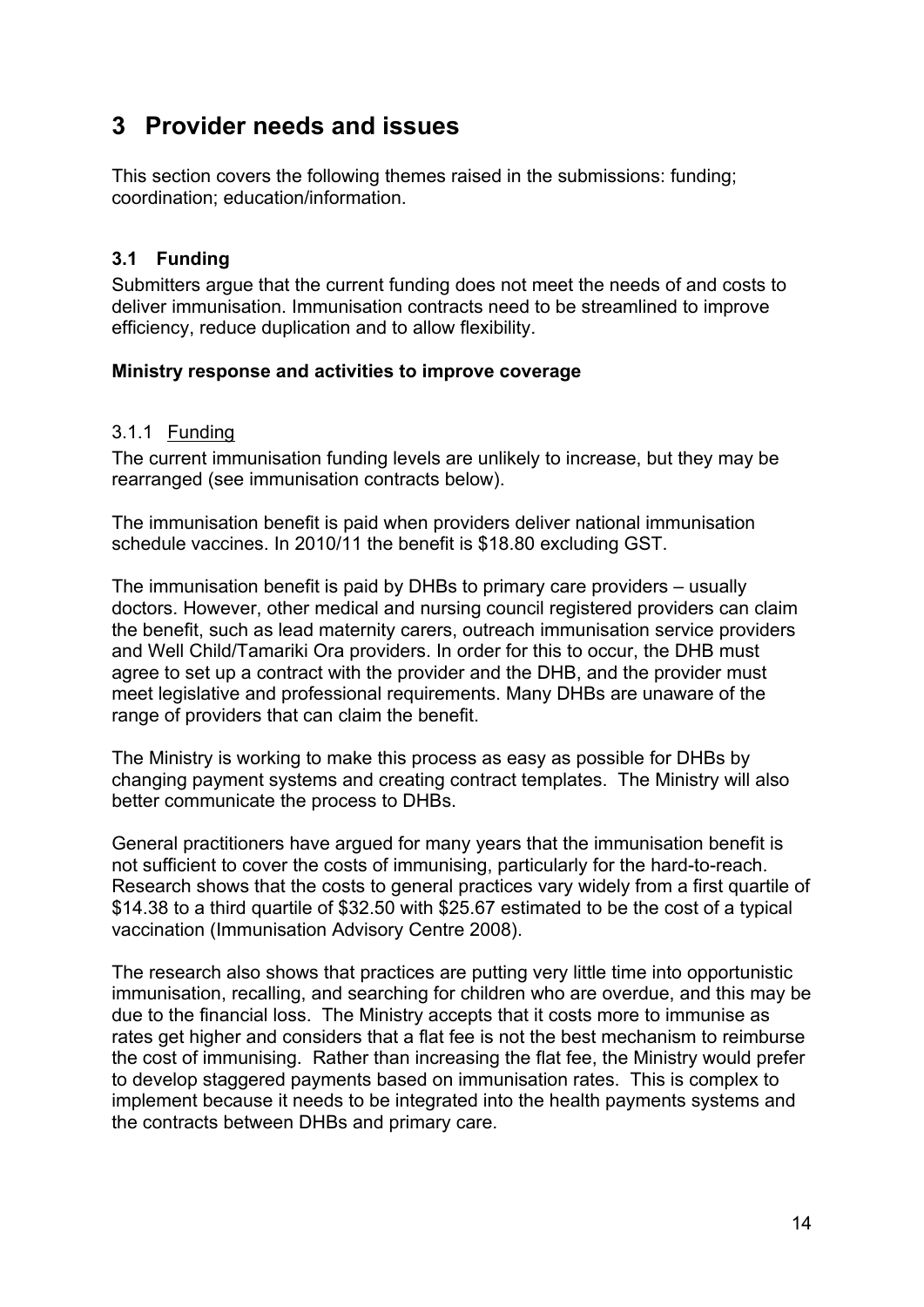# 3 Provider needs and issues

This section covers the following themes raised in the submissions: funding; coordination; education/information.

## 3.1 Funding

Submitters argue that the current funding does not meet the needs of and costs to deliver immunisation. Immunisation contracts need to be streamlined to improve efficiency, reduce duplication and to allow flexibility.

**Ministry response and activities to improve coverage**

### 3.1.1 Funding

The current immunisation funding levels are unlikely to increase, but they may be rearranged (see immunisation contracts below).

The immunisation benefit is paid when providers deliver national immunisation schedule vaccines. In 2010/11 the benefit is $18.80 excluding GST.

The immunisation benefit is paid by DHBs to primary care providers – usually doctors. However, other medical and nursing council registered providers can claim the benefit, such as lead maternity carers, outreach immunisation service providers and Well Child/Tamariki Ora providers. In order for this to occur, the DHB must agree to set up a contract with the provider and the DHB, and the provider must meet legislative and professional requirements. Many DHBs are unaware of the range of providers that can claim the benefit.

The Ministry is working to make this process as easy as possible for DHBs by changing payment systems and creating contract templates. The Ministry will also better communicate the process to DHBs.

General practitioners have argued for many years that the immunisation benefit is not sufficient to cover the costs of immunising, particularly for the hard-to-reach. Research shows that the costs to general practices vary widely from a first quartile of $14.38 to a third quartile of $32.50 with $25.67 estimated to be the cost of a typical vaccination (Immunisation Advisory Centre 2008).

The research also shows that practices are putting very little time into opportunistic immunisation, recalling, and searching for children who are overdue, and this may be due to the financial loss. The Ministry accepts that it costs more to immunise as rates get higher and considers that a flat fee is not the best mechanism to reimburse the cost of immunising. Rather than increasing the flat fee, the Ministry would prefer to develop staggered payments based on immunisation rates. This is complex to implement because it needs to be integrated into the health payments systems and the contracts between DHBs and primary care.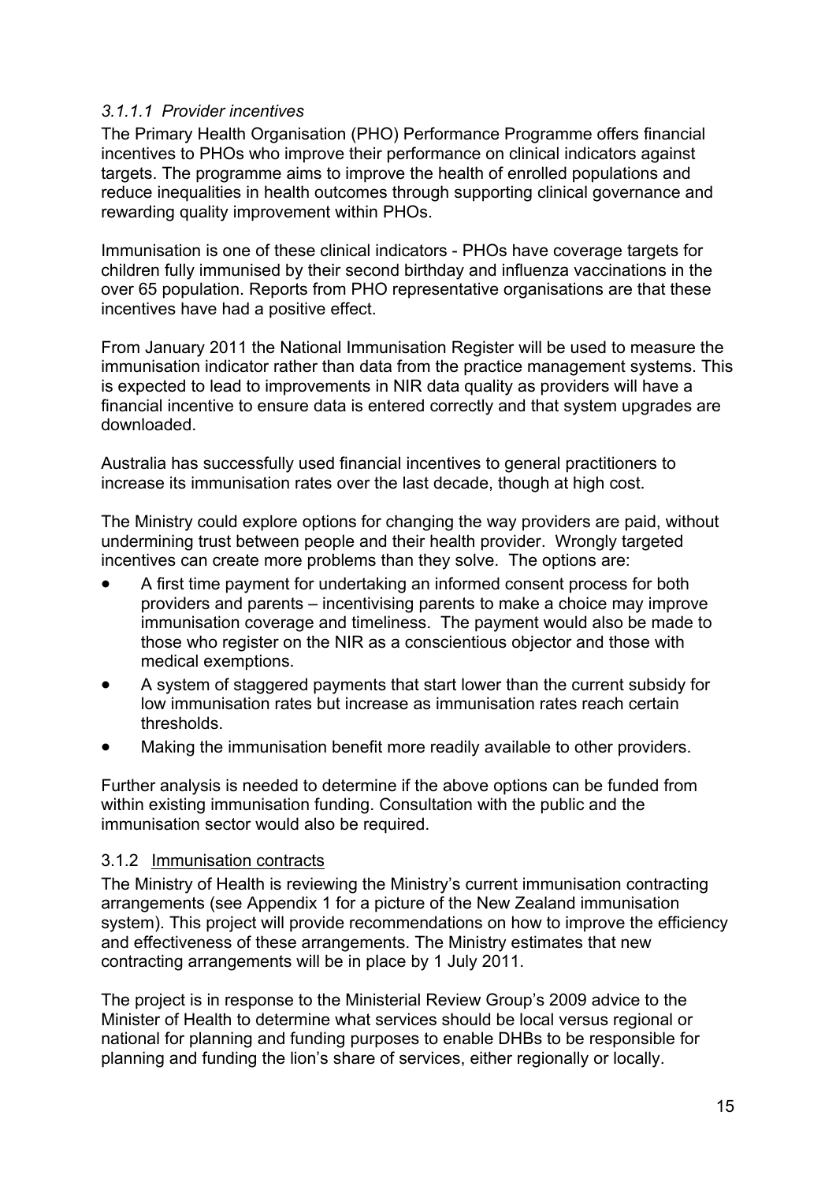#### *3.1.1.1 Provider incentives*

The Primary Health Organisation (PHO) Performance Programme offers financial incentives to PHOs who improve their performance on clinical indicators against targets. The programme aims to improve the health of enrolled populations and reduce inequalities in health outcomes through supporting clinical governance and rewarding quality improvement within PHOs.

Immunisation is one of these clinical indicators - PHOs have coverage targets for children fully immunised by their second birthday and influenza vaccinations in the over 65 population. Reports from PHO representative organisations are that these incentives have had a positive effect.

From January 2011 the National Immunisation Register will be used to measure the immunisation indicator rather than data from the practice management systems. This is expected to lead to improvements in NIR data quality as providers will have a financial incentive to ensure data is entered correctly and that system upgrades are downloaded.

Australia has successfully used financial incentives to general practitioners to increase its immunisation rates over the last decade, though at high cost.

The Ministry could explore options for changing the way providers are paid, without undermining trust between people and their health provider. Wrongly targeted incentives can create more problems than they solve. The options are:

- A first time payment for undertaking an informed consent process for both providers and parents – incentivising parents to make a choice may improve immunisation coverage and timeliness. The payment would also be made to those who register on the NIR as a conscientious objector and those with medical exemptions.
- A system of staggered payments that start lower than the current subsidy for low immunisation rates but increase as immunisation rates reach certain thresholds.
- Making the immunisation benefit more readily available to other providers.

Further analysis is needed to determine if the above options can be funded from within existing immunisation funding. Consultation with the public and the immunisation sector would also be required.

### 3.1.2 Immunisation contracts

The Ministry of Health is reviewing the Ministry's current immunisation contracting arrangements (see Appendix 1 for a picture of the New Zealand immunisation system). This project will provide recommendations on how to improve the efficiency and effectiveness of these arrangements. The Ministry estimates that new contracting arrangements will be in place by 1 July 2011.

The project is in response to the Ministerial Review Group's 2009 advice to the Minister of Health to determine what services should be local versus regional or national for planning and funding purposes to enable DHBs to be responsible for planning and funding the lion's share of services, either regionally or locally.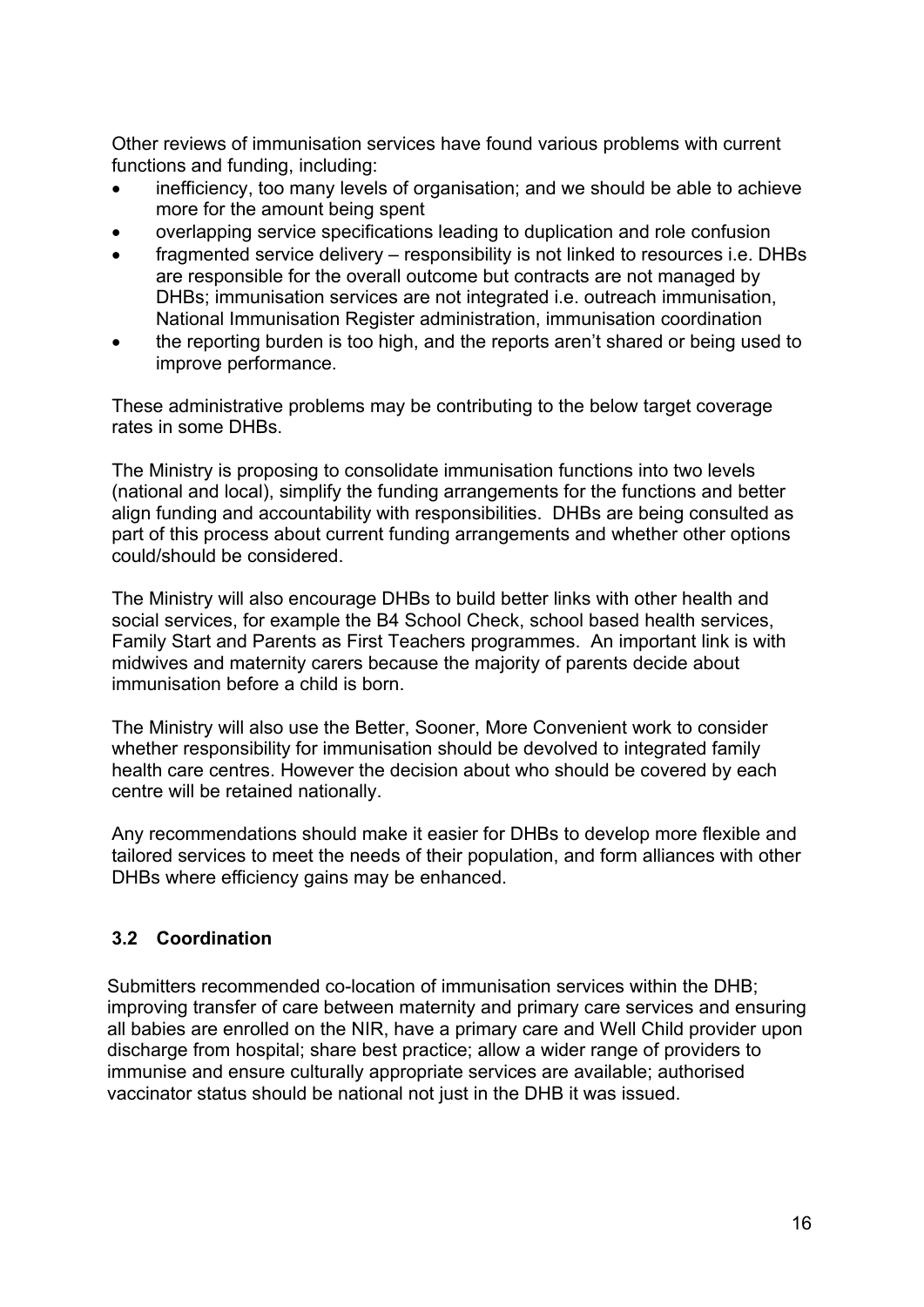Other reviews of immunisation services have found various problems with current functions and funding, including:

- inefficiency, too many levels of organisation; and we should be able to achieve more for the amount being spent
- overlapping service specifications leading to duplication and role confusion
- fragmented service delivery – responsibility is not linked to resources i.e. DHBs are responsible for the overall outcome but contracts are not managed by DHBs; immunisation services are not integrated i.e. outreach immunisation, National Immunisation Register administration, immunisation coordination
- the reporting burden is too high, and the reports aren't shared or being used to improve performance.

These administrative problems may be contributing to the below target coverage rates in some DHBs.

The Ministry is proposing to consolidate immunisation functions into two levels (national and local), simplify the funding arrangements for the functions and better align funding and accountability with responsibilities. DHBs are being consulted as part of this process about current funding arrangements and whether other options could/should be considered.

The Ministry will also encourage DHBs to build better links with other health and social services, for example the B4 School Check, school based health services, Family Start and Parents as First Teachers programmes. An important link is with midwives and maternity carers because the majority of parents decide about immunisation before a child is born.

The Ministry will also use the Better, Sooner, More Convenient work to consider whether responsibility for immunisation should be devolved to integrated family health care centres. However the decision about who should be covered by each centre will be retained nationally.

Any recommendations should make it easier for DHBs to develop more flexible and tailored services to meet the needs of their population, and form alliances with other DHBs where efficiency gains may be enhanced.

### 3.2 Coordination

Submitters recommended co-location of immunisation services within the DHB; improving transfer of care between maternity and primary care services and ensuring all babies are enrolled on the NIR, have a primary care and Well Child provider upon discharge from hospital; share best practice; allow a wider range of providers to immunise and ensure culturally appropriate services are available; authorised vaccinator status should be national not just in the DHB it was issued.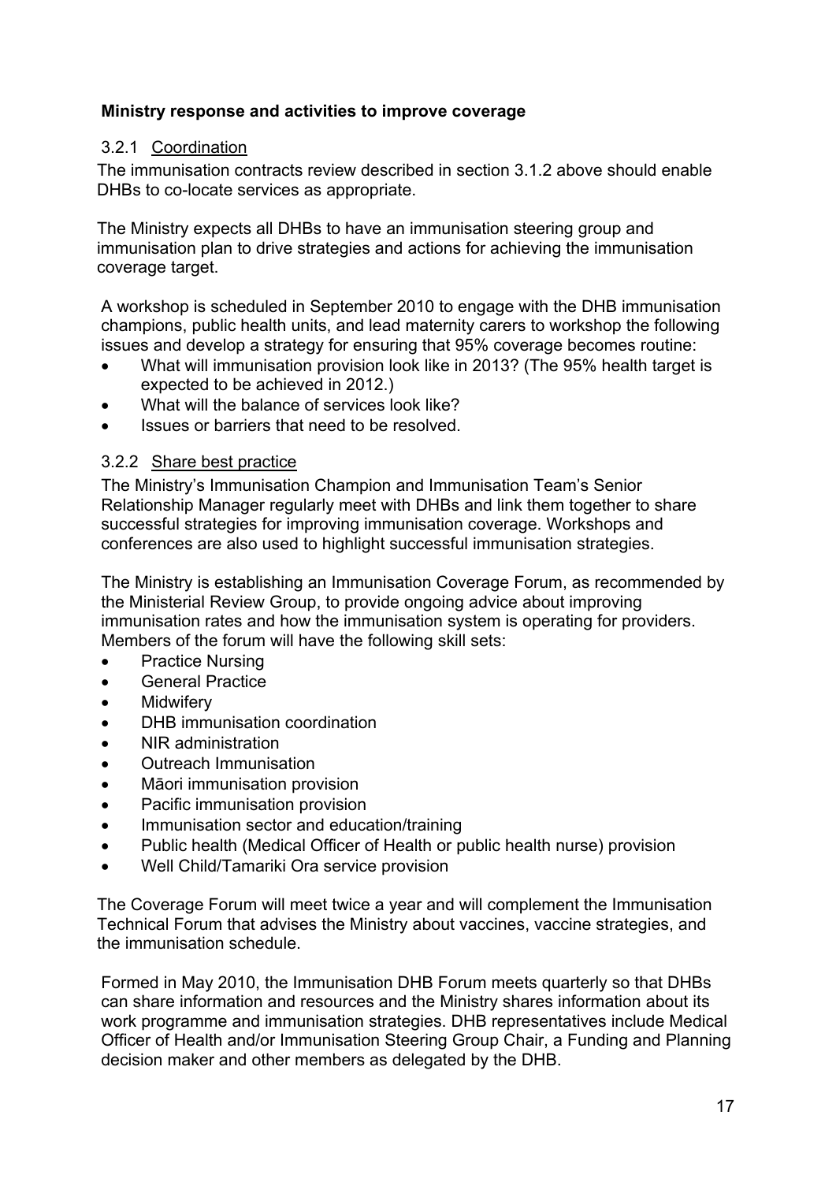**Ministry response and activities to improve coverage**

### 3.2.1 Coordination

The immunisation contracts review described in section 3.1.2 above should enable DHBs to co-locate services as appropriate.

The Ministry expects all DHBs to have an immunisation steering group and immunisation plan to drive strategies and actions for achieving the immunisation coverage target.

A workshop is scheduled in September 2010 to engage with the DHB immunisation champions, public health units, and lead maternity carers to workshop the following issues and develop a strategy for ensuring that 95% coverage becomes routine:

- What will immunisation provision look like in 2013? (The 95% health target is expected to be achieved in 2012.)
- What will the balance of services look like?
- Issues or barriers that need to be resolved.

### 3.2.2 Share best practice

The Ministry's Immunisation Champion and Immunisation Team's Senior Relationship Manager regularly meet with DHBs and link them together to share successful strategies for improving immunisation coverage. Workshops and conferences are also used to highlight successful immunisation strategies.

The Ministry is establishing an Immunisation Coverage Forum, as recommended by the Ministerial Review Group, to provide ongoing advice about improving immunisation rates and how the immunisation system is operating for providers. Members of the forum will have the following skill sets:

- Practice Nursing
- General Practice
- Midwifery
- DHB immunisation coordination
- NIR administration
- Outreach Immunisation
- Māori immunisation provision
- Pacific immunisation provision
- Immunisation sector and education/training
- Public health (Medical Officer of Health or public health nurse) provision
- Well Child/Tamariki Ora service provision

The Coverage Forum will meet twice a year and will complement the Immunisation Technical Forum that advises the Ministry about vaccines, vaccine strategies, and the immunisation schedule.

Formed in May 2010, the Immunisation DHB Forum meets quarterly so that DHBs can share information and resources and the Ministry shares information about its work programme and immunisation strategies. DHB representatives include Medical Officer of Health and/or Immunisation Steering Group Chair, a Funding and Planning decision maker and other members as delegated by the DHB.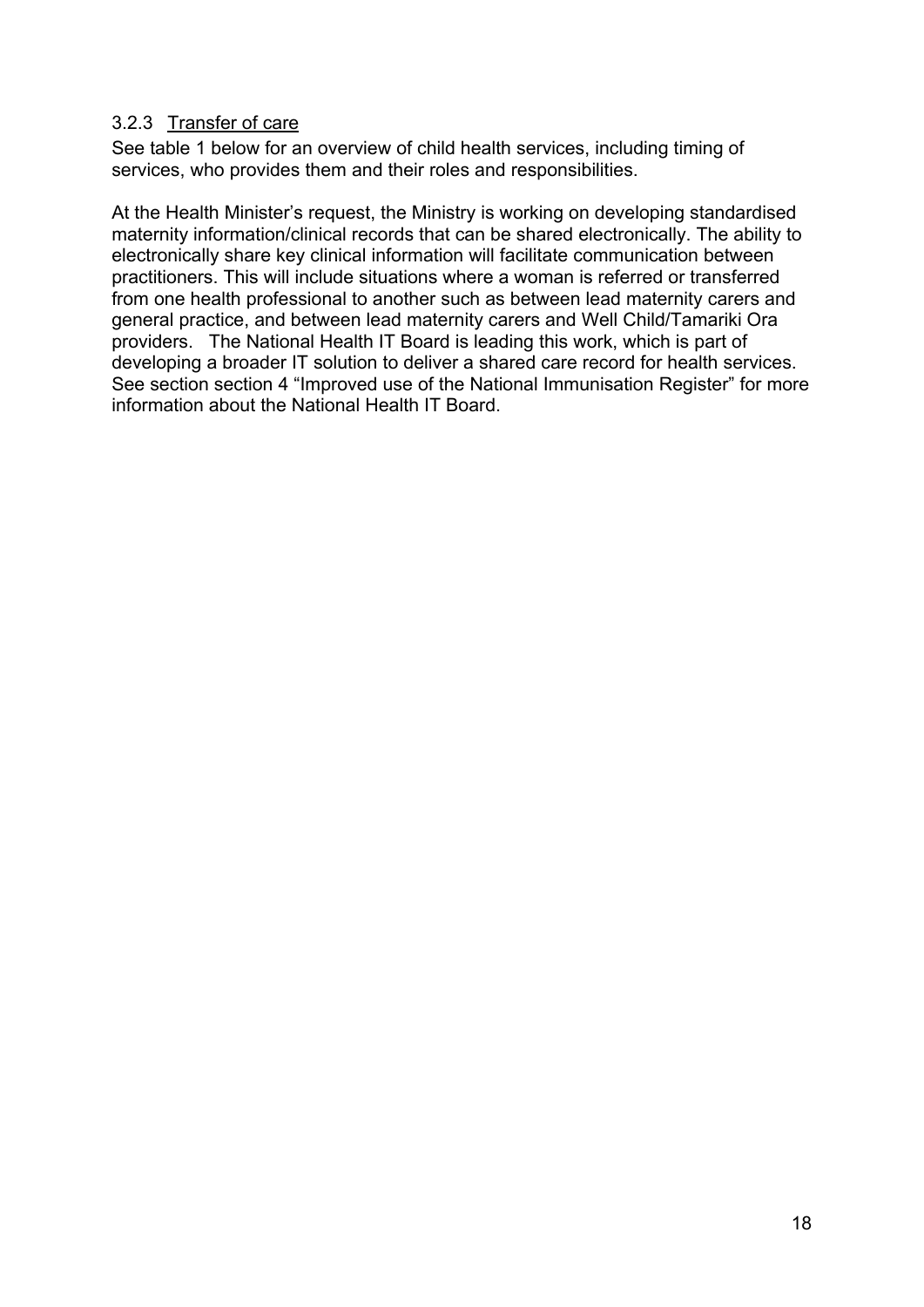### 3.2.3 Transfer of care

See table 1 below for an overview of child health services, including timing of services, who provides them and their roles and responsibilities.

At the Health Minister's request, the Ministry is working on developing standardised maternity information/clinical records that can be shared electronically. The ability to electronically share key clinical information will facilitate communication between practitioners. This will include situations where a woman is referred or transferred from one health professional to another such as between lead maternity carers and general practice, and between lead maternity carers and Well Child/Tamariki Ora providers. The National Health IT Board is leading this work, which is part of developing a broader IT solution to deliver a shared care record for health services. See section section 4 "Improved use of the National Immunisation Register" for more information about the National Health IT Board.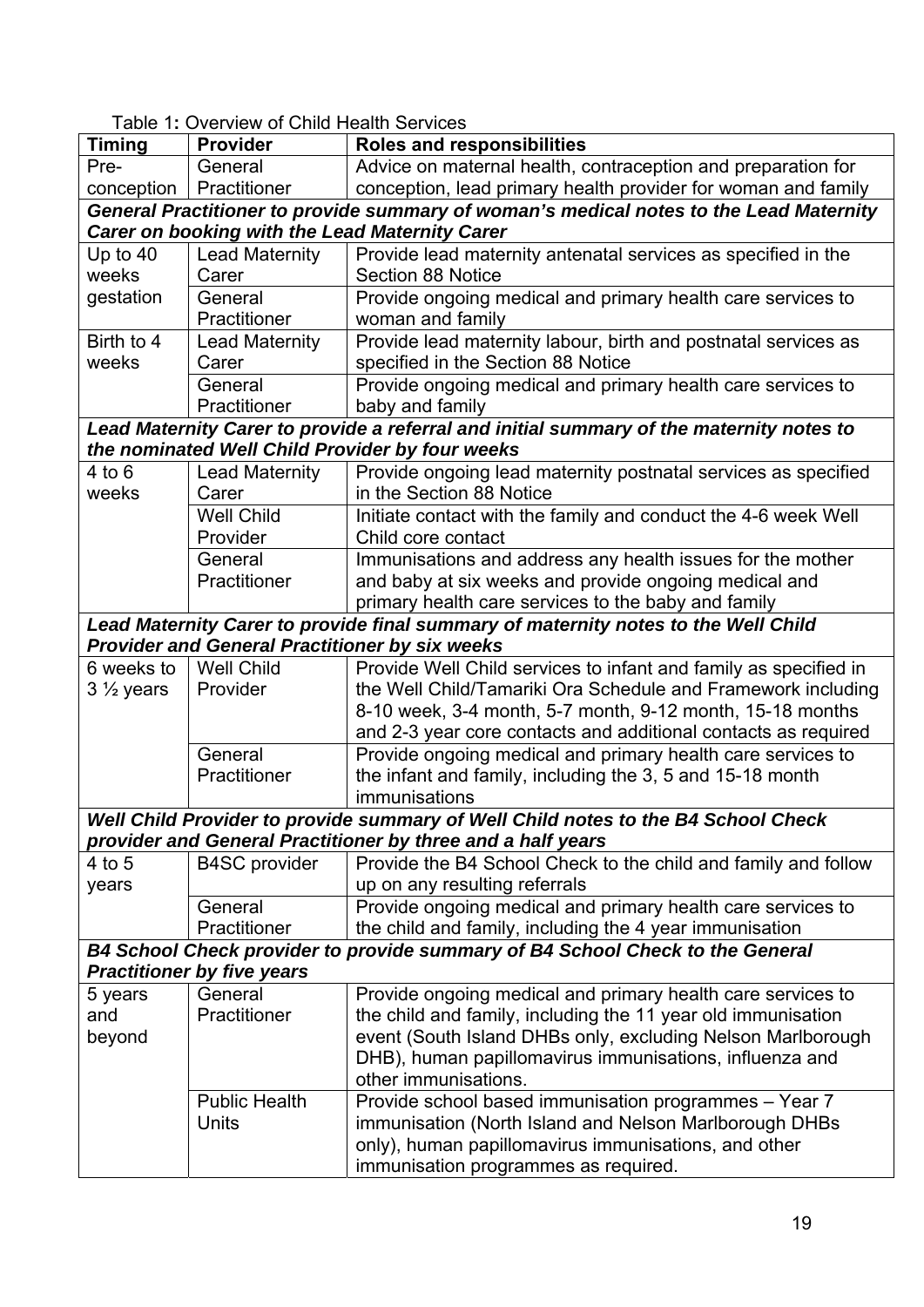Table 1**:** Overview of Child Health Services

| Timing | Provider | Roles and responsibilities |
|---|---|---|
| Pre-conception | General Practitioner | Advice on maternal health, contraception and preparation for conception, lead primary health provider for woman and family |
| ***General Practitioner to provide summary of woman's medical notes to the Lead Maternity Carer on booking with the Lead Maternity Carer*** | | |
| Up to 40 weeks gestation | Lead Maternity Carer | Provide lead maternity antenatal services as specified in the Section 88 Notice |
| | General Practitioner | Provide ongoing medical and primary health care services to woman and family |
| Birth to 4 weeks | Lead Maternity Carer | Provide lead maternity labour, birth and postnatal services as specified in the Section 88 Notice |
| | General Practitioner | Provide ongoing medical and primary health care services to baby and family |
| ***Lead Maternity Carer to provide a referral and initial summary of the maternity notes to the nominated Well Child Provider by four weeks*** | | |
| 4 to 6 weeks | Lead Maternity Carer | Provide ongoing lead maternity postnatal services as specified in the Section 88 Notice |
| | Well Child Provider | Initiate contact with the family and conduct the 4-6 week Well Child core contact |
| | General Practitioner | Immunisations and address any health issues for the mother and baby at six weeks and provide ongoing medical and primary health care services to the baby and family |
| ***Lead Maternity Carer to provide final summary of maternity notes to the Well Child Provider and General Practitioner by six weeks*** | | |
| 6 weeks to 3 ½ years | Well Child Provider | Provide Well Child services to infant and family as specified in the Well Child/Tamariki Ora Schedule and Framework including 8-10 week, 3-4 month, 5-7 month, 9-12 month, 15-18 months and 2-3 year core contacts and additional contacts as required |
| | General Practitioner | Provide ongoing medical and primary health care services to the infant and family, including the 3, 5 and 15-18 month immunisations |
| ***Well Child Provider to provide summary of Well Child notes to the B4 School Check provider and General Practitioner by three and a half years*** | | |
| 4 to 5 years | B4SC provider | Provide the B4 School Check to the child and family and follow up on any resulting referrals |
| | General Practitioner | Provide ongoing medical and primary health care services to the child and family, including the 4 year immunisation |
| ***B4 School Check provider to provide summary of B4 School Check to the General Practitioner by five years*** | | |
| 5 years and beyond | General Practitioner | Provide ongoing medical and primary health care services to the child and family, including the 11 year old immunisation event (South Island DHBs only, excluding Nelson Marlborough DHB), human papillomavirus immunisations, influenza and other immunisations. |
| | Public Health Units | Provide school based immunisation programmes – Year 7 immunisation (North Island and Nelson Marlborough DHBs only), human papillomavirus immunisations, and other immunisation programmes as required. |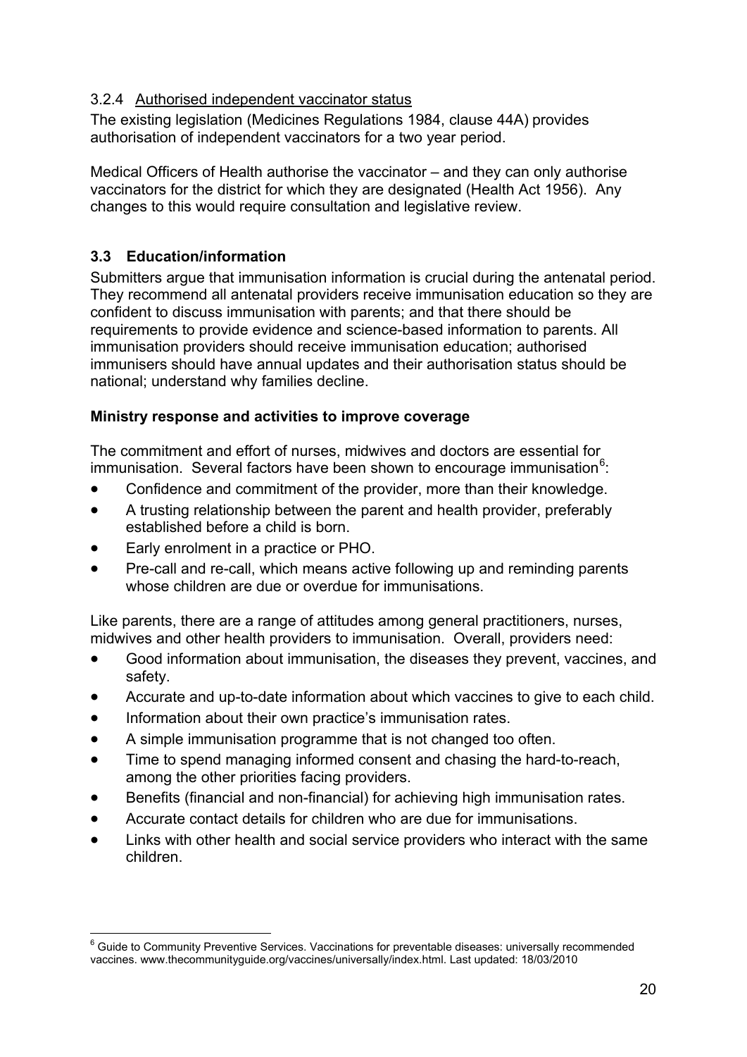#### 3.2.4 Authorised independent vaccinator status

The existing legislation (Medicines Regulations 1984, clause 44A) provides authorisation of independent vaccinators for a two year period.

Medical Officers of Health authorise the vaccinator – and they can only authorise vaccinators for the district for which they are designated (Health Act 1956). Any changes to this would require consultation and legislative review.

### 3.3 Education/information

Submitters argue that immunisation information is crucial during the antenatal period. They recommend all antenatal providers receive immunisation education so they are confident to discuss immunisation with parents; and that there should be requirements to provide evidence and science-based information to parents. All immunisation providers should receive immunisation education; authorised immunisers should have annual updates and their authorisation status should be national; understand why families decline.

**Ministry response and activities to improve coverage**

The commitment and effort of nurses, midwives and doctors are essential for immunisation. Several factors have been shown to encourage immunisation[6]:

- Confidence and commitment of the provider, more than their knowledge.
- A trusting relationship between the parent and health provider, preferably established before a child is born.
- Early enrolment in a practice or PHO.
- Pre-call and re-call, which means active following up and reminding parents whose children are due or overdue for immunisations.

Like parents, there are a range of attitudes among general practitioners, nurses, midwives and other health providers to immunisation. Overall, providers need:

- Good information about immunisation, the diseases they prevent, vaccines, and safety.
- Accurate and up-to-date information about which vaccines to give to each child.
- Information about their own practice's immunisation rates.
- A simple immunisation programme that is not changed too often.
- Time to spend managing informed consent and chasing the hard-to-reach, among the other priorities facing providers.
- Benefits (financial and non-financial) for achieving high immunisation rates.
- Accurate contact details for children who are due for immunisations.
- Links with other health and social service providers who interact with the same children.

---

[6] Guide to Community Preventive Services. Vaccinations for preventable diseases: universally recommended vaccines. www.thecommunityguide.org/vaccines/universally/index.html. Last updated: 18/03/2010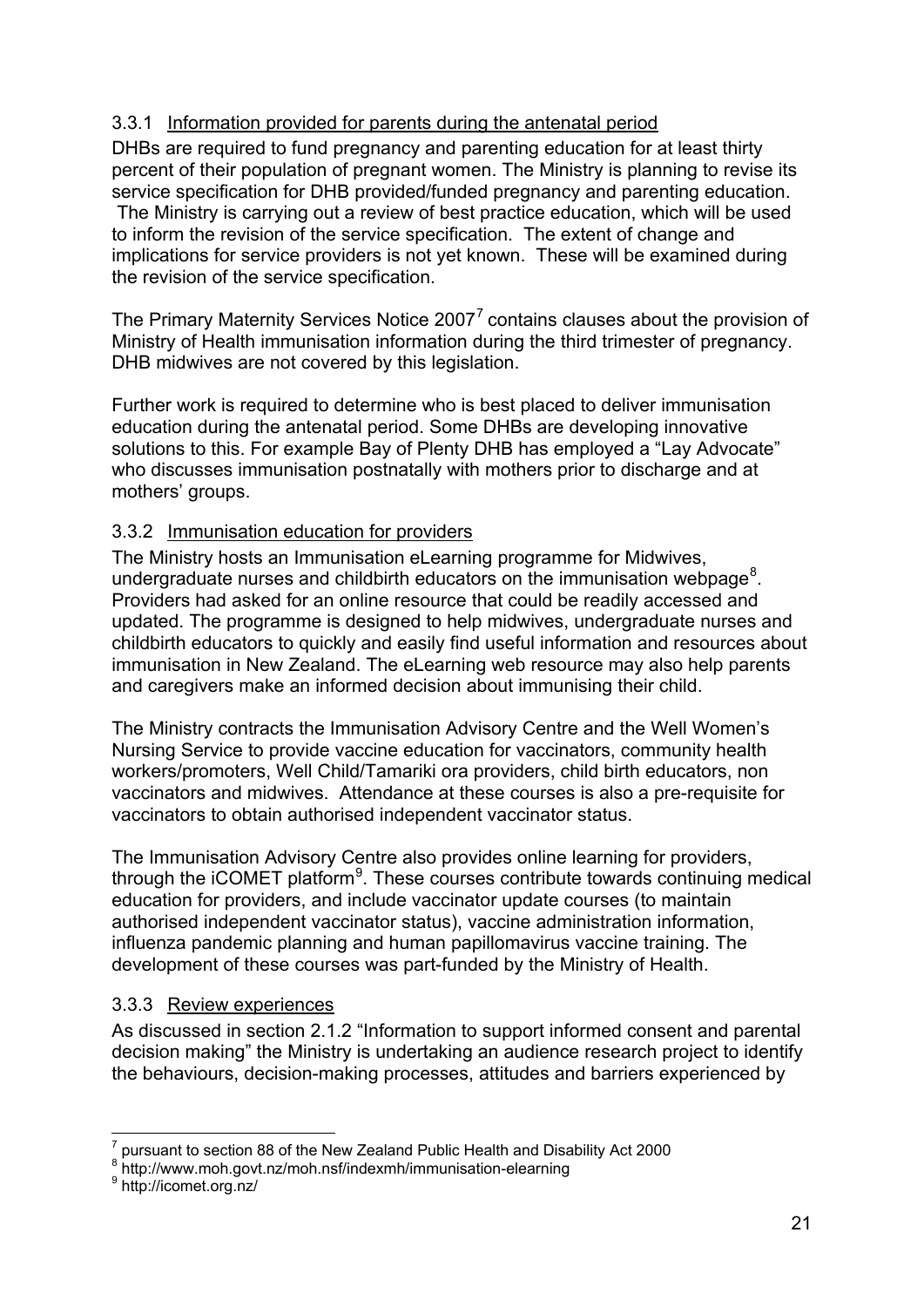### 3.3.1 Information provided for parents during the antenatal period

DHBs are required to fund pregnancy and parenting education for at least thirty percent of their population of pregnant women. The Ministry is planning to revise its service specification for DHB provided/funded pregnancy and parenting education. The Ministry is carrying out a review of best practice education, which will be used to inform the revision of the service specification. The extent of change and implications for service providers is not yet known. These will be examined during the revision of the service specification.

The Primary Maternity Services Notice 2007[7] contains clauses about the provision of Ministry of Health immunisation information during the third trimester of pregnancy. DHB midwives are not covered by this legislation.

Further work is required to determine who is best placed to deliver immunisation education during the antenatal period. Some DHBs are developing innovative solutions to this. For example Bay of Plenty DHB has employed a "Lay Advocate" who discusses immunisation postnatally with mothers prior to discharge and at mothers' groups.

### 3.3.2 Immunisation education for providers

The Ministry hosts an Immunisation eLearning programme for Midwives, undergraduate nurses and childbirth educators on the immunisation webpage[8]. Providers had asked for an online resource that could be readily accessed and updated. The programme is designed to help midwives, undergraduate nurses and childbirth educators to quickly and easily find useful information and resources about immunisation in New Zealand. The eLearning web resource may also help parents and caregivers make an informed decision about immunising their child.

The Ministry contracts the Immunisation Advisory Centre and the Well Women's Nursing Service to provide vaccine education for vaccinators, community health workers/promoters, Well Child/Tamariki ora providers, child birth educators, non vaccinators and midwives. Attendance at these courses is also a pre-requisite for vaccinators to obtain authorised independent vaccinator status.

The Immunisation Advisory Centre also provides online learning for providers, through the iCOMET platform[9]. These courses contribute towards continuing medical education for providers, and include vaccinator update courses (to maintain authorised independent vaccinator status), vaccine administration information, influenza pandemic planning and human papillomavirus vaccine training. The development of these courses was part-funded by the Ministry of Health.

### 3.3.3 Review experiences

As discussed in section 2.1.2 "Information to support informed consent and parental decision making" the Ministry is undertaking an audience research project to identify the behaviours, decision-making processes, attitudes and barriers experienced by

---

[7] pursuant to section 88 of the New Zealand Public Health and Disability Act 2000

[8] http://www.moh.govt.nz/moh.nsf/indexmh/immunisation-elearning

[9] http://icomet.org.nz/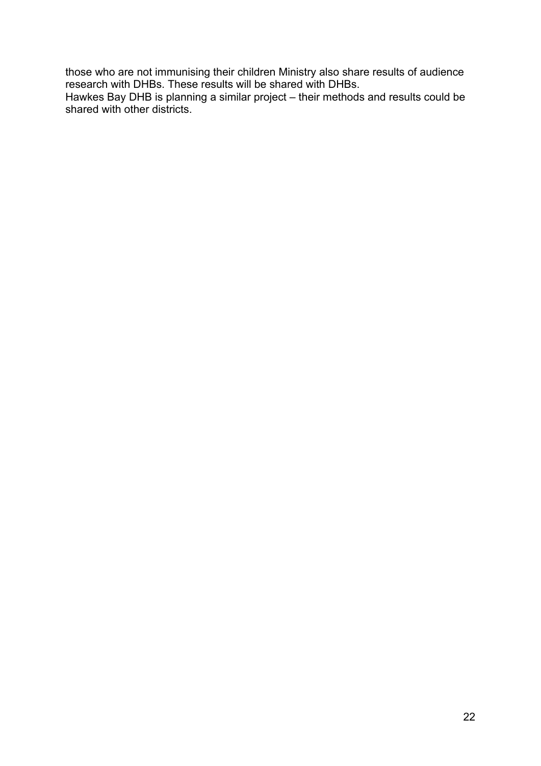those who are not immunising their children Ministry also share results of audience research with DHBs. These results will be shared with DHBs.
Hawkes Bay DHB is planning a similar project – their methods and results could be shared with other districts.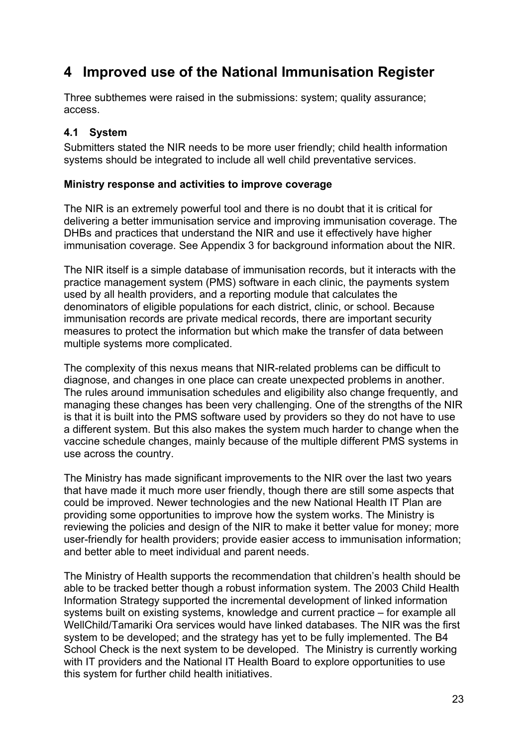# 4 Improved use of the National Immunisation Register

Three subthemes were raised in the submissions: system; quality assurance; access.

## 4.1 System

Submitters stated the NIR needs to be more user friendly; child health information systems should be integrated to include all well child preventative services.

**Ministry response and activities to improve coverage**

The NIR is an extremely powerful tool and there is no doubt that it is critical for delivering a better immunisation service and improving immunisation coverage. The DHBs and practices that understand the NIR and use it effectively have higher immunisation coverage. See Appendix 3 for background information about the NIR.

The NIR itself is a simple database of immunisation records, but it interacts with the practice management system (PMS) software in each clinic, the payments system used by all health providers, and a reporting module that calculates the denominators of eligible populations for each district, clinic, or school. Because immunisation records are private medical records, there are important security measures to protect the information but which make the transfer of data between multiple systems more complicated.

The complexity of this nexus means that NIR-related problems can be difficult to diagnose, and changes in one place can create unexpected problems in another. The rules around immunisation schedules and eligibility also change frequently, and managing these changes has been very challenging. One of the strengths of the NIR is that it is built into the PMS software used by providers so they do not have to use a different system. But this also makes the system much harder to change when the vaccine schedule changes, mainly because of the multiple different PMS systems in use across the country.

The Ministry has made significant improvements to the NIR over the last two years that have made it much more user friendly, though there are still some aspects that could be improved. Newer technologies and the new National Health IT Plan are providing some opportunities to improve how the system works. The Ministry is reviewing the policies and design of the NIR to make it better value for money; more user-friendly for health providers; provide easier access to immunisation information; and better able to meet individual and parent needs.

The Ministry of Health supports the recommendation that children's health should be able to be tracked better though a robust information system. The 2003 Child Health Information Strategy supported the incremental development of linked information systems built on existing systems, knowledge and current practice – for example all WellChild/Tamariki Ora services would have linked databases. The NIR was the first system to be developed; and the strategy has yet to be fully implemented. The B4 School Check is the next system to be developed. The Ministry is currently working with IT providers and the National IT Health Board to explore opportunities to use this system for further child health initiatives.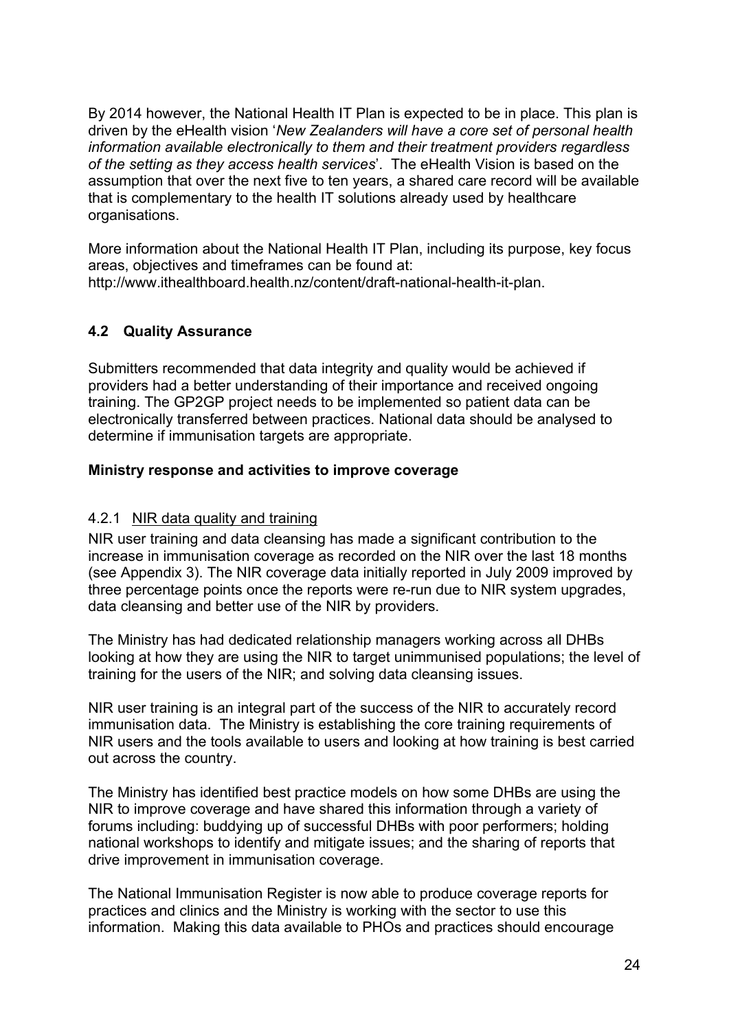By 2014 however, the National Health IT Plan is expected to be in place. This plan is driven by the eHealth vision '*New Zealanders will have a core set of personal health information available electronically to them and their treatment providers regardless of the setting as they access health services*'. The eHealth Vision is based on the assumption that over the next five to ten years, a shared care record will be available that is complementary to the health IT solutions already used by healthcare organisations.

More information about the National Health IT Plan, including its purpose, key focus areas, objectives and timeframes can be found at: http://www.ithealthboard.health.nz/content/draft-national-health-it-plan.

### 4.2 Quality Assurance

Submitters recommended that data integrity and quality would be achieved if providers had a better understanding of their importance and received ongoing training. The GP2GP project needs to be implemented so patient data can be electronically transferred between practices. National data should be analysed to determine if immunisation targets are appropriate.

**Ministry response and activities to improve coverage**

#### 4.2.1 NIR data quality and training

NIR user training and data cleansing has made a significant contribution to the increase in immunisation coverage as recorded on the NIR over the last 18 months (see Appendix 3). The NIR coverage data initially reported in July 2009 improved by three percentage points once the reports were re-run due to NIR system upgrades, data cleansing and better use of the NIR by providers.

The Ministry has had dedicated relationship managers working across all DHBs looking at how they are using the NIR to target unimmunised populations; the level of training for the users of the NIR; and solving data cleansing issues.

NIR user training is an integral part of the success of the NIR to accurately record immunisation data. The Ministry is establishing the core training requirements of NIR users and the tools available to users and looking at how training is best carried out across the country.

The Ministry has identified best practice models on how some DHBs are using the NIR to improve coverage and have shared this information through a variety of forums including: buddying up of successful DHBs with poor performers; holding national workshops to identify and mitigate issues; and the sharing of reports that drive improvement in immunisation coverage.

The National Immunisation Register is now able to produce coverage reports for practices and clinics and the Ministry is working with the sector to use this information. Making this data available to PHOs and practices should encourage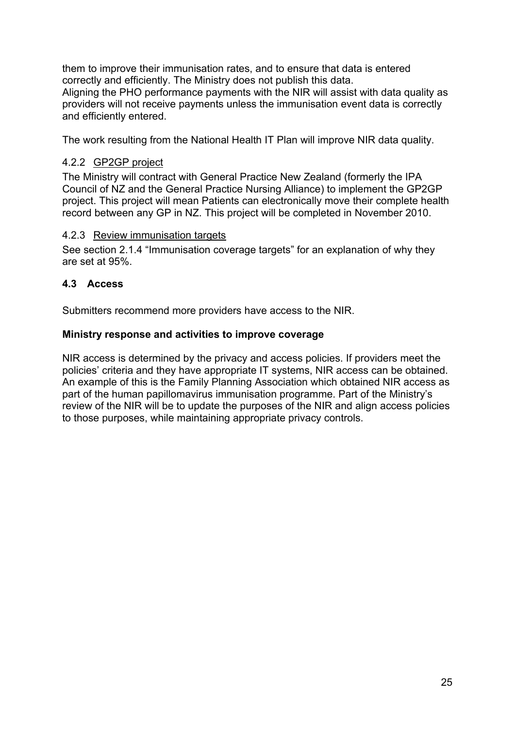them to improve their immunisation rates, and to ensure that data is entered correctly and efficiently. The Ministry does not publish this data.
Aligning the PHO performance payments with the NIR will assist with data quality as providers will not receive payments unless the immunisation event data is correctly and efficiently entered.

The work resulting from the National Health IT Plan will improve NIR data quality.

#### 4.2.2 GP2GP project

The Ministry will contract with General Practice New Zealand (formerly the IPA Council of NZ and the General Practice Nursing Alliance) to implement the GP2GP project. This project will mean Patients can electronically move their complete health record between any GP in NZ. This project will be completed in November 2010.

#### 4.2.3 Review immunisation targets

See section 2.1.4 "Immunisation coverage targets" for an explanation of why they are set at 95%.

### 4.3 Access

Submitters recommend more providers have access to the NIR.

**Ministry response and activities to improve coverage**

NIR access is determined by the privacy and access policies. If providers meet the policies' criteria and they have appropriate IT systems, NIR access can be obtained. An example of this is the Family Planning Association which obtained NIR access as part of the human papillomavirus immunisation programme. Part of the Ministry's review of the NIR will be to update the purposes of the NIR and align access policies to those purposes, while maintaining appropriate privacy controls.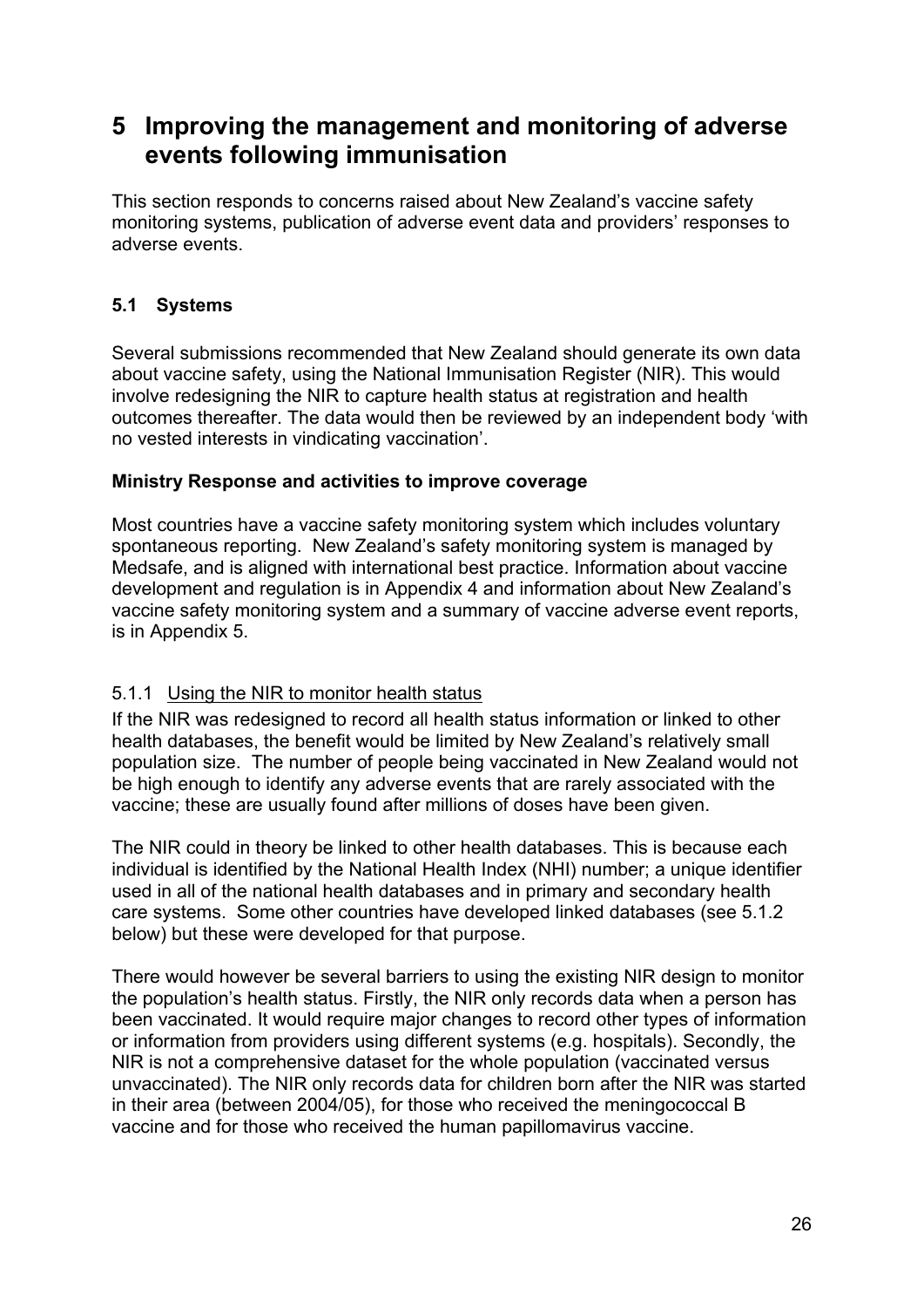# 5 Improving the management and monitoring of adverse events following immunisation

This section responds to concerns raised about New Zealand's vaccine safety monitoring systems, publication of adverse event data and providers' responses to adverse events.

## 5.1 Systems

Several submissions recommended that New Zealand should generate its own data about vaccine safety, using the National Immunisation Register (NIR). This would involve redesigning the NIR to capture health status at registration and health outcomes thereafter. The data would then be reviewed by an independent body 'with no vested interests in vindicating vaccination'.

**Ministry Response and activities to improve coverage**

Most countries have a vaccine safety monitoring system which includes voluntary spontaneous reporting. New Zealand's safety monitoring system is managed by Medsafe, and is aligned with international best practice. Information about vaccine development and regulation is in Appendix 4 and information about New Zealand's vaccine safety monitoring system and a summary of vaccine adverse event reports, is in Appendix 5.

### 5.1.1 Using the NIR to monitor health status

If the NIR was redesigned to record all health status information or linked to other health databases, the benefit would be limited by New Zealand's relatively small population size. The number of people being vaccinated in New Zealand would not be high enough to identify any adverse events that are rarely associated with the vaccine; these are usually found after millions of doses have been given.

The NIR could in theory be linked to other health databases. This is because each individual is identified by the National Health Index (NHI) number; a unique identifier used in all of the national health databases and in primary and secondary health care systems. Some other countries have developed linked databases (see 5.1.2 below) but these were developed for that purpose.

There would however be several barriers to using the existing NIR design to monitor the population's health status. Firstly, the NIR only records data when a person has been vaccinated. It would require major changes to record other types of information or information from providers using different systems (e.g. hospitals). Secondly, the NIR is not a comprehensive dataset for the whole population (vaccinated versus unvaccinated). The NIR only records data for children born after the NIR was started in their area (between 2004/05), for those who received the meningococcal B vaccine and for those who received the human papillomavirus vaccine.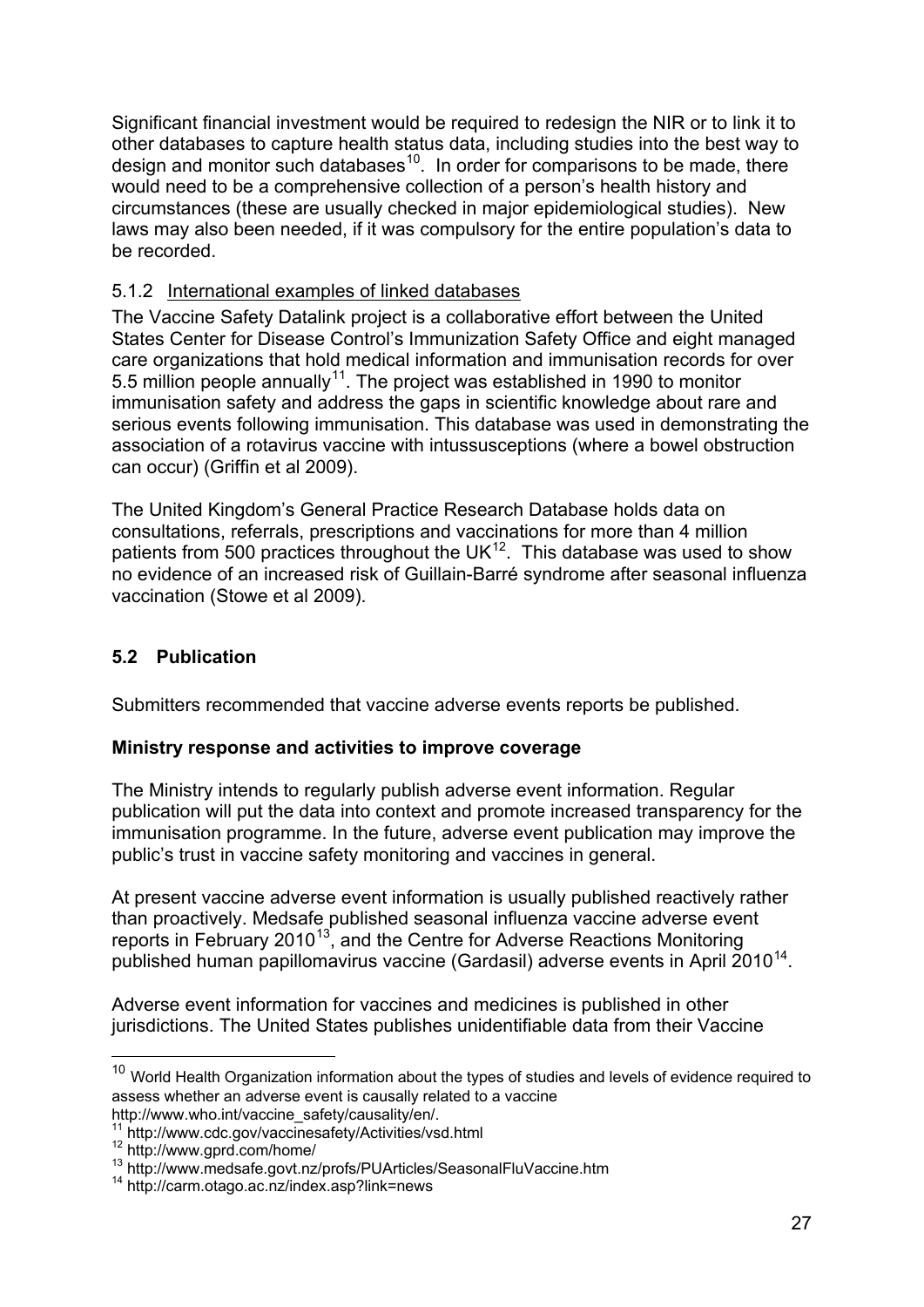Significant financial investment would be required to redesign the NIR or to link it to other databases to capture health status data, including studies into the best way to design and monitor such databases[10]. In order for comparisons to be made, there would need to be a comprehensive collection of a person's health history and circumstances (these are usually checked in major epidemiological studies). New laws may also been needed, if it was compulsory for the entire population's data to be recorded.

#### 5.1.2 International examples of linked databases

The Vaccine Safety Datalink project is a collaborative effort between the United States Center for Disease Control's Immunization Safety Office and eight managed care organizations that hold medical information and immunisation records for over 5.5 million people annually[11]. The project was established in 1990 to monitor immunisation safety and address the gaps in scientific knowledge about rare and serious events following immunisation. This database was used in demonstrating the association of a rotavirus vaccine with intussusceptions (where a bowel obstruction can occur) (Griffin et al 2009).

The United Kingdom's General Practice Research Database holds data on consultations, referrals, prescriptions and vaccinations for more than 4 million patients from 500 practices throughout the UK[12]. This database was used to show no evidence of an increased risk of Guillain-Barré syndrome after seasonal influenza vaccination (Stowe et al 2009).

### 5.2 Publication

Submitters recommended that vaccine adverse events reports be published.

**Ministry response and activities to improve coverage**

The Ministry intends to regularly publish adverse event information. Regular publication will put the data into context and promote increased transparency for the immunisation programme. In the future, adverse event publication may improve the public's trust in vaccine safety monitoring and vaccines in general.

At present vaccine adverse event information is usually published reactively rather than proactively. Medsafe published seasonal influenza vaccine adverse event reports in February 2010[13], and the Centre for Adverse Reactions Monitoring published human papillomavirus vaccine (Gardasil) adverse events in April 2010[14].

Adverse event information for vaccines and medicines is published in other jurisdictions. The United States publishes unidentifiable data from their Vaccine

---

[10] World Health Organization information about the types of studies and levels of evidence required to assess whether an adverse event is causally related to a vaccine http://www.who.int/vaccine_safety/causality/en/.

[11] http://www.cdc.gov/vaccinesafety/Activities/vsd.html

[12] http://www.gprd.com/home/

[13] http://www.medsafe.govt.nz/profs/PUArticles/SeasonalFluVaccine.htm

[14] http://carm.otago.ac.nz/index.asp?link=news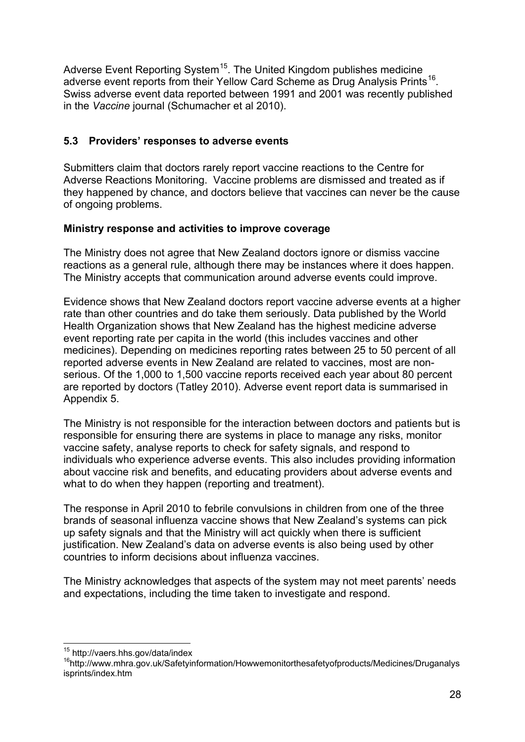Adverse Event Reporting System[15]. The United Kingdom publishes medicine adverse event reports from their Yellow Card Scheme as Drug Analysis Prints[16]. Swiss adverse event data reported between 1991 and 2001 was recently published in the *Vaccine* journal (Schumacher et al 2010).

### 5.3 Providers' responses to adverse events

Submitters claim that doctors rarely report vaccine reactions to the Centre for Adverse Reactions Monitoring. Vaccine problems are dismissed and treated as if they happened by chance, and doctors believe that vaccines can never be the cause of ongoing problems.

**Ministry response and activities to improve coverage**

The Ministry does not agree that New Zealand doctors ignore or dismiss vaccine reactions as a general rule, although there may be instances where it does happen. The Ministry accepts that communication around adverse events could improve.

Evidence shows that New Zealand doctors report vaccine adverse events at a higher rate than other countries and do take them seriously. Data published by the World Health Organization shows that New Zealand has the highest medicine adverse event reporting rate per capita in the world (this includes vaccines and other medicines). Depending on medicines reporting rates between 25 to 50 percent of all reported adverse events in New Zealand are related to vaccines, most are non-serious. Of the 1,000 to 1,500 vaccine reports received each year about 80 percent are reported by doctors (Tatley 2010). Adverse event report data is summarised in Appendix 5.

The Ministry is not responsible for the interaction between doctors and patients but is responsible for ensuring there are systems in place to manage any risks, monitor vaccine safety, analyse reports to check for safety signals, and respond to individuals who experience adverse events. This also includes providing information about vaccine risk and benefits, and educating providers about adverse events and what to do when they happen (reporting and treatment).

The response in April 2010 to febrile convulsions in children from one of the three brands of seasonal influenza vaccine shows that New Zealand's systems can pick up safety signals and that the Ministry will act quickly when there is sufficient justification. New Zealand's data on adverse events is also being used by other countries to inform decisions about influenza vaccines.

The Ministry acknowledges that aspects of the system may not meet parents' needs and expectations, including the time taken to investigate and respond.

---

[15] http://vaers.hhs.gov/data/index

[16] http://www.mhra.gov.uk/Safetyinformation/Howwemonitorthesafetyofproducts/Medicines/Druganalysisprints/index.htm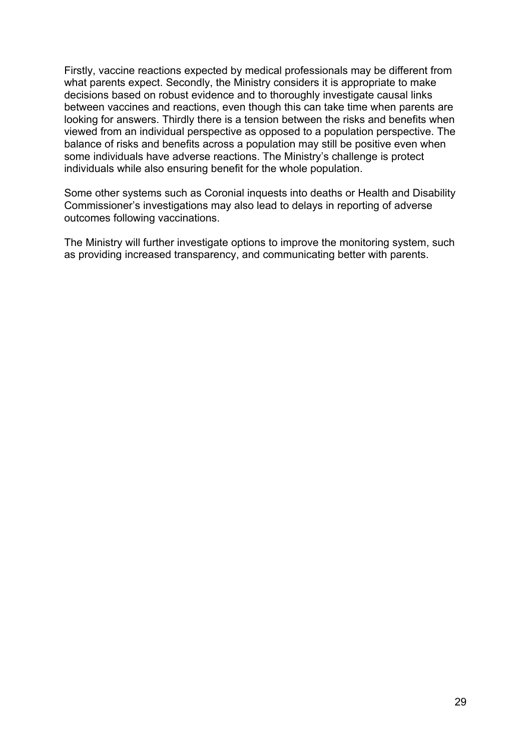Firstly, vaccine reactions expected by medical professionals may be different from what parents expect. Secondly, the Ministry considers it is appropriate to make decisions based on robust evidence and to thoroughly investigate causal links between vaccines and reactions, even though this can take time when parents are looking for answers. Thirdly there is a tension between the risks and benefits when viewed from an individual perspective as opposed to a population perspective. The balance of risks and benefits across a population may still be positive even when some individuals have adverse reactions. The Ministry's challenge is protect individuals while also ensuring benefit for the whole population.

Some other systems such as Coronial inquests into deaths or Health and Disability Commissioner's investigations may also lead to delays in reporting of adverse outcomes following vaccinations.

The Ministry will further investigate options to improve the monitoring system, such as providing increased transparency, and communicating better with parents.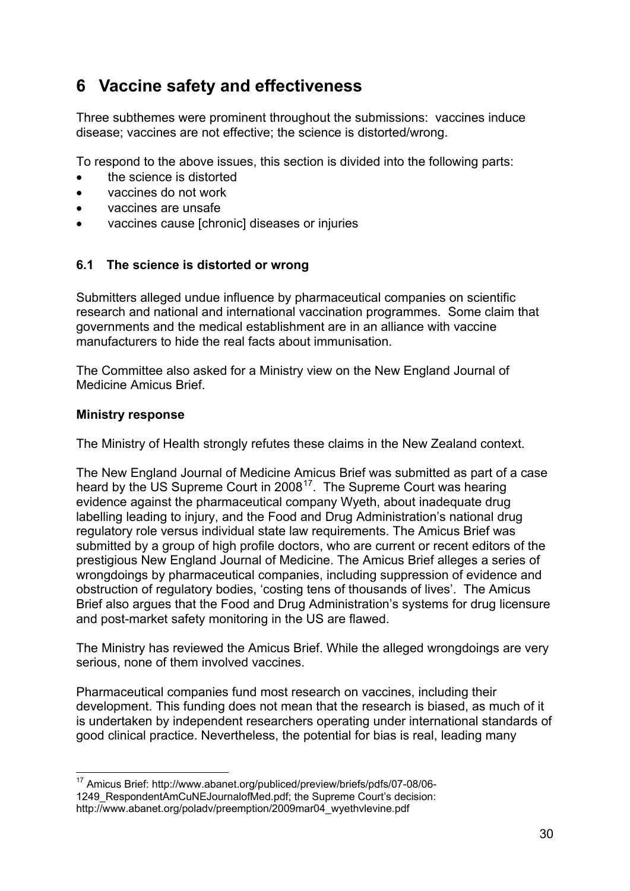# 6 Vaccine safety and effectiveness

Three subthemes were prominent throughout the submissions: vaccines induce disease; vaccines are not effective; the science is distorted/wrong.

To respond to the above issues, this section is divided into the following parts:

- the science is distorted
- vaccines do not work
- vaccines are unsafe
- vaccines cause [chronic] diseases or injuries

## 6.1 The science is distorted or wrong

Submitters alleged undue influence by pharmaceutical companies on scientific research and national and international vaccination programmes. Some claim that governments and the medical establishment are in an alliance with vaccine manufacturers to hide the real facts about immunisation.

The Committee also asked for a Ministry view on the New England Journal of Medicine Amicus Brief.

**Ministry response**

The Ministry of Health strongly refutes these claims in the New Zealand context.

The New England Journal of Medicine Amicus Brief was submitted as part of a case heard by the US Supreme Court in 2008[17]. The Supreme Court was hearing evidence against the pharmaceutical company Wyeth, about inadequate drug labelling leading to injury, and the Food and Drug Administration's national drug regulatory role versus individual state law requirements. The Amicus Brief was submitted by a group of high profile doctors, who are current or recent editors of the prestigious New England Journal of Medicine. The Amicus Brief alleges a series of wrongdoings by pharmaceutical companies, including suppression of evidence and obstruction of regulatory bodies, 'costing tens of thousands of lives'. The Amicus Brief also argues that the Food and Drug Administration's systems for drug licensure and post-market safety monitoring in the US are flawed.

The Ministry has reviewed the Amicus Brief. While the alleged wrongdoings are very serious, none of them involved vaccines.

Pharmaceutical companies fund most research on vaccines, including their development. This funding does not mean that the research is biased, as much of it is undertaken by independent researchers operating under international standards of good clinical practice. Nevertheless, the potential for bias is real, leading many

---

[17] Amicus Brief: http://www.abanet.org/publiced/preview/briefs/pdfs/07-08/06-1249_RespondentAmCuNEJournalofMed.pdf; the Supreme Court's decision: http://www.abanet.org/poladv/preemption/2009mar04_wyethvlevine.pdf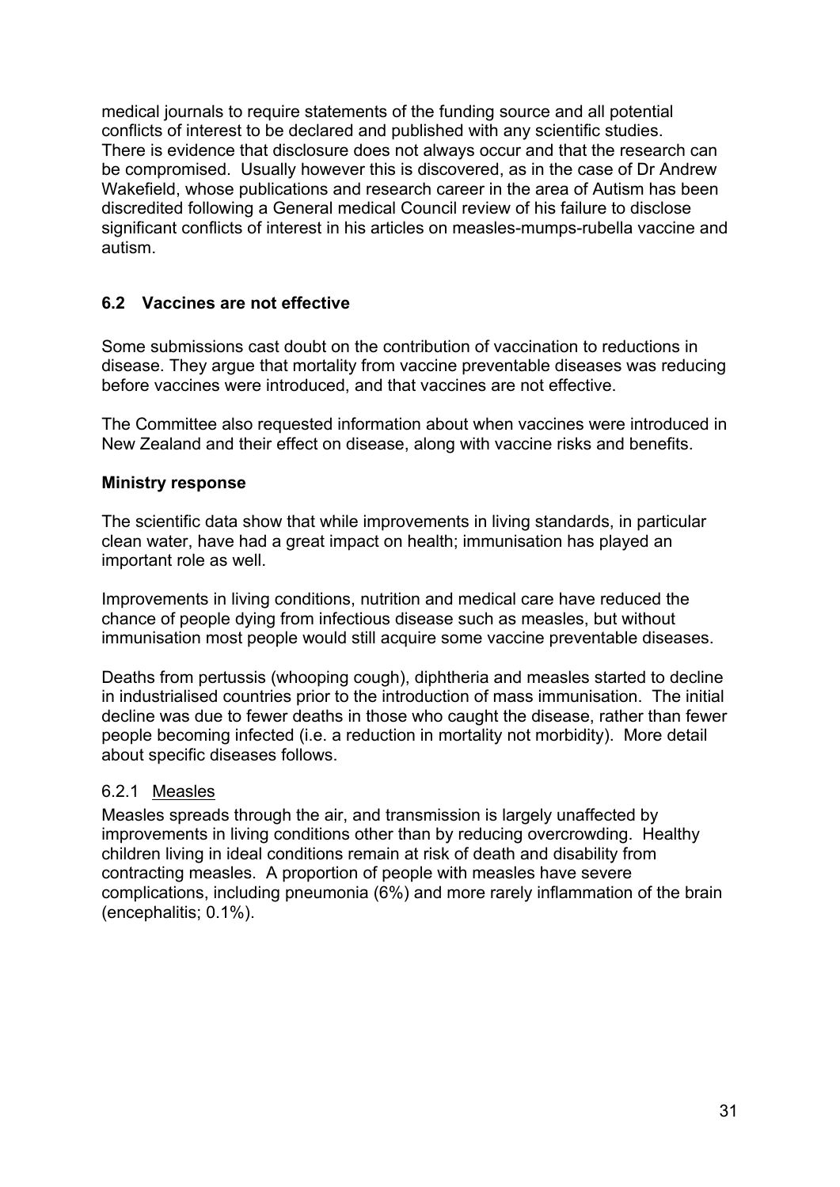medical journals to require statements of the funding source and all potential conflicts of interest to be declared and published with any scientific studies. There is evidence that disclosure does not always occur and that the research can be compromised. Usually however this is discovered, as in the case of Dr Andrew Wakefield, whose publications and research career in the area of Autism has been discredited following a General medical Council review of his failure to disclose significant conflicts of interest in his articles on measles-mumps-rubella vaccine and autism.

### 6.2 Vaccines are not effective

Some submissions cast doubt on the contribution of vaccination to reductions in disease. They argue that mortality from vaccine preventable diseases was reducing before vaccines were introduced, and that vaccines are not effective.

The Committee also requested information about when vaccines were introduced in New Zealand and their effect on disease, along with vaccine risks and benefits.

**Ministry response**

The scientific data show that while improvements in living standards, in particular clean water, have had a great impact on health; immunisation has played an important role as well.

Improvements in living conditions, nutrition and medical care have reduced the chance of people dying from infectious disease such as measles, but without immunisation most people would still acquire some vaccine preventable diseases.

Deaths from pertussis (whooping cough), diphtheria and measles started to decline in industrialised countries prior to the introduction of mass immunisation. The initial decline was due to fewer deaths in those who caught the disease, rather than fewer people becoming infected (i.e. a reduction in mortality not morbidity). More detail about specific diseases follows.

#### 6.2.1 Measles

Measles spreads through the air, and transmission is largely unaffected by improvements in living conditions other than by reducing overcrowding. Healthy children living in ideal conditions remain at risk of death and disability from contracting measles. A proportion of people with measles have severe complications, including pneumonia (6%) and more rarely inflammation of the brain (encephalitis; 0.1%).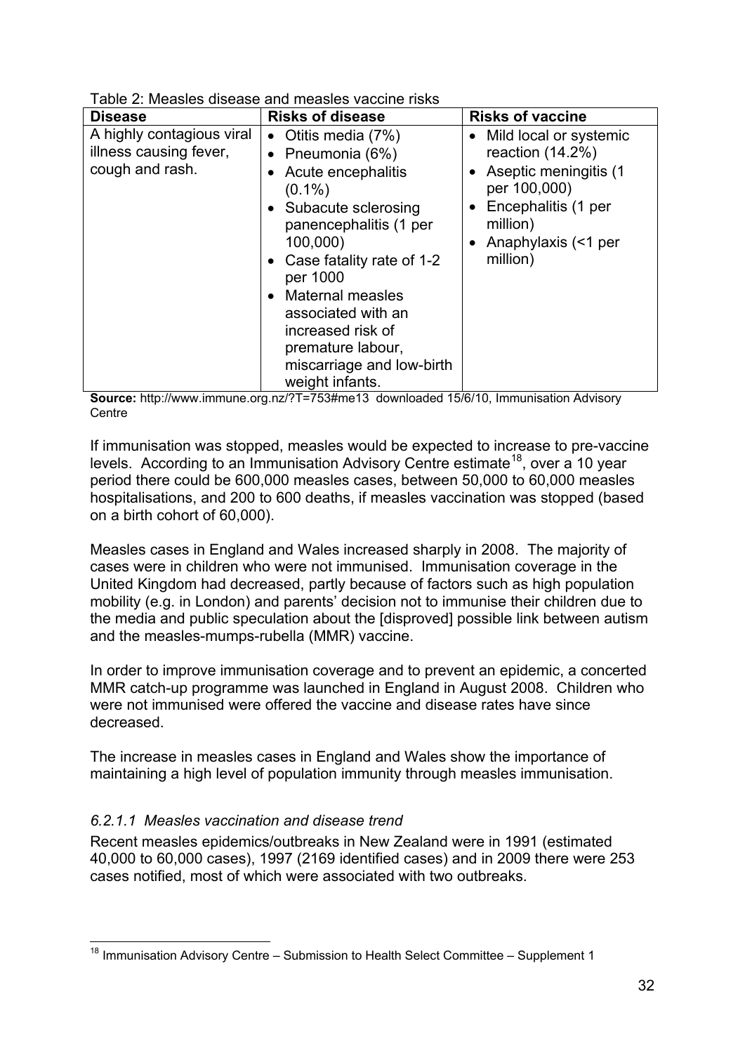Table 2: Measles disease and measles vaccine risks

| Disease | Risks of disease | Risks of vaccine |
|---|---|---|
| A highly contagious viral illness causing fever, cough and rash. | • Otitis media (7%)<br>• Pneumonia (6%)<br>• Acute encephalitis (0.1%)<br>• Subacute sclerosing panencephalitis (1 per 100,000)<br>• Case fatality rate of 1-2 per 1000<br>• Maternal measles associated with an increased risk of premature labour, miscarriage and low-birth weight infants. | • Mild local or systemic reaction (14.2%)<br>• Aseptic meningitis (1 per 100,000)<br>• Encephalitis (1 per million)<br>• Anaphylaxis (<1 per million) |

**Source:** http://www.immune.org.nz/?T=753#me13 downloaded 15/6/10, Immunisation Advisory Centre

If immunisation was stopped, measles would be expected to increase to pre-vaccine levels. According to an Immunisation Advisory Centre estimate[18], over a 10 year period there could be 600,000 measles cases, between 50,000 to 60,000 measles hospitalisations, and 200 to 600 deaths, if measles vaccination was stopped (based on a birth cohort of 60,000).

Measles cases in England and Wales increased sharply in 2008. The majority of cases were in children who were not immunised. Immunisation coverage in the United Kingdom had decreased, partly because of factors such as high population mobility (e.g. in London) and parents' decision not to immunise their children due to the media and public speculation about the [disproved] possible link between autism and the measles-mumps-rubella (MMR) vaccine.

In order to improve immunisation coverage and to prevent an epidemic, a concerted MMR catch-up programme was launched in England in August 2008. Children who were not immunised were offered the vaccine and disease rates have since decreased.

The increase in measles cases in England and Wales show the importance of maintaining a high level of population immunity through measles immunisation.

#### *6.2.1.1 Measles vaccination and disease trend*

Recent measles epidemics/outbreaks in New Zealand were in 1991 (estimated 40,000 to 60,000 cases), 1997 (2169 identified cases) and in 2009 there were 253 cases notified, most of which were associated with two outbreaks.

---

[18] Immunisation Advisory Centre – Submission to Health Select Committee – Supplement 1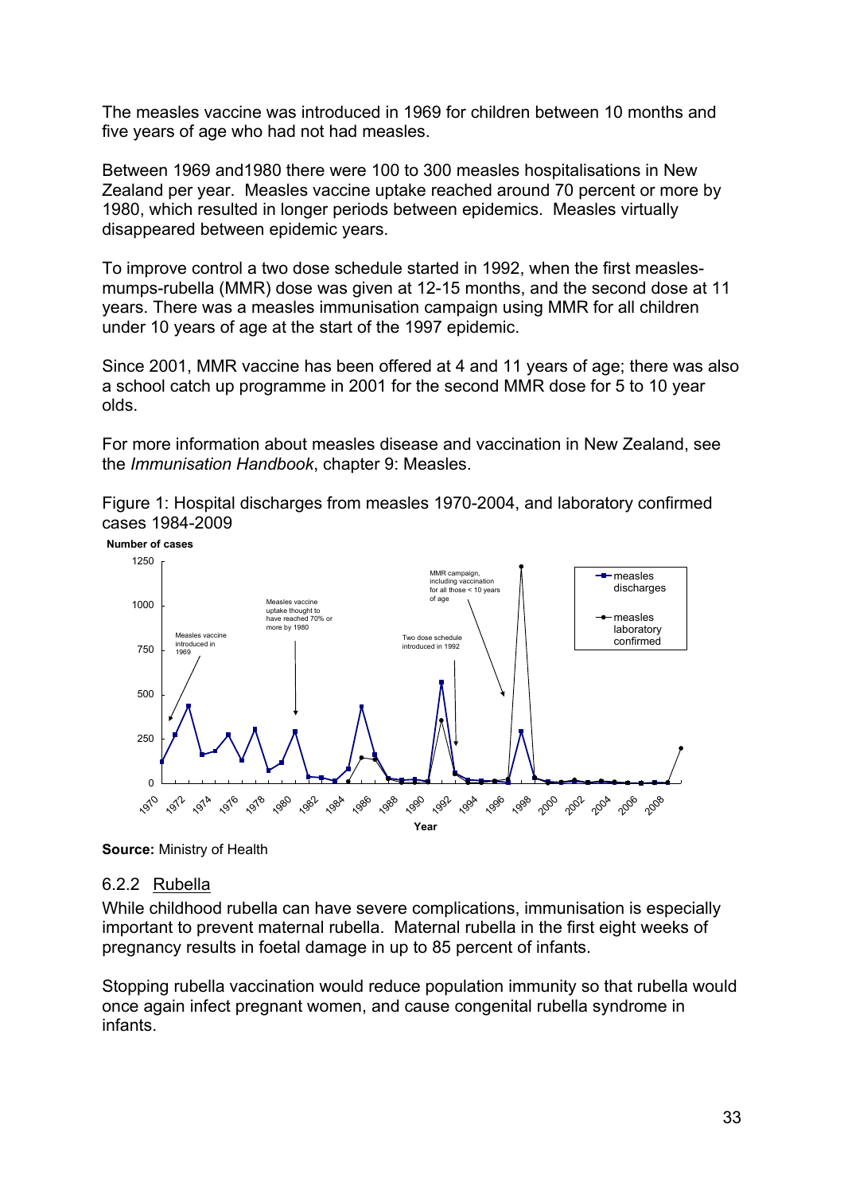The measles vaccine was introduced in 1969 for children between 10 months and five years of age who had not had measles.

Between 1969 and1980 there were 100 to 300 measles hospitalisations in New Zealand per year. Measles vaccine uptake reached around 70 percent or more by 1980, which resulted in longer periods between epidemics. Measles virtually disappeared between epidemic years.

To improve control a two dose schedule started in 1992, when the first measles-mumps-rubella (MMR) dose was given at 12-15 months, and the second dose at 11 years. There was a measles immunisation campaign using MMR for all children under 10 years of age at the start of the 1997 epidemic.

Since 2001, MMR vaccine has been offered at 4 and 11 years of age; there was also a school catch up programme in 2001 for the second MMR dose for 5 to 10 year olds.

For more information about measles disease and vaccination in New Zealand, see the *Immunisation Handbook*, chapter 9: Measles.

Figure 1: Hospital discharges from measles 1970-2004, and laboratory confirmed cases 1984-2009

**Source:** Ministry of Health

### 6.2.2 Rubella

While childhood rubella can have severe complications, immunisation is especially important to prevent maternal rubella. Maternal rubella in the first eight weeks of pregnancy results in foetal damage in up to 85 percent of infants.

Stopping rubella vaccination would reduce population immunity so that rubella would once again infect pregnant women, and cause congenital rubella syndrome in infants.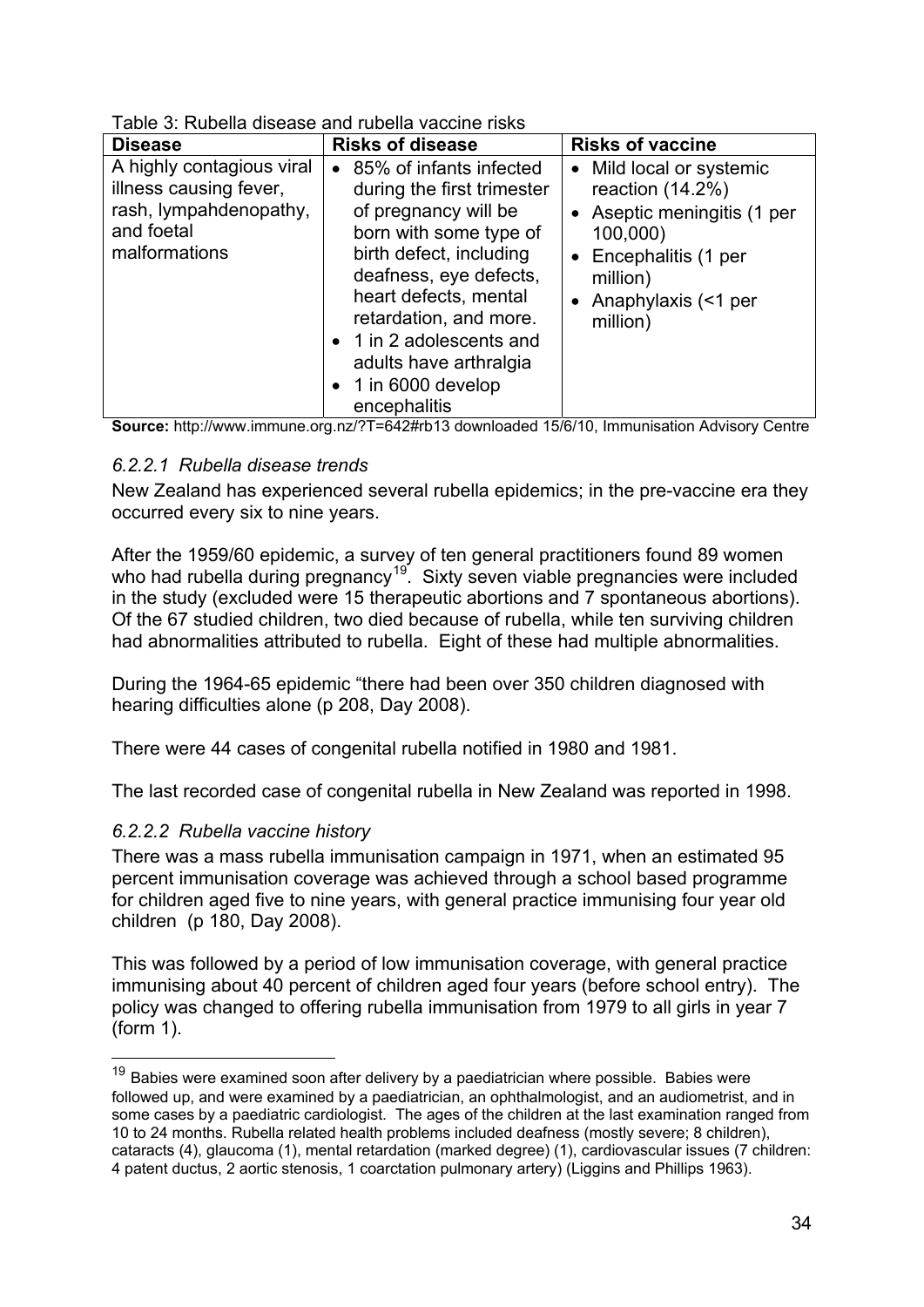Table 3: Rubella disease and rubella vaccine risks

| Disease | Risks of disease | Risks of vaccine |
|---|---|---|
| A highly contagious viral illness causing fever, rash, lympahdenopathy, and foetal malformations | • 85% of infants infected during the first trimester of pregnancy will be born with some type of birth defect, including deafness, eye defects, heart defects, mental retardation, and more.<br>• 1 in 2 adolescents and adults have arthralgia<br>• 1 in 6000 develop encephalitis | • Mild local or systemic reaction (14.2%)<br>• Aseptic meningitis (1 per 100,000)<br>• Encephalitis (1 per million)<br>• Anaphylaxis (<1 per million) |

**Source:** http://www.immune.org.nz/?T=642#rb13 downloaded 15/6/10, Immunisation Advisory Centre

#### *6.2.2.1 Rubella disease trends*

New Zealand has experienced several rubella epidemics; in the pre-vaccine era they occurred every six to nine years.

After the 1959/60 epidemic, a survey of ten general practitioners found 89 women who had rubella during pregnancy[19]. Sixty seven viable pregnancies were included in the study (excluded were 15 therapeutic abortions and 7 spontaneous abortions). Of the 67 studied children, two died because of rubella, while ten surviving children had abnormalities attributed to rubella. Eight of these had multiple abnormalities.

During the 1964-65 epidemic "there had been over 350 children diagnosed with hearing difficulties alone (p 208, Day 2008).

There were 44 cases of congenital rubella notified in 1980 and 1981.

The last recorded case of congenital rubella in New Zealand was reported in 1998.

#### *6.2.2.2 Rubella vaccine history*

There was a mass rubella immunisation campaign in 1971, when an estimated 95 percent immunisation coverage was achieved through a school based programme for children aged five to nine years, with general practice immunising four year old children (p 180, Day 2008).

This was followed by a period of low immunisation coverage, with general practice immunising about 40 percent of children aged four years (before school entry). The policy was changed to offering rubella immunisation from 1979 to all girls in year 7 (form 1).

---

[19] Babies were examined soon after delivery by a paediatrician where possible. Babies were followed up, and were examined by a paediatrician, an ophthalmologist, and an audiometrist, and in some cases by a paediatric cardiologist. The ages of the children at the last examination ranged from 10 to 24 months. Rubella related health problems included deafness (mostly severe; 8 children), cataracts (4), glaucoma (1), mental retardation (marked degree) (1), cardiovascular issues (7 children: 4 patent ductus, 2 aortic stenosis, 1 coarctation pulmonary artery) (Liggins and Phillips 1963).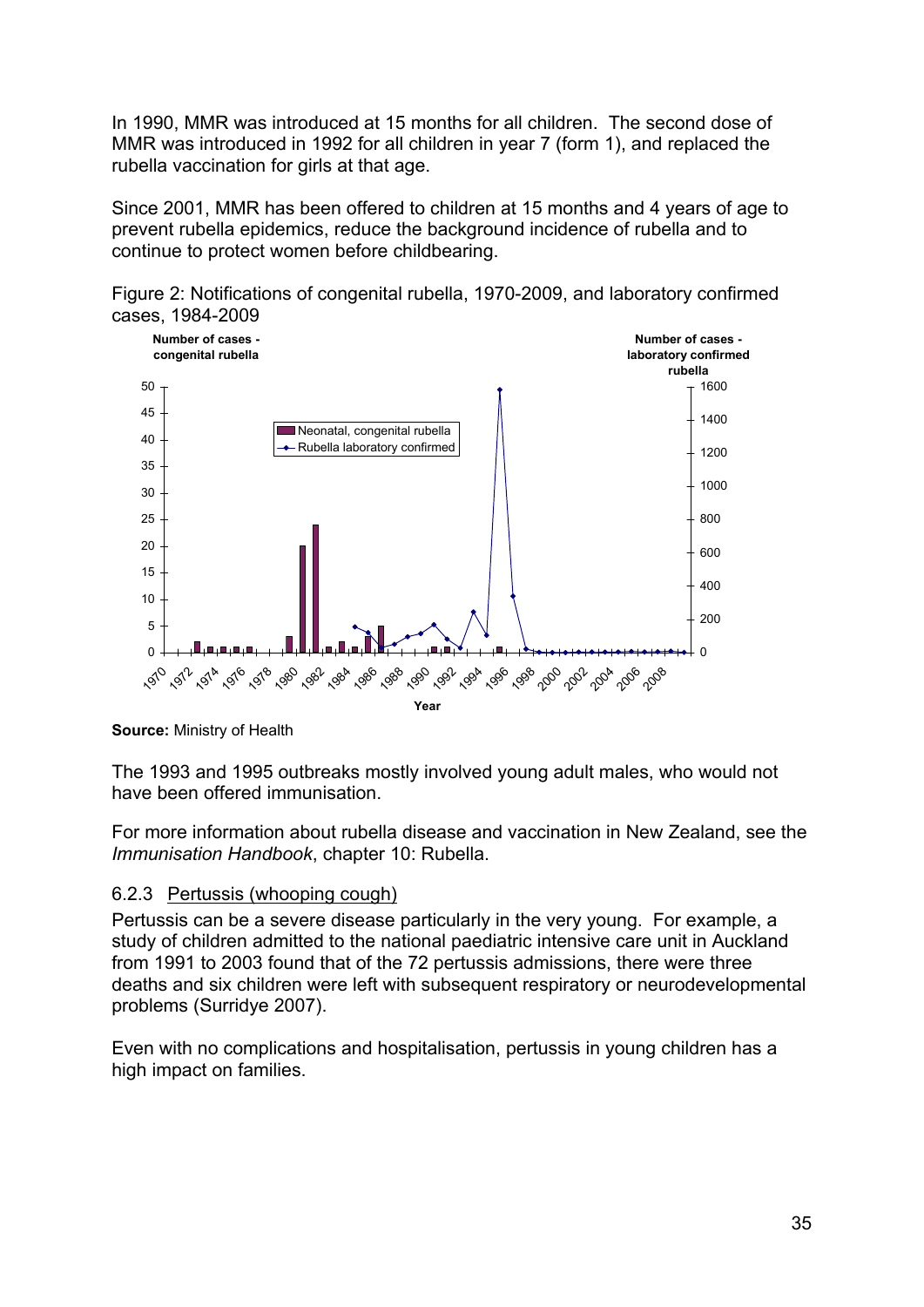In 1990, MMR was introduced at 15 months for all children. The second dose of MMR was introduced in 1992 for all children in year 7 (form 1), and replaced the rubella vaccination for girls at that age.

Since 2001, MMR has been offered to children at 15 months and 4 years of age to prevent rubella epidemics, reduce the background incidence of rubella and to continue to protect women before childbearing.

Figure 2: Notifications of congenital rubella, 1970-2009, and laboratory confirmed cases, 1984-2009

**Source:** Ministry of Health

The 1993 and 1995 outbreaks mostly involved young adult males, who would not have been offered immunisation.

For more information about rubella disease and vaccination in New Zealand, see the *Immunisation Handbook*, chapter 10: Rubella.

### 6.2.3 Pertussis (whooping cough)

Pertussis can be a severe disease particularly in the very young. For example, a study of children admitted to the national paediatric intensive care unit in Auckland from 1991 to 2003 found that of the 72 pertussis admissions, there were three deaths and six children were left with subsequent respiratory or neurodevelopmental problems (Surridye 2007).

Even with no complications and hospitalisation, pertussis in young children has a high impact on families.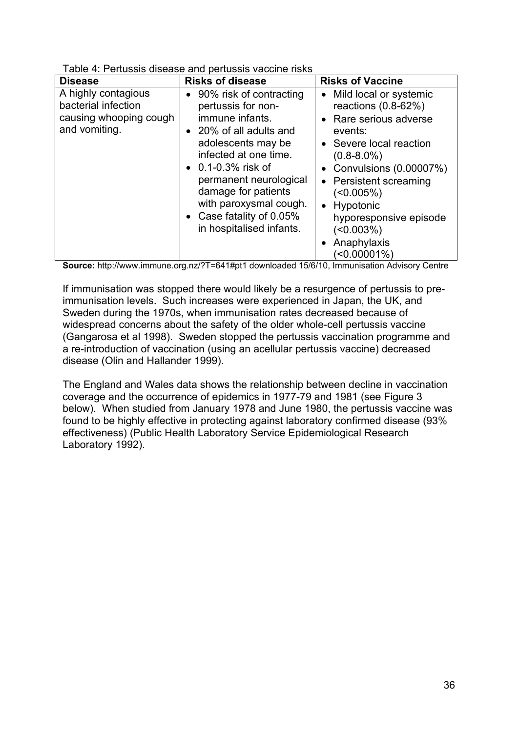Table 4: Pertussis disease and pertussis vaccine risks

| Disease | Risks of disease | Risks of Vaccine |
|---|---|---|
| A highly contagious bacterial infection causing whooping cough and vomiting. | • 90% risk of contracting pertussis for non-immune infants.<br>• 20% of all adults and adolescents may be infected at one time.<br>• 0.1-0.3% risk of permanent neurological damage for patients with paroxysmal cough.<br>• Case fatality of 0.05% in hospitalised infants. | • Mild local or systemic reactions (0.8-62%)<br>• Rare serious adverse events:<br>• Severe local reaction (0.8-8.0%)<br>• Convulsions (0.00007%)<br>• Persistent screaming (<0.005%)<br>• Hypotonic hyporesponsive episode (<0.003%)<br>• Anaphylaxis (<0.00001%) |

**Source:** http://www.immune.org.nz/?T=641#pt1 downloaded 15/6/10, Immunisation Advisory Centre

If immunisation was stopped there would likely be a resurgence of pertussis to pre-immunisation levels. Such increases were experienced in Japan, the UK, and Sweden during the 1970s, when immunisation rates decreased because of widespread concerns about the safety of the older whole-cell pertussis vaccine (Gangarosa et al 1998). Sweden stopped the pertussis vaccination programme and a re-introduction of vaccination (using an acellular pertussis vaccine) decreased disease (Olin and Hallander 1999).

The England and Wales data shows the relationship between decline in vaccination coverage and the occurrence of epidemics in 1977-79 and 1981 (see Figure 3 below). When studied from January 1978 and June 1980, the pertussis vaccine was found to be highly effective in protecting against laboratory confirmed disease (93% effectiveness) (Public Health Laboratory Service Epidemiological Research Laboratory 1992).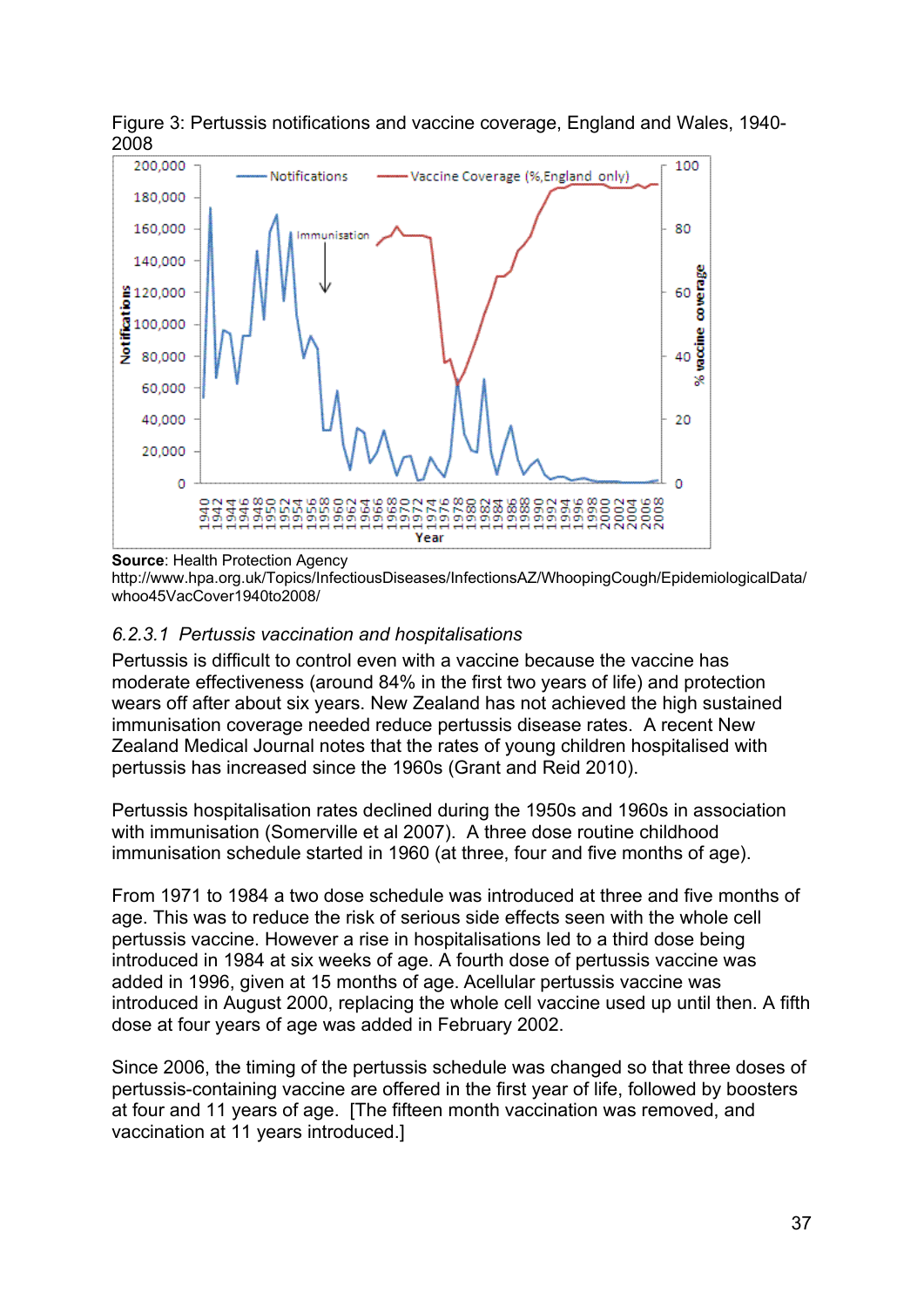Figure 3: Pertussis notifications and vaccine coverage, England and Wales, 1940-2008

**Source**: Health Protection Agency
http://www.hpa.org.uk/Topics/InfectiousDiseases/InfectionsAZ/WhoopingCough/EpidemiologicalData/whoo45VacCover1940to2008/

### *6.2.3.1 Pertussis vaccination and hospitalisations*

Pertussis is difficult to control even with a vaccine because the vaccine has moderate effectiveness (around 84% in the first two years of life) and protection wears off after about six years. New Zealand has not achieved the high sustained immunisation coverage needed reduce pertussis disease rates. A recent New Zealand Medical Journal notes that the rates of young children hospitalised with pertussis has increased since the 1960s (Grant and Reid 2010).

Pertussis hospitalisation rates declined during the 1950s and 1960s in association with immunisation (Somerville et al 2007). A three dose routine childhood immunisation schedule started in 1960 (at three, four and five months of age).

From 1971 to 1984 a two dose schedule was introduced at three and five months of age. This was to reduce the risk of serious side effects seen with the whole cell pertussis vaccine. However a rise in hospitalisations led to a third dose being introduced in 1984 at six weeks of age. A fourth dose of pertussis vaccine was added in 1996, given at 15 months of age. Acellular pertussis vaccine was introduced in August 2000, replacing the whole cell vaccine used up until then. A fifth dose at four years of age was added in February 2002.

Since 2006, the timing of the pertussis schedule was changed so that three doses of pertussis-containing vaccine are offered in the first year of life, followed by boosters at four and 11 years of age. [The fifteen month vaccination was removed, and vaccination at 11 years introduced.]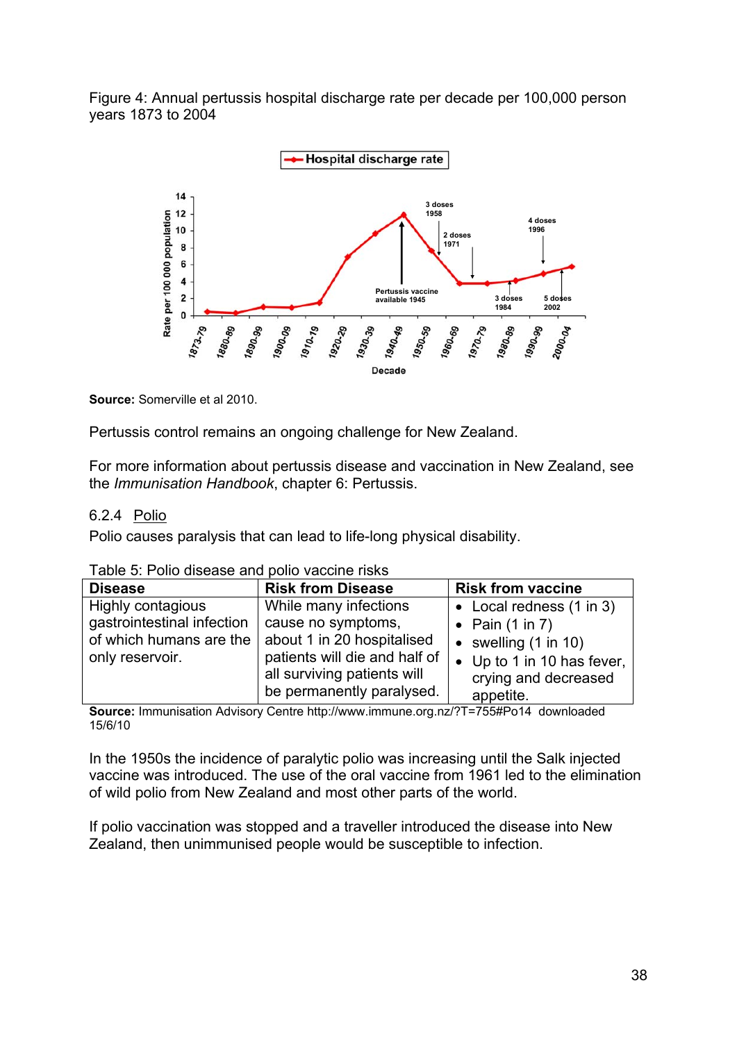Figure 4: Annual pertussis hospital discharge rate per decade per 100,000 person years 1873 to 2004

**Source:** Somerville et al 2010.

Pertussis control remains an ongoing challenge for New Zealand.

For more information about pertussis disease and vaccination in New Zealand, see the *Immunisation Handbook*, chapter 6: Pertussis.

### 6.2.4 Polio

Polio causes paralysis that can lead to life-long physical disability.

Table 5: Polio disease and polio vaccine risks

| Disease | Risk from Disease | Risk from vaccine |
|---|---|---|
| Highly contagious gastrointestinal infection of which humans are the only reservoir. | While many infections cause no symptoms, about 1 in 20 hospitalised patients will die and half of all surviving patients will be permanently paralysed. | • Local redness (1 in 3)<br>• Pain (1 in 7)<br>• swelling (1 in 10)<br>• Up to 1 in 10 has fever, crying and decreased appetite. |

**Source:** Immunisation Advisory Centre http://www.immune.org.nz/?T=755#Po14 downloaded 15/6/10

In the 1950s the incidence of paralytic polio was increasing until the Salk injected vaccine was introduced. The use of the oral vaccine from 1961 led to the elimination of wild polio from New Zealand and most other parts of the world.

If polio vaccination was stopped and a traveller introduced the disease into New Zealand, then unimmunised people would be susceptible to infection.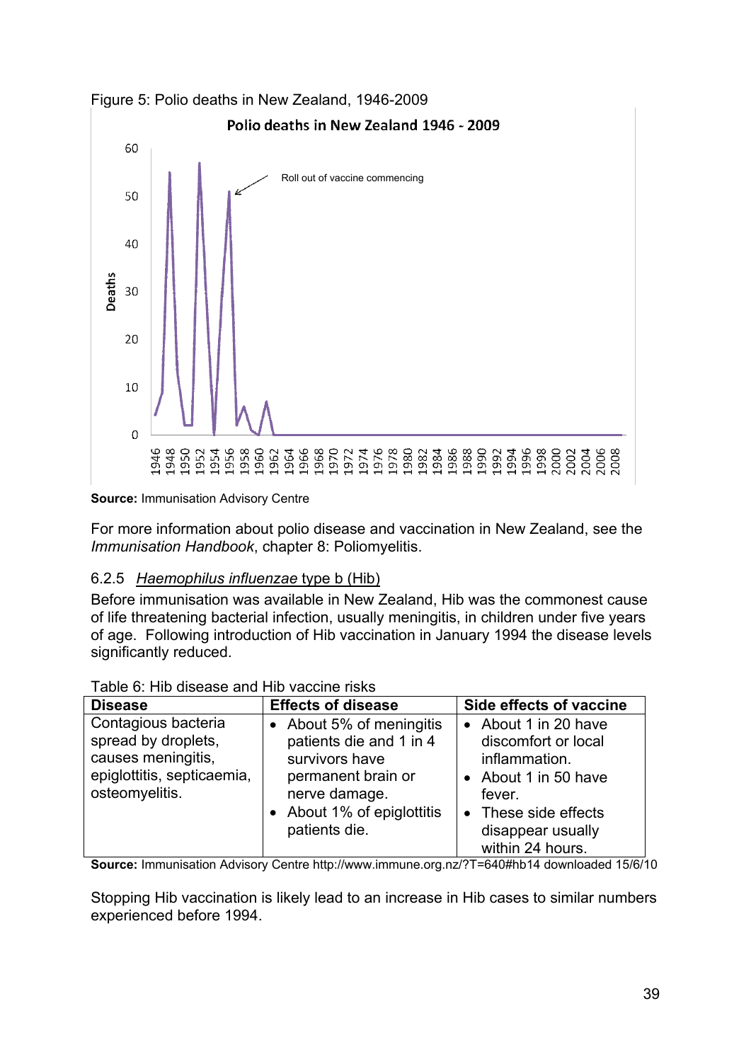Figure 5: Polio deaths in New Zealand, 1946-2009

**Source:** Immunisation Advisory Centre

For more information about polio disease and vaccination in New Zealand, see the *Immunisation Handbook*, chapter 8: Poliomyelitis.

### 6.2.5 *Haemophilus influenzae* type b (Hib)

Before immunisation was available in New Zealand, Hib was the commonest cause of life threatening bacterial infection, usually meningitis, in children under five years of age. Following introduction of Hib vaccination in January 1994 the disease levels significantly reduced.

Table 6: Hib disease and Hib vaccine risks

| Disease | Effects of disease | Side effects of vaccine |
|---|---|---|
| Contagious bacteria spread by droplets, causes meningitis, epiglottitis, septicaemia, osteomyelitis. | • About 5% of meningitis patients die and 1 in 4 survivors have permanent brain or nerve damage.<br>• About 1% of epiglottitis patients die. | • About 1 in 20 have discomfort or local inflammation.<br>• About 1 in 50 have fever.<br>• These side effects disappear usually within 24 hours. |

**Source:** Immunisation Advisory Centre http://www.immune.org.nz/?T=640#hb14 downloaded 15/6/10

Stopping Hib vaccination is likely lead to an increase in Hib cases to similar numbers experienced before 1994.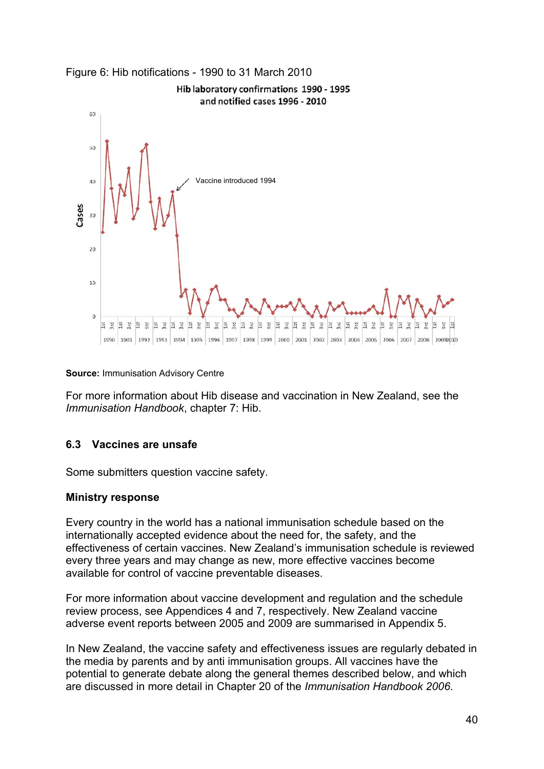Figure 6: Hib notifications - 1990 to 31 March 2010

**Source:** Immunisation Advisory Centre

For more information about Hib disease and vaccination in New Zealand, see the *Immunisation Handbook*, chapter 7: Hib.

### 6.3 Vaccines are unsafe

Some submitters question vaccine safety.

**Ministry response**

Every country in the world has a national immunisation schedule based on the internationally accepted evidence about the need for, the safety, and the effectiveness of certain vaccines. New Zealand's immunisation schedule is reviewed every three years and may change as new, more effective vaccines become available for control of vaccine preventable diseases.

For more information about vaccine development and regulation and the schedule review process, see Appendices 4 and 7, respectively. New Zealand vaccine adverse event reports between 2005 and 2009 are summarised in Appendix 5.

In New Zealand, the vaccine safety and effectiveness issues are regularly debated in the media by parents and by anti immunisation groups. All vaccines have the potential to generate debate along the general themes described below, and which are discussed in more detail in Chapter 20 of the *Immunisation Handbook 2006*.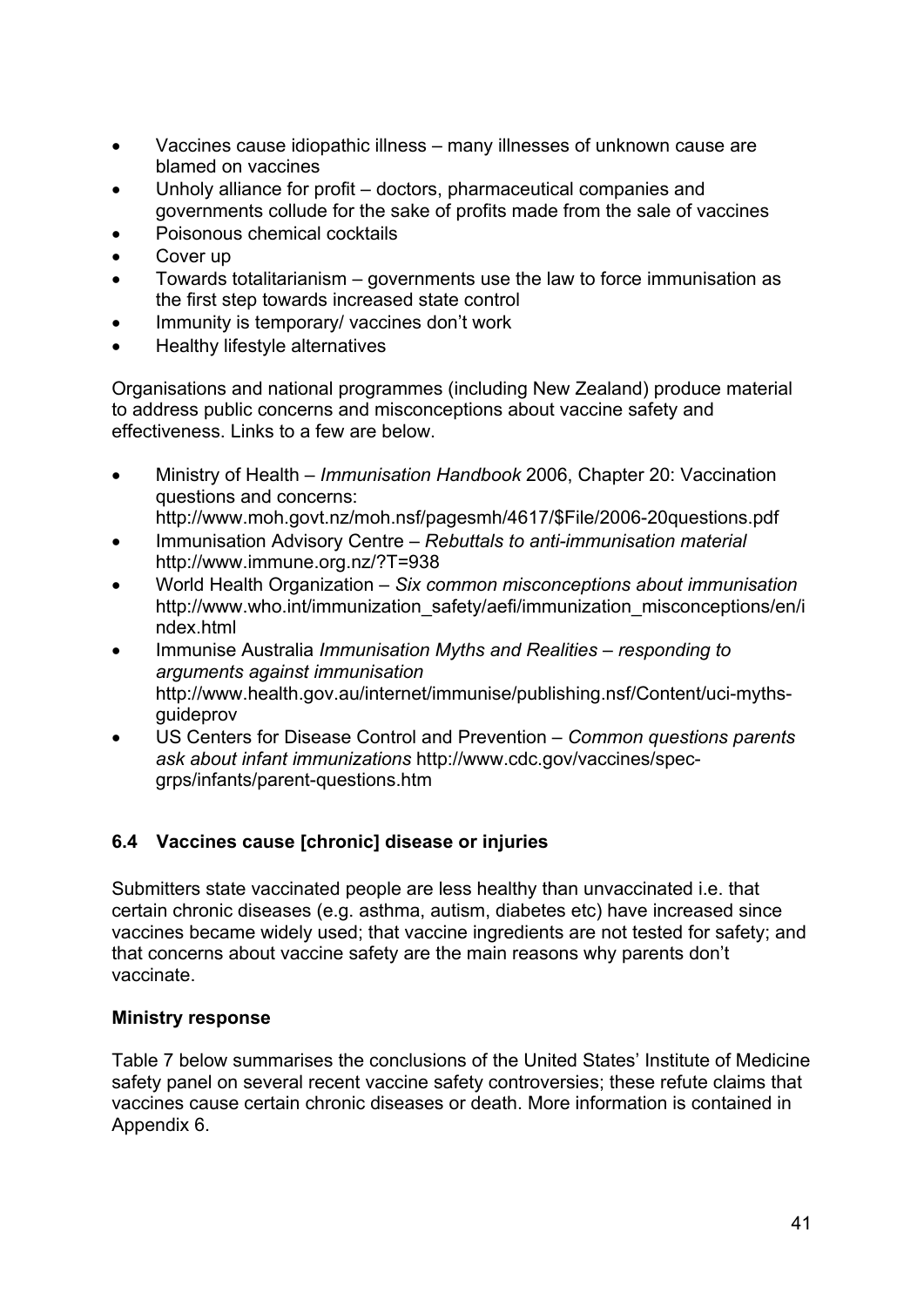- Vaccines cause idiopathic illness – many illnesses of unknown cause are blamed on vaccines
- Unholy alliance for profit – doctors, pharmaceutical companies and governments collude for the sake of profits made from the sale of vaccines
- Poisonous chemical cocktails
- Cover up
- Towards totalitarianism – governments use the law to force immunisation as the first step towards increased state control
- Immunity is temporary/ vaccines don't work
- Healthy lifestyle alternatives

Organisations and national programmes (including New Zealand) produce material to address public concerns and misconceptions about vaccine safety and effectiveness. Links to a few are below.

- Ministry of Health – *Immunisation Handbook* 2006, Chapter 20: Vaccination questions and concerns: http://www.moh.govt.nz/moh.nsf/pagesmh/4617/$File/2006-20questions.pdf
- Immunisation Advisory Centre – *Rebuttals to anti-immunisation material* http://www.immune.org.nz/?T=938
- World Health Organization – *Six common misconceptions about immunisation* http://www.who.int/immunization_safety/aefi/immunization_misconceptions/en/index.html
- Immunise Australia *Immunisation Myths and Realities – responding to arguments against immunisation* http://www.health.gov.au/internet/immunise/publishing.nsf/Content/uci-myths-guideprov
- US Centers for Disease Control and Prevention – *Common questions parents ask about infant immunizations* http://www.cdc.gov/vaccines/spec-grps/infants/parent-questions.htm

### 6.4 Vaccines cause [chronic] disease or injuries

Submitters state vaccinated people are less healthy than unvaccinated i.e. that certain chronic diseases (e.g. asthma, autism, diabetes etc) have increased since vaccines became widely used; that vaccine ingredients are not tested for safety; and that concerns about vaccine safety are the main reasons why parents don't vaccinate.

**Ministry response**

Table 7 below summarises the conclusions of the United States' Institute of Medicine safety panel on several recent vaccine safety controversies; these refute claims that vaccines cause certain chronic diseases or death. More information is contained in Appendix 6.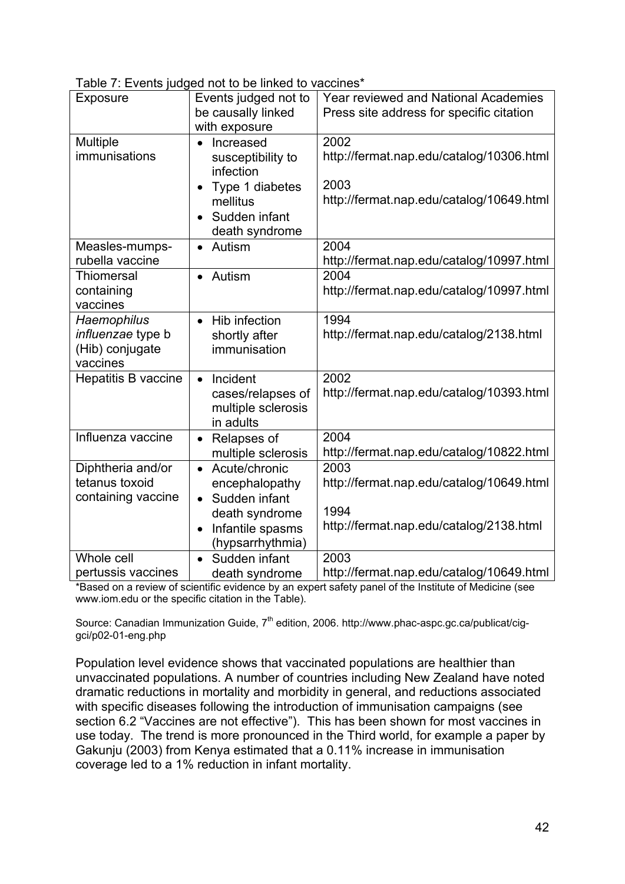Table 7: Events judged not to be linked to vaccines*

| Exposure | Events judged not to be causally linked with exposure | Year reviewed and National Academies Press site address for specific citation |
|---|---|---|
| Multiple immunisations | • Increased susceptibility to infection<br>• Type 1 diabetes mellitus<br>• Sudden infant death syndrome | 2002<br>http://fermat.nap.edu/catalog/10306.html<br><br>2003<br>http://fermat.nap.edu/catalog/10649.html |
| Measles-mumps-rubella vaccine | • Autism | 2004<br>http://fermat.nap.edu/catalog/10997.html |
| Thiomersal containing vaccines | • Autism | 2004<br>http://fermat.nap.edu/catalog/10997.html |
| *Haemophilus influenzae* type b (Hib) conjugate vaccines | • Hib infection shortly after immunisation | 1994<br>http://fermat.nap.edu/catalog/2138.html |
| Hepatitis B vaccine | • Incident cases/relapses of multiple sclerosis in adults | 2002<br>http://fermat.nap.edu/catalog/10393.html |
| Influenza vaccine | • Relapses of multiple sclerosis | 2004<br>http://fermat.nap.edu/catalog/10822.html |
| Diphtheria and/or tetanus toxoid containing vaccine | • Acute/chronic encephalopathy<br>• Sudden infant death syndrome<br>• Infantile spasms (hypsarrhythmia) | 2003<br>http://fermat.nap.edu/catalog/10649.html<br><br>1994<br>http://fermat.nap.edu/catalog/2138.html |
| Whole cell pertussis vaccines | • Sudden infant death syndrome | 2003<br>http://fermat.nap.edu/catalog/10649.html |

*Based on a review of scientific evidence by an expert safety panel of the Institute of Medicine (see www.iom.edu or the specific citation in the Table).

Source: Canadian Immunization Guide, 7th edition, 2006. http://www.phac-aspc.gc.ca/publicat/cig-gci/p02-01-eng.php

Population level evidence shows that vaccinated populations are healthier than unvaccinated populations. A number of countries including New Zealand have noted dramatic reductions in mortality and morbidity in general, and reductions associated with specific diseases following the introduction of immunisation campaigns (see section 6.2 "Vaccines are not effective"). This has been shown for most vaccines in use today. The trend is more pronounced in the Third world, for example a paper by Gakunju (2003) from Kenya estimated that a 0.11% increase in immunisation coverage led to a 1% reduction in infant mortality.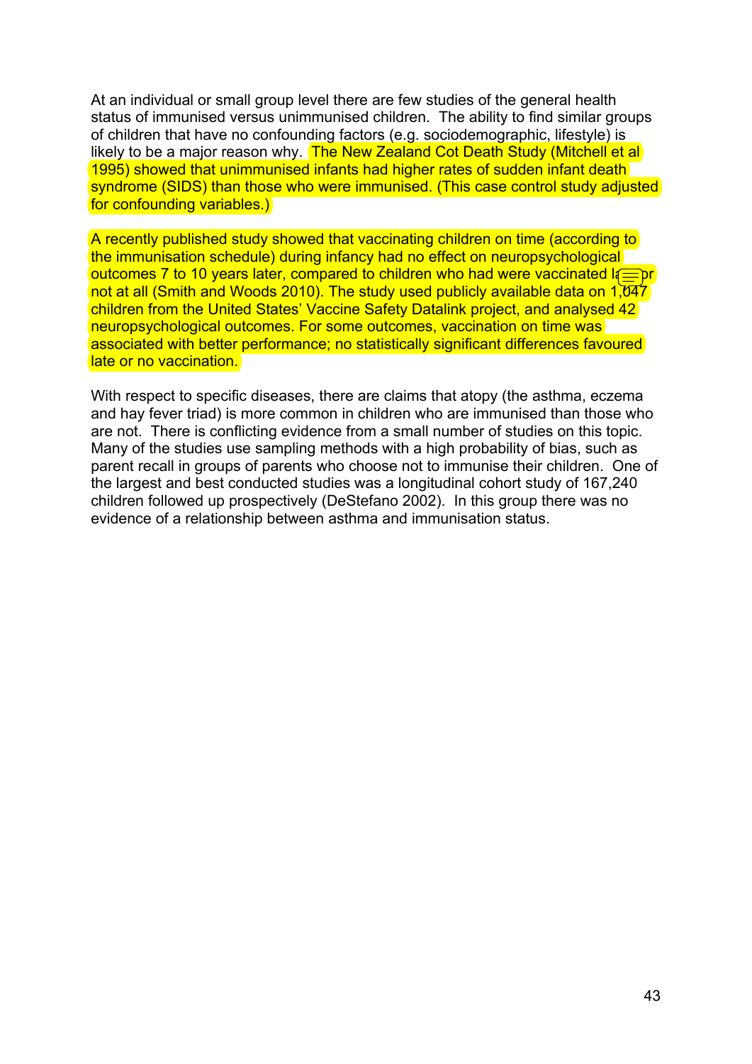At an individual or small group level there are few studies of the general health status of immunised versus unimmunised children. The ability to find similar groups of children that have no confounding factors (e.g. sociodemographic, lifestyle) is likely to be a major reason why. The New Zealand Cot Death Study (Mitchell et al 1995) showed that unimmunised infants had higher rates of sudden infant death syndrome (SIDS) than those who were immunised. (This case control study adjusted for confounding variables.)

A recently published study showed that vaccinating children on time (according to the immunisation schedule) during infancy had no effect on neuropsychological outcomes 7 to 10 years later, compared to children who had were vaccinated late or not at all (Smith and Woods 2010). The study used publicly available data on 1,047 children from the United States' Vaccine Safety Datalink project, and analysed 42 neuropsychological outcomes. For some outcomes, vaccination on time was associated with better performance; no statistically significant differences favoured late or no vaccination.

With respect to specific diseases, there are claims that atopy (the asthma, eczema and hay fever triad) is more common in children who are immunised than those who are not. There is conflicting evidence from a small number of studies on this topic. Many of the studies use sampling methods with a high probability of bias, such as parent recall in groups of parents who choose not to immunise their children. One of the largest and best conducted studies was a longitudinal cohort study of 167,240 children followed up prospectively (DeStefano 2002). In this group there was no evidence of a relationship between asthma and immunisation status.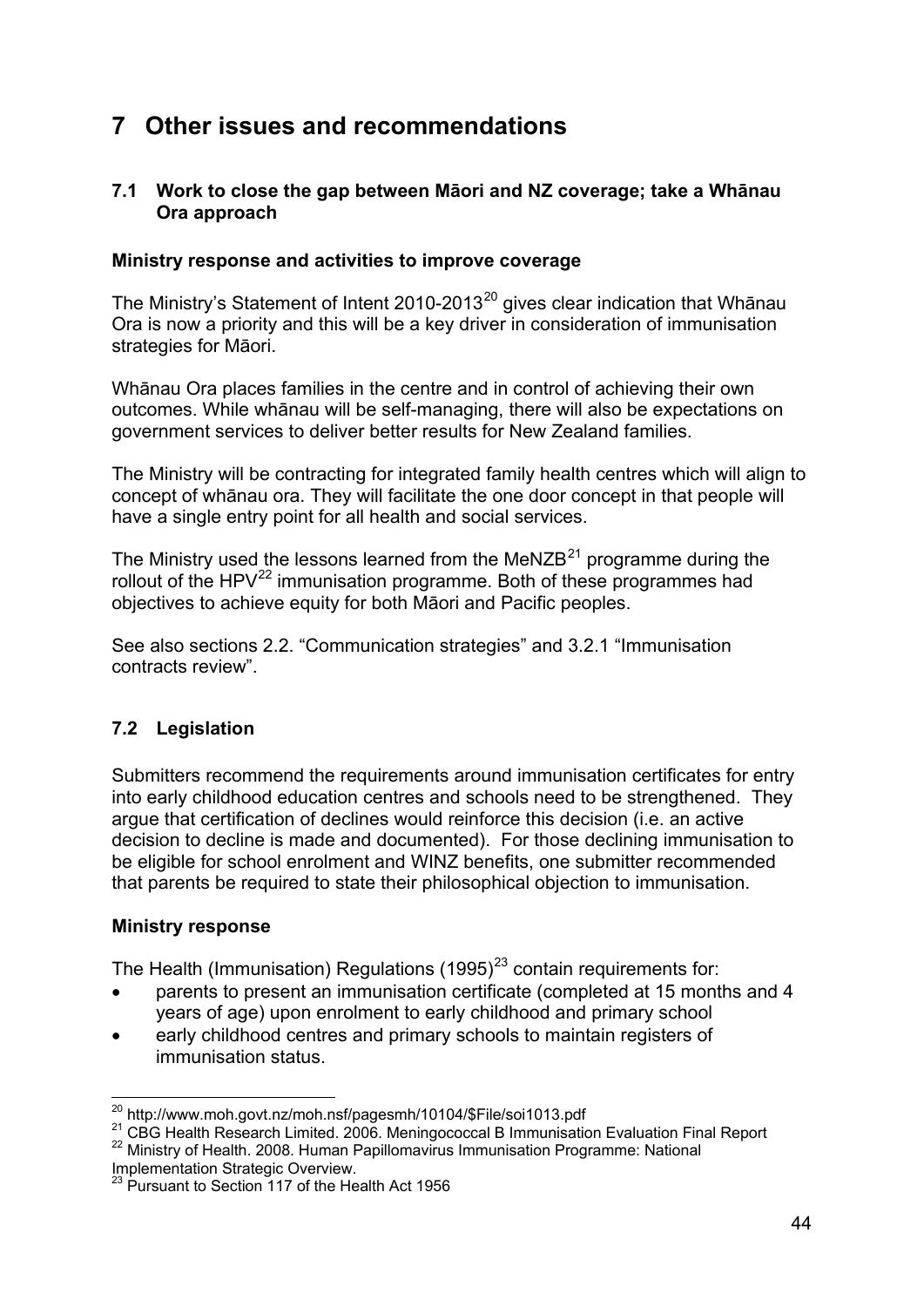# 7 Other issues and recommendations

### 7.1 Work to close the gap between Māori and NZ coverage; take a Whānau Ora approach

**Ministry response and activities to improve coverage**

The Ministry's Statement of Intent 2010-2013[20] gives clear indication that Whānau Ora is now a priority and this will be a key driver in consideration of immunisation strategies for Māori.

Whānau Ora places families in the centre and in control of achieving their own outcomes. While whānau will be self-managing, there will also be expectations on government services to deliver better results for New Zealand families.

The Ministry will be contracting for integrated family health centres which will align to concept of whānau ora. They will facilitate the one door concept in that people will have a single entry point for all health and social services.

The Ministry used the lessons learned from the MeNZB[21] programme during the rollout of the HPV[22] immunisation programme. Both of these programmes had objectives to achieve equity for both Māori and Pacific peoples.

See also sections 2.2. "Communication strategies" and 3.2.1 "Immunisation contracts review".

### 7.2 Legislation

Submitters recommend the requirements around immunisation certificates for entry into early childhood education centres and schools need to be strengthened. They argue that certification of declines would reinforce this decision (i.e. an active decision to decline is made and documented). For those declining immunisation to be eligible for school enrolment and WINZ benefits, one submitter recommended that parents be required to state their philosophical objection to immunisation.

**Ministry response**

The Health (Immunisation) Regulations (1995)[23] contain requirements for:

- parents to present an immunisation certificate (completed at 15 months and 4 years of age) upon enrolment to early childhood and primary school
- early childhood centres and primary schools to maintain registers of immunisation status.

---

[20] http://www.moh.govt.nz/moh.nsf/pagesmh/10104/$File/soi1013.pdf

[21] CBG Health Research Limited. 2006. Meningococcal B Immunisation Evaluation Final Report

[22] Ministry of Health. 2008. Human Papillomavirus Immunisation Programme: National Implementation Strategic Overview.

[23] Pursuant to Section 117 of the Health Act 1956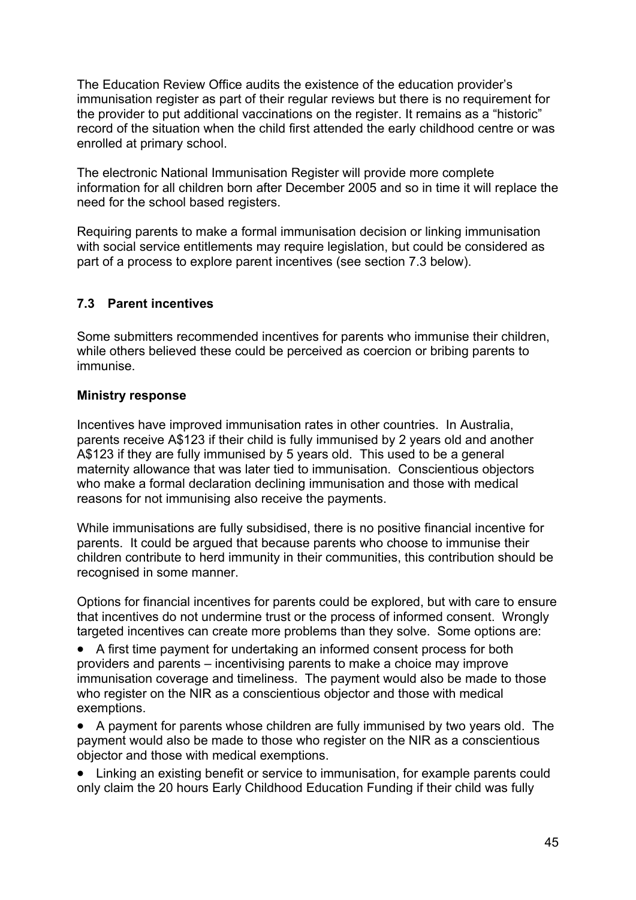The Education Review Office audits the existence of the education provider's immunisation register as part of their regular reviews but there is no requirement for the provider to put additional vaccinations on the register. It remains as a "historic" record of the situation when the child first attended the early childhood centre or was enrolled at primary school.

The electronic National Immunisation Register will provide more complete information for all children born after December 2005 and so in time it will replace the need for the school based registers.

Requiring parents to make a formal immunisation decision or linking immunisation with social service entitlements may require legislation, but could be considered as part of a process to explore parent incentives (see section 7.3 below).

### 7.3 Parent incentives

Some submitters recommended incentives for parents who immunise their children, while others believed these could be perceived as coercion or bribing parents to immunise.

**Ministry response**

Incentives have improved immunisation rates in other countries. In Australia, parents receive A$123 if their child is fully immunised by 2 years old and another A$123 if they are fully immunised by 5 years old. This used to be a general maternity allowance that was later tied to immunisation. Conscientious objectors who make a formal declaration declining immunisation and those with medical reasons for not immunising also receive the payments.

While immunisations are fully subsidised, there is no positive financial incentive for parents. It could be argued that because parents who choose to immunise their children contribute to herd immunity in their communities, this contribution should be recognised in some manner.

Options for financial incentives for parents could be explored, but with care to ensure that incentives do not undermine trust or the process of informed consent. Wrongly targeted incentives can create more problems than they solve. Some options are:

- A first time payment for undertaking an informed consent process for both providers and parents – incentivising parents to make a choice may improve immunisation coverage and timeliness. The payment would also be made to those who register on the NIR as a conscientious objector and those with medical exemptions.
- A payment for parents whose children are fully immunised by two years old. The payment would also be made to those who register on the NIR as a conscientious objector and those with medical exemptions.
- Linking an existing benefit or service to immunisation, for example parents could only claim the 20 hours Early Childhood Education Funding if their child was fully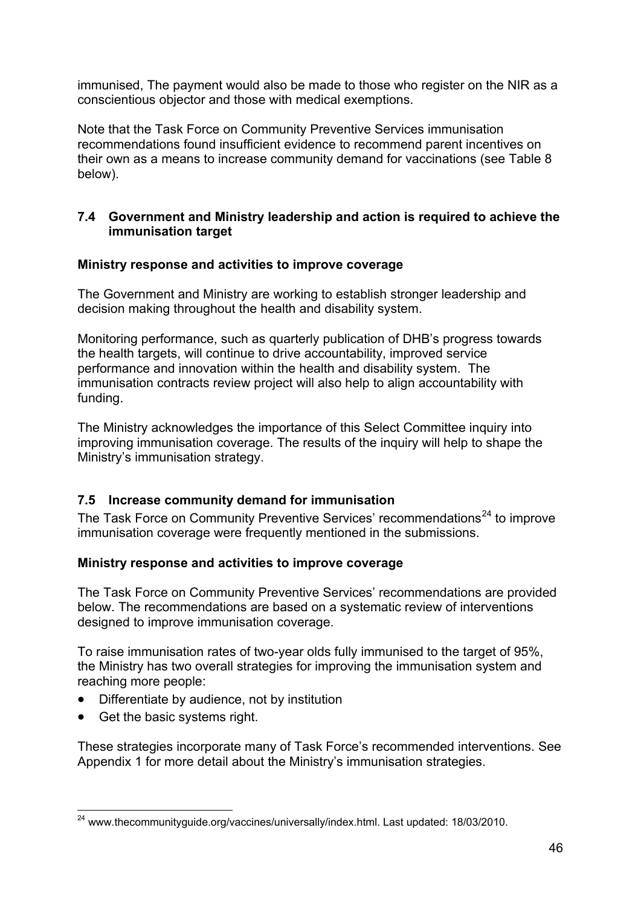immunised, The payment would also be made to those who register on the NIR as a conscientious objector and those with medical exemptions.

Note that the Task Force on Community Preventive Services immunisation recommendations found insufficient evidence to recommend parent incentives on their own as a means to increase community demand for vaccinations (see Table 8 below).

### 7.4 Government and Ministry leadership and action is required to achieve the immunisation target

**Ministry response and activities to improve coverage**

The Government and Ministry are working to establish stronger leadership and decision making throughout the health and disability system.

Monitoring performance, such as quarterly publication of DHB's progress towards the health targets, will continue to drive accountability, improved service performance and innovation within the health and disability system. The immunisation contracts review project will also help to align accountability with funding.

The Ministry acknowledges the importance of this Select Committee inquiry into improving immunisation coverage. The results of the inquiry will help to shape the Ministry's immunisation strategy.

### 7.5 Increase community demand for immunisation

The Task Force on Community Preventive Services' recommendations[24] to improve immunisation coverage were frequently mentioned in the submissions.

**Ministry response and activities to improve coverage**

The Task Force on Community Preventive Services' recommendations are provided below. The recommendations are based on a systematic review of interventions designed to improve immunisation coverage.

To raise immunisation rates of two-year olds fully immunised to the target of 95%, the Ministry has two overall strategies for improving the immunisation system and reaching more people:

- Differentiate by audience, not by institution
- Get the basic systems right.

These strategies incorporate many of Task Force's recommended interventions. See Appendix 1 for more detail about the Ministry's immunisation strategies.

[24] www.thecommunityguide.org/vaccines/universally/index.html. Last updated: 18/03/2010.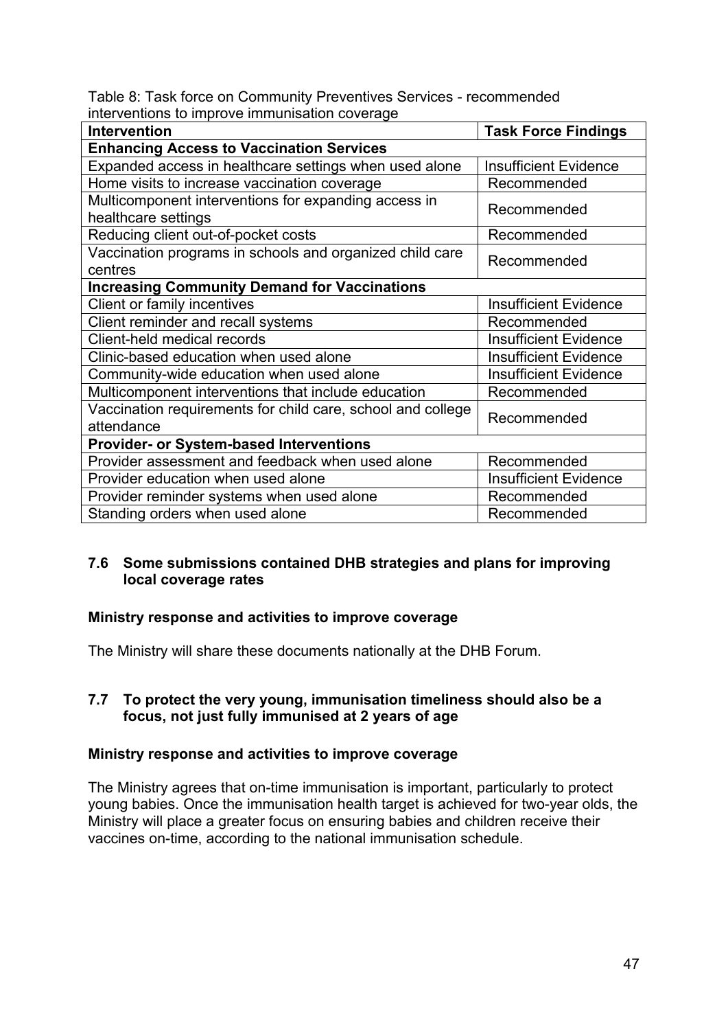Table 8: Task force on Community Preventives Services - recommended interventions to improve immunisation coverage

| Intervention | Task Force Findings |
|---|---|
| **Enhancing Access to Vaccination Services** | |
| Expanded access in healthcare settings when used alone | Insufficient Evidence |
| Home visits to increase vaccination coverage | Recommended |
| Multicomponent interventions for expanding access in healthcare settings | Recommended |
| Reducing client out-of-pocket costs | Recommended |
| Vaccination programs in schools and organized child care centres | Recommended |
| **Increasing Community Demand for Vaccinations** | |
| Client or family incentives | Insufficient Evidence |
| Client reminder and recall systems | Recommended |
| Client-held medical records | Insufficient Evidence |
| Clinic-based education when used alone | Insufficient Evidence |
| Community-wide education when used alone | Insufficient Evidence |
| Multicomponent interventions that include education | Recommended |
| Vaccination requirements for child care, school and college attendance | Recommended |
| **Provider- or System-based Interventions** | |
| Provider assessment and feedback when used alone | Recommended |
| Provider education when used alone | Insufficient Evidence |
| Provider reminder systems when used alone | Recommended |
| Standing orders when used alone | Recommended |

### 7.6 Some submissions contained DHB strategies and plans for improving local coverage rates

**Ministry response and activities to improve coverage**

The Ministry will share these documents nationally at the DHB Forum.

### 7.7 To protect the very young, immunisation timeliness should also be a focus, not just fully immunised at 2 years of age

**Ministry response and activities to improve coverage**

The Ministry agrees that on-time immunisation is important, particularly to protect young babies. Once the immunisation health target is achieved for two-year olds, the Ministry will place a greater focus on ensuring babies and children receive their vaccines on-time, according to the national immunisation schedule.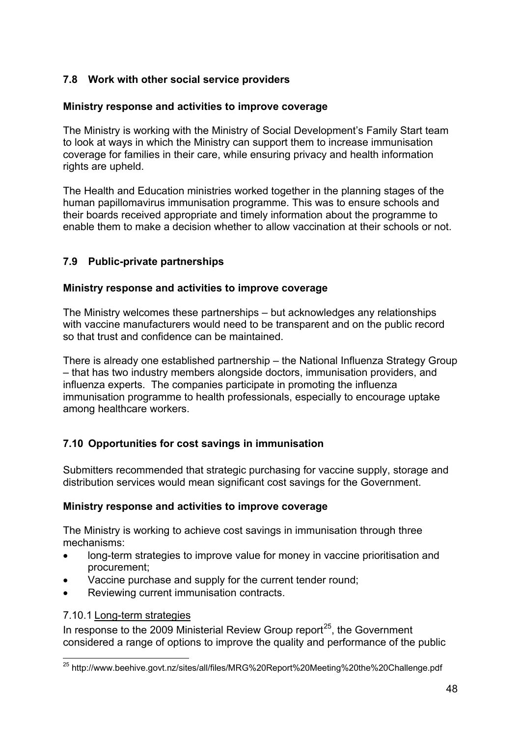## 7.8 Work with other social service providers

### Ministry response and activities to improve coverage

The Ministry is working with the Ministry of Social Development's Family Start team to look at ways in which the Ministry can support them to increase immunisation coverage for families in their care, while ensuring privacy and health information rights are upheld.

The Health and Education ministries worked together in the planning stages of the human papillomavirus immunisation programme. This was to ensure schools and their boards received appropriate and timely information about the programme to enable them to make a decision whether to allow vaccination at their schools or not.

## 7.9 Public-private partnerships

### Ministry response and activities to improve coverage

The Ministry welcomes these partnerships – but acknowledges any relationships with vaccine manufacturers would need to be transparent and on the public record so that trust and confidence can be maintained.

There is already one established partnership – the National Influenza Strategy Group – that has two industry members alongside doctors, immunisation providers, and influenza experts. The companies participate in promoting the influenza immunisation programme to health professionals, especially to encourage uptake among healthcare workers.

## 7.10 Opportunities for cost savings in immunisation

Submitters recommended that strategic purchasing for vaccine supply, storage and distribution services would mean significant cost savings for the Government.

### Ministry response and activities to improve coverage

The Ministry is working to achieve cost savings in immunisation through three mechanisms:

- long-term strategies to improve value for money in vaccine prioritisation and procurement;
- Vaccine purchase and supply for the current tender round;
- Reviewing current immunisation contracts.

7.10.1 Long-term strategies

In response to the 2009 Ministerial Review Group report[25], the Government considered a range of options to improve the quality and performance of the public

[25] http://www.beehive.govt.nz/sites/all/files/MRG%20Report%20Meeting%20the%20Challenge.pdf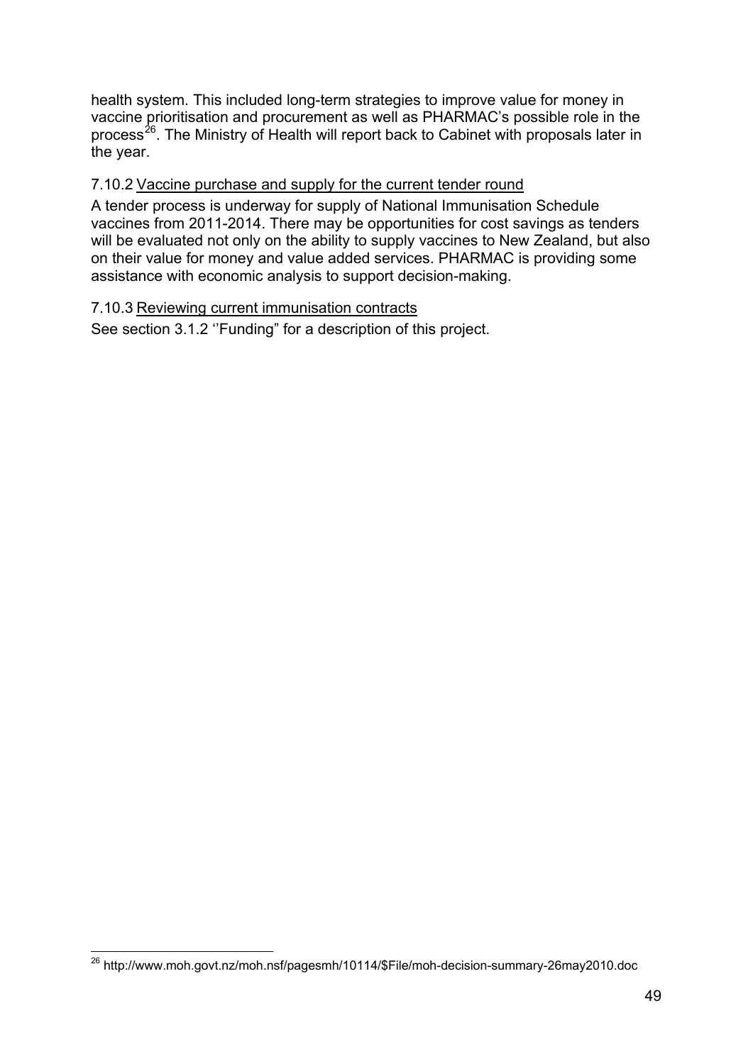health system. This included long-term strategies to improve value for money in vaccine prioritisation and procurement as well as PHARMAC's possible role in the process[26]. The Ministry of Health will report back to Cabinet with proposals later in the year.

#### 7.10.2 Vaccine purchase and supply for the current tender round

A tender process is underway for supply of National Immunisation Schedule vaccines from 2011-2014. There may be opportunities for cost savings as tenders will be evaluated not only on the ability to supply vaccines to New Zealand, but also on their value for money and value added services. PHARMAC is providing some assistance with economic analysis to support decision-making.

#### 7.10.3 Reviewing current immunisation contracts

See section 3.1.2 ''Funding" for a description of this project.

---

[26] http://www.moh.govt.nz/moh.nsf/pagesmh/10114/$File/moh-decision-summary-26may2010.doc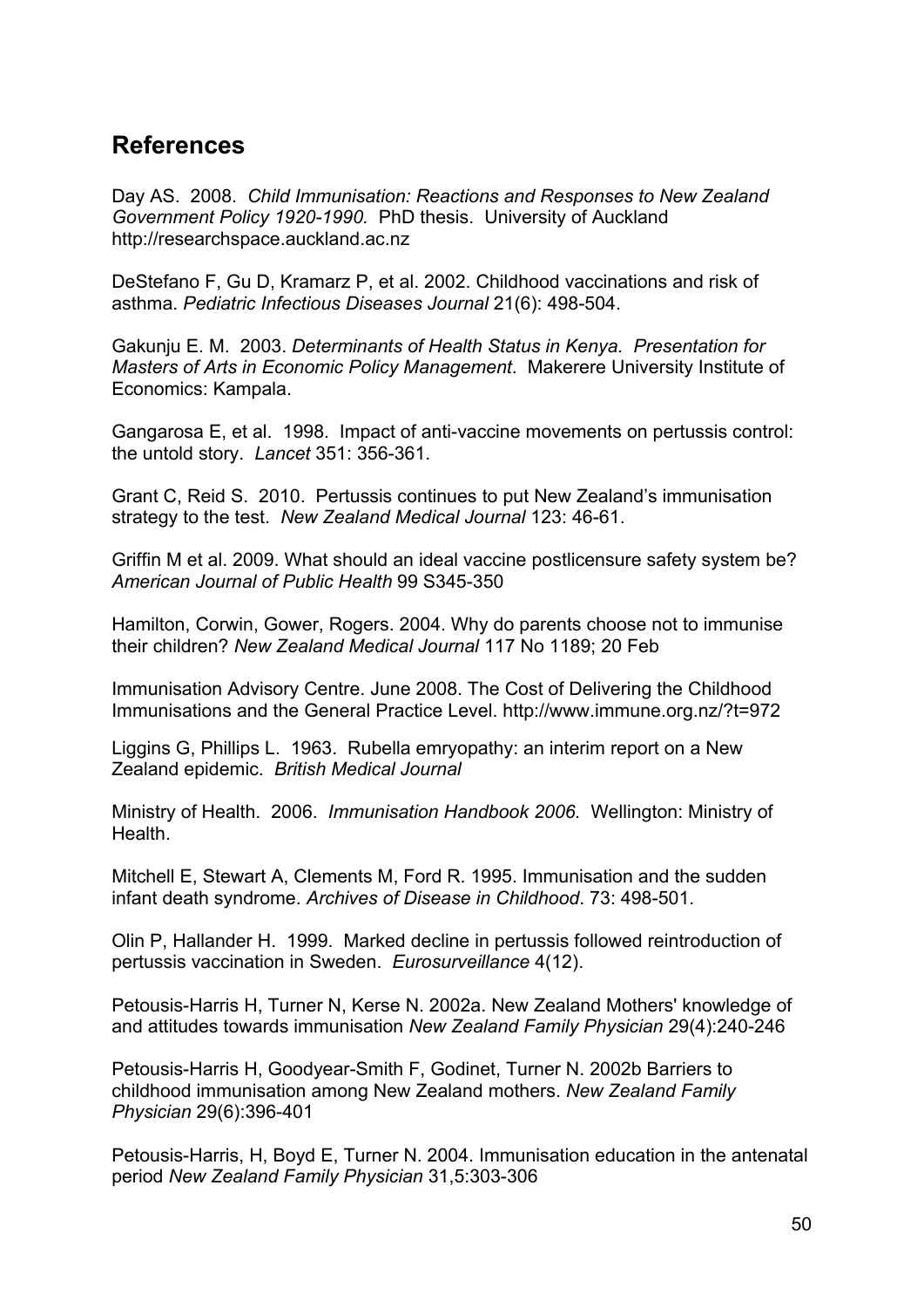## References

Day AS. 2008. *Child Immunisation: Reactions and Responses to New Zealand Government Policy 1920-1990.* PhD thesis. University of Auckland http://researchspace.auckland.ac.nz

DeStefano F, Gu D, Kramarz P, et al. 2002. Childhood vaccinations and risk of asthma. *Pediatric Infectious Diseases Journal* 21(6): 498-504.

Gakunju E. M. 2003. *Determinants of Health Status in Kenya. Presentation for Masters of Arts in Economic Policy Management*. Makerere University Institute of Economics: Kampala.

Gangarosa E, et al. 1998. Impact of anti-vaccine movements on pertussis control: the untold story. *Lancet* 351: 356-361.

Grant C, Reid S. 2010. Pertussis continues to put New Zealand's immunisation strategy to the test. *New Zealand Medical Journal* 123: 46-61.

Griffin M et al. 2009. What should an ideal vaccine postlicensure safety system be? *American Journal of Public Health* 99 S345-350

Hamilton, Corwin, Gower, Rogers. 2004. Why do parents choose not to immunise their children? *New Zealand Medical Journal* 117 No 1189; 20 Feb

Immunisation Advisory Centre. June 2008. The Cost of Delivering the Childhood Immunisations and the General Practice Level. http://www.immune.org.nz/?t=972

Liggins G, Phillips L. 1963. Rubella emryopathy: an interim report on a New Zealand epidemic. *British Medical Journal*

Ministry of Health. 2006. *Immunisation Handbook 2006.* Wellington: Ministry of Health.

Mitchell E, Stewart A, Clements M, Ford R. 1995. Immunisation and the sudden infant death syndrome. *Archives of Disease in Childhood*. 73: 498-501.

Olin P, Hallander H. 1999. Marked decline in pertussis followed reintroduction of pertussis vaccination in Sweden. *Eurosurveillance* 4(12).

Petousis-Harris H, Turner N, Kerse N. 2002a. New Zealand Mothers' knowledge of and attitudes towards immunisation *New Zealand Family Physician* 29(4):240-246

Petousis-Harris H, Goodyear-Smith F, Godinet, Turner N. 2002b Barriers to childhood immunisation among New Zealand mothers. *New Zealand Family Physician* 29(6):396-401

Petousis-Harris, H, Boyd E, Turner N. 2004. Immunisation education in the antenatal period *New Zealand Family Physician* 31,5:303-306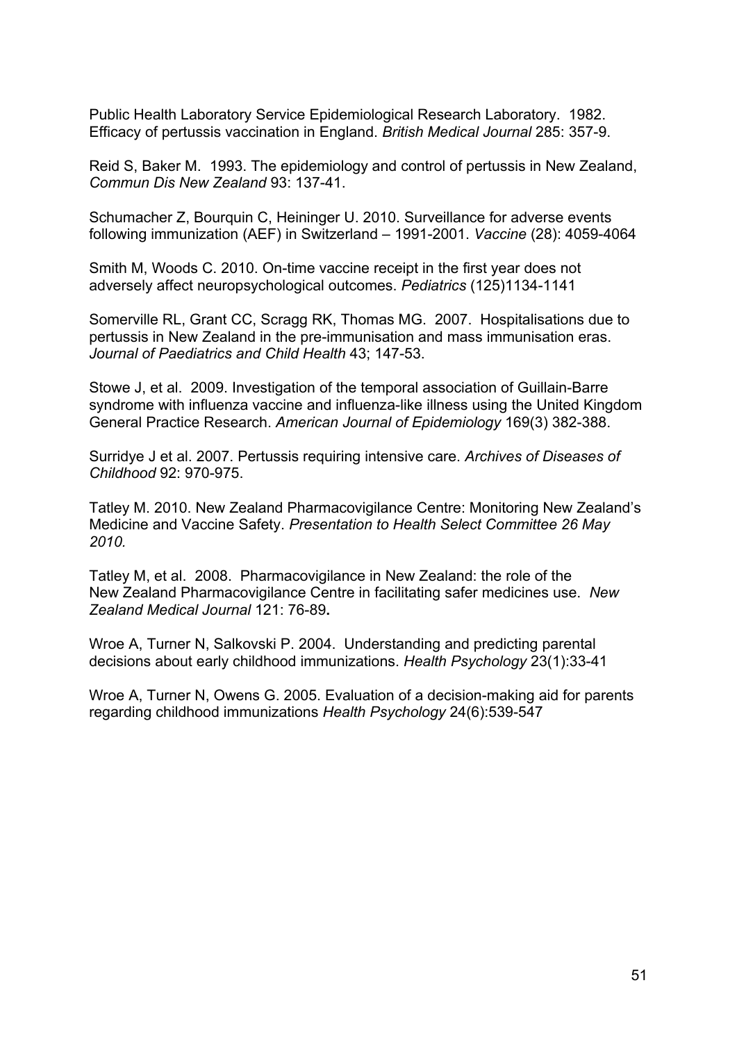Public Health Laboratory Service Epidemiological Research Laboratory. 1982. Efficacy of pertussis vaccination in England. *British Medical Journal* 285: 357-9.

Reid S, Baker M. 1993. The epidemiology and control of pertussis in New Zealand, *Commun Dis New Zealand* 93: 137-41.

Schumacher Z, Bourquin C, Heininger U. 2010. Surveillance for adverse events following immunization (AEF) in Switzerland – 1991-2001. *Vaccine* (28): 4059-4064

Smith M, Woods C. 2010. On-time vaccine receipt in the first year does not adversely affect neuropsychological outcomes. *Pediatrics* (125)1134-1141

Somerville RL, Grant CC, Scragg RK, Thomas MG. 2007. Hospitalisations due to pertussis in New Zealand in the pre-immunisation and mass immunisation eras. *Journal of Paediatrics and Child Health* 43; 147-53.

Stowe J, et al. 2009. Investigation of the temporal association of Guillain-Barre syndrome with influenza vaccine and influenza-like illness using the United Kingdom General Practice Research. *American Journal of Epidemiology* 169(3) 382-388.

Surridye J et al. 2007. Pertussis requiring intensive care. *Archives of Diseases of Childhood* 92: 970-975.

Tatley M. 2010. New Zealand Pharmacovigilance Centre: Monitoring New Zealand's Medicine and Vaccine Safety. *Presentation to Health Select Committee 26 May 2010.*

Tatley M, et al. 2008. Pharmacovigilance in New Zealand: the role of the New Zealand Pharmacovigilance Centre in facilitating safer medicines use. *New Zealand Medical Journal* 121: 76-89**.**

Wroe A, Turner N, Salkovski P. 2004. Understanding and predicting parental decisions about early childhood immunizations. *Health Psychology* 23(1):33-41

Wroe A, Turner N, Owens G. 2005. Evaluation of a decision-making aid for parents regarding childhood immunizations *Health Psychology* 24(6):539-547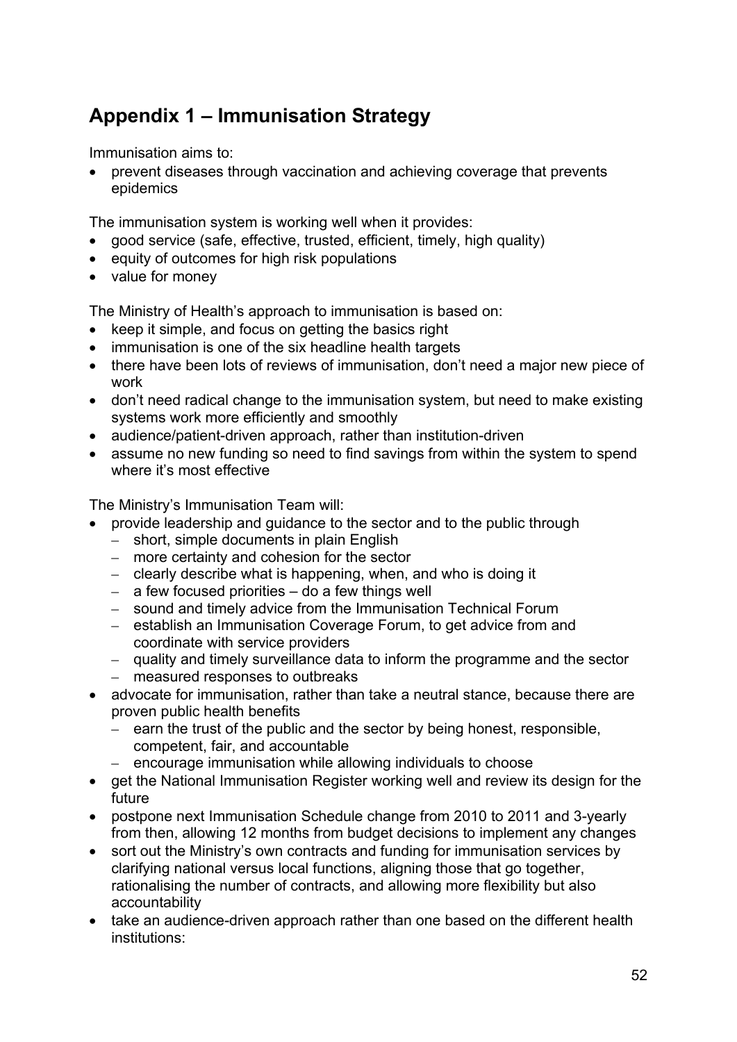## Appendix 1 – Immunisation Strategy

Immunisation aims to:

- prevent diseases through vaccination and achieving coverage that prevents epidemics

The immunisation system is working well when it provides:

- good service (safe, effective, trusted, efficient, timely, high quality)
- equity of outcomes for high risk populations
- value for money

The Ministry of Health's approach to immunisation is based on:

- keep it simple, and focus on getting the basics right
- immunisation is one of the six headline health targets
- there have been lots of reviews of immunisation, don't need a major new piece of work
- don't need radical change to the immunisation system, but need to make existing systems work more efficiently and smoothly
- audience/patient-driven approach, rather than institution-driven
- assume no new funding so need to find savings from within the system to spend where it's most effective

The Ministry's Immunisation Team will:

- provide leadership and guidance to the sector and to the public through
  - short, simple documents in plain English
  - more certainty and cohesion for the sector
  - clearly describe what is happening, when, and who is doing it
  - a few focused priorities – do a few things well
  - sound and timely advice from the Immunisation Technical Forum
  - establish an Immunisation Coverage Forum, to get advice from and coordinate with service providers
  - quality and timely surveillance data to inform the programme and the sector
  - measured responses to outbreaks
- advocate for immunisation, rather than take a neutral stance, because there are proven public health benefits
  - earn the trust of the public and the sector by being honest, responsible, competent, fair, and accountable
  - encourage immunisation while allowing individuals to choose
- get the National Immunisation Register working well and review its design for the future
- postpone next Immunisation Schedule change from 2010 to 2011 and 3-yearly from then, allowing 12 months from budget decisions to implement any changes
- sort out the Ministry's own contracts and funding for immunisation services by clarifying national versus local functions, aligning those that go together, rationalising the number of contracts, and allowing more flexibility but also accountability
- take an audience-driven approach rather than one based on the different health institutions: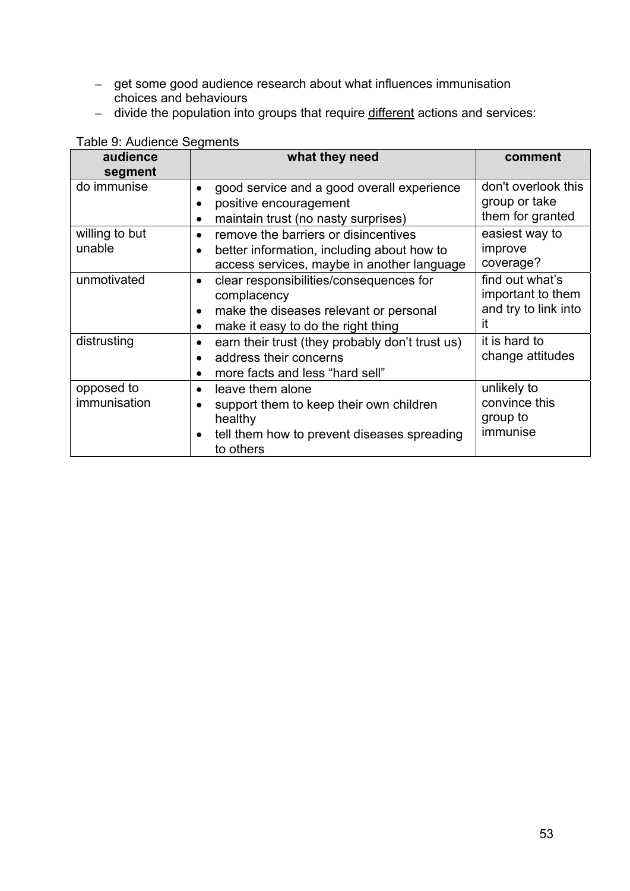- get some good audience research about what influences immunisation choices and behaviours
- divide the population into groups that require <u>different</u> actions and services:

Table 9: Audience Segments

| audience segment | what they need | comment |
|---|---|---|
| do immunise | • good service and a good overall experience<br>• positive encouragement<br>• maintain trust (no nasty surprises) | don't overlook this group or take them for granted |
| willing to but unable | • remove the barriers or disincentives<br>• better information, including about how to access services, maybe in another language | easiest way to improve coverage? |
| unmotivated | • clear responsibilities/consequences for complacency<br>• make the diseases relevant or personal<br>• make it easy to do the right thing | find out what's important to them and try to link into it |
| distrusting | • earn their trust (they probably don't trust us)<br>• address their concerns<br>• more facts and less "hard sell" | it is hard to change attitudes |
| opposed to immunisation | • leave them alone<br>• support them to keep their own children healthy<br>• tell them how to prevent diseases spreading to others | unlikely to convince this group to immunise |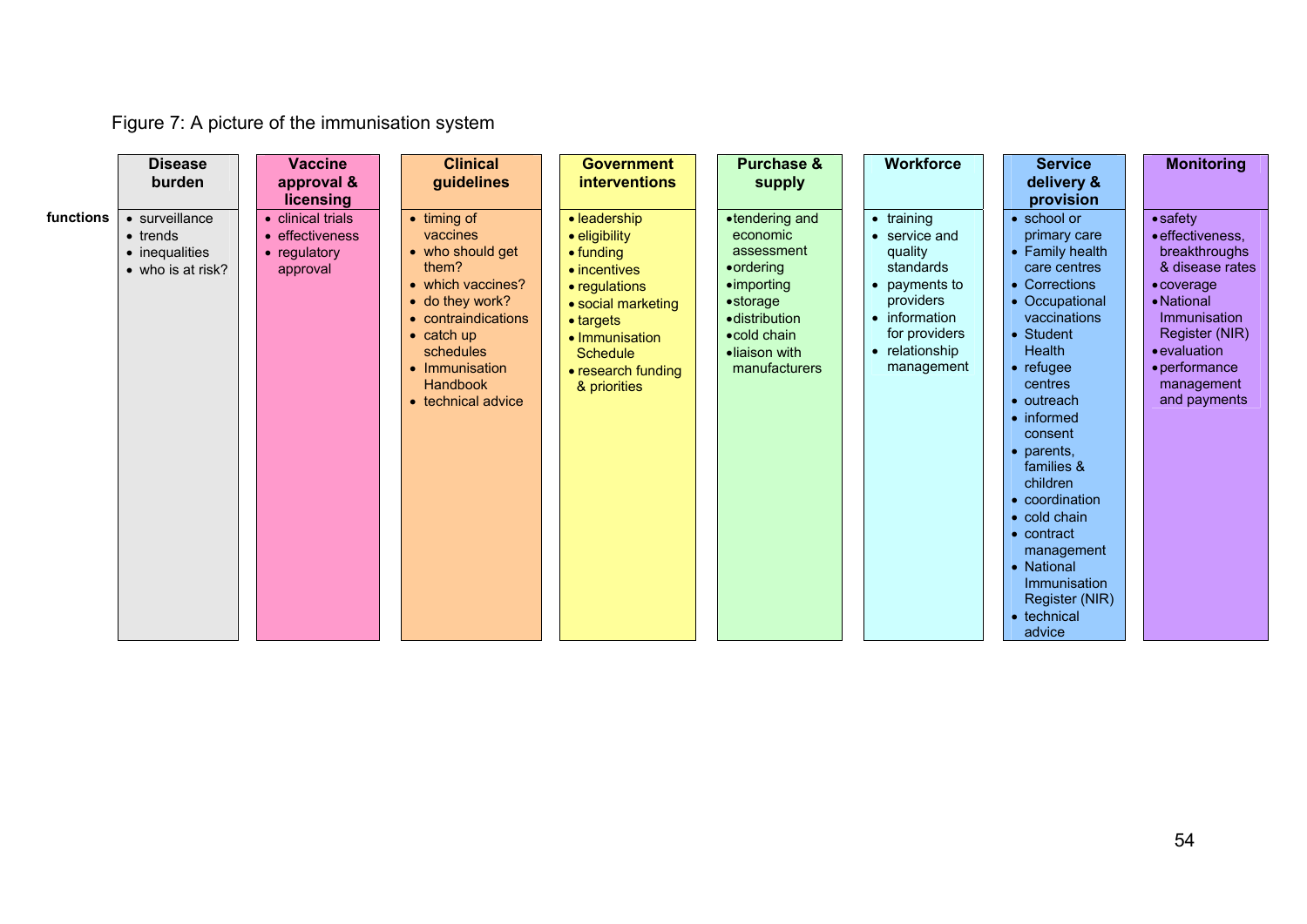Figure 7: A picture of the immunisation system

| | Disease burden | Vaccine approval & licensing | Clinical guidelines | Government interventions | Purchase & supply | Workforce | Service delivery & provision | Monitoring |
|---|---|---|---|---|---|---|---|---|
| **functions** | • surveillance<br>• trends<br>• inequalities<br>• who is at risk? | • clinical trials<br>• effectiveness<br>• regulatory approval | • timing of vaccines<br>• who should get them?<br>• which vaccines?<br>• do they work?<br>• contraindications<br>• catch up schedules<br>• Immunisation Handbook<br>• technical advice | • leadership<br>• eligibility<br>• funding<br>• incentives<br>• regulations<br>• social marketing<br>• targets<br>• Immunisation Schedule<br>• research funding & priorities | • tendering and economic assessment<br>• ordering<br>• importing<br>• storage<br>• distribution<br>• cold chain<br>• liaison with manufacturers | • training<br>• service and quality standards<br>• payments to providers<br>• information for providers<br>• relationship management | • school or primary care<br>• Family health care centres<br>• Corrections<br>• Occupational vaccinations<br>• Student Health<br>• refugee centres<br>• outreach<br>• informed consent<br>• parents, families & children<br>• coordination<br>• cold chain<br>• contract management<br>• National Immunisation Register (NIR)<br>• technical advice | • safety<br>• effectiveness, breakthroughs & disease rates<br>• coverage<br>• National Immunisation Register (NIR)<br>• evaluation<br>• performance management and payments |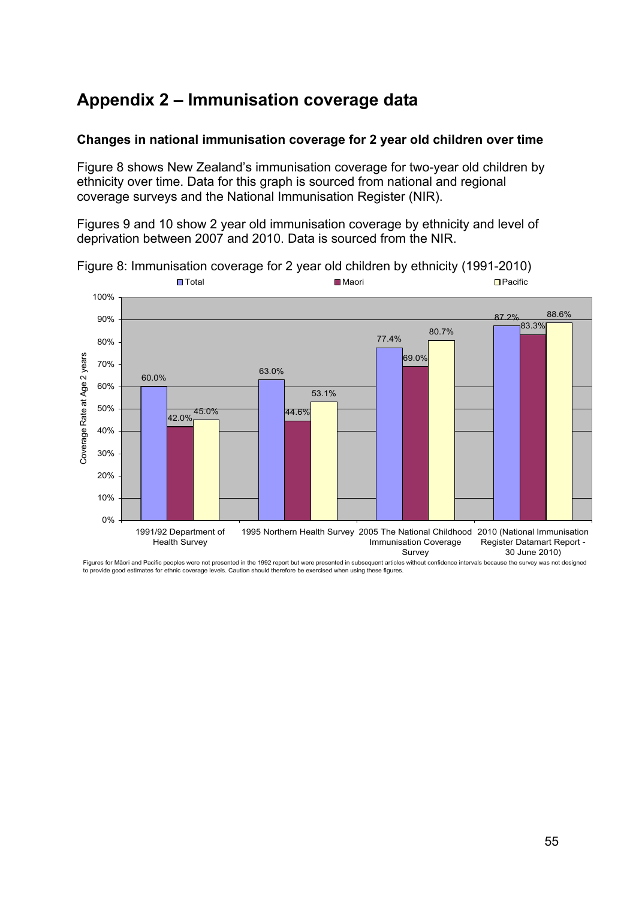# Appendix 2 – Immunisation coverage data

### Changes in national immunisation coverage for 2 year old children over time

Figure 8 shows New Zealand's immunisation coverage for two-year old children by ethnicity over time. Data for this graph is sourced from national and regional coverage surveys and the National Immunisation Register (NIR).

Figures 9 and 10 show 2 year old immunisation coverage by ethnicity and level of deprivation between 2007 and 2010. Data is sourced from the NIR.

Figure 8: Immunisation coverage for 2 year old children by ethnicity (1991-2010)

| Coverage Rate at Age 2 years | Total | Maori | Pacific |
|---|---|---|---|
| 1991/92 Department of Health Survey | 60.0% | 42.0% | 45.0% |
| 1995 Northern Health Survey | 63.0% | 44.6% | 53.1% |
| 2005 The National Childhood Immunisation Coverage Survey | 77.4% | 69.0% | 80.7% |
| 2010 (National Immunisation Register Datamart Report - 30 June 2010) | 87.2% | 83.3% | 88.6% |

Figures for Māori and Pacific peoples were not presented in the 1992 report but were presented in subsequent articles without confidence intervals because the survey was not designed to provide good estimates for ethnic coverage levels. Caution should therefore be exercised when using these figures.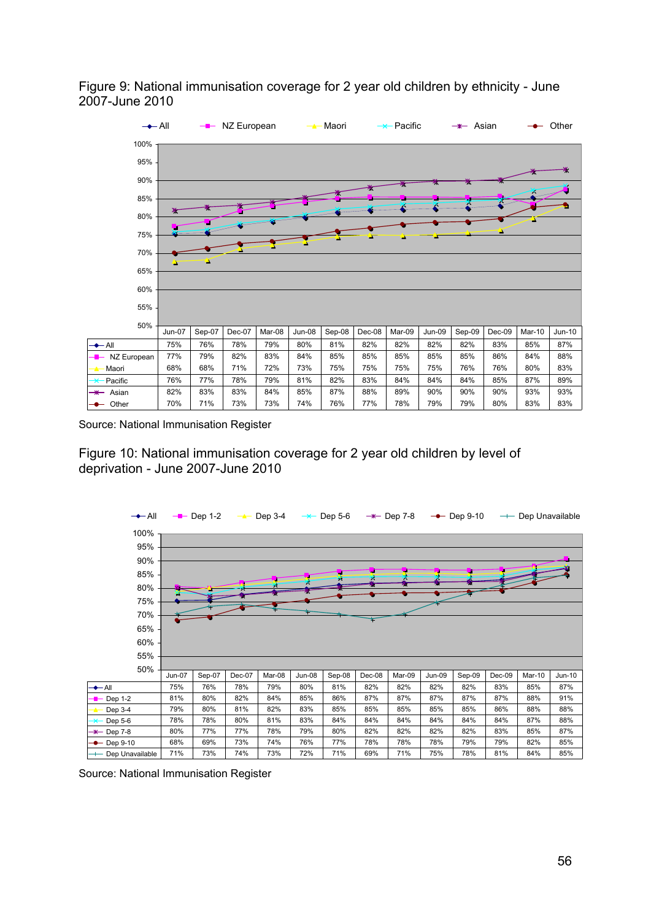Figure 9: National immunisation coverage for 2 year old children by ethnicity - June 2007-June 2010

| | Jun-07 | Sep-07 | Dec-07 | Mar-08 | Jun-08 | Sep-08 | Dec-08 | Mar-09 | Jun-09 | Sep-09 | Dec-09 | Mar-10 | Jun-10 |
|---|---|---|---|---|---|---|---|---|---|---|---|---|---|
| All | 75% | 76% | 78% | 79% | 80% | 81% | 82% | 82% | 82% | 82% | 83% | 85% | 87% |
| NZ European | 77% | 79% | 82% | 83% | 84% | 85% | 85% | 85% | 85% | 85% | 86% | 84% | 88% |
| Maori | 68% | 68% | 71% | 72% | 73% | 75% | 75% | 75% | 75% | 76% | 76% | 80% | 83% |
| Pacific | 76% | 77% | 78% | 79% | 81% | 82% | 83% | 84% | 84% | 84% | 85% | 87% | 89% |
| Asian | 82% | 83% | 83% | 84% | 85% | 87% | 88% | 89% | 90% | 90% | 90% | 93% | 93% |
| Other | 70% | 71% | 73% | 73% | 74% | 76% | 77% | 78% | 79% | 79% | 80% | 83% | 83% |

Source: National Immunisation Register

Figure 10: National immunisation coverage for 2 year old children by level of deprivation - June 2007-June 2010

| | Jun-07 | Sep-07 | Dec-07 | Mar-08 | Jun-08 | Sep-08 | Dec-08 | Mar-09 | Jun-09 | Sep-09 | Dec-09 | Mar-10 | Jun-10 |
|---|---|---|---|---|---|---|---|---|---|---|---|---|---|
| All | 75% | 76% | 78% | 79% | 80% | 81% | 82% | 82% | 82% | 82% | 83% | 85% | 87% |
| Dep 1-2 | 81% | 80% | 82% | 84% | 85% | 86% | 87% | 87% | 87% | 87% | 87% | 88% | 91% |
| Dep 3-4 | 79% | 80% | 81% | 82% | 83% | 85% | 85% | 85% | 85% | 85% | 86% | 88% | 88% |
| Dep 5-6 | 78% | 78% | 80% | 81% | 83% | 84% | 84% | 84% | 84% | 84% | 84% | 87% | 88% |
| Dep 7-8 | 80% | 77% | 77% | 78% | 79% | 80% | 82% | 82% | 82% | 82% | 83% | 85% | 87% |
| Dep 9-10 | 68% | 69% | 73% | 74% | 76% | 77% | 78% | 78% | 78% | 79% | 79% | 82% | 85% |
| Dep Unavailable | 71% | 73% | 74% | 73% | 72% | 71% | 69% | 71% | 75% | 78% | 81% | 84% | 85% |

Source: National Immunisation Register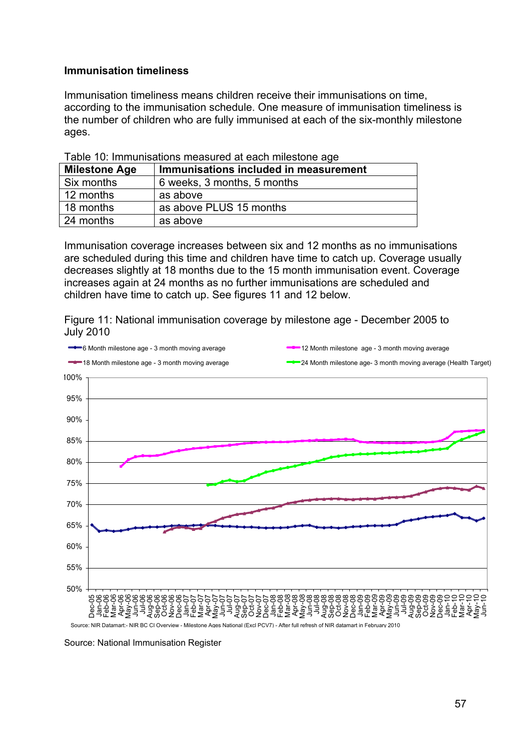**Immunisation timeliness**

Immunisation timeliness means children receive their immunisations on time, according to the immunisation schedule. One measure of immunisation timeliness is the number of children who are fully immunised at each of the six-monthly milestone ages.

Table 10: Immunisations measured at each milestone age

| Milestone Age | Immunisations included in measurement |
|---|---|
| Six months | 6 weeks, 3 months, 5 months |
| 12 months | as above |
| 18 months | as above PLUS 15 months |
| 24 months | as above |

Immunisation coverage increases between six and 12 months as no immunisations are scheduled during this time and children have time to catch up. Coverage usually decreases slightly at 18 months due to the 15 month immunisation event. Coverage increases again at 24 months as no further immunisations are scheduled and children have time to catch up. See figures 11 and 12 below.

Figure 11: National immunisation coverage by milestone age - December 2005 to July 2010

Source: NIR Datamart:- NIR BC CI Overview - Milestone Ages National (Excl PCV7) - After full refresh of NIR datamart in February 2010

Source: National Immunisation Register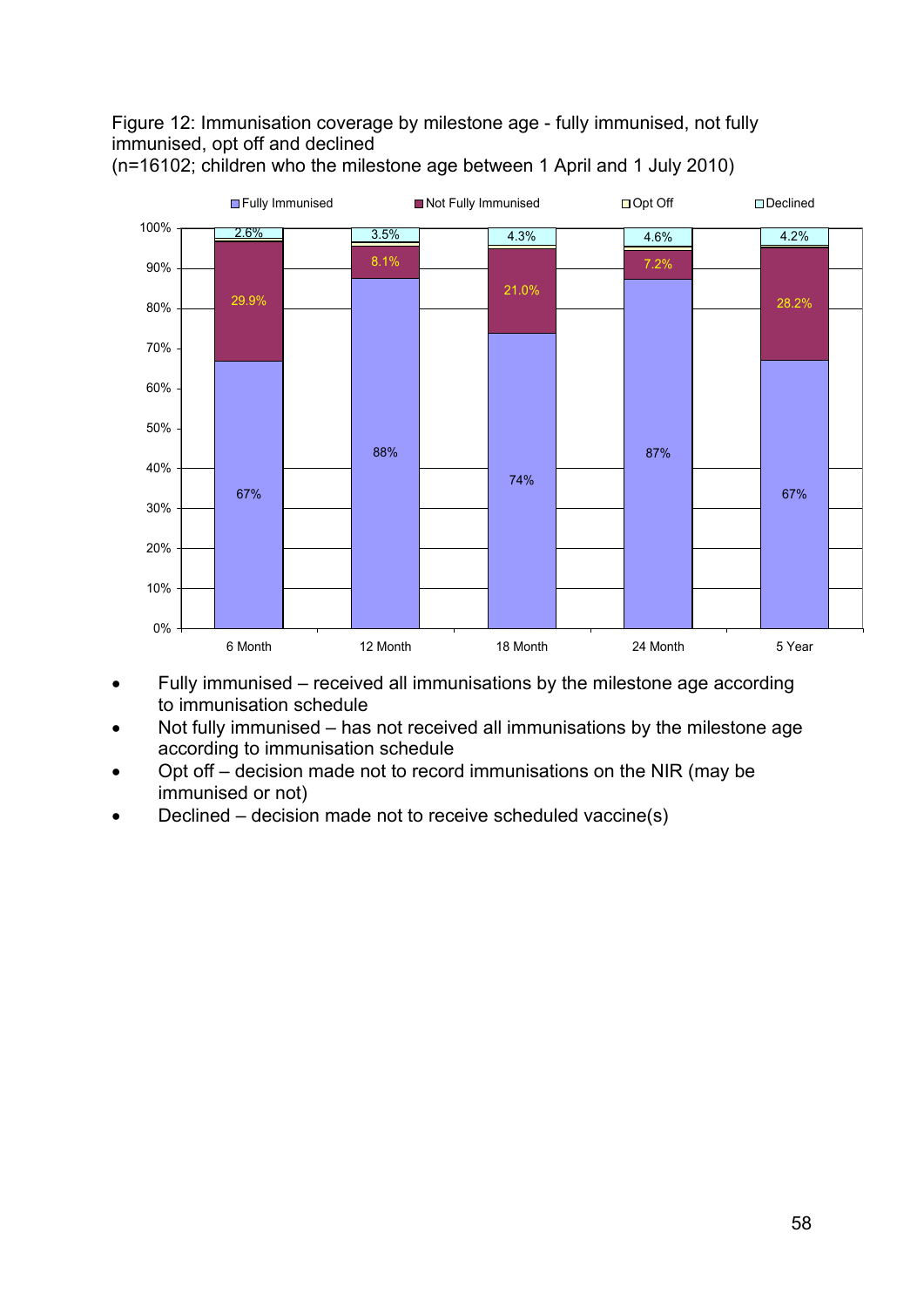Figure 12: Immunisation coverage by milestone age - fully immunised, not fully immunised, opt off and declined
(n=16102; children who the milestone age between 1 April and 1 July 2010)

| Milestone age | Fully Immunised | Not Fully Immunised | Opt Off | Declined |
|---|---|---|---|---|
| 6 Month | 67% | 29.9% | | 2.6% |
| 12 Month | 88% | 8.1% | | 3.5% |
| 18 Month | 74% | 21.0% | | 4.3% |
| 24 Month | 87% | 7.2% | | 4.6% |
| 5 Year | 67% | 28.2% | | 4.2% |

- Fully immunised – received all immunisations by the milestone age according to immunisation schedule
- Not fully immunised – has not received all immunisations by the milestone age according to immunisation schedule
- Opt off – decision made not to record immunisations on the NIR (may be immunised or not)
- Declined – decision made not to receive scheduled vaccine(s)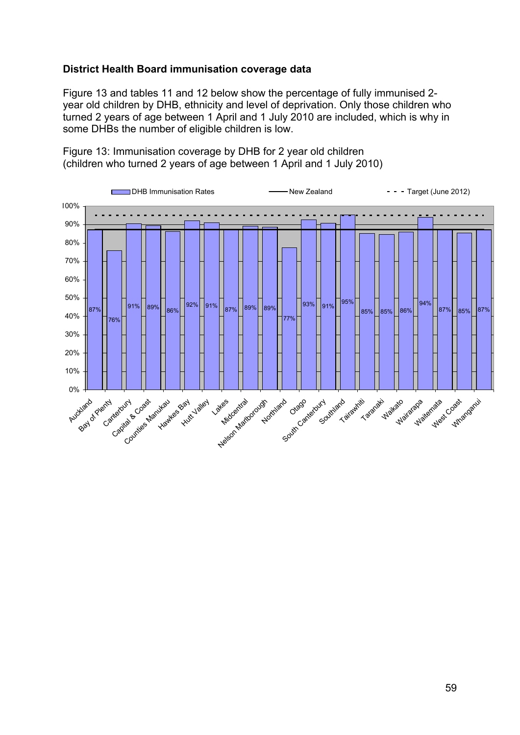**District Health Board immunisation coverage data**

Figure 13 and tables 11 and 12 below show the percentage of fully immunised 2-year old children by DHB, ethnicity and level of deprivation. Only those children who turned 2 years of age between 1 April and 1 July 2010 are included, which is why in some DHBs the number of eligible children is low.

Figure 13: Immunisation coverage by DHB for 2 year old children (children who turned 2 years of age between 1 April and 1 July 2010)

| DHB | DHB Immunisation Rates |
|---|---|
| Auckland | 87% |
| Bay of Plenty | 76% |
| Canterbury | 91% |
| Capital & Coast | 89% |
| Counties Manukau | 86% |
| Hawkes Bay | 92% |
| Hutt Valley | 91% |
| Lakes | 87% |
| Midcentral | 89% |
| Nelson Marlborough | 89% |
| Northland | 77% |
| Otago | 93% |
| South Canterbury | 91% |
| Southland | 95% |
| Tairawhiti | 85% |
| Taranaki | 85% |
| Waikato | 86% |
| Wairarapa | 94% |
| Waitemata | 87% |
| West Coast | 85% |
| Whanganui | 87% |

Legend: DHB Immunisation Rates; New Zealand; Target (June 2012)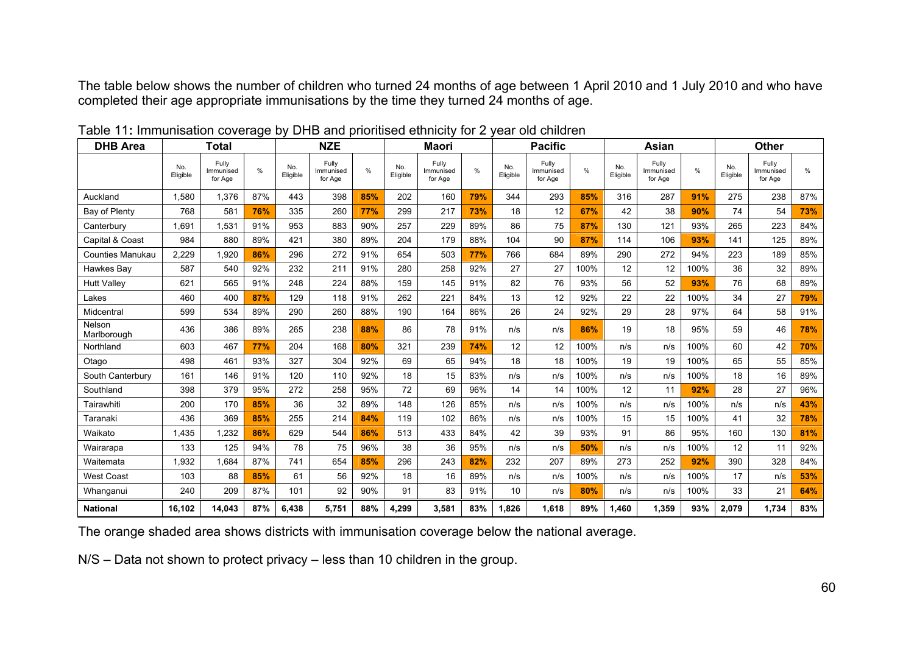The table below shows the number of children who turned 24 months of age between 1 April 2010 and 1 July 2010 and who have completed their age appropriate immunisations by the time they turned 24 months of age.

Table 11**:** Immunisation coverage by DHB and prioritised ethnicity for 2 year old children

| DHB Area | Total | | | NZE | | | Maori | | | Pacific | | | Asian | | | Other | | |
|---|---|---|---|---|---|---|---|---|---|---|---|---|---|---|---|---|---|---|
| | No. Eligible | Fully Immunised for Age | % | No. Eligible | Fully Immunised for Age | % | No. Eligible | Fully Immunised for Age | % | No. Eligible | Fully Immunised for Age | % | No. Eligible | Fully Immunised for Age | % | No. Eligible | Fully Immunised for Age | % |
| Auckland | 1,580 | 1,376 | 87% | 443 | 398 | **85%** | 202 | 160 | **79%** | 344 | 293 | **85%** | 316 | 287 | **91%** | 275 | 238 | 87% |
| Bay of Plenty | 768 | 581 | **76%** | 335 | 260 | **77%** | 299 | 217 | **73%** | 18 | 12 | **67%** | 42 | 38 | **90%** | 74 | 54 | **73%** |
| Canterbury | 1,691 | 1,531 | 91% | 953 | 883 | 90% | 257 | 229 | 89% | 86 | 75 | **87%** | 130 | 121 | 93% | 265 | 223 | 84% |
| Capital & Coast | 984 | 880 | 89% | 421 | 380 | 89% | 204 | 179 | 88% | 104 | 90 | **87%** | 114 | 106 | **93%** | 141 | 125 | 89% |
| Counties Manukau | 2,229 | 1,920 | **86%** | 296 | 272 | 91% | 654 | 503 | **77%** | 766 | 684 | 89% | 290 | 272 | 94% | 223 | 189 | 85% |
| Hawkes Bay | 587 | 540 | 92% | 232 | 211 | 91% | 280 | 258 | 92% | 27 | 27 | 100% | 12 | 12 | 100% | 36 | 32 | 89% |
| Hutt Valley | 621 | 565 | 91% | 248 | 224 | 88% | 159 | 145 | 91% | 82 | 76 | 93% | 56 | 52 | **93%** | 76 | 68 | 89% |
| Lakes | 460 | 400 | **87%** | 129 | 118 | 91% | 262 | 221 | 84% | 13 | 12 | 92% | 22 | 22 | 100% | 34 | 27 | **79%** |
| Midcentral | 599 | 534 | 89% | 290 | 260 | 88% | 190 | 164 | 86% | 26 | 24 | 92% | 29 | 28 | 97% | 64 | 58 | 91% |
| Nelson Marlborough | 436 | 386 | 89% | 265 | 238 | **88%** | 86 | 78 | 91% | n/s | n/s | **86%** | 19 | 18 | 95% | 59 | 46 | **78%** |
| Northland | 603 | 467 | **77%** | 204 | 168 | **80%** | 321 | 239 | **74%** | 12 | 12 | 100% | n/s | n/s | 100% | 60 | 42 | **70%** |
| Otago | 498 | 461 | 93% | 327 | 304 | 92% | 69 | 65 | 94% | 18 | 18 | 100% | 19 | 19 | 100% | 65 | 55 | 85% |
| South Canterbury | 161 | 146 | 91% | 120 | 110 | 92% | 18 | 15 | 83% | n/s | n/s | 100% | n/s | n/s | 100% | 18 | 16 | 89% |
| Southland | 398 | 379 | 95% | 272 | 258 | 95% | 72 | 69 | 96% | 14 | 14 | 100% | 12 | 11 | **92%** | 28 | 27 | 96% |
| Tairawhiti | 200 | 170 | **85%** | 36 | 32 | 89% | 148 | 126 | 85% | n/s | n/s | 100% | n/s | n/s | 100% | n/s | n/s | **43%** |
| Taranaki | 436 | 369 | **85%** | 255 | 214 | **84%** | 119 | 102 | 86% | n/s | n/s | 100% | 15 | 15 | 100% | 41 | 32 | **78%** |
| Waikato | 1,435 | 1,232 | **86%** | 629 | 544 | **86%** | 513 | 433 | 84% | 42 | 39 | 93% | 91 | 86 | 95% | 160 | 130 | **81%** |
| Wairarapa | 133 | 125 | 94% | 78 | 75 | 96% | 38 | 36 | 95% | n/s | n/s | **50%** | n/s | n/s | 100% | 12 | 11 | 92% |
| Waitemata | 1,932 | 1,684 | 87% | 741 | 654 | **85%** | 296 | 243 | **82%** | 232 | 207 | 89% | 273 | 252 | **92%** | 390 | 328 | 84% |
| West Coast | 103 | 88 | **85%** | 61 | 56 | 92% | 18 | 16 | 89% | n/s | n/s | 100% | n/s | n/s | 100% | 17 | n/s | **53%** |
| Whanganui | 240 | 209 | 87% | 101 | 92 | 90% | 91 | 83 | 91% | 10 | n/s | **80%** | n/s | n/s | 100% | 33 | 21 | **64%** |
| **National** | **16,102** | **14,043** | **87%** | **6,438** | **5,751** | **88%** | **4,299** | **3,581** | **83%** | **1,826** | **1,618** | **89%** | **1,460** | **1,359** | **93%** | **2,079** | **1,734** | **83%** |

The orange shaded area shows districts with immunisation coverage below the national average.

N/S – Data not shown to protect privacy – less than 10 children in the group.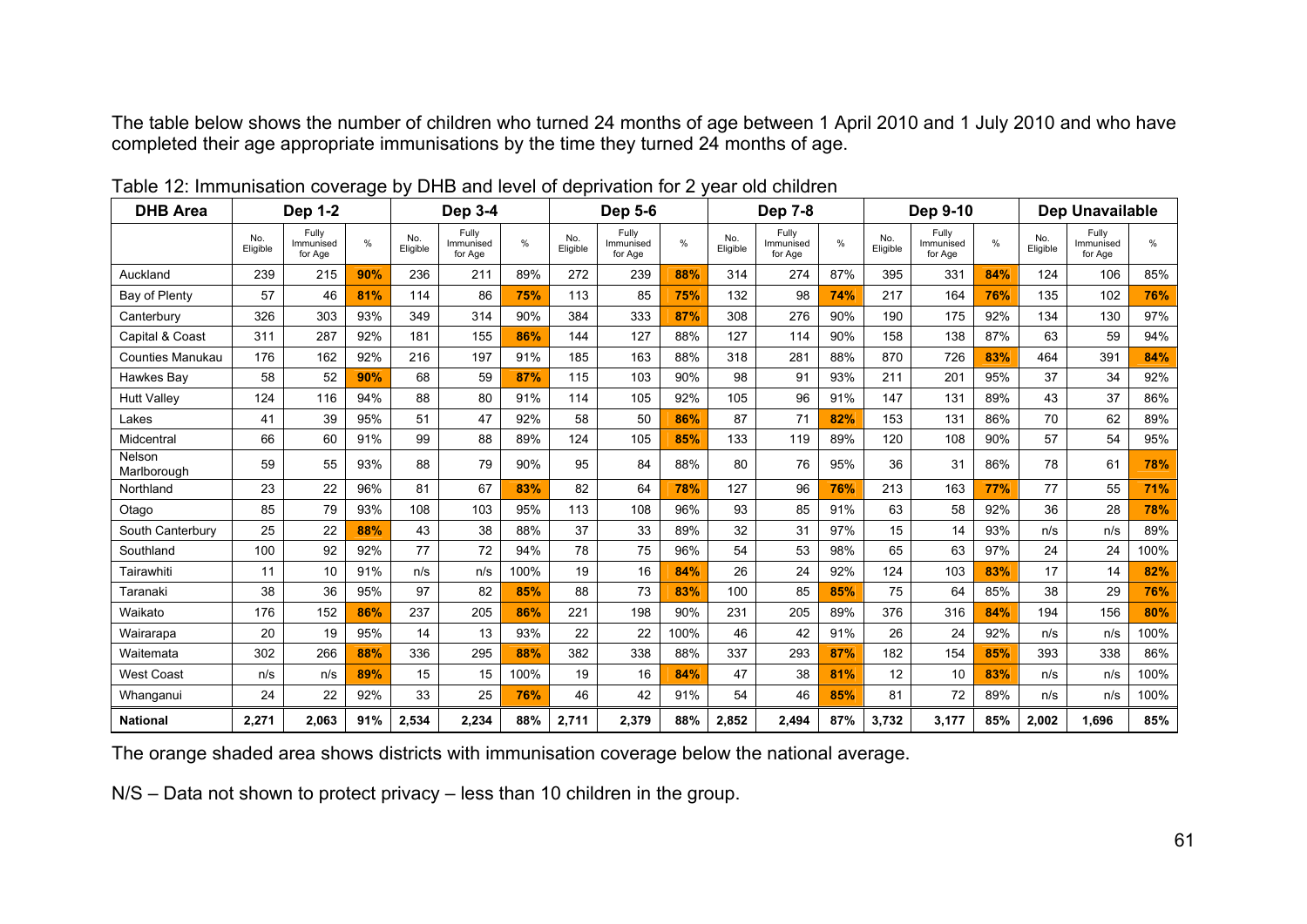The table below shows the number of children who turned 24 months of age between 1 April 2010 and 1 July 2010 and who have completed their age appropriate immunisations by the time they turned 24 months of age.

Table 12: Immunisation coverage by DHB and level of deprivation for 2 year old children

| DHB Area | Dep 1-2 | | | Dep 3-4 | | | Dep 5-6 | | | Dep 7-8 | | | Dep 9-10 | | | Dep Unavailable | | |
|---|---|---|---|---|---|---|---|---|---|---|---|---|---|---|---|---|---|---|
| | No. Eligible | Fully Immunised for Age | % | No. Eligible | Fully Immunised for Age | % | No. Eligible | Fully Immunised for Age | % | No. Eligible | Fully Immunised for Age | % | No. Eligible | Fully Immunised for Age | % | No. Eligible | Fully Immunised for Age | % |
| Auckland | 239 | 215 | **90%** | 236 | 211 | 89% | 272 | 239 | **88%** | 314 | 274 | 87% | 395 | 331 | **84%** | 124 | 106 | 85% |
| Bay of Plenty | 57 | 46 | **81%** | 114 | 86 | **75%** | 113 | 85 | **75%** | 132 | 98 | **74%** | 217 | 164 | **76%** | 135 | 102 | **76%** |
| Canterbury | 326 | 303 | 93% | 349 | 314 | 90% | 384 | 333 | **87%** | 308 | 276 | 90% | 190 | 175 | 92% | 134 | 130 | 97% |
| Capital & Coast | 311 | 287 | 92% | 181 | 155 | **86%** | 144 | 127 | 88% | 127 | 114 | 90% | 158 | 138 | 87% | 63 | 59 | 94% |
| Counties Manukau | 176 | 162 | 92% | 216 | 197 | 91% | 185 | 163 | 88% | 318 | 281 | 88% | 870 | 726 | **83%** | 464 | 391 | **84%** |
| Hawkes Bay | 58 | 52 | **90%** | 68 | 59 | **87%** | 115 | 103 | 90% | 98 | 91 | 93% | 211 | 201 | 95% | 37 | 34 | 92% |
| Hutt Valley | 124 | 116 | 94% | 88 | 80 | 91% | 114 | 105 | 92% | 105 | 96 | 91% | 147 | 131 | 89% | 43 | 37 | 86% |
| Lakes | 41 | 39 | 95% | 51 | 47 | 92% | 58 | 50 | **86%** | 87 | 71 | **82%** | 153 | 131 | 86% | 70 | 62 | 89% |
| Midcentral | 66 | 60 | 91% | 99 | 88 | 89% | 124 | 105 | **85%** | 133 | 119 | 89% | 120 | 108 | 90% | 57 | 54 | 95% |
| Nelson Marlborough | 59 | 55 | 93% | 88 | 79 | 90% | 95 | 84 | 88% | 80 | 76 | 95% | 36 | 31 | 86% | 78 | 61 | **78%** |
| Northland | 23 | 22 | 96% | 81 | 67 | **83%** | 82 | 64 | **78%** | 127 | 96 | **76%** | 213 | 163 | **77%** | 77 | 55 | **71%** |
| Otago | 85 | 79 | 93% | 108 | 103 | 95% | 113 | 108 | 96% | 93 | 85 | 91% | 63 | 58 | 92% | 36 | 28 | **78%** |
| South Canterbury | 25 | 22 | **88%** | 43 | 38 | 88% | 37 | 33 | 89% | 32 | 31 | 97% | 15 | 14 | 93% | n/s | n/s | 89% |
| Southland | 100 | 92 | 92% | 77 | 72 | 94% | 78 | 75 | 96% | 54 | 53 | 98% | 65 | 63 | 97% | 24 | 24 | 100% |
| Tairawhiti | 11 | 10 | 91% | n/s | n/s | 100% | 19 | 16 | **84%** | 26 | 24 | 92% | 124 | 103 | **83%** | 17 | 14 | **82%** |
| Taranaki | 38 | 36 | 95% | 97 | 82 | **85%** | 88 | 73 | **83%** | 100 | 85 | **85%** | 75 | 64 | 85% | 38 | 29 | **76%** |
| Waikato | 176 | 152 | **86%** | 237 | 205 | **86%** | 221 | 198 | 90% | 231 | 205 | 89% | 376 | 316 | **84%** | 194 | 156 | **80%** |
| Wairarapa | 20 | 19 | 95% | 14 | 13 | 93% | 22 | 22 | 100% | 46 | 42 | 91% | 26 | 24 | 92% | n/s | n/s | 100% |
| Waitemata | 302 | 266 | **88%** | 336 | 295 | **88%** | 382 | 338 | 88% | 337 | 293 | **87%** | 182 | 154 | **85%** | 393 | 338 | 86% |
| West Coast | n/s | n/s | **89%** | 15 | 15 | 100% | 19 | 16 | **84%** | 47 | 38 | **81%** | 12 | 10 | **83%** | n/s | n/s | 100% |
| Whanganui | 24 | 22 | 92% | 33 | 25 | **76%** | 46 | 42 | 91% | 54 | 46 | **85%** | 81 | 72 | 89% | n/s | n/s | 100% |
| **National** | **2,271** | **2,063** | **91%** | **2,534** | **2,234** | **88%** | **2,711** | **2,379** | **88%** | **2,852** | **2,494** | **87%** | **3,732** | **3,177** | **85%** | **2,002** | **1,696** | **85%** |

The orange shaded area shows districts with immunisation coverage below the national average.

N/S – Data not shown to protect privacy – less than 10 children in the group.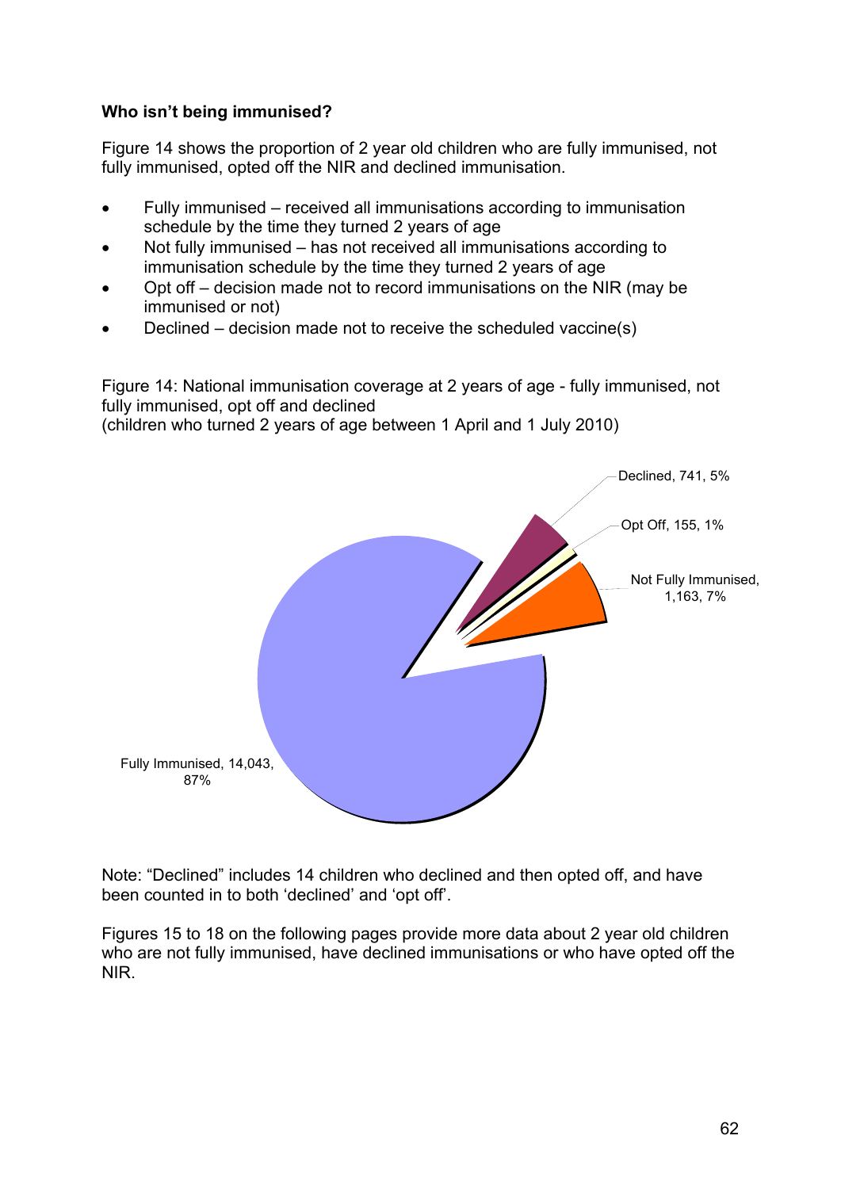**Who isn't being immunised?**

Figure 14 shows the proportion of 2 year old children who are fully immunised, not fully immunised, opted off the NIR and declined immunisation.

- Fully immunised – received all immunisations according to immunisation schedule by the time they turned 2 years of age
- Not fully immunised – has not received all immunisations according to immunisation schedule by the time they turned 2 years of age
- Opt off – decision made not to record immunisations on the NIR (may be immunised or not)
- Declined – decision made not to receive the scheduled vaccine(s)

Figure 14: National immunisation coverage at 2 years of age - fully immunised, not fully immunised, opt off and declined
(children who turned 2 years of age between 1 April and 1 July 2010)

Declined, 741, 5%

Opt Off, 155, 1%

Not Fully Immunised, 1,163, 7%

Fully Immunised, 14,043, 87%

Note: "Declined" includes 14 children who declined and then opted off, and have been counted in to both 'declined' and 'opt off'.

Figures 15 to 18 on the following pages provide more data about 2 year old children who are not fully immunised, have declined immunisations or who have opted off the NIR.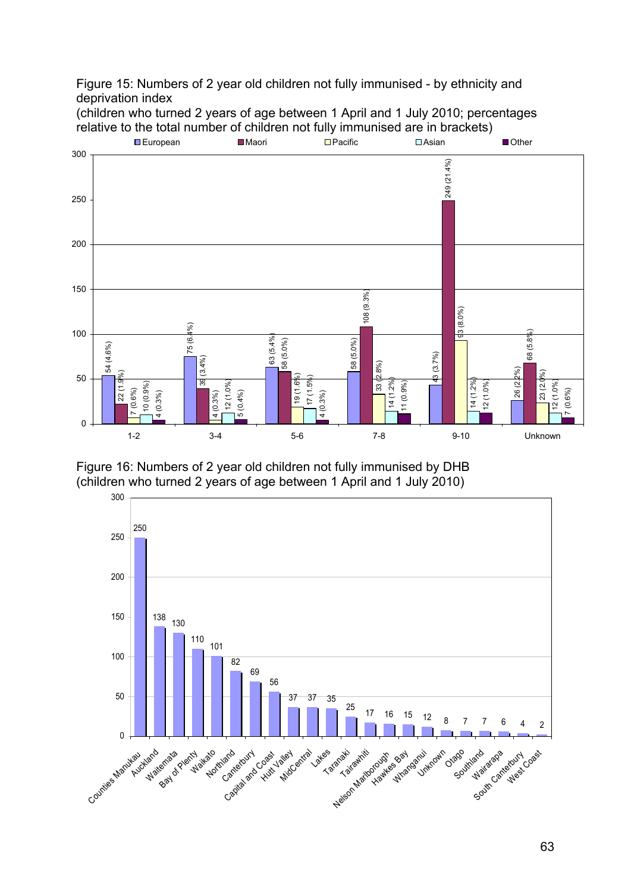Figure 15: Numbers of 2 year old children not fully immunised - by ethnicity and deprivation index
(children who turned 2 years of age between 1 April and 1 July 2010; percentages relative to the total number of children not fully immunised are in brackets)

| Deprivation index | European | Maori | Pacific | Asian | Other |
|---|---|---|---|---|---|
| 1-2 | 54 (4.6%) | 22 (1.9%) | 7 (0.6%) | 10 (0.9%) | 4 (0.3%) |
| 3-4 | 75 (6.4%) | 39 (3.4%) | 4 (0.3%) | 12 (1.0%) | 5 (0.4%) |
| 5-6 | 63 (5.4%) | 58 (5.0%) | 19 (1.6%) | 17 (1.5%) | 4 (0.3%) |
| 7-8 | 58 (5.0%) | 108 (9.3%) | 33 (2.8%) | 14 (1.2%) | 11 (0.9%) |
| 9-10 | 43 (3.7%) | 249 (21.4%) | 93 (8.0%) | 14 (1.2%) | 12 (1.0%) |
| Unknown | 26 (2.2%) | 68 (5.8%) | 23 (2.0%) | 12 (1.0%) | 7 (0.6%) |

Figure 16: Numbers of 2 year old children not fully immunised by DHB
(children who turned 2 years of age between 1 April and 1 July 2010)

| DHB | Number |
|---|---|
| Counties Manukau | 250 |
| Auckland | 138 |
| Waitemata | 130 |
| Bay of Plenty | 110 |
| Waikato | 101 |
| Northland | 82 |
| Canterbury | 69 |
| Capital and Coast | 56 |
| Hutt Valley | 37 |
| MidCentral | 37 |
| Lakes | 35 |
| Taranaki | 25 |
| Tairawhiti | 17 |
| Nelson Marlborough | 16 |
| Hawkes Bay | 15 |
| Whanganui | 12 |
| Unknown | 8 |
| Otago | 7 |
| Southland | 7 |
| Wairarapa | 6 |
| South Canterbury | 4 |
| West Coast | 2 |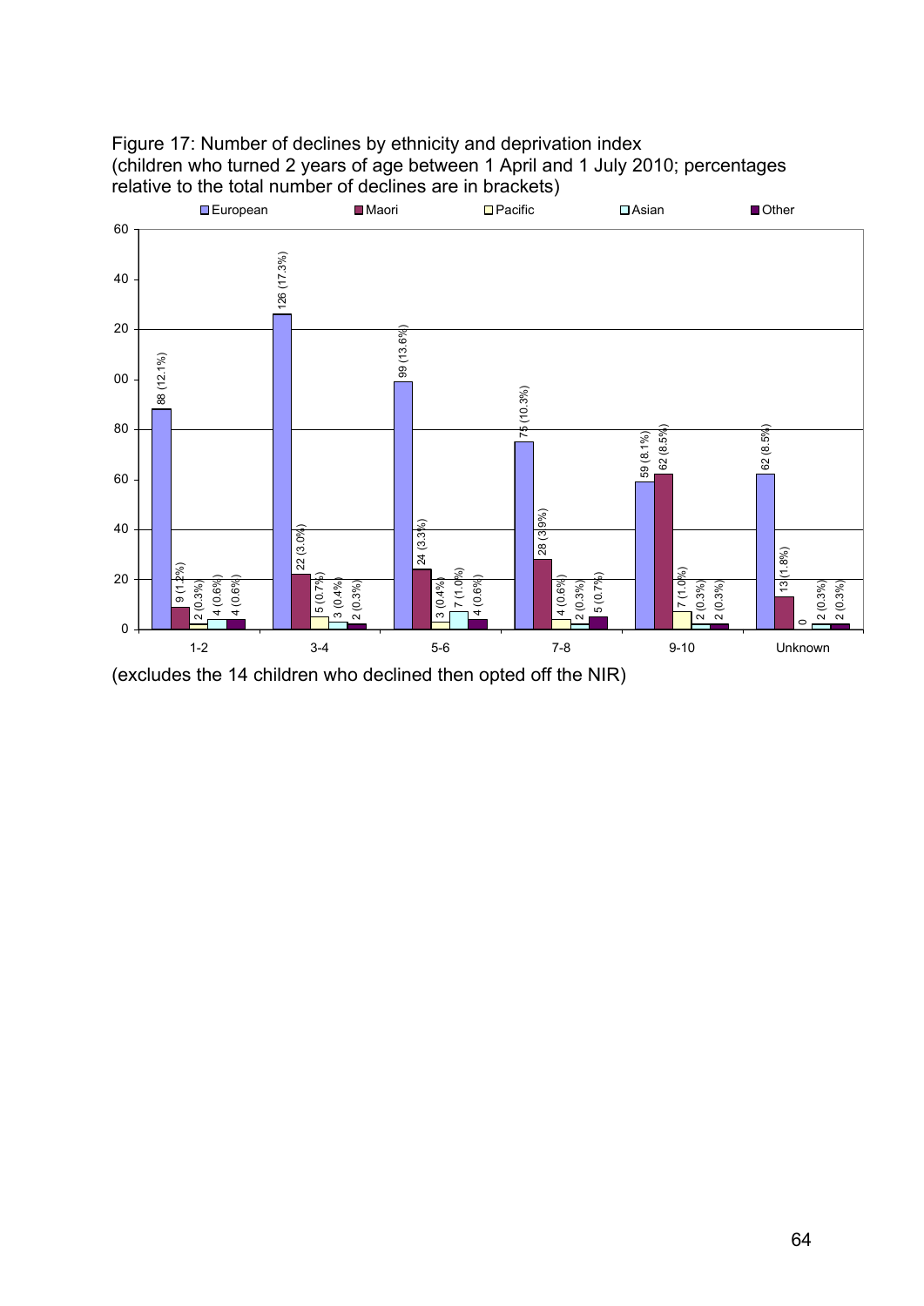Figure 17: Number of declines by ethnicity and deprivation index (children who turned 2 years of age between 1 April and 1 July 2010; percentages relative to the total number of declines are in brackets)

| Deprivation index | European | Maori | Pacific | Asian | Other |
|---|---|---|---|---|---|
| 1-2 | 88 (12.1%) | 9 (1.2%) | 2 (0.3%) | 4 (0.6%) | 4 (0.6%) |
| 3-4 | 126 (17.3%) | 22 (3.0%) | 5 (0.7%) | 3 (0.4%) | 2 (0.3%) |
| 5-6 | 99 (13.6%) | 24 (3.3%) | 3 (0.4%) | 7 (1.0%) | 4 (0.6%) |
| 7-8 | 75 (10.3%) | 28 (3.9%) | 4 (0.6%) | 2 (0.3%) | 5 (0.7%) |
| 9-10 | 59 (8.1%) | 62 (8.5%) | 7 (1.0%) | 2 (0.3%) | 2 (0.3%) |
| Unknown | 62 (8.5%) | 13 (1.8%) | 0 | 2 (0.3%) | 2 (0.3%) |

(excludes the 14 children who declined then opted off the NIR)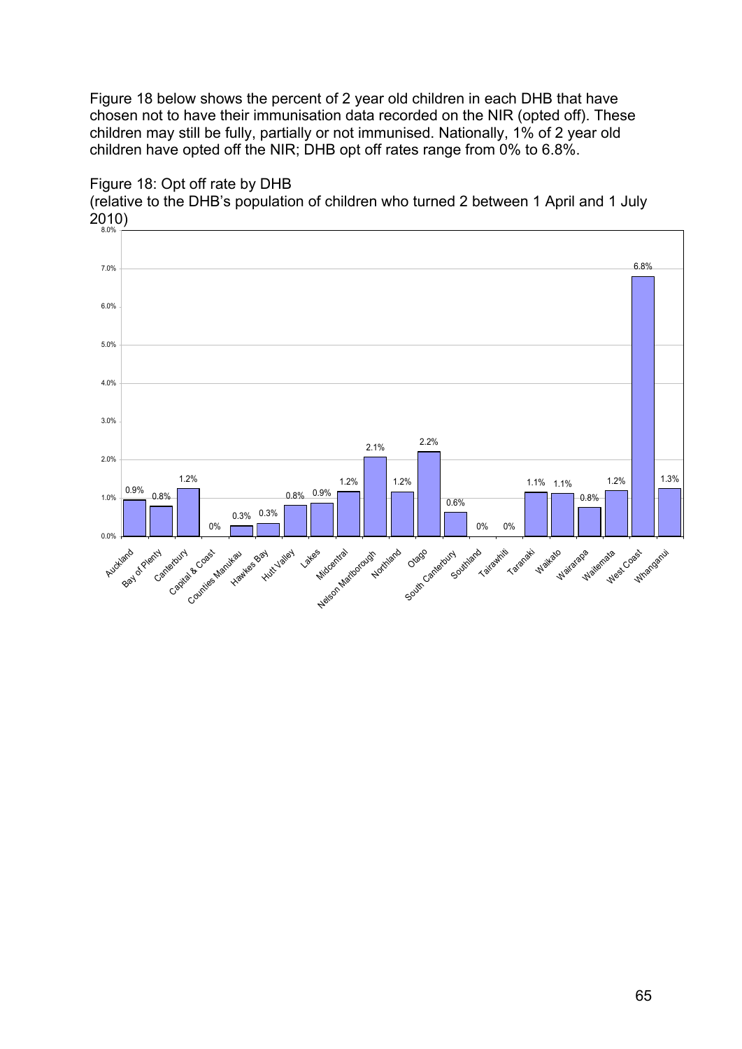Figure 18 below shows the percent of 2 year old children in each DHB that have chosen not to have their immunisation data recorded on the NIR (opted off). These children may still be fully, partially or not immunised. Nationally, 1% of 2 year old children have opted off the NIR; DHB opt off rates range from 0% to 6.8%.

Figure 18: Opt off rate by DHB
(relative to the DHB's population of children who turned 2 between 1 April and 1 July 2010)

| DHB | Opt off rate |
|---|---|
| Auckland | 0.9% |
| Bay of Plenty | 0.8% |
| Canterbury | 1.2% |
| Capital & Coast | 0% |
| Counties Manukau | 0.3% |
| Hawkes Bay | 0.3% |
| Hutt Valley | 0.8% |
| Lakes | 0.9% |
| Midcentral | 1.2% |
| Nelson Marlborough | 2.1% |
| Northland | 1.2% |
| Otago | 2.2% |
| South Canterbury | 0.6% |
| Southland | 0% |
| Tairawhiti | 0% |
| Taranaki | 1.1% |
| Waikato | 1.1% |
| Wairarapa | 0.8% |
| Waitemata | 1.2% |
| West Coast | 6.8% |
| Whanganui | 1.3% |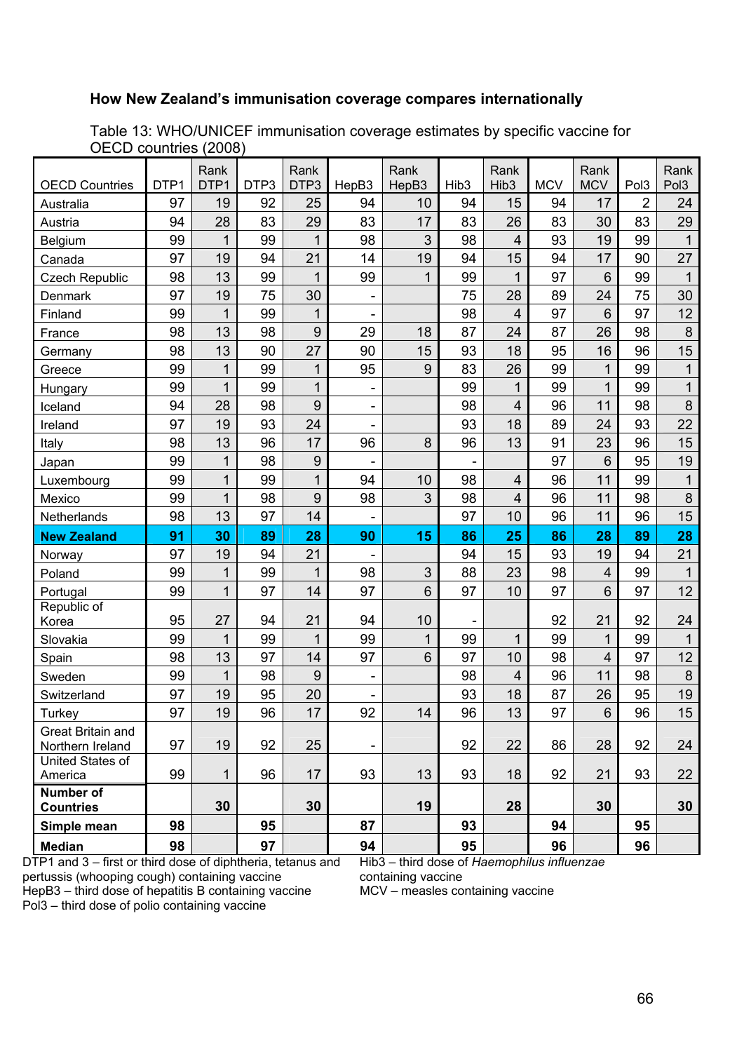**How New Zealand's immunisation coverage compares internationally**

Table 13: WHO/UNICEF immunisation coverage estimates by specific vaccine for OECD countries (2008)

| OECD Countries | DTP1 | Rank DTP1 | DTP3 | Rank DTP3 | HepB3 | Rank HepB3 | Hib3 | Rank Hib3 | MCV | Rank MCV | Pol3 | Rank Pol3 |
|---|---|---|---|---|---|---|---|---|---|---|---|---|
| Australia | 97 | 19 | 92 | 25 | 94 | 10 | 94 | 15 | 94 | 17 | 2 | 24 |
| Austria | 94 | 28 | 83 | 29 | 83 | 17 | 83 | 26 | 83 | 30 | 83 | 29 |
| Belgium | 99 | 1 | 99 | 1 | 98 | 3 | 98 | 4 | 93 | 19 | 99 | 1 |
| Canada | 97 | 19 | 94 | 21 | 14 | 19 | 94 | 15 | 94 | 17 | 90 | 27 |
| Czech Republic | 98 | 13 | 99 | 1 | 99 | 1 | 99 | 1 | 97 | 6 | 99 | 1 |
| Denmark | 97 | 19 | 75 | 30 | - | | 75 | 28 | 89 | 24 | 75 | 30 |
| Finland | 99 | 1 | 99 | 1 | - | | 98 | 4 | 97 | 6 | 97 | 12 |
| France | 98 | 13 | 98 | 9 | 29 | 18 | 87 | 24 | 87 | 26 | 98 | 8 |
| Germany | 98 | 13 | 90 | 27 | 90 | 15 | 93 | 18 | 95 | 16 | 96 | 15 |
| Greece | 99 | 1 | 99 | 1 | 95 | 9 | 83 | 26 | 99 | 1 | 99 | 1 |
| Hungary | 99 | 1 | 99 | 1 | - | | 99 | 1 | 99 | 1 | 99 | 1 |
| Iceland | 94 | 28 | 98 | 9 | - | | 98 | 4 | 96 | 11 | 98 | 8 |
| Ireland | 97 | 19 | 93 | 24 | - | | 93 | 18 | 89 | 24 | 93 | 22 |
| Italy | 98 | 13 | 96 | 17 | 96 | 8 | 96 | 13 | 91 | 23 | 96 | 15 |
| Japan | 99 | 1 | 98 | 9 | - | | - | | 97 | 6 | 95 | 19 |
| Luxembourg | 99 | 1 | 99 | 1 | 94 | 10 | 98 | 4 | 96 | 11 | 99 | 1 |
| Mexico | 99 | 1 | 98 | 9 | 98 | 3 | 98 | 4 | 96 | 11 | 98 | 8 |
| Netherlands | 98 | 13 | 97 | 14 | - | | 97 | 10 | 96 | 11 | 96 | 15 |
| **New Zealand** | **91** | **30** | **89** | **28** | **90** | **15** | **86** | **25** | **86** | **28** | **89** | **28** |
| Norway | 97 | 19 | 94 | 21 | - | | 94 | 15 | 93 | 19 | 94 | 21 |
| Poland | 99 | 1 | 99 | 1 | 98 | 3 | 88 | 23 | 98 | 4 | 99 | 1 |
| Portugal | 99 | 1 | 97 | 14 | 97 | 6 | 97 | 10 | 97 | 6 | 97 | 12 |
| Republic of Korea | 95 | 27 | 94 | 21 | 94 | 10 | - | | 92 | 21 | 92 | 24 |
| Slovakia | 99 | 1 | 99 | 1 | 99 | 1 | 99 | 1 | 99 | 1 | 99 | 1 |
| Spain | 98 | 13 | 97 | 14 | 97 | 6 | 97 | 10 | 98 | 4 | 97 | 12 |
| Sweden | 99 | 1 | 98 | 9 | - | | 98 | 4 | 96 | 11 | 98 | 8 |
| Switzerland | 97 | 19 | 95 | 20 | - | | 93 | 18 | 87 | 26 | 95 | 19 |
| Turkey | 97 | 19 | 96 | 17 | 92 | 14 | 96 | 13 | 97 | 6 | 96 | 15 |
| Great Britain and Northern Ireland | 97 | 19 | 92 | 25 | - | | 92 | 22 | 86 | 28 | 92 | 24 |
| United States of America | 99 | 1 | 96 | 17 | 93 | 13 | 93 | 18 | 92 | 21 | 93 | 22 |
| **Number of Countries** | | **30** | | **30** | | **19** | | **28** | | **30** | | **30** |
| **Simple mean** | **98** | | **95** | | **87** | | **93** | | **94** | | **95** | |
| **Median** | **98** | | **97** | | **94** | | **95** | | **96** | | **96** | |

DTP1 and 3 – first or third dose of diphtheria, tetanus and pertussis (whooping cough) containing vaccine
HepB3 – third dose of hepatitis B containing vaccine
Pol3 – third dose of polio containing vaccine
Hib3 – third dose of *Haemophilus influenzae* containing vaccine
MCV – measles containing vaccine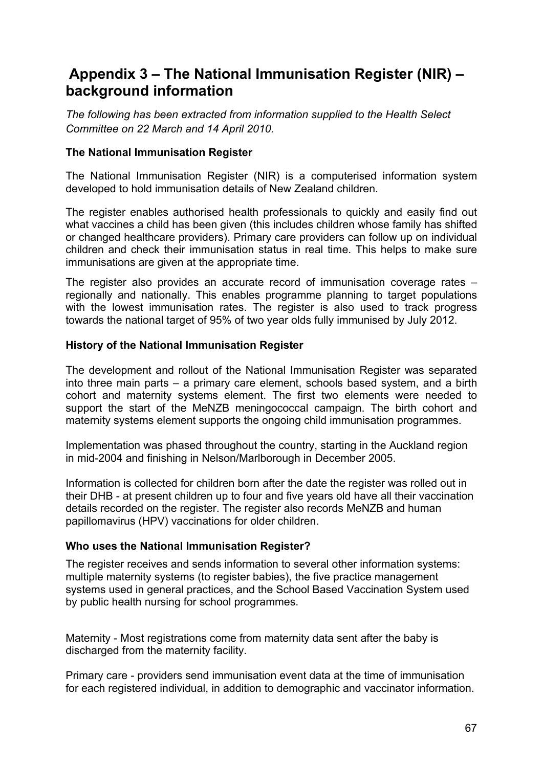# Appendix 3 – The National Immunisation Register (NIR) – background information

*The following has been extracted from information supplied to the Health Select Committee on 22 March and 14 April 2010.*

**The National Immunisation Register**

The National Immunisation Register (NIR) is a computerised information system developed to hold immunisation details of New Zealand children.

The register enables authorised health professionals to quickly and easily find out what vaccines a child has been given (this includes children whose family has shifted or changed healthcare providers). Primary care providers can follow up on individual children and check their immunisation status in real time. This helps to make sure immunisations are given at the appropriate time.

The register also provides an accurate record of immunisation coverage rates – regionally and nationally. This enables programme planning to target populations with the lowest immunisation rates. The register is also used to track progress towards the national target of 95% of two year olds fully immunised by July 2012.

**History of the National Immunisation Register**

The development and rollout of the National Immunisation Register was separated into three main parts – a primary care element, schools based system, and a birth cohort and maternity systems element. The first two elements were needed to support the start of the MeNZB meningococcal campaign. The birth cohort and maternity systems element supports the ongoing child immunisation programmes.

Implementation was phased throughout the country, starting in the Auckland region in mid-2004 and finishing in Nelson/Marlborough in December 2005.

Information is collected for children born after the date the register was rolled out in their DHB - at present children up to four and five years old have all their vaccination details recorded on the register. The register also records MeNZB and human papillomavirus (HPV) vaccinations for older children.

**Who uses the National Immunisation Register?**

The register receives and sends information to several other information systems: multiple maternity systems (to register babies), the five practice management systems used in general practices, and the School Based Vaccination System used by public health nursing for school programmes.

Maternity - Most registrations come from maternity data sent after the baby is discharged from the maternity facility.

Primary care - providers send immunisation event data at the time of immunisation for each registered individual, in addition to demographic and vaccinator information.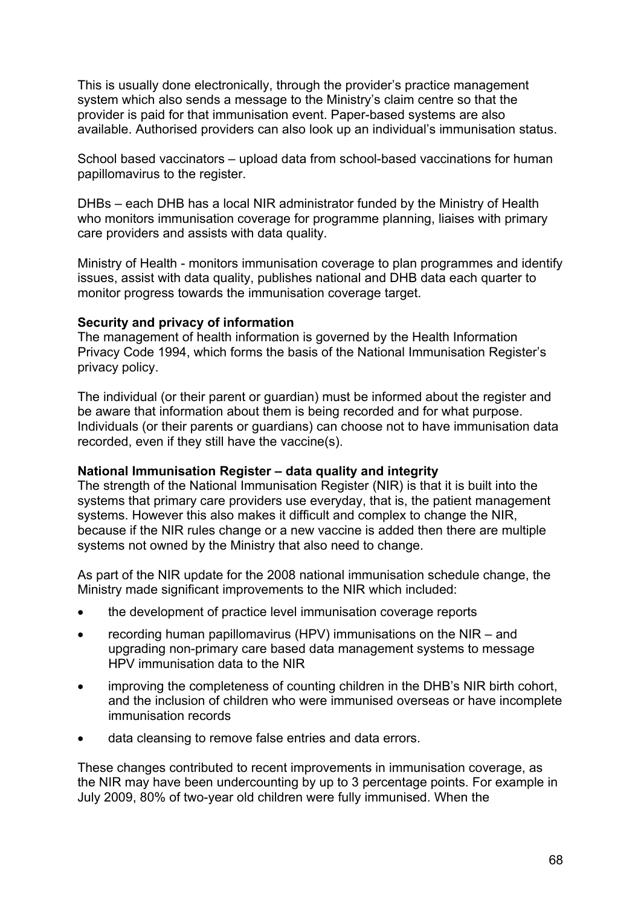This is usually done electronically, through the provider's practice management system which also sends a message to the Ministry's claim centre so that the provider is paid for that immunisation event. Paper-based systems are also available. Authorised providers can also look up an individual's immunisation status.

School based vaccinators – upload data from school-based vaccinations for human papillomavirus to the register.

DHBs – each DHB has a local NIR administrator funded by the Ministry of Health who monitors immunisation coverage for programme planning, liaises with primary care providers and assists with data quality.

Ministry of Health - monitors immunisation coverage to plan programmes and identify issues, assist with data quality, publishes national and DHB data each quarter to monitor progress towards the immunisation coverage target.

**Security and privacy of information**

The management of health information is governed by the Health Information Privacy Code 1994, which forms the basis of the National Immunisation Register's privacy policy.

The individual (or their parent or guardian) must be informed about the register and be aware that information about them is being recorded and for what purpose. Individuals (or their parents or guardians) can choose not to have immunisation data recorded, even if they still have the vaccine(s).

**National Immunisation Register – data quality and integrity**

The strength of the National Immunisation Register (NIR) is that it is built into the systems that primary care providers use everyday, that is, the patient management systems. However this also makes it difficult and complex to change the NIR, because if the NIR rules change or a new vaccine is added then there are multiple systems not owned by the Ministry that also need to change.

As part of the NIR update for the 2008 national immunisation schedule change, the Ministry made significant improvements to the NIR which included:

- the development of practice level immunisation coverage reports
- recording human papillomavirus (HPV) immunisations on the NIR – and upgrading non-primary care based data management systems to message HPV immunisation data to the NIR
- improving the completeness of counting children in the DHB's NIR birth cohort, and the inclusion of children who were immunised overseas or have incomplete immunisation records
- data cleansing to remove false entries and data errors.

These changes contributed to recent improvements in immunisation coverage, as the NIR may have been undercounting by up to 3 percentage points. For example in July 2009, 80% of two-year old children were fully immunised. When the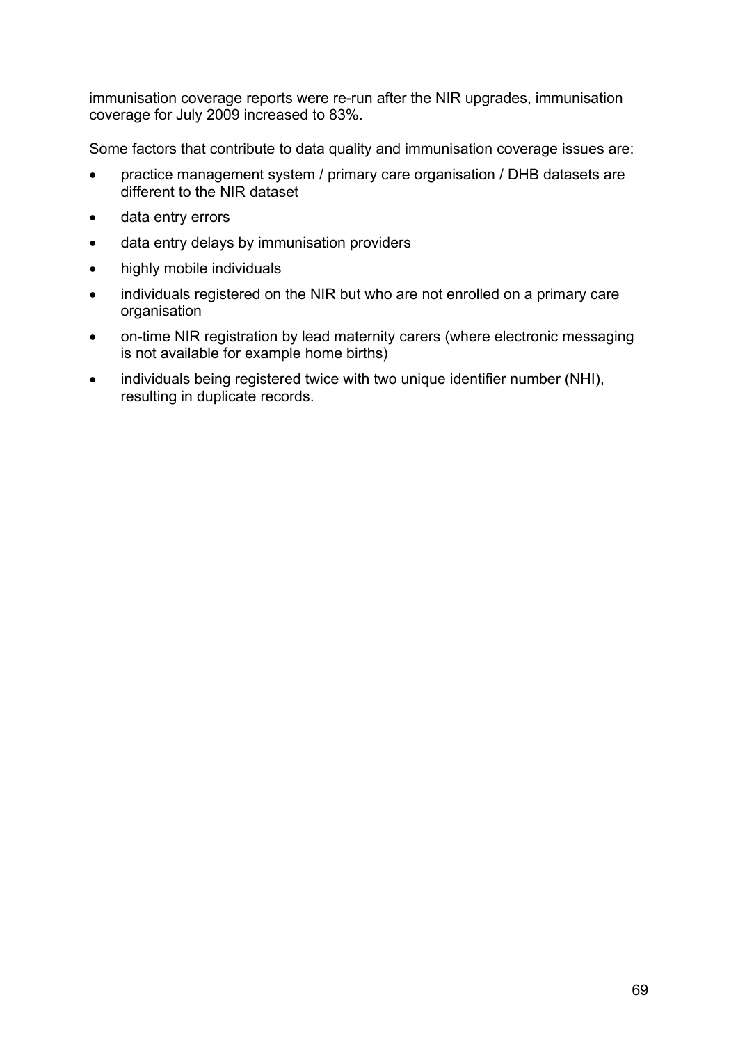immunisation coverage reports were re-run after the NIR upgrades, immunisation coverage for July 2009 increased to 83%.

Some factors that contribute to data quality and immunisation coverage issues are:

- practice management system / primary care organisation / DHB datasets are different to the NIR dataset
- data entry errors
- data entry delays by immunisation providers
- highly mobile individuals
- individuals registered on the NIR but who are not enrolled on a primary care organisation
- on-time NIR registration by lead maternity carers (where electronic messaging is not available for example home births)
- individuals being registered twice with two unique identifier number (NHI), resulting in duplicate records.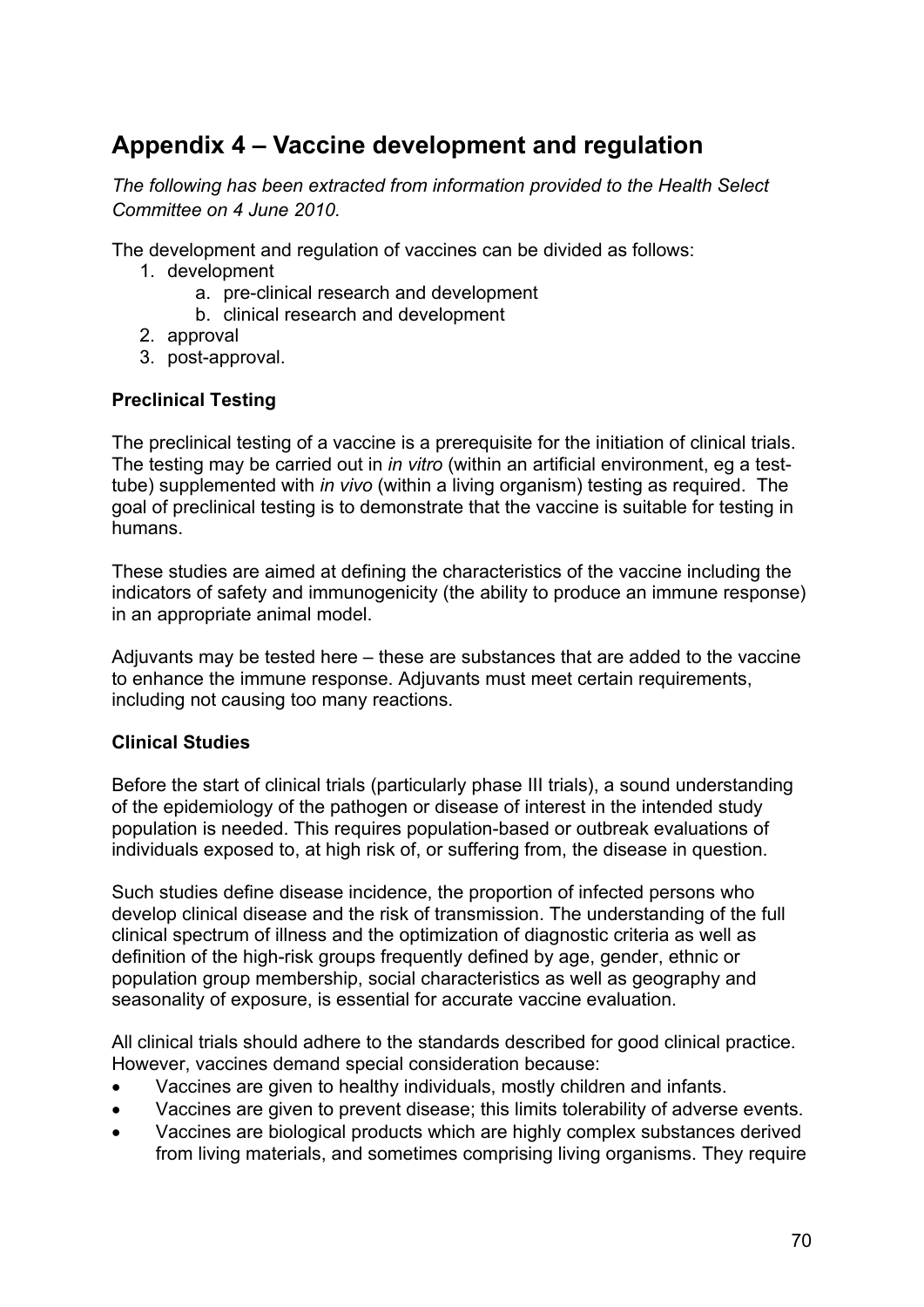# Appendix 4 – Vaccine development and regulation

*The following has been extracted from information provided to the Health Select Committee on 4 June 2010.*

The development and regulation of vaccines can be divided as follows:

1. development
   a. pre-clinical research and development
   b. clinical research and development
2. approval
3. post-approval.

**Preclinical Testing**

The preclinical testing of a vaccine is a prerequisite for the initiation of clinical trials. The testing may be carried out in *in vitro* (within an artificial environment, eg a test-tube) supplemented with *in vivo* (within a living organism) testing as required. The goal of preclinical testing is to demonstrate that the vaccine is suitable for testing in humans.

These studies are aimed at defining the characteristics of the vaccine including the indicators of safety and immunogenicity (the ability to produce an immune response) in an appropriate animal model.

Adjuvants may be tested here – these are substances that are added to the vaccine to enhance the immune response. Adjuvants must meet certain requirements, including not causing too many reactions.

**Clinical Studies**

Before the start of clinical trials (particularly phase III trials), a sound understanding of the epidemiology of the pathogen or disease of interest in the intended study population is needed. This requires population-based or outbreak evaluations of individuals exposed to, at high risk of, or suffering from, the disease in question.

Such studies define disease incidence, the proportion of infected persons who develop clinical disease and the risk of transmission. The understanding of the full clinical spectrum of illness and the optimization of diagnostic criteria as well as definition of the high-risk groups frequently defined by age, gender, ethnic or population group membership, social characteristics as well as geography and seasonality of exposure, is essential for accurate vaccine evaluation.

All clinical trials should adhere to the standards described for good clinical practice. However, vaccines demand special consideration because:

- Vaccines are given to healthy individuals, mostly children and infants.
- Vaccines are given to prevent disease; this limits tolerability of adverse events.
- Vaccines are biological products which are highly complex substances derived from living materials, and sometimes comprising living organisms. They require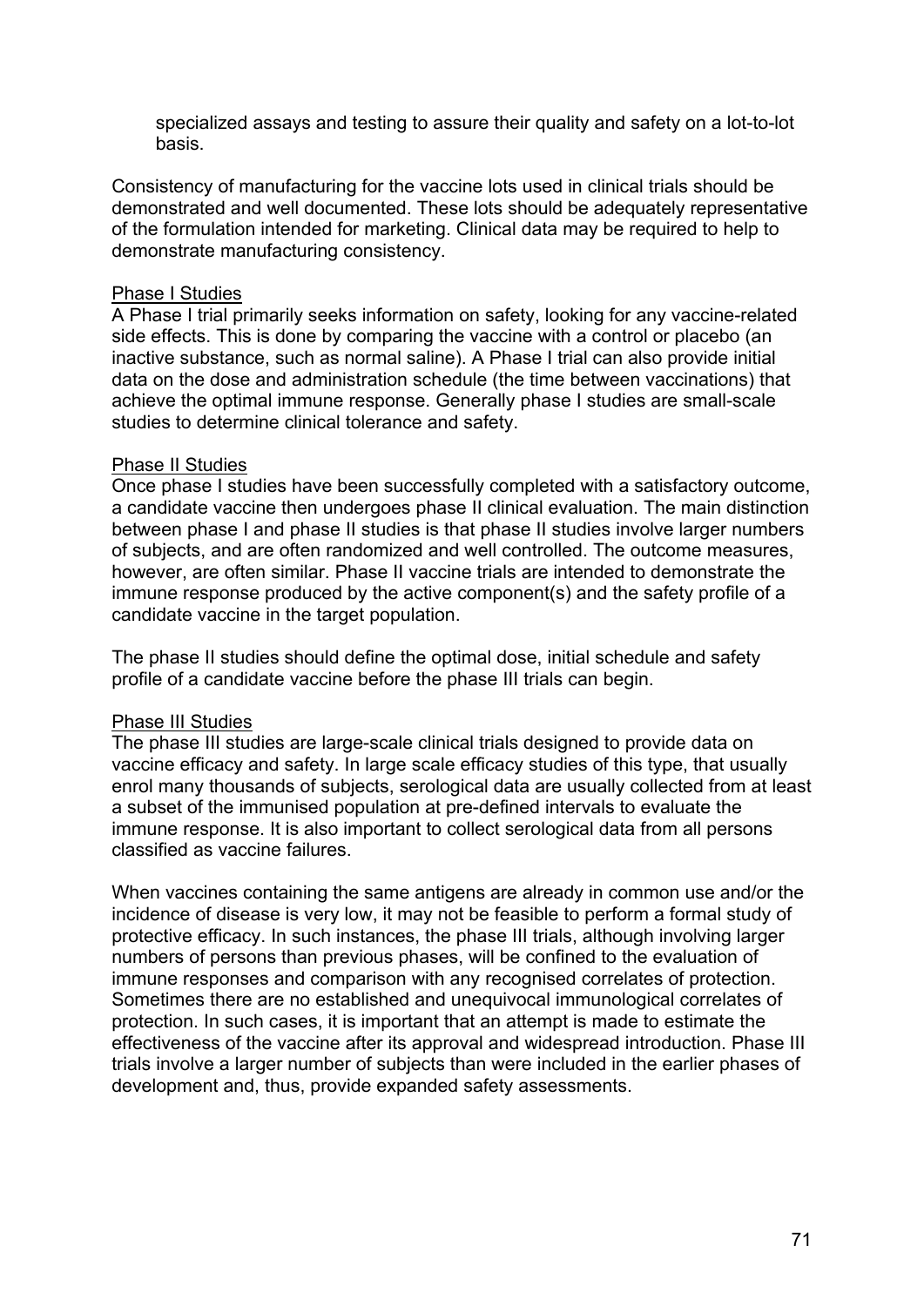specialized assays and testing to assure their quality and safety on a lot-to-lot basis.

Consistency of manufacturing for the vaccine lots used in clinical trials should be demonstrated and well documented. These lots should be adequately representative of the formulation intended for marketing. Clinical data may be required to help to demonstrate manufacturing consistency.

### Phase I Studies

A Phase I trial primarily seeks information on safety, looking for any vaccine-related side effects. This is done by comparing the vaccine with a control or placebo (an inactive substance, such as normal saline). A Phase I trial can also provide initial data on the dose and administration schedule (the time between vaccinations) that achieve the optimal immune response. Generally phase I studies are small-scale studies to determine clinical tolerance and safety.

### Phase II Studies

Once phase I studies have been successfully completed with a satisfactory outcome, a candidate vaccine then undergoes phase II clinical evaluation. The main distinction between phase I and phase II studies is that phase II studies involve larger numbers of subjects, and are often randomized and well controlled. The outcome measures, however, are often similar. Phase II vaccine trials are intended to demonstrate the immune response produced by the active component(s) and the safety profile of a candidate vaccine in the target population.

The phase II studies should define the optimal dose, initial schedule and safety profile of a candidate vaccine before the phase III trials can begin.

### Phase III Studies

The phase III studies are large-scale clinical trials designed to provide data on vaccine efficacy and safety. In large scale efficacy studies of this type, that usually enrol many thousands of subjects, serological data are usually collected from at least a subset of the immunised population at pre-defined intervals to evaluate the immune response. It is also important to collect serological data from all persons classified as vaccine failures.

When vaccines containing the same antigens are already in common use and/or the incidence of disease is very low, it may not be feasible to perform a formal study of protective efficacy. In such instances, the phase III trials, although involving larger numbers of persons than previous phases, will be confined to the evaluation of immune responses and comparison with any recognised correlates of protection. Sometimes there are no established and unequivocal immunological correlates of protection. In such cases, it is important that an attempt is made to estimate the effectiveness of the vaccine after its approval and widespread introduction. Phase III trials involve a larger number of subjects than were included in the earlier phases of development and, thus, provide expanded safety assessments.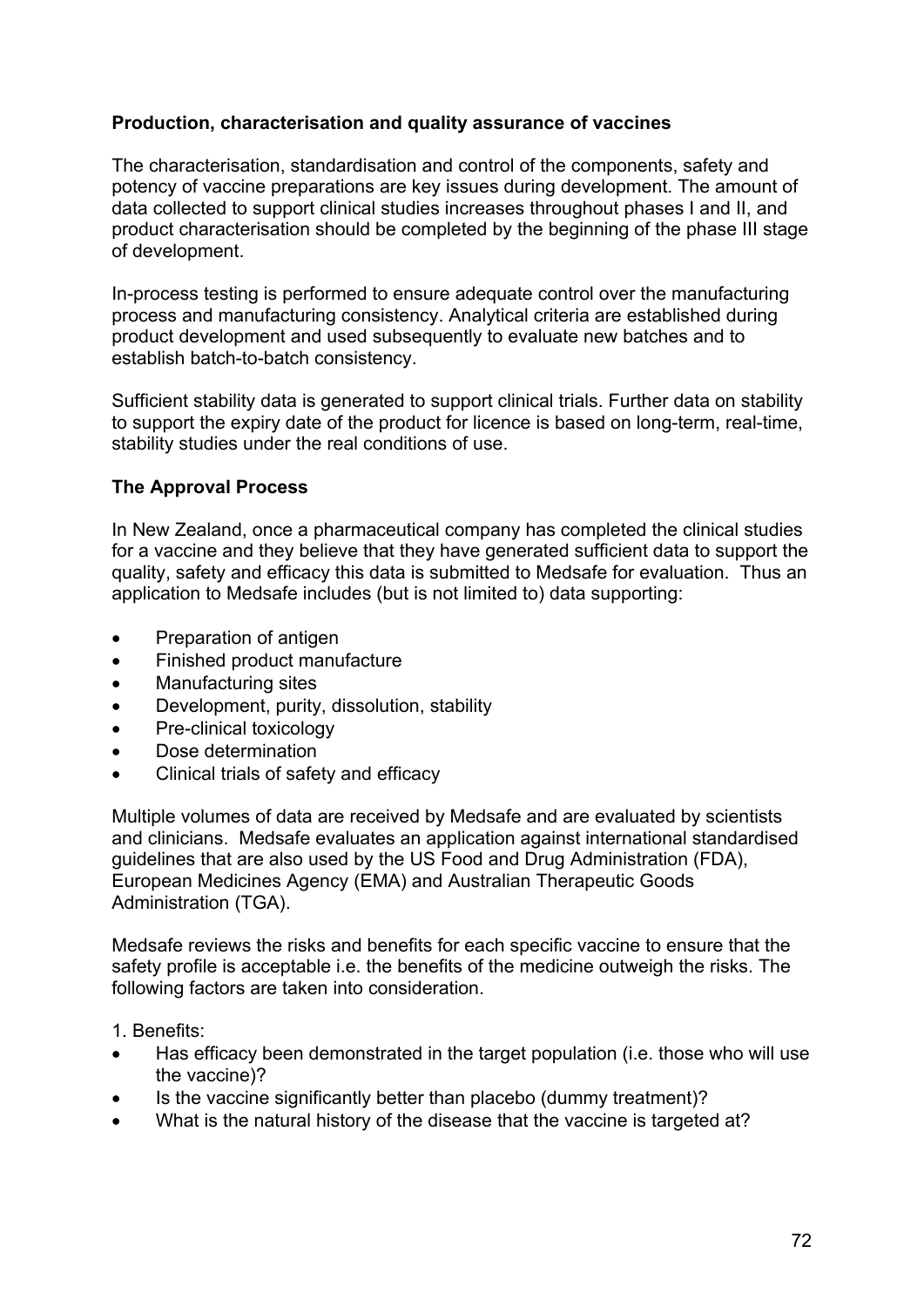**Production, characterisation and quality assurance of vaccines**

The characterisation, standardisation and control of the components, safety and potency of vaccine preparations are key issues during development. The amount of data collected to support clinical studies increases throughout phases I and II, and product characterisation should be completed by the beginning of the phase III stage of development.

In-process testing is performed to ensure adequate control over the manufacturing process and manufacturing consistency. Analytical criteria are established during product development and used subsequently to evaluate new batches and to establish batch-to-batch consistency.

Sufficient stability data is generated to support clinical trials. Further data on stability to support the expiry date of the product for licence is based on long-term, real-time, stability studies under the real conditions of use.

**The Approval Process**

In New Zealand, once a pharmaceutical company has completed the clinical studies for a vaccine and they believe that they have generated sufficient data to support the quality, safety and efficacy this data is submitted to Medsafe for evaluation. Thus an application to Medsafe includes (but is not limited to) data supporting:

- Preparation of antigen
- Finished product manufacture
- Manufacturing sites
- Development, purity, dissolution, stability
- Pre-clinical toxicology
- Dose determination
- Clinical trials of safety and efficacy

Multiple volumes of data are received by Medsafe and are evaluated by scientists and clinicians. Medsafe evaluates an application against international standardised guidelines that are also used by the US Food and Drug Administration (FDA), European Medicines Agency (EMA) and Australian Therapeutic Goods Administration (TGA).

Medsafe reviews the risks and benefits for each specific vaccine to ensure that the safety profile is acceptable i.e. the benefits of the medicine outweigh the risks. The following factors are taken into consideration.

1. Benefits:

- Has efficacy been demonstrated in the target population (i.e. those who will use the vaccine)?
- Is the vaccine significantly better than placebo (dummy treatment)?
- What is the natural history of the disease that the vaccine is targeted at?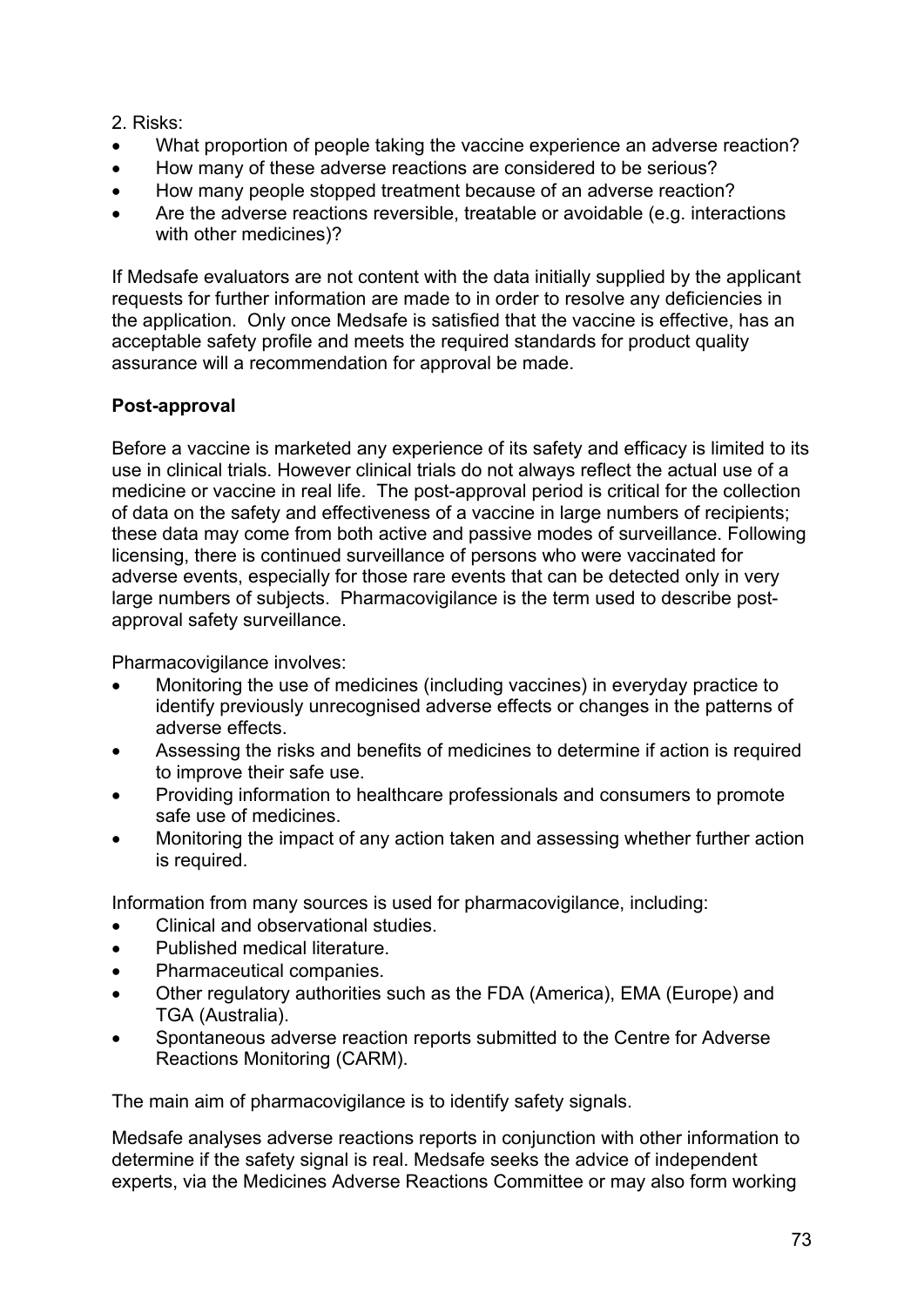2. Risks:

- What proportion of people taking the vaccine experience an adverse reaction?
- How many of these adverse reactions are considered to be serious?
- How many people stopped treatment because of an adverse reaction?
- Are the adverse reactions reversible, treatable or avoidable (e.g. interactions with other medicines)?

If Medsafe evaluators are not content with the data initially supplied by the applicant requests for further information are made to in order to resolve any deficiencies in the application. Only once Medsafe is satisfied that the vaccine is effective, has an acceptable safety profile and meets the required standards for product quality assurance will a recommendation for approval be made.

**Post-approval**

Before a vaccine is marketed any experience of its safety and efficacy is limited to its use in clinical trials. However clinical trials do not always reflect the actual use of a medicine or vaccine in real life. The post-approval period is critical for the collection of data on the safety and effectiveness of a vaccine in large numbers of recipients; these data may come from both active and passive modes of surveillance. Following licensing, there is continued surveillance of persons who were vaccinated for adverse events, especially for those rare events that can be detected only in very large numbers of subjects. Pharmacovigilance is the term used to describe post-approval safety surveillance.

Pharmacovigilance involves:

- Monitoring the use of medicines (including vaccines) in everyday practice to identify previously unrecognised adverse effects or changes in the patterns of adverse effects.
- Assessing the risks and benefits of medicines to determine if action is required to improve their safe use.
- Providing information to healthcare professionals and consumers to promote safe use of medicines.
- Monitoring the impact of any action taken and assessing whether further action is required.

Information from many sources is used for pharmacovigilance, including:

- Clinical and observational studies.
- Published medical literature.
- Pharmaceutical companies.
- Other regulatory authorities such as the FDA (America), EMA (Europe) and TGA (Australia).
- Spontaneous adverse reaction reports submitted to the Centre for Adverse Reactions Monitoring (CARM).

The main aim of pharmacovigilance is to identify safety signals.

Medsafe analyses adverse reactions reports in conjunction with other information to determine if the safety signal is real. Medsafe seeks the advice of independent experts, via the Medicines Adverse Reactions Committee or may also form working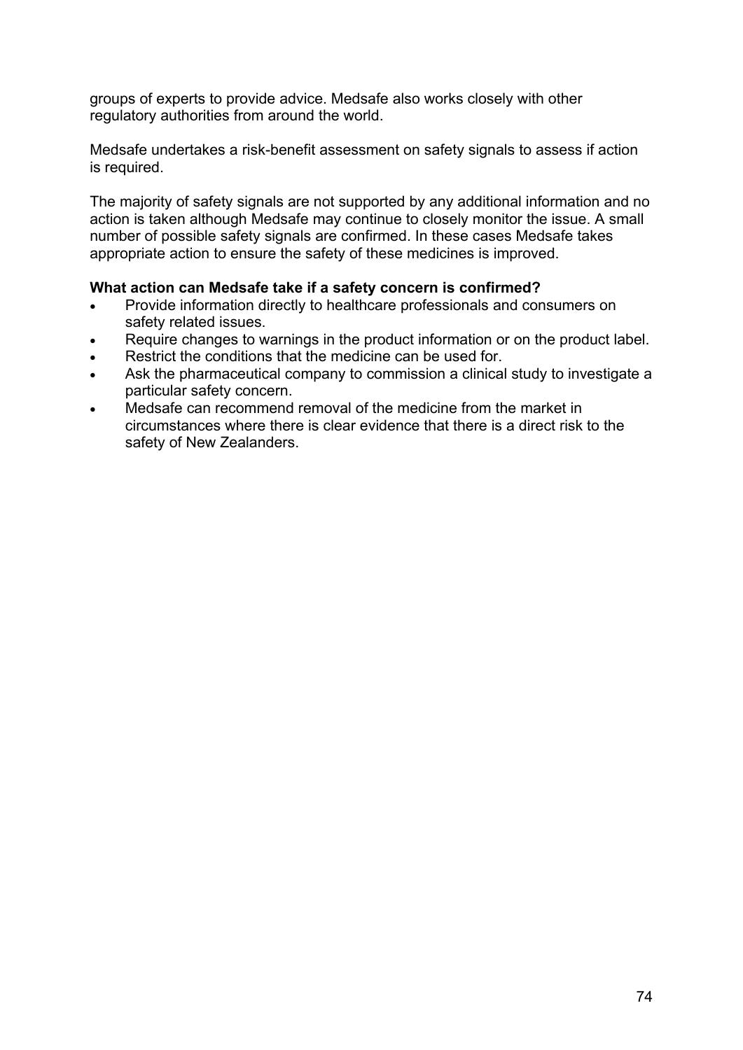groups of experts to provide advice. Medsafe also works closely with other regulatory authorities from around the world.

Medsafe undertakes a risk-benefit assessment on safety signals to assess if action is required.

The majority of safety signals are not supported by any additional information and no action is taken although Medsafe may continue to closely monitor the issue. A small number of possible safety signals are confirmed. In these cases Medsafe takes appropriate action to ensure the safety of these medicines is improved.

**What action can Medsafe take if a safety concern is confirmed?**

- Provide information directly to healthcare professionals and consumers on safety related issues.
- Require changes to warnings in the product information or on the product label.
- Restrict the conditions that the medicine can be used for.
- Ask the pharmaceutical company to commission a clinical study to investigate a particular safety concern.
- Medsafe can recommend removal of the medicine from the market in circumstances where there is clear evidence that there is a direct risk to the safety of New Zealanders.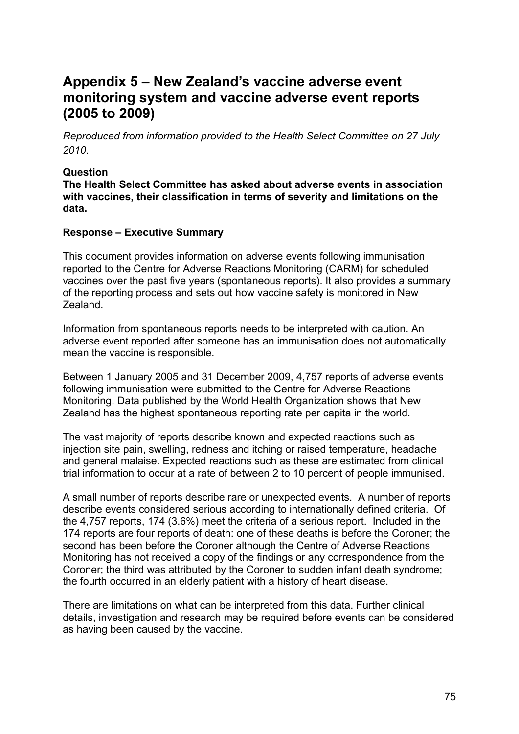# Appendix 5 – New Zealand's vaccine adverse event monitoring system and vaccine adverse event reports (2005 to 2009)

*Reproduced from information provided to the Health Select Committee on 27 July 2010.*

**Question**

**The Health Select Committee has asked about adverse events in association with vaccines, their classification in terms of severity and limitations on the data.**

**Response – Executive Summary**

This document provides information on adverse events following immunisation reported to the Centre for Adverse Reactions Monitoring (CARM) for scheduled vaccines over the past five years (spontaneous reports). It also provides a summary of the reporting process and sets out how vaccine safety is monitored in New Zealand.

Information from spontaneous reports needs to be interpreted with caution. An adverse event reported after someone has an immunisation does not automatically mean the vaccine is responsible.

Between 1 January 2005 and 31 December 2009, 4,757 reports of adverse events following immunisation were submitted to the Centre for Adverse Reactions Monitoring. Data published by the World Health Organization shows that New Zealand has the highest spontaneous reporting rate per capita in the world.

The vast majority of reports describe known and expected reactions such as injection site pain, swelling, redness and itching or raised temperature, headache and general malaise. Expected reactions such as these are estimated from clinical trial information to occur at a rate of between 2 to 10 percent of people immunised.

A small number of reports describe rare or unexpected events. A number of reports describe events considered serious according to internationally defined criteria. Of the 4,757 reports, 174 (3.6%) meet the criteria of a serious report. Included in the 174 reports are four reports of death: one of these deaths is before the Coroner; the second has been before the Coroner although the Centre of Adverse Reactions Monitoring has not received a copy of the findings or any correspondence from the Coroner; the third was attributed by the Coroner to sudden infant death syndrome; the fourth occurred in an elderly patient with a history of heart disease.

There are limitations on what can be interpreted from this data. Further clinical details, investigation and research may be required before events can be considered as having been caused by the vaccine.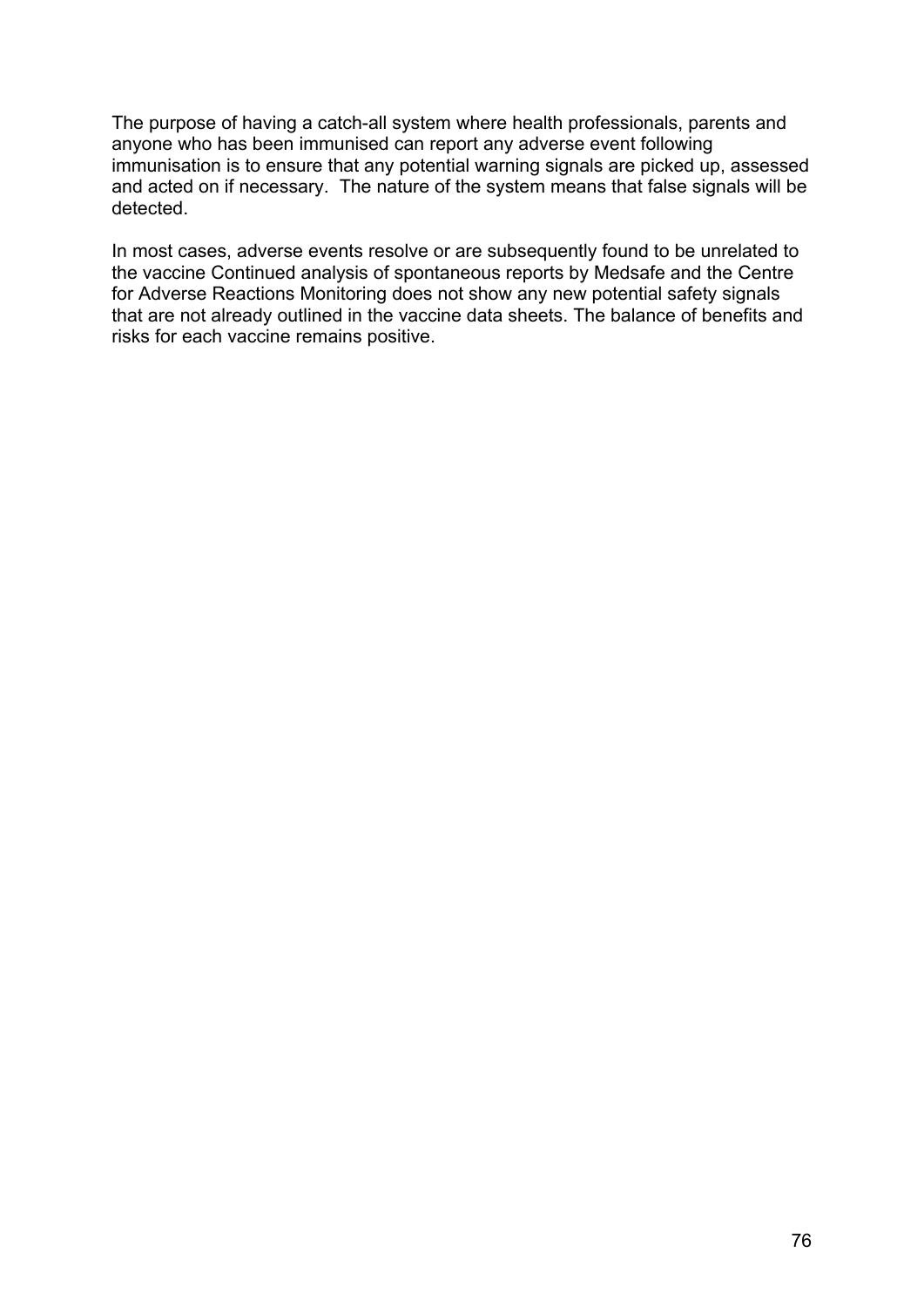The purpose of having a catch-all system where health professionals, parents and anyone who has been immunised can report any adverse event following immunisation is to ensure that any potential warning signals are picked up, assessed and acted on if necessary.  The nature of the system means that false signals will be detected.

In most cases, adverse events resolve or are subsequently found to be unrelated to the vaccine Continued analysis of spontaneous reports by Medsafe and the Centre for Adverse Reactions Monitoring does not show any new potential safety signals that are not already outlined in the vaccine data sheets. The balance of benefits and risks for each vaccine remains positive.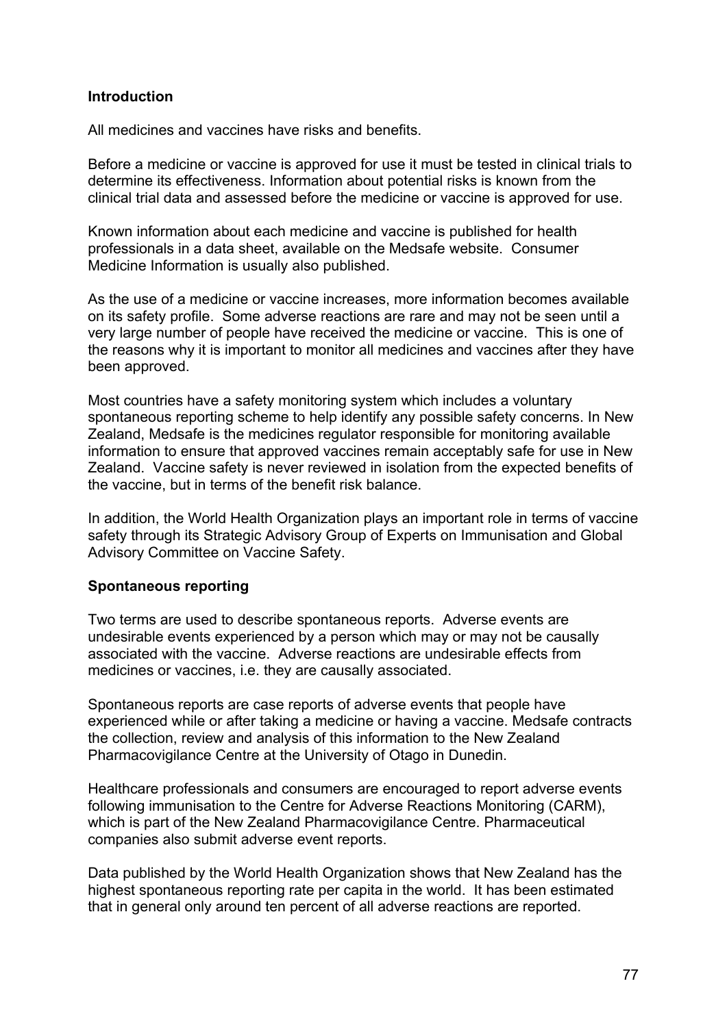**Introduction**

All medicines and vaccines have risks and benefits.

Before a medicine or vaccine is approved for use it must be tested in clinical trials to determine its effectiveness. Information about potential risks is known from the clinical trial data and assessed before the medicine or vaccine is approved for use.

Known information about each medicine and vaccine is published for health professionals in a data sheet, available on the Medsafe website. Consumer Medicine Information is usually also published.

As the use of a medicine or vaccine increases, more information becomes available on its safety profile. Some adverse reactions are rare and may not be seen until a very large number of people have received the medicine or vaccine. This is one of the reasons why it is important to monitor all medicines and vaccines after they have been approved.

Most countries have a safety monitoring system which includes a voluntary spontaneous reporting scheme to help identify any possible safety concerns. In New Zealand, Medsafe is the medicines regulator responsible for monitoring available information to ensure that approved vaccines remain acceptably safe for use in New Zealand. Vaccine safety is never reviewed in isolation from the expected benefits of the vaccine, but in terms of the benefit risk balance.

In addition, the World Health Organization plays an important role in terms of vaccine safety through its Strategic Advisory Group of Experts on Immunisation and Global Advisory Committee on Vaccine Safety.

**Spontaneous reporting**

Two terms are used to describe spontaneous reports. Adverse events are undesirable events experienced by a person which may or may not be causally associated with the vaccine. Adverse reactions are undesirable effects from medicines or vaccines, i.e. they are causally associated.

Spontaneous reports are case reports of adverse events that people have experienced while or after taking a medicine or having a vaccine. Medsafe contracts the collection, review and analysis of this information to the New Zealand Pharmacovigilance Centre at the University of Otago in Dunedin.

Healthcare professionals and consumers are encouraged to report adverse events following immunisation to the Centre for Adverse Reactions Monitoring (CARM), which is part of the New Zealand Pharmacovigilance Centre. Pharmaceutical companies also submit adverse event reports.

Data published by the World Health Organization shows that New Zealand has the highest spontaneous reporting rate per capita in the world. It has been estimated that in general only around ten percent of all adverse reactions are reported.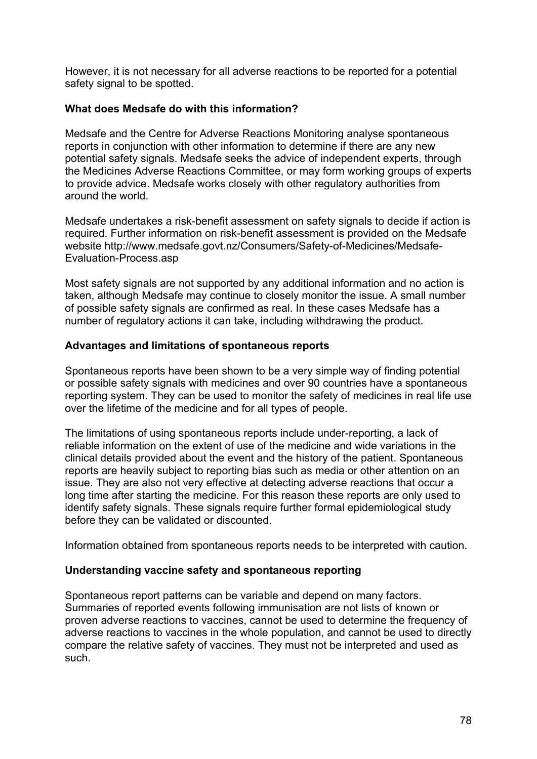However, it is not necessary for all adverse reactions to be reported for a potential safety signal to be spotted.

**What does Medsafe do with this information?**

Medsafe and the Centre for Adverse Reactions Monitoring analyse spontaneous reports in conjunction with other information to determine if there are any new potential safety signals. Medsafe seeks the advice of independent experts, through the Medicines Adverse Reactions Committee, or may form working groups of experts to provide advice. Medsafe works closely with other regulatory authorities from around the world.

Medsafe undertakes a risk-benefit assessment on safety signals to decide if action is required. Further information on risk-benefit assessment is provided on the Medsafe website http://www.medsafe.govt.nz/Consumers/Safety-of-Medicines/Medsafe-Evaluation-Process.asp

Most safety signals are not supported by any additional information and no action is taken, although Medsafe may continue to closely monitor the issue. A small number of possible safety signals are confirmed as real. In these cases Medsafe has a number of regulatory actions it can take, including withdrawing the product.

**Advantages and limitations of spontaneous reports**

Spontaneous reports have been shown to be a very simple way of finding potential or possible safety signals with medicines and over 90 countries have a spontaneous reporting system. They can be used to monitor the safety of medicines in real life use over the lifetime of the medicine and for all types of people.

The limitations of using spontaneous reports include under-reporting, a lack of reliable information on the extent of use of the medicine and wide variations in the clinical details provided about the event and the history of the patient. Spontaneous reports are heavily subject to reporting bias such as media or other attention on an issue. They are also not very effective at detecting adverse reactions that occur a long time after starting the medicine. For this reason these reports are only used to identify safety signals. These signals require further formal epidemiological study before they can be validated or discounted.

Information obtained from spontaneous reports needs to be interpreted with caution.

**Understanding vaccine safety and spontaneous reporting**

Spontaneous report patterns can be variable and depend on many factors. Summaries of reported events following immunisation are not lists of known or proven adverse reactions to vaccines, cannot be used to determine the frequency of adverse reactions to vaccines in the whole population, and cannot be used to directly compare the relative safety of vaccines. They must not be interpreted and used as such.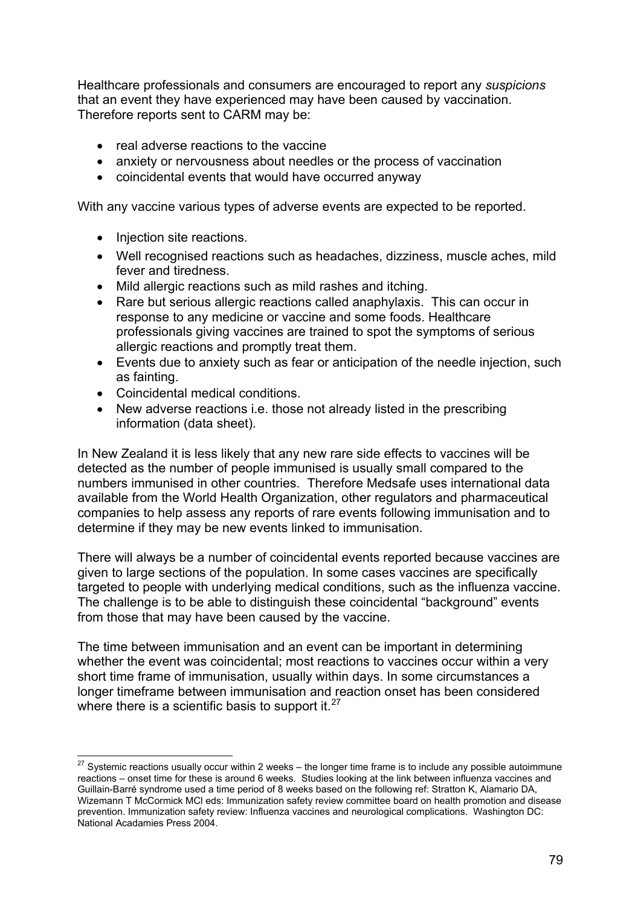Healthcare professionals and consumers are encouraged to report any *suspicions* that an event they have experienced may have been caused by vaccination. Therefore reports sent to CARM may be:

- real adverse reactions to the vaccine
- anxiety or nervousness about needles or the process of vaccination
- coincidental events that would have occurred anyway

With any vaccine various types of adverse events are expected to be reported.

- Injection site reactions.
- Well recognised reactions such as headaches, dizziness, muscle aches, mild fever and tiredness.
- Mild allergic reactions such as mild rashes and itching.
- Rare but serious allergic reactions called anaphylaxis. This can occur in response to any medicine or vaccine and some foods. Healthcare professionals giving vaccines are trained to spot the symptoms of serious allergic reactions and promptly treat them.
- Events due to anxiety such as fear or anticipation of the needle injection, such as fainting.
- Coincidental medical conditions.
- New adverse reactions i.e. those not already listed in the prescribing information (data sheet).

In New Zealand it is less likely that any new rare side effects to vaccines will be detected as the number of people immunised is usually small compared to the numbers immunised in other countries. Therefore Medsafe uses international data available from the World Health Organization, other regulators and pharmaceutical companies to help assess any reports of rare events following immunisation and to determine if they may be new events linked to immunisation.

There will always be a number of coincidental events reported because vaccines are given to large sections of the population. In some cases vaccines are specifically targeted to people with underlying medical conditions, such as the influenza vaccine. The challenge is to be able to distinguish these coincidental "background" events from those that may have been caused by the vaccine.

The time between immunisation and an event can be important in determining whether the event was coincidental; most reactions to vaccines occur within a very short time frame of immunisation, usually within days. In some circumstances a longer timeframe between immunisation and reaction onset has been considered where there is a scientific basis to support it.[27]

---

[27] Systemic reactions usually occur within 2 weeks – the longer time frame is to include any possible autoimmune reactions – onset time for these is around 6 weeks. Studies looking at the link between influenza vaccines and Guillain-Barré syndrome used a time period of 8 weeks based on the following ref: Stratton K, Alamario DA, Wizemann T McCormick MCl eds: Immunization safety review committee board on health promotion and disease prevention. Immunization safety review: Influenza vaccines and neurological complications. Washington DC: National Acadamies Press 2004.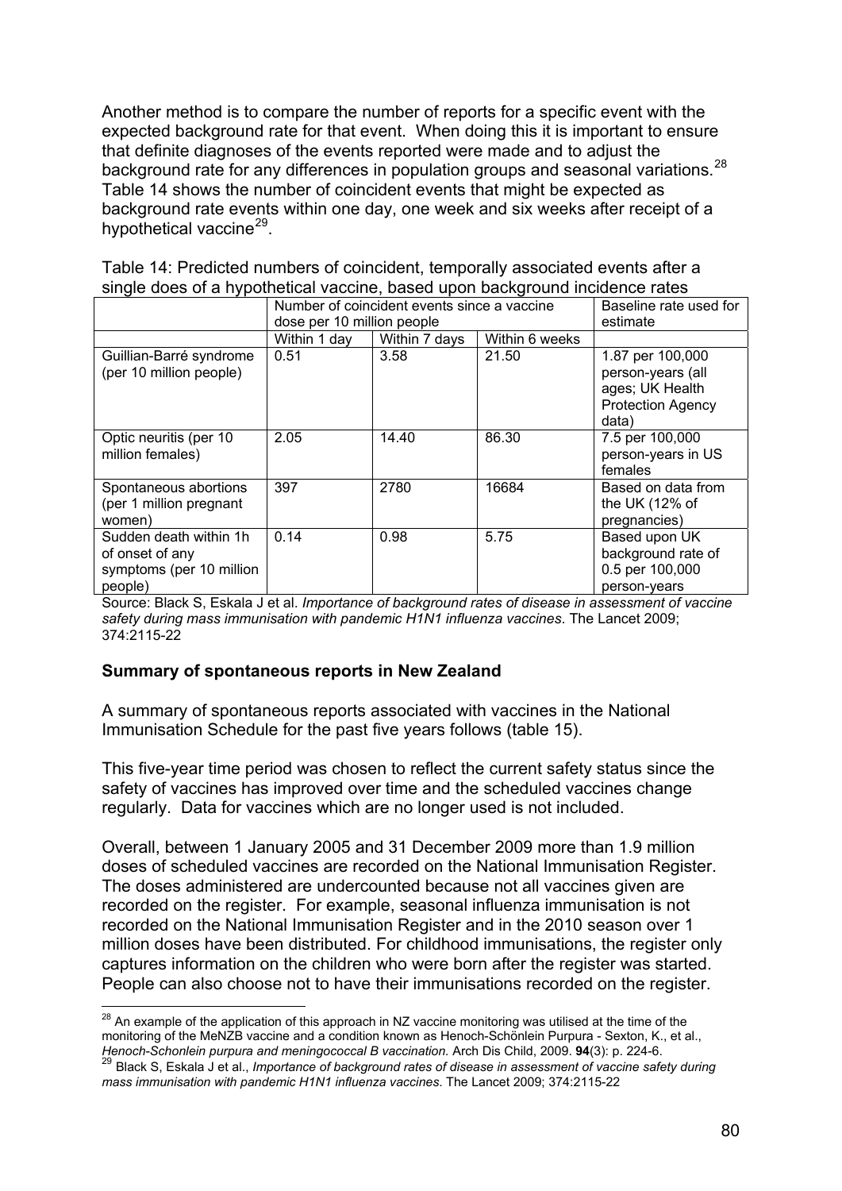Another method is to compare the number of reports for a specific event with the expected background rate for that event. When doing this it is important to ensure that definite diagnoses of the events reported were made and to adjust the background rate for any differences in population groups and seasonal variations.[28] Table 14 shows the number of coincident events that might be expected as background rate events within one day, one week and six weeks after receipt of a hypothetical vaccine[29].

Table 14: Predicted numbers of coincident, temporally associated events after a single does of a hypothetical vaccine, based upon background incidence rates

| | Number of coincident events since a vaccine dose per 10 million people | | | Baseline rate used for estimate |
|---|---|---|---|---|
| | Within 1 day | Within 7 days | Within 6 weeks | |
| Guillian-Barré syndrome (per 10 million people) | 0.51 | 3.58 | 21.50 | 1.87 per 100,000 person-years (all ages; UK Health Protection Agency data) |
| Optic neuritis (per 10 million females) | 2.05 | 14.40 | 86.30 | 7.5 per 100,000 person-years in US females |
| Spontaneous abortions (per 1 million pregnant women) | 397 | 2780 | 16684 | Based on data from the UK (12% of pregnancies) |
| Sudden death within 1h of onset of any symptoms (per 10 million people) | 0.14 | 0.98 | 5.75 | Based upon UK background rate of 0.5 per 100,000 person-years |

Source: Black S, Eskala J et al. *Importance of background rates of disease in assessment of vaccine safety during mass immunisation with pandemic H1N1 influenza vaccines*. The Lancet 2009; 374:2115-22

### Summary of spontaneous reports in New Zealand

A summary of spontaneous reports associated with vaccines in the National Immunisation Schedule for the past five years follows (table 15).

This five-year time period was chosen to reflect the current safety status since the safety of vaccines has improved over time and the scheduled vaccines change regularly. Data for vaccines which are no longer used is not included.

Overall, between 1 January 2005 and 31 December 2009 more than 1.9 million doses of scheduled vaccines are recorded on the National Immunisation Register. The doses administered are undercounted because not all vaccines given are recorded on the register. For example, seasonal influenza immunisation is not recorded on the National Immunisation Register and in the 2010 season over 1 million doses have been distributed. For childhood immunisations, the register only captures information on the children who were born after the register was started. People can also choose not to have their immunisations recorded on the register.

---

[28] An example of the application of this approach in NZ vaccine monitoring was utilised at the time of the monitoring of the MeNZB vaccine and a condition known as Henoch-Schönlein Purpura - Sexton, K., et al., *Henoch-Schonlein purpura and meningococcal B vaccination.* Arch Dis Child, 2009. **94**(3): p. 224-6.

[29] Black S, Eskala J et al., *Importance of background rates of disease in assessment of vaccine safety during mass immunisation with pandemic H1N1 influenza vaccines*. The Lancet 2009; 374:2115-22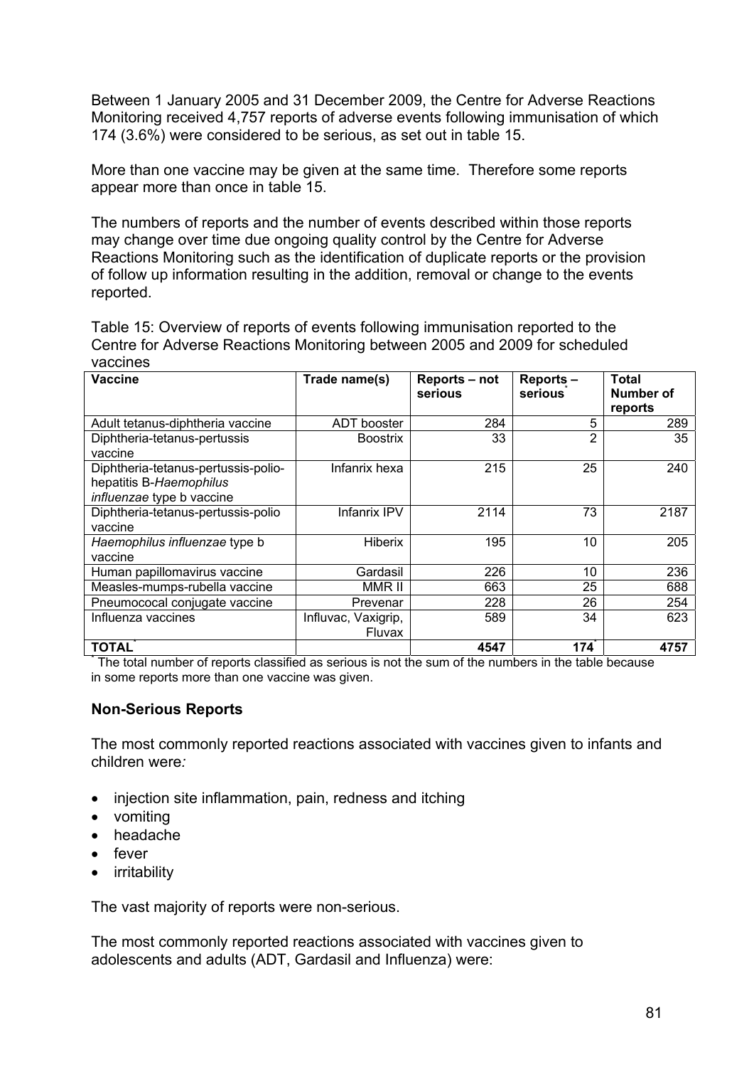Between 1 January 2005 and 31 December 2009, the Centre for Adverse Reactions Monitoring received 4,757 reports of adverse events following immunisation of which 174 (3.6%) were considered to be serious, as set out in table 15.

More than one vaccine may be given at the same time. Therefore some reports appear more than once in table 15.

The numbers of reports and the number of events described within those reports may change over time due ongoing quality control by the Centre for Adverse Reactions Monitoring such as the identification of duplicate reports or the provision of follow up information resulting in the addition, removal or change to the events reported.

Table 15: Overview of reports of events following immunisation reported to the Centre for Adverse Reactions Monitoring between 2005 and 2009 for scheduled vaccines

| Vaccine | Trade name(s) | Reports – not serious | Reports – serious* | Total Number of reports |
|---|---|---|---|---|
| Adult tetanus-diphtheria vaccine | ADT booster | 284 | 5 | 289 |
| Diphtheria-tetanus-pertussis vaccine | Boostrix | 33 | 2 | 35 |
| Diphtheria-tetanus-pertussis-polio-hepatitis B-*Haemophilus influenzae* type b vaccine | Infanrix hexa | 215 | 25 | 240 |
| Diphtheria-tetanus-pertussis-polio vaccine | Infanrix IPV | 2114 | 73 | 2187 |
| *Haemophilus influenzae* type b vaccine | Hiberix | 195 | 10 | 205 |
| Human papillomavirus vaccine | Gardasil | 226 | 10 | 236 |
| Measles-mumps-rubella vaccine | MMR II | 663 | 25 | 688 |
| Pneumococal conjugate vaccine | Prevenar | 228 | 26 | 254 |
| Influenza vaccines | Influvac, Vaxigrip, Fluvax | 589 | 34 | 623 |
| **TOTAL*** | | **4547** | **174*** | **4757** |

* The total number of reports classified as serious is not the sum of the numbers in the table because in some reports more than one vaccine was given.

### Non-Serious Reports

The most commonly reported reactions associated with vaccines given to infants and children were*:*

- injection site inflammation, pain, redness and itching
- vomiting
- headache
- fever
- irritability

The vast majority of reports were non-serious.

The most commonly reported reactions associated with vaccines given to adolescents and adults (ADT, Gardasil and Influenza) were: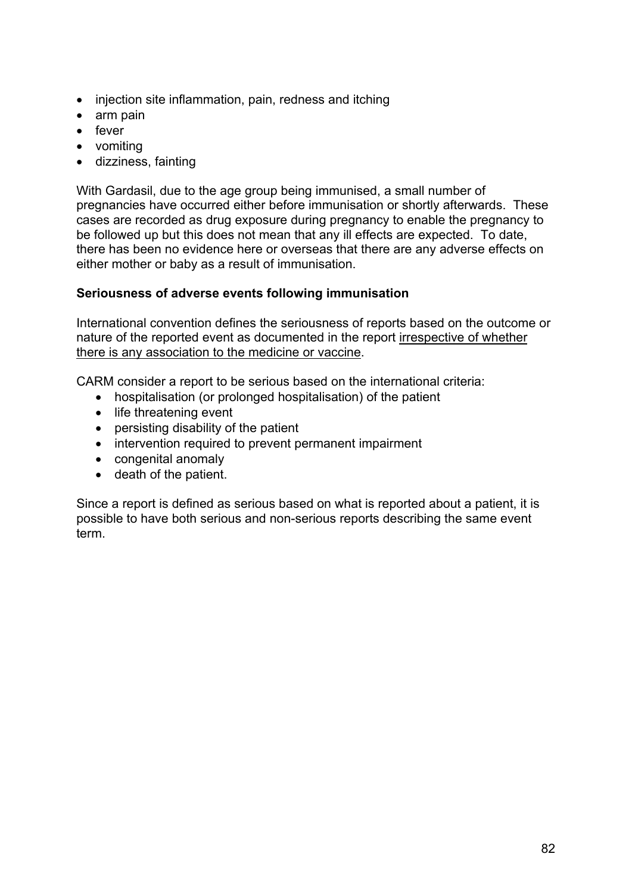- injection site inflammation, pain, redness and itching
- arm pain
- fever
- vomiting
- dizziness, fainting

With Gardasil, due to the age group being immunised, a small number of pregnancies have occurred either before immunisation or shortly afterwards. These cases are recorded as drug exposure during pregnancy to enable the pregnancy to be followed up but this does not mean that any ill effects are expected. To date, there has been no evidence here or overseas that there are any adverse effects on either mother or baby as a result of immunisation.

**Seriousness of adverse events following immunisation**

International convention defines the seriousness of reports based on the outcome or nature of the reported event as documented in the report <u>irrespective of whether there is any association to the medicine or vaccine</u>.

CARM consider a report to be serious based on the international criteria:

- hospitalisation (or prolonged hospitalisation) of the patient
- life threatening event
- persisting disability of the patient
- intervention required to prevent permanent impairment
- congenital anomaly
- death of the patient.

Since a report is defined as serious based on what is reported about a patient, it is possible to have both serious and non-serious reports describing the same event term.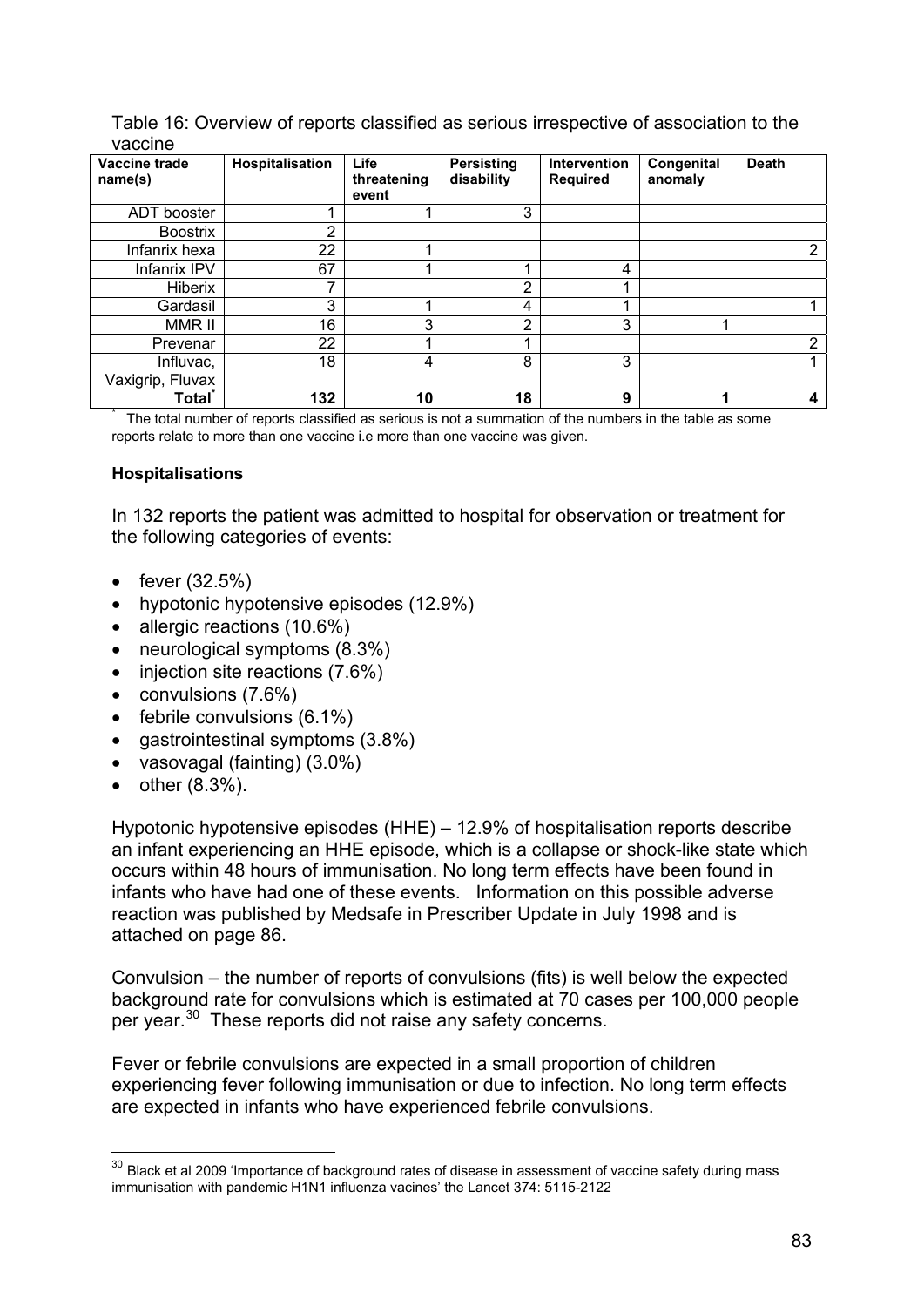Table 16: Overview of reports classified as serious irrespective of association to the vaccine

| Vaccine trade name(s) | Hospitalisation | Life threatening event | Persisting disability | Intervention Required | Congenital anomaly | Death |
|---|---|---|---|---|---|---|
| ADT booster | 1 | 1 | 3 | | | |
| Boostrix | 2 | | | | | |
| Infanrix hexa | 22 | 1 | | | | 2 |
| Infanrix IPV | 67 | 1 | 1 | 4 | | |
| Hiberix | 7 | | 2 | 1 | | |
| Gardasil | 3 | 1 | 4 | 1 | | 1 |
| MMR II | 16 | 3 | 2 | 3 | 1 | |
| Prevenar | 22 | 1 | 1 | | | 2 |
| Influvac, Vaxigrip, Fluvax | 18 | 4 | 8 | 3 | | 1 |
| **Total*** | **132** | **10** | **18** | **9** | **1** | **4** |

\* The total number of reports classified as serious is not a summation of the numbers in the table as some reports relate to more than one vaccine i.e more than one vaccine was given.

**Hospitalisations**

In 132 reports the patient was admitted to hospital for observation or treatment for the following categories of events:

- fever (32.5%)
- hypotonic hypotensive episodes (12.9%)
- allergic reactions (10.6%)
- neurological symptoms (8.3%)
- injection site reactions (7.6%)
- convulsions (7.6%)
- febrile convulsions (6.1%)
- gastrointestinal symptoms (3.8%)
- vasovagal (fainting) (3.0%)
- other (8.3%).

Hypotonic hypotensive episodes (HHE) – 12.9% of hospitalisation reports describe an infant experiencing an HHE episode, which is a collapse or shock-like state which occurs within 48 hours of immunisation. No long term effects have been found in infants who have had one of these events. Information on this possible adverse reaction was published by Medsafe in Prescriber Update in July 1998 and is attached on page 86.

Convulsion – the number of reports of convulsions (fits) is well below the expected background rate for convulsions which is estimated at 70 cases per 100,000 people per year.[30] These reports did not raise any safety concerns.

Fever or febrile convulsions are expected in a small proportion of children experiencing fever following immunisation or due to infection. No long term effects are expected in infants who have experienced febrile convulsions.

[30] Black et al 2009 'Importance of background rates of disease in assessment of vaccine safety during mass immunisation with pandemic H1N1 influenza vacines' the Lancet 374: 5115-2122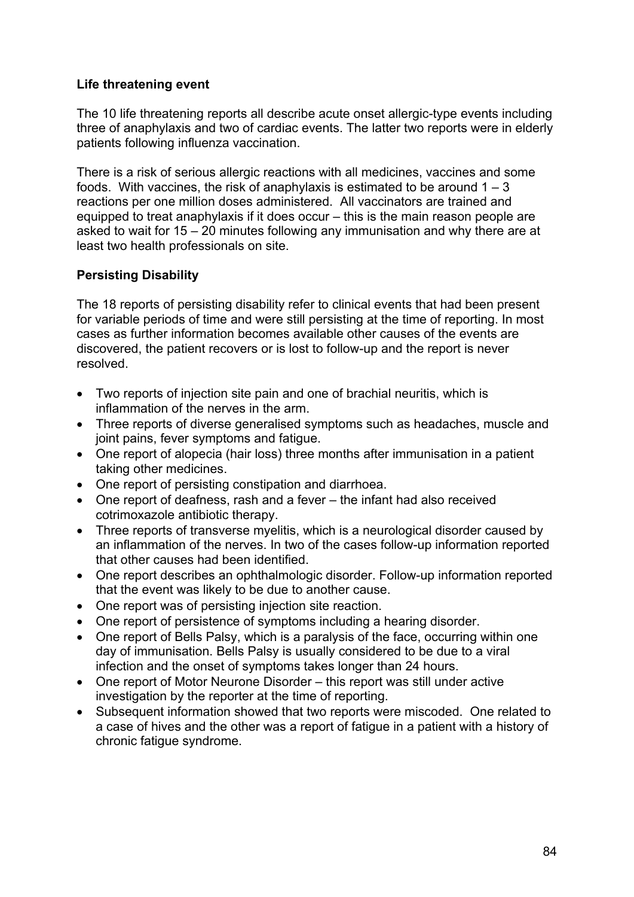**Life threatening event**

The 10 life threatening reports all describe acute onset allergic-type events including three of anaphylaxis and two of cardiac events. The latter two reports were in elderly patients following influenza vaccination.

There is a risk of serious allergic reactions with all medicines, vaccines and some foods. With vaccines, the risk of anaphylaxis is estimated to be around 1 – 3 reactions per one million doses administered. All vaccinators are trained and equipped to treat anaphylaxis if it does occur – this is the main reason people are asked to wait for 15 – 20 minutes following any immunisation and why there are at least two health professionals on site.

**Persisting Disability**

The 18 reports of persisting disability refer to clinical events that had been present for variable periods of time and were still persisting at the time of reporting. In most cases as further information becomes available other causes of the events are discovered, the patient recovers or is lost to follow-up and the report is never resolved.

- Two reports of injection site pain and one of brachial neuritis, which is inflammation of the nerves in the arm.
- Three reports of diverse generalised symptoms such as headaches, muscle and joint pains, fever symptoms and fatigue.
- One report of alopecia (hair loss) three months after immunisation in a patient taking other medicines.
- One report of persisting constipation and diarrhoea.
- One report of deafness, rash and a fever – the infant had also received cotrimoxazole antibiotic therapy.
- Three reports of transverse myelitis, which is a neurological disorder caused by an inflammation of the nerves. In two of the cases follow-up information reported that other causes had been identified.
- One report describes an ophthalmologic disorder. Follow-up information reported that the event was likely to be due to another cause.
- One report was of persisting injection site reaction.
- One report of persistence of symptoms including a hearing disorder.
- One report of Bells Palsy, which is a paralysis of the face, occurring within one day of immunisation. Bells Palsy is usually considered to be due to a viral infection and the onset of symptoms takes longer than 24 hours.
- One report of Motor Neurone Disorder – this report was still under active investigation by the reporter at the time of reporting.
- Subsequent information showed that two reports were miscoded. One related to a case of hives and the other was a report of fatigue in a patient with a history of chronic fatigue syndrome.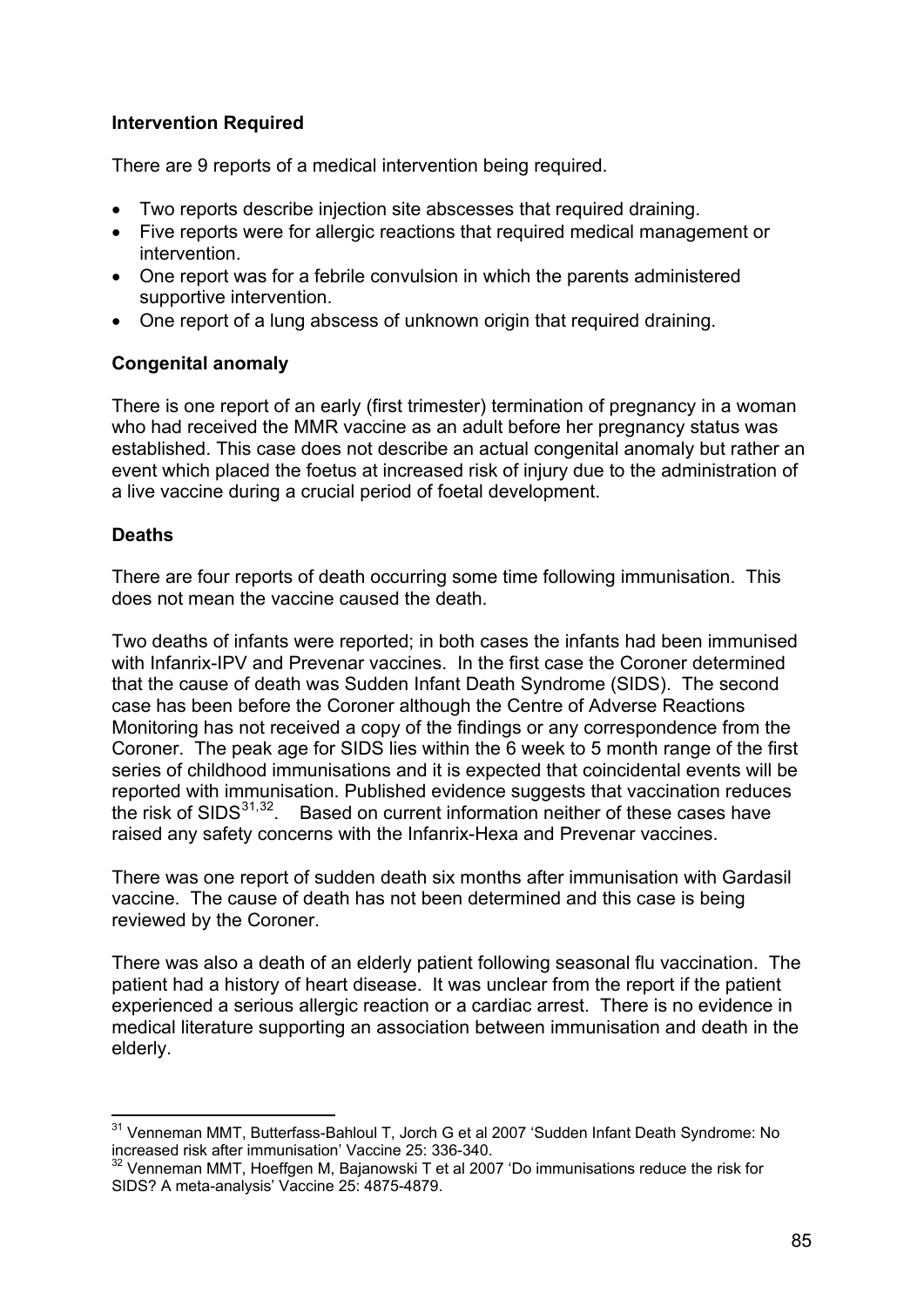**Intervention Required**

There are 9 reports of a medical intervention being required.

- Two reports describe injection site abscesses that required draining.
- Five reports were for allergic reactions that required medical management or intervention.
- One report was for a febrile convulsion in which the parents administered supportive intervention.
- One report of a lung abscess of unknown origin that required draining.

**Congenital anomaly**

There is one report of an early (first trimester) termination of pregnancy in a woman who had received the MMR vaccine as an adult before her pregnancy status was established. This case does not describe an actual congenital anomaly but rather an event which placed the foetus at increased risk of injury due to the administration of a live vaccine during a crucial period of foetal development.

**Deaths**

There are four reports of death occurring some time following immunisation. This does not mean the vaccine caused the death.

Two deaths of infants were reported; in both cases the infants had been immunised with Infanrix-IPV and Prevenar vaccines. In the first case the Coroner determined that the cause of death was Sudden Infant Death Syndrome (SIDS). The second case has been before the Coroner although the Centre of Adverse Reactions Monitoring has not received a copy of the findings or any correspondence from the Coroner. The peak age for SIDS lies within the 6 week to 5 month range of the first series of childhood immunisations and it is expected that coincidental events will be reported with immunisation. Published evidence suggests that vaccination reduces the risk of SIDS[31,32]. Based on current information neither of these cases have raised any safety concerns with the Infanrix-Hexa and Prevenar vaccines.

There was one report of sudden death six months after immunisation with Gardasil vaccine. The cause of death has not been determined and this case is being reviewed by the Coroner.

There was also a death of an elderly patient following seasonal flu vaccination. The patient had a history of heart disease. It was unclear from the report if the patient experienced a serious allergic reaction or a cardiac arrest. There is no evidence in medical literature supporting an association between immunisation and death in the elderly.

---

[31] Venneman MMT, Butterfass-Bahloul T, Jorch G et al 2007 'Sudden Infant Death Syndrome: No increased risk after immunisation' Vaccine 25: 336-340.

[32] Venneman MMT, Hoeffgen M, Bajanowski T et al 2007 'Do immunisations reduce the risk for SIDS? A meta-analysis' Vaccine 25: 4875-4879.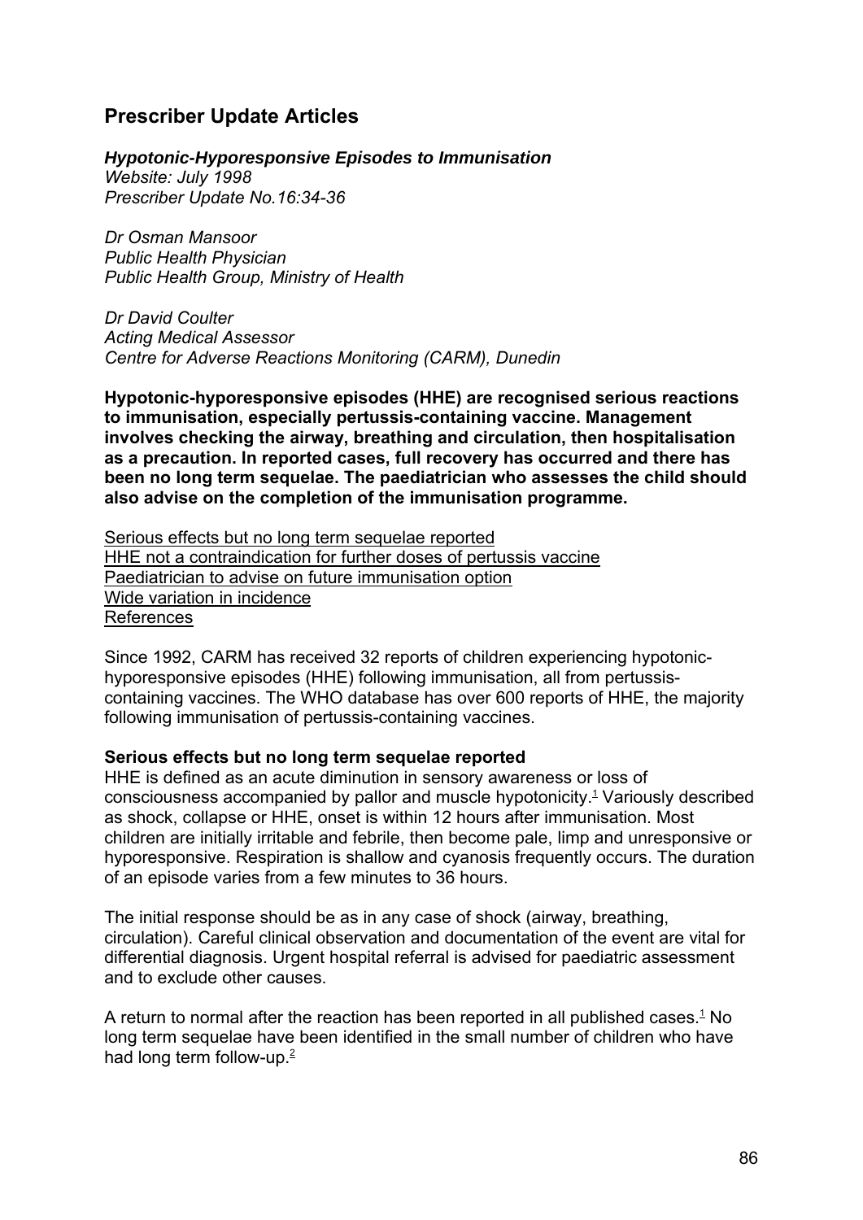## Prescriber Update Articles

***Hypotonic-Hyporesponsive Episodes to Immunisation***
*Website: July 1998*
*Prescriber Update No.16:34-36*

*Dr Osman Mansoor*
*Public Health Physician*
*Public Health Group, Ministry of Health*

*Dr David Coulter*
*Acting Medical Assessor*
*Centre for Adverse Reactions Monitoring (CARM), Dunedin*

**Hypotonic-hyporesponsive episodes (HHE) are recognised serious reactions to immunisation, especially pertussis-containing vaccine. Management involves checking the airway, breathing and circulation, then hospitalisation as a precaution. In reported cases, full recovery has occurred and there has been no long term sequelae. The paediatrician who assesses the child should also advise on the completion of the immunisation programme.**

Serious effects but no long term sequelae reported
HHE not a contraindication for further doses of pertussis vaccine
Paediatrician to advise on future immunisation option
Wide variation in incidence
References

Since 1992, CARM has received 32 reports of children experiencing hypotonic-hyporesponsive episodes (HHE) following immunisation, all from pertussis-containing vaccines. The WHO database has over 600 reports of HHE, the majority following immunisation of pertussis-containing vaccines.

**Serious effects but no long term sequelae reported**
HHE is defined as an acute diminution in sensory awareness or loss of consciousness accompanied by pallor and muscle hypotonicity.[1] Variously described as shock, collapse or HHE, onset is within 12 hours after immunisation. Most children are initially irritable and febrile, then become pale, limp and unresponsive or hyporesponsive. Respiration is shallow and cyanosis frequently occurs. The duration of an episode varies from a few minutes to 36 hours.

The initial response should be as in any case of shock (airway, breathing, circulation). Careful clinical observation and documentation of the event are vital for differential diagnosis. Urgent hospital referral is advised for paediatric assessment and to exclude other causes.

A return to normal after the reaction has been reported in all published cases.[1] No long term sequelae have been identified in the small number of children who have had long term follow-up.[2]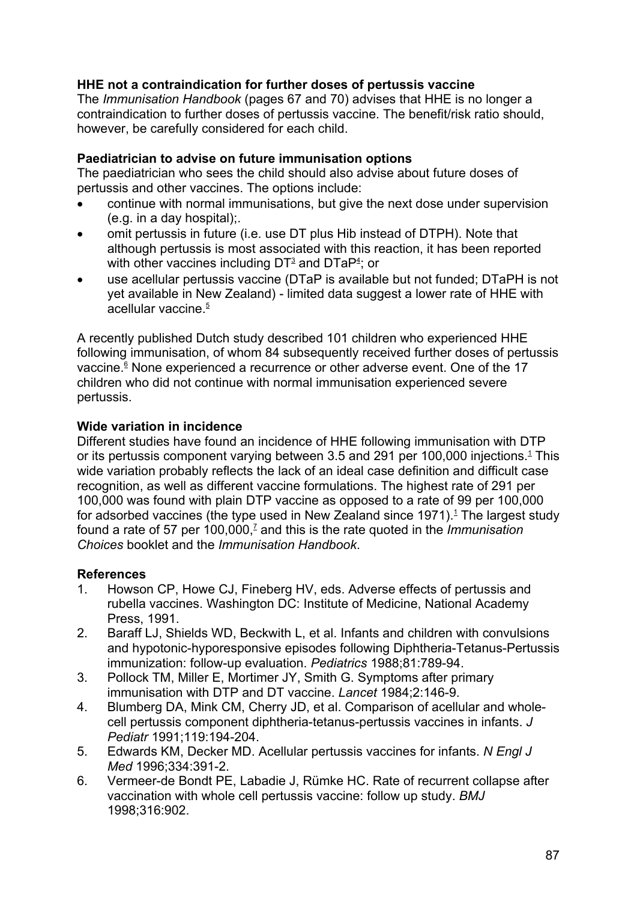**HHE not a contraindication for further doses of pertussis vaccine**
The *Immunisation Handbook* (pages 67 and 70) advises that HHE is no longer a contraindication to further doses of pertussis vaccine. The benefit/risk ratio should, however, be carefully considered for each child.

**Paediatrician to advise on future immunisation options**
The paediatrician who sees the child should also advise about future doses of pertussis and other vaccines. The options include:

- continue with normal immunisations, but give the next dose under supervision (e.g. in a day hospital);.
- omit pertussis in future (i.e. use DT plus Hib instead of DTPH). Note that although pertussis is most associated with this reaction, it has been reported with other vaccines including DT[3] and DTaP[4]; or
- use acellular pertussis vaccine (DTaP is available but not funded; DTaPH is not yet available in New Zealand) - limited data suggest a lower rate of HHE with acellular vaccine.[5]

A recently published Dutch study described 101 children who experienced HHE following immunisation, of whom 84 subsequently received further doses of pertussis vaccine.[6] None experienced a recurrence or other adverse event. One of the 17 children who did not continue with normal immunisation experienced severe pertussis.

**Wide variation in incidence**
Different studies have found an incidence of HHE following immunisation with DTP or its pertussis component varying between 3.5 and 291 per 100,000 injections.[1] This wide variation probably reflects the lack of an ideal case definition and difficult case recognition, as well as different vaccine formulations. The highest rate of 291 per 100,000 was found with plain DTP vaccine as opposed to a rate of 99 per 100,000 for adsorbed vaccines (the type used in New Zealand since 1971).[1] The largest study found a rate of 57 per 100,000,[7] and this is the rate quoted in the *Immunisation Choices* booklet and the *Immunisation Handbook*.

**References**

1. Howson CP, Howe CJ, Fineberg HV, eds. Adverse effects of pertussis and rubella vaccines. Washington DC: Institute of Medicine, National Academy Press, 1991.
2. Baraff LJ, Shields WD, Beckwith L, et al. Infants and children with convulsions and hypotonic-hyporesponsive episodes following Diphtheria-Tetanus-Pertussis immunization: follow-up evaluation. *Pediatrics* 1988;81:789-94.
3. Pollock TM, Miller E, Mortimer JY, Smith G. Symptoms after primary immunisation with DTP and DT vaccine. *Lancet* 1984;2:146-9.
4. Blumberg DA, Mink CM, Cherry JD, et al. Comparison of acellular and whole-cell pertussis component diphtheria-tetanus-pertussis vaccines in infants. *J Pediatr* 1991;119:194-204.
5. Edwards KM, Decker MD. Acellular pertussis vaccines for infants. *N Engl J Med* 1996;334:391-2.
6. Vermeer-de Bondt PE, Labadie J, Rümke HC. Rate of recurrent collapse after vaccination with whole cell pertussis vaccine: follow up study. *BMJ* 1998;316:902.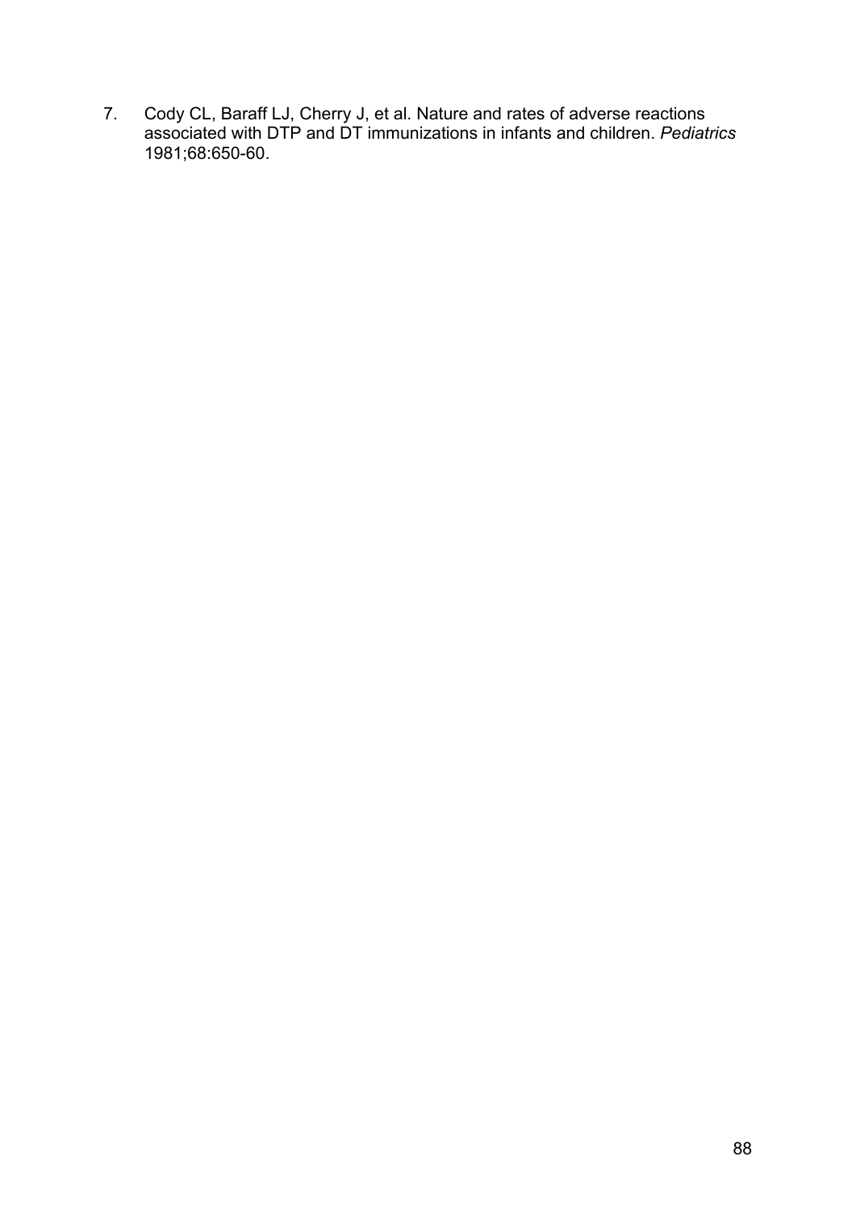7. Cody CL, Baraff LJ, Cherry J, et al. Nature and rates of adverse reactions associated with DTP and DT immunizations in infants and children. *Pediatrics* 1981;68:650-60.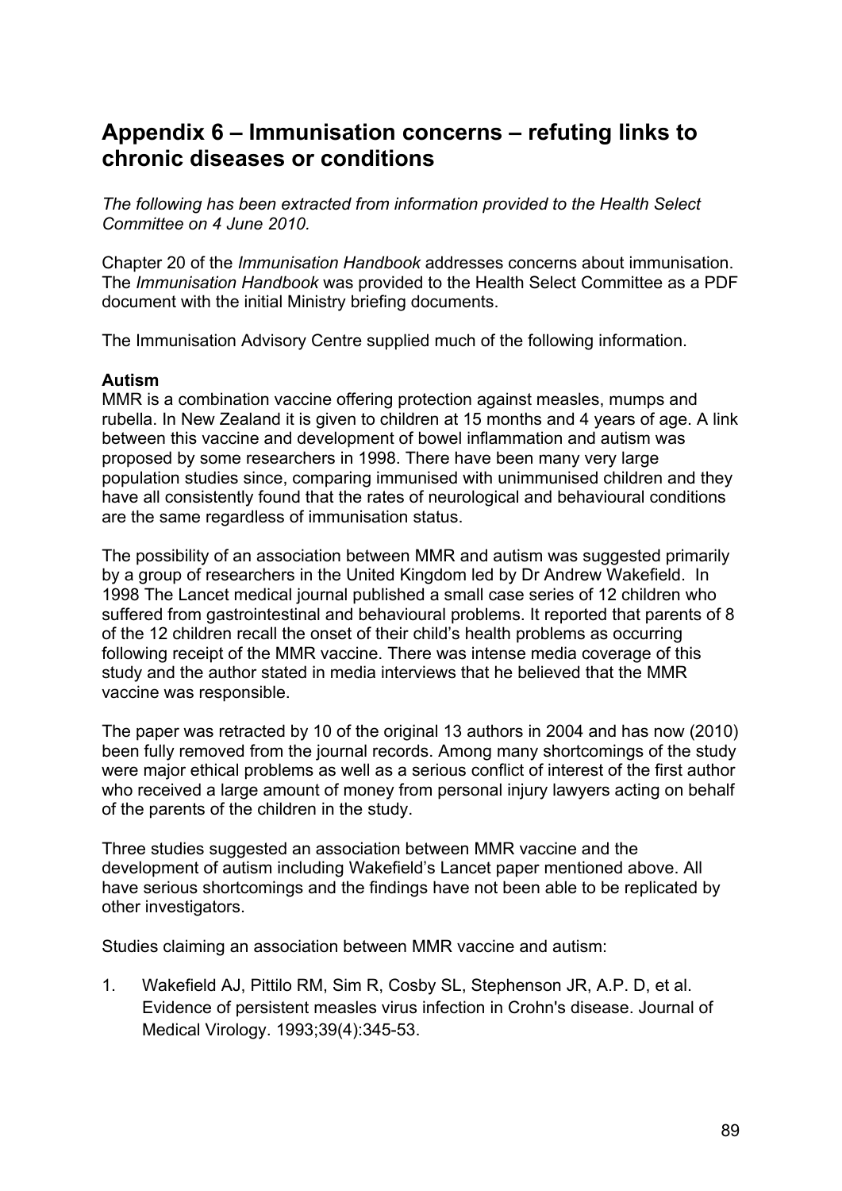## Appendix 6 – Immunisation concerns – refuting links to chronic diseases or conditions

*The following has been extracted from information provided to the Health Select Committee on 4 June 2010.*

Chapter 20 of the *Immunisation Handbook* addresses concerns about immunisation. The *Immunisation Handbook* was provided to the Health Select Committee as a PDF document with the initial Ministry briefing documents.

The Immunisation Advisory Centre supplied much of the following information.

**Autism**

MMR is a combination vaccine offering protection against measles, mumps and rubella. In New Zealand it is given to children at 15 months and 4 years of age. A link between this vaccine and development of bowel inflammation and autism was proposed by some researchers in 1998. There have been many very large population studies since, comparing immunised with unimmunised children and they have all consistently found that the rates of neurological and behavioural conditions are the same regardless of immunisation status.

The possibility of an association between MMR and autism was suggested primarily by a group of researchers in the United Kingdom led by Dr Andrew Wakefield. In 1998 The Lancet medical journal published a small case series of 12 children who suffered from gastrointestinal and behavioural problems. It reported that parents of 8 of the 12 children recall the onset of their child's health problems as occurring following receipt of the MMR vaccine. There was intense media coverage of this study and the author stated in media interviews that he believed that the MMR vaccine was responsible.

The paper was retracted by 10 of the original 13 authors in 2004 and has now (2010) been fully removed from the journal records. Among many shortcomings of the study were major ethical problems as well as a serious conflict of interest of the first author who received a large amount of money from personal injury lawyers acting on behalf of the parents of the children in the study.

Three studies suggested an association between MMR vaccine and the development of autism including Wakefield's Lancet paper mentioned above. All have serious shortcomings and the findings have not been able to be replicated by other investigators.

Studies claiming an association between MMR vaccine and autism:

1. Wakefield AJ, Pittilo RM, Sim R, Cosby SL, Stephenson JR, A.P. D, et al. Evidence of persistent measles virus infection in Crohn's disease. Journal of Medical Virology. 1993;39(4):345-53.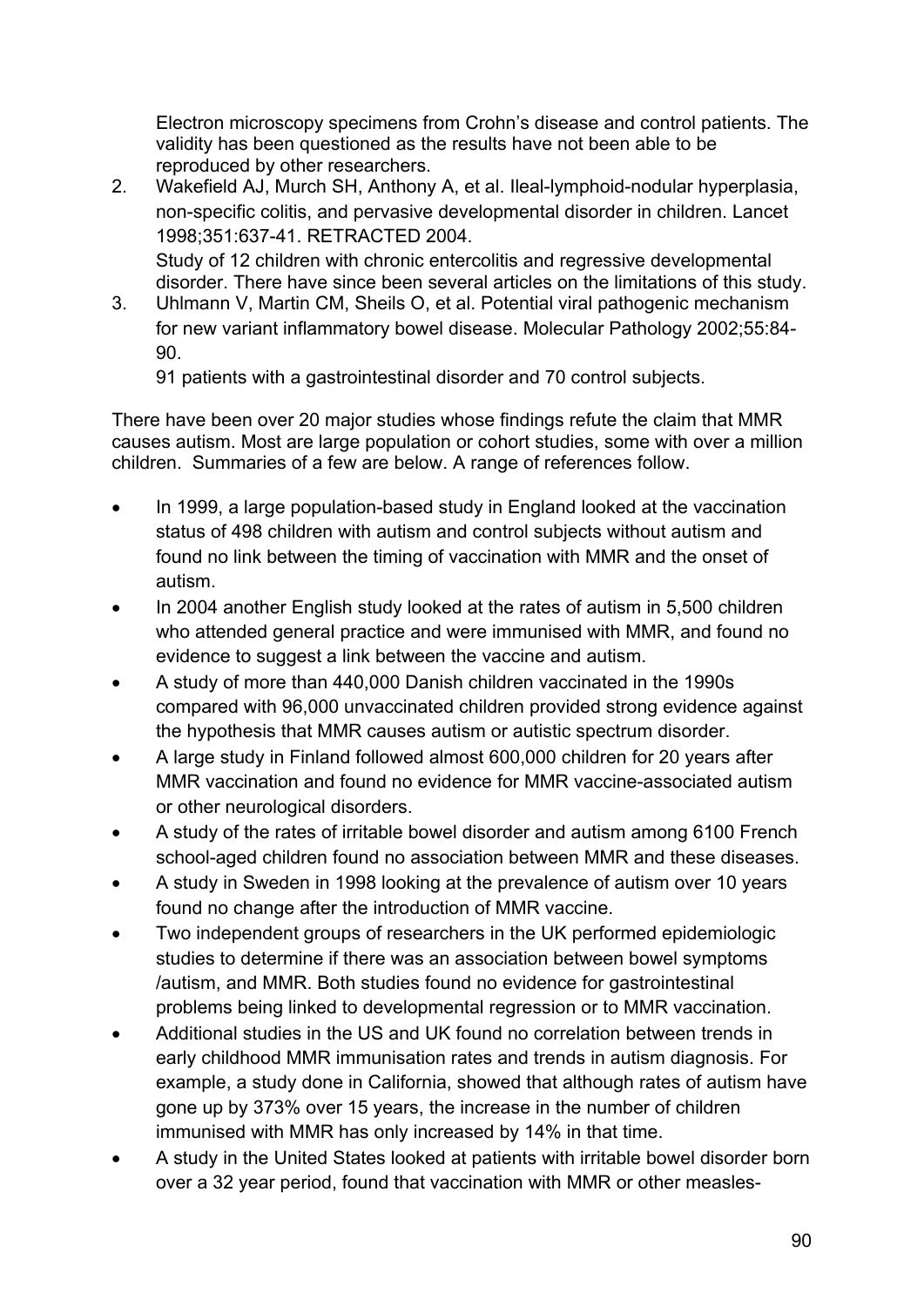Electron microscopy specimens from Crohn's disease and control patients. The validity has been questioned as the results have not been able to be reproduced by other researchers.

2. Wakefield AJ, Murch SH, Anthony A, et al. Ileal-lymphoid-nodular hyperplasia, non-specific colitis, and pervasive developmental disorder in children. Lancet 1998;351:637-41. RETRACTED 2004.
   Study of 12 children with chronic entercolitis and regressive developmental disorder. There have since been several articles on the limitations of this study.
3. Uhlmann V, Martin CM, Sheils O, et al. Potential viral pathogenic mechanism for new variant inflammatory bowel disease. Molecular Pathology 2002;55:84-90.
   91 patients with a gastrointestinal disorder and 70 control subjects.

There have been over 20 major studies whose findings refute the claim that MMR causes autism. Most are large population or cohort studies, some with over a million children. Summaries of a few are below. A range of references follow.

- In 1999, a large population-based study in England looked at the vaccination status of 498 children with autism and control subjects without autism and found no link between the timing of vaccination with MMR and the onset of autism.
- In 2004 another English study looked at the rates of autism in 5,500 children who attended general practice and were immunised with MMR, and found no evidence to suggest a link between the vaccine and autism.
- A study of more than 440,000 Danish children vaccinated in the 1990s compared with 96,000 unvaccinated children provided strong evidence against the hypothesis that MMR causes autism or autistic spectrum disorder.
- A large study in Finland followed almost 600,000 children for 20 years after MMR vaccination and found no evidence for MMR vaccine-associated autism or other neurological disorders.
- A study of the rates of irritable bowel disorder and autism among 6100 French school-aged children found no association between MMR and these diseases.
- A study in Sweden in 1998 looking at the prevalence of autism over 10 years found no change after the introduction of MMR vaccine.
- Two independent groups of researchers in the UK performed epidemiologic studies to determine if there was an association between bowel symptoms /autism, and MMR. Both studies found no evidence for gastrointestinal problems being linked to developmental regression or to MMR vaccination.
- Additional studies in the US and UK found no correlation between trends in early childhood MMR immunisation rates and trends in autism diagnosis. For example, a study done in California, showed that although rates of autism have gone up by 373% over 15 years, the increase in the number of children immunised with MMR has only increased by 14% in that time.
- A study in the United States looked at patients with irritable bowel disorder born over a 32 year period, found that vaccination with MMR or other measles-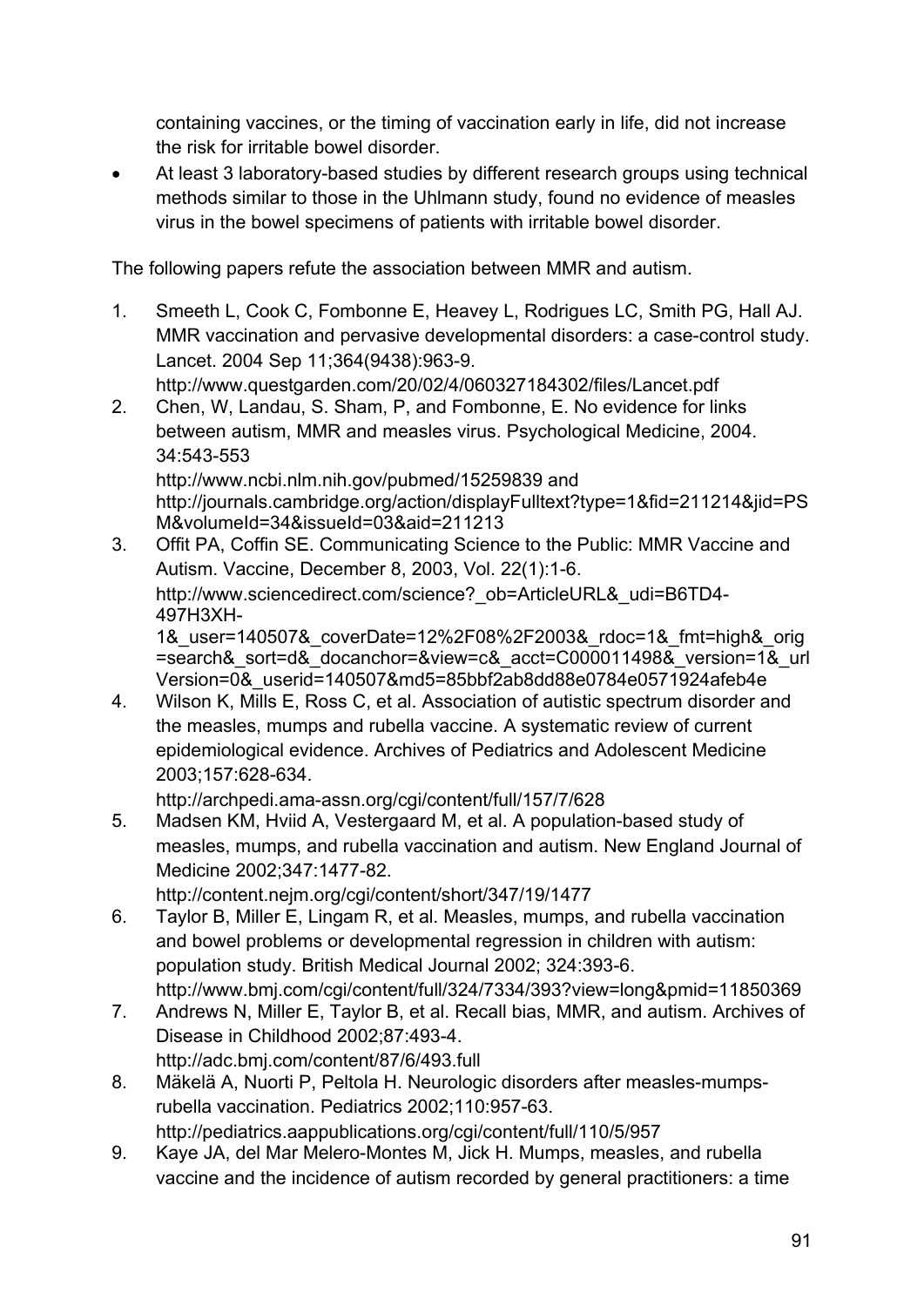containing vaccines, or the timing of vaccination early in life, did not increase the risk for irritable bowel disorder.

- At least 3 laboratory-based studies by different research groups using technical methods similar to those in the Uhlmann study, found no evidence of measles virus in the bowel specimens of patients with irritable bowel disorder.

The following papers refute the association between MMR and autism.

1. Smeeth L, Cook C, Fombonne E, Heavey L, Rodrigues LC, Smith PG, Hall AJ. MMR vaccination and pervasive developmental disorders: a case-control study. Lancet. 2004 Sep 11;364(9438):963-9.
   http://www.questgarden.com/20/02/4/060327184302/files/Lancet.pdf
2. Chen, W, Landau, S. Sham, P, and Fombonne, E. No evidence for links between autism, MMR and measles virus. Psychological Medicine, 2004. 34:543-553
   http://www.ncbi.nlm.nih.gov/pubmed/15259839 and
   http://journals.cambridge.org/action/displayFulltext?type=1&fid=211214&jid=PSM&volumeId=34&issueId=03&aid=211213
3. Offit PA, Coffin SE. Communicating Science to the Public: MMR Vaccine and Autism. Vaccine, December 8, 2003, Vol. 22(1):1-6.
   http://www.sciencedirect.com/science?_ob=ArticleURL&_udi=B6TD4-497H3XH-1&_user=140507&_coverDate=12%2F08%2F2003&_rdoc=1&_fmt=high&_orig=search&_sort=d&_docanchor=&view=c&_acct=C000011498&_version=1&_urlVersion=0&_userid=140507&md5=85bbf2ab8dd88e0784e0571924afeb4e
4. Wilson K, Mills E, Ross C, et al. Association of autistic spectrum disorder and the measles, mumps and rubella vaccine. A systematic review of current epidemiological evidence. Archives of Pediatrics and Adolescent Medicine 2003;157:628-634.
   http://archpedi.ama-assn.org/cgi/content/full/157/7/628
5. Madsen KM, Hviid A, Vestergaard M, et al. A population-based study of measles, mumps, and rubella vaccination and autism. New England Journal of Medicine 2002;347:1477-82.
   http://content.nejm.org/cgi/content/short/347/19/1477
6. Taylor B, Miller E, Lingam R, et al. Measles, mumps, and rubella vaccination and bowel problems or developmental regression in children with autism: population study. British Medical Journal 2002; 324:393-6.
   http://www.bmj.com/cgi/content/full/324/7334/393?view=long&pmid=11850369
7. Andrews N, Miller E, Taylor B, et al. Recall bias, MMR, and autism. Archives of Disease in Childhood 2002;87:493-4.
   http://adc.bmj.com/content/87/6/493.full
8. Mäkelä A, Nuorti P, Peltola H. Neurologic disorders after measles-mumps-rubella vaccination. Pediatrics 2002;110:957-63.
   http://pediatrics.aappublications.org/cgi/content/full/110/5/957
9. Kaye JA, del Mar Melero-Montes M, Jick H. Mumps, measles, and rubella vaccine and the incidence of autism recorded by general practitioners: a time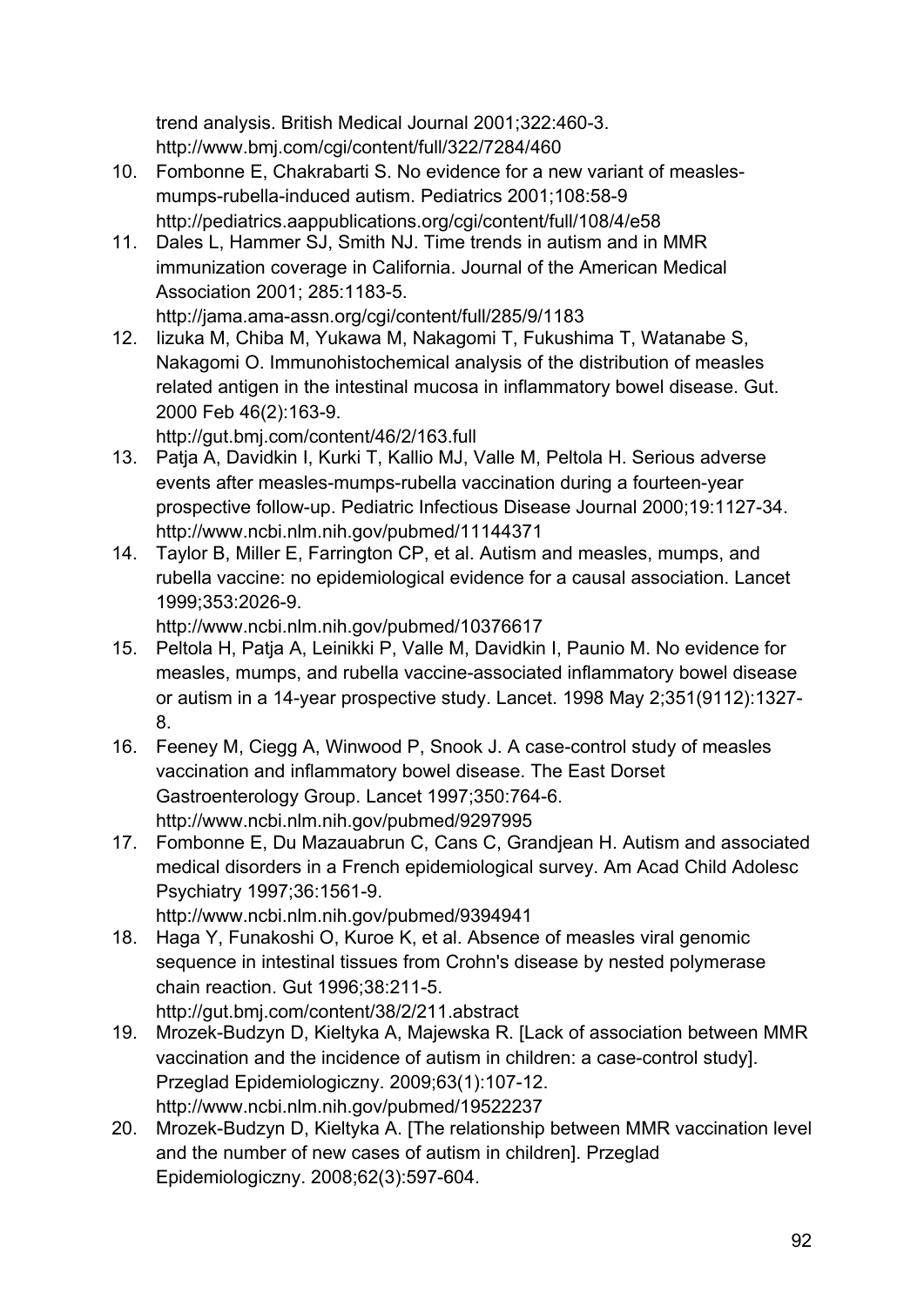trend analysis. British Medical Journal 2001;322:460-3. http://www.bmj.com/cgi/content/full/322/7284/460

10. Fombonne E, Chakrabarti S. No evidence for a new variant of measles-mumps-rubella-induced autism. Pediatrics 2001;108:58-9 http://pediatrics.aappublications.org/cgi/content/full/108/4/e58
11. Dales L, Hammer SJ, Smith NJ. Time trends in autism and in MMR immunization coverage in California. Journal of the American Medical Association 2001; 285:1183-5. http://jama.ama-assn.org/cgi/content/full/285/9/1183
12. Iizuka M, Chiba M, Yukawa M, Nakagomi T, Fukushima T, Watanabe S, Nakagomi O. Immunohistochemical analysis of the distribution of measles related antigen in the intestinal mucosa in inflammatory bowel disease. Gut. 2000 Feb 46(2):163-9. http://gut.bmj.com/content/46/2/163.full
13. Patja A, Davidkin I, Kurki T, Kallio MJ, Valle M, Peltola H. Serious adverse events after measles-mumps-rubella vaccination during a fourteen-year prospective follow-up. Pediatric Infectious Disease Journal 2000;19:1127-34. http://www.ncbi.nlm.nih.gov/pubmed/11144371
14. Taylor B, Miller E, Farrington CP, et al. Autism and measles, mumps, and rubella vaccine: no epidemiological evidence for a causal association. Lancet 1999;353:2026-9. http://www.ncbi.nlm.nih.gov/pubmed/10376617
15. Peltola H, Patja A, Leinikki P, Valle M, Davidkin I, Paunio M. No evidence for measles, mumps, and rubella vaccine-associated inflammatory bowel disease or autism in a 14-year prospective study. Lancet. 1998 May 2;351(9112):1327-8.
16. Feeney M, Ciegg A, Winwood P, Snook J. A case-control study of measles vaccination and inflammatory bowel disease. The East Dorset Gastroenterology Group. Lancet 1997;350:764-6. http://www.ncbi.nlm.nih.gov/pubmed/9297995
17. Fombonne E, Du Mazauabrun C, Cans C, Grandjean H. Autism and associated medical disorders in a French epidemiological survey. Am Acad Child Adolesc Psychiatry 1997;36:1561-9. http://www.ncbi.nlm.nih.gov/pubmed/9394941
18. Haga Y, Funakoshi O, Kuroe K, et al. Absence of measles viral genomic sequence in intestinal tissues from Crohn's disease by nested polymerase chain reaction. Gut 1996;38:211-5. http://gut.bmj.com/content/38/2/211.abstract
19. Mrozek-Budzyn D, Kieltyka A, Majewska R. [Lack of association between MMR vaccination and the incidence of autism in children: a case-control study]. Przeglad Epidemiologiczny. 2009;63(1):107-12. http://www.ncbi.nlm.nih.gov/pubmed/19522237
20. Mrozek-Budzyn D, Kieltyka A. [The relationship between MMR vaccination level and the number of new cases of autism in children]. Przeglad Epidemiologiczny. 2008;62(3):597-604.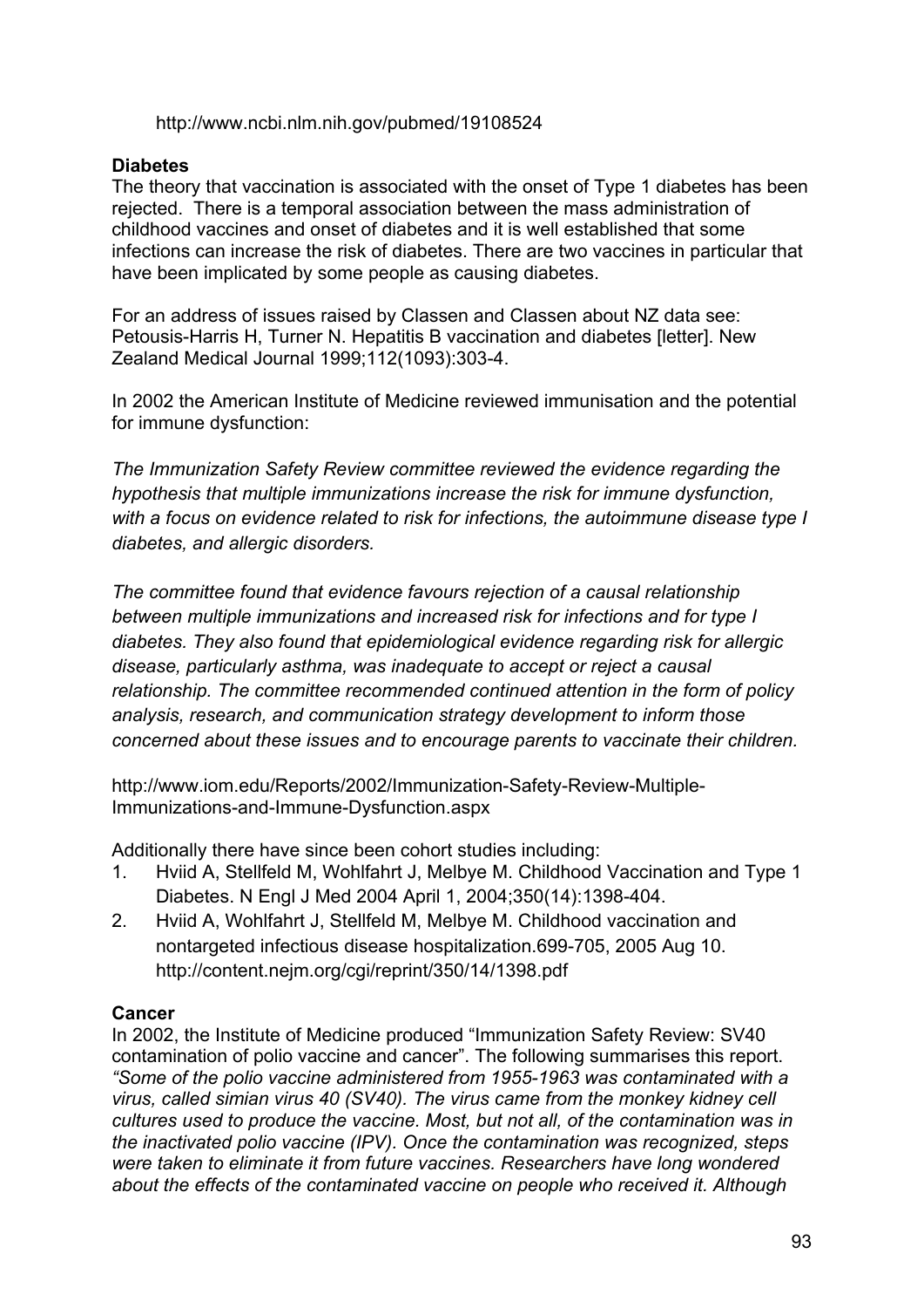http://www.ncbi.nlm.nih.gov/pubmed/19108524

**Diabetes**

The theory that vaccination is associated with the onset of Type 1 diabetes has been rejected. There is a temporal association between the mass administration of childhood vaccines and onset of diabetes and it is well established that some infections can increase the risk of diabetes. There are two vaccines in particular that have been implicated by some people as causing diabetes.

For an address of issues raised by Classen and Classen about NZ data see: Petousis-Harris H, Turner N. Hepatitis B vaccination and diabetes [letter]. New Zealand Medical Journal 1999;112(1093):303-4.

In 2002 the American Institute of Medicine reviewed immunisation and the potential for immune dysfunction:

*The Immunization Safety Review committee reviewed the evidence regarding the hypothesis that multiple immunizations increase the risk for immune dysfunction, with a focus on evidence related to risk for infections, the autoimmune disease type I diabetes, and allergic disorders.*

*The committee found that evidence favours rejection of a causal relationship between multiple immunizations and increased risk for infections and for type I diabetes. They also found that epidemiological evidence regarding risk for allergic disease, particularly asthma, was inadequate to accept or reject a causal relationship. The committee recommended continued attention in the form of policy analysis, research, and communication strategy development to inform those concerned about these issues and to encourage parents to vaccinate their children.*

http://www.iom.edu/Reports/2002/Immunization-Safety-Review-Multiple-Immunizations-and-Immune-Dysfunction.aspx

Additionally there have since been cohort studies including:

1. Hviid A, Stellfeld M, Wohlfahrt J, Melbye M. Childhood Vaccination and Type 1 Diabetes. N Engl J Med 2004 April 1, 2004;350(14):1398-404.
2. Hviid A, Wohlfahrt J, Stellfeld M, Melbye M. Childhood vaccination and nontargeted infectious disease hospitalization.699-705, 2005 Aug 10. http://content.nejm.org/cgi/reprint/350/14/1398.pdf

**Cancer**

In 2002, the Institute of Medicine produced "Immunization Safety Review: SV40 contamination of polio vaccine and cancer". The following summarises this report. *"Some of the polio vaccine administered from 1955-1963 was contaminated with a virus, called simian virus 40 (SV40). The virus came from the monkey kidney cell cultures used to produce the vaccine. Most, but not all, of the contamination was in the inactivated polio vaccine (IPV). Once the contamination was recognized, steps were taken to eliminate it from future vaccines. Researchers have long wondered about the effects of the contaminated vaccine on people who received it. Although*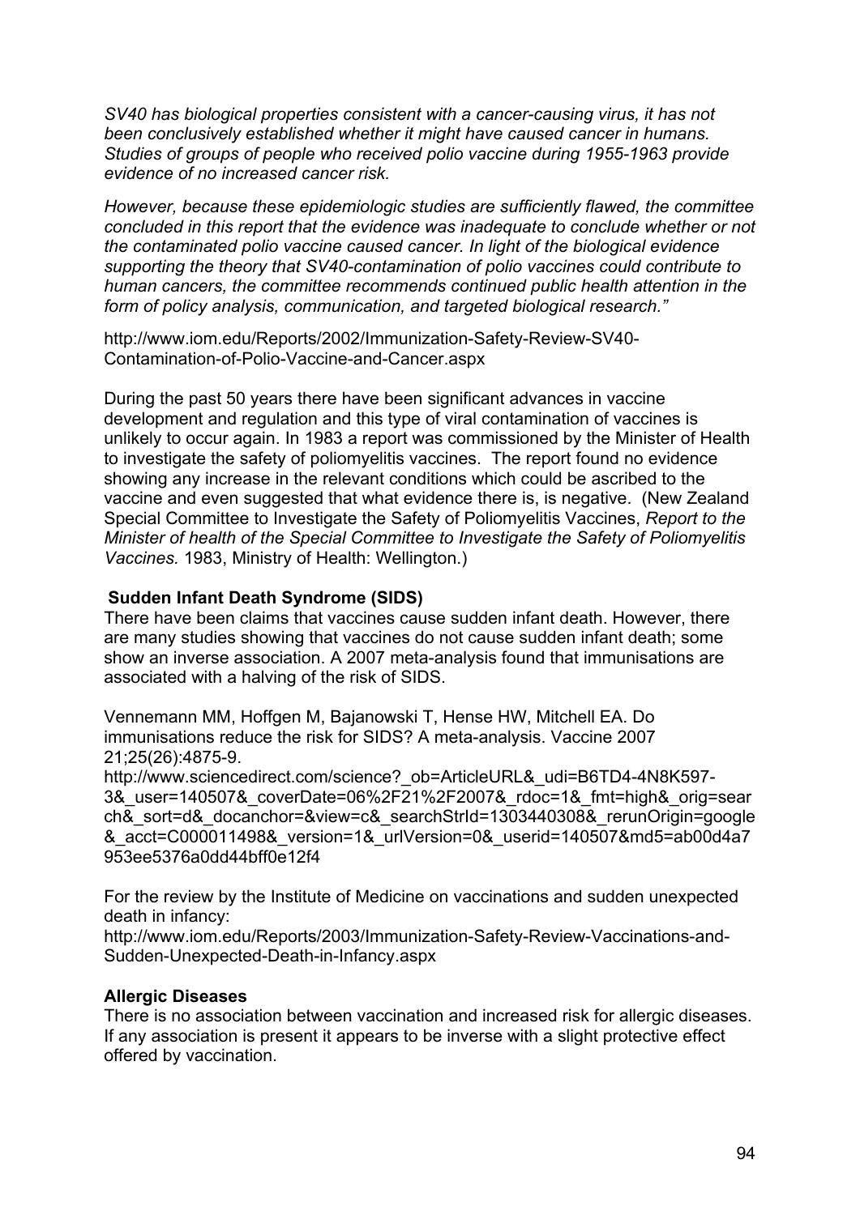*SV40 has biological properties consistent with a cancer-causing virus, it has not been conclusively established whether it might have caused cancer in humans. Studies of groups of people who received polio vaccine during 1955-1963 provide evidence of no increased cancer risk.*

*However, because these epidemiologic studies are sufficiently flawed, the committee concluded in this report that the evidence was inadequate to conclude whether or not the contaminated polio vaccine caused cancer. In light of the biological evidence supporting the theory that SV40-contamination of polio vaccines could contribute to human cancers, the committee recommends continued public health attention in the form of policy analysis, communication, and targeted biological research."*

http://www.iom.edu/Reports/2002/Immunization-Safety-Review-SV40-Contamination-of-Polio-Vaccine-and-Cancer.aspx

During the past 50 years there have been significant advances in vaccine development and regulation and this type of viral contamination of vaccines is unlikely to occur again. In 1983 a report was commissioned by the Minister of Health to investigate the safety of poliomyelitis vaccines. The report found no evidence showing any increase in the relevant conditions which could be ascribed to the vaccine and even suggested that what evidence there is, is negative. (New Zealand Special Committee to Investigate the Safety of Poliomyelitis Vaccines, *Report to the Minister of health of the Special Committee to Investigate the Safety of Poliomyelitis Vaccines.* 1983, Ministry of Health: Wellington.)

**Sudden Infant Death Syndrome (SIDS)**

There have been claims that vaccines cause sudden infant death. However, there are many studies showing that vaccines do not cause sudden infant death; some show an inverse association. A 2007 meta-analysis found that immunisations are associated with a halving of the risk of SIDS.

Vennemann MM, Hoffgen M, Bajanowski T, Hense HW, Mitchell EA. Do immunisations reduce the risk for SIDS? A meta-analysis. Vaccine 2007 21;25(26):4875-9.
http://www.sciencedirect.com/science?_ob=ArticleURL&_udi=B6TD4-4N8K597-3&_user=140507&_coverDate=06%2F21%2F2007&_rdoc=1&_fmt=high&_orig=search&_sort=d&_docanchor=&view=c&_searchStrId=1303440308&_rerunOrigin=google&_acct=C000011498&_version=1&_urlVersion=0&_userid=140507&md5=ab00d4a7953ee5376a0dd44bff0e12f4

For the review by the Institute of Medicine on vaccinations and sudden unexpected death in infancy:
http://www.iom.edu/Reports/2003/Immunization-Safety-Review-Vaccinations-and-Sudden-Unexpected-Death-in-Infancy.aspx

**Allergic Diseases**

There is no association between vaccination and increased risk for allergic diseases. If any association is present it appears to be inverse with a slight protective effect offered by vaccination.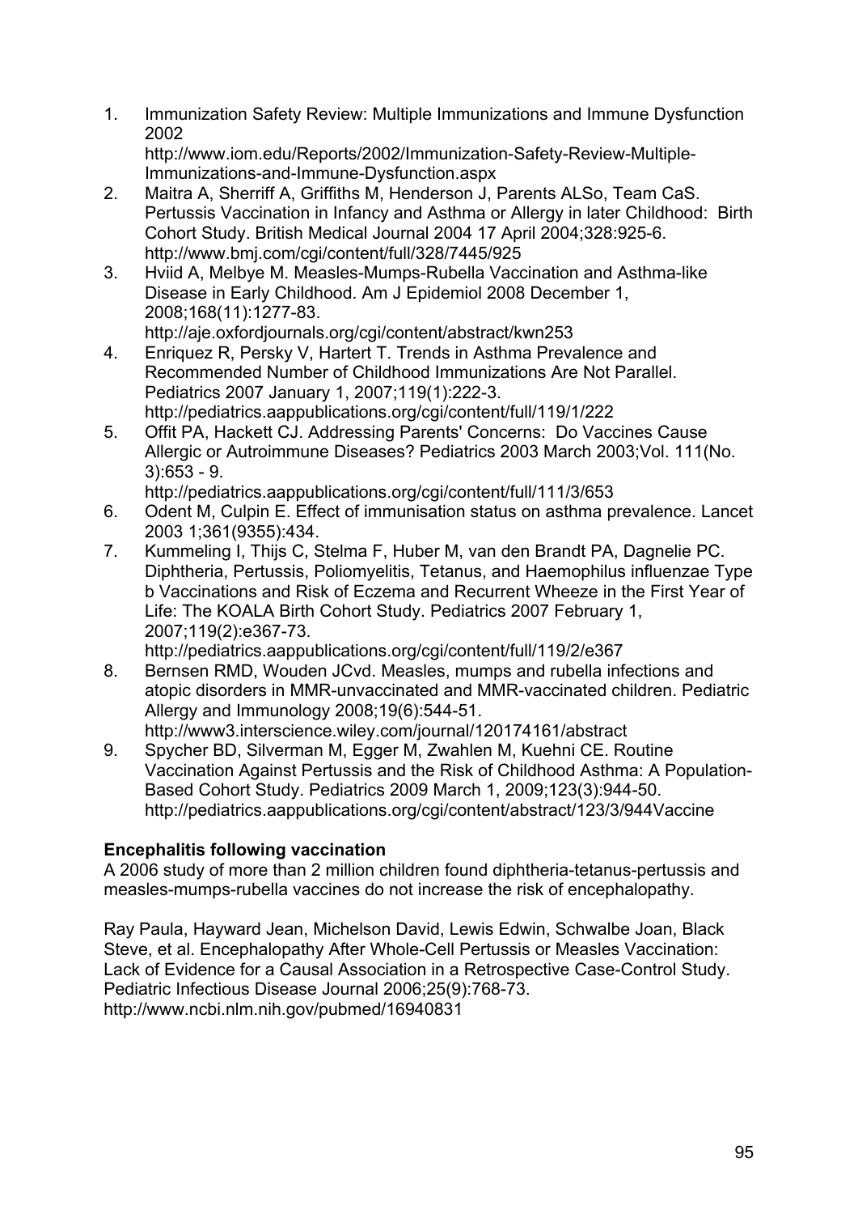1. Immunization Safety Review: Multiple Immunizations and Immune Dysfunction 2002 http://www.iom.edu/Reports/2002/Immunization-Safety-Review-Multiple-Immunizations-and-Immune-Dysfunction.aspx
2. Maitra A, Sherriff A, Griffiths M, Henderson J, Parents ALSo, Team CaS. Pertussis Vaccination in Infancy and Asthma or Allergy in later Childhood: Birth Cohort Study. British Medical Journal 2004 17 April 2004;328:925-6. http://www.bmj.com/cgi/content/full/328/7445/925
3. Hviid A, Melbye M. Measles-Mumps-Rubella Vaccination and Asthma-like Disease in Early Childhood. Am J Epidemiol 2008 December 1, 2008;168(11):1277-83. http://aje.oxfordjournals.org/cgi/content/abstract/kwn253
4. Enriquez R, Persky V, Hartert T. Trends in Asthma Prevalence and Recommended Number of Childhood Immunizations Are Not Parallel. Pediatrics 2007 January 1, 2007;119(1):222-3. http://pediatrics.aappublications.org/cgi/content/full/119/1/222
5. Offit PA, Hackett CJ. Addressing Parents' Concerns: Do Vaccines Cause Allergic or Autroimmune Diseases? Pediatrics 2003 March 2003;Vol. 111(No. 3):653 - 9. http://pediatrics.aappublications.org/cgi/content/full/111/3/653
6. Odent M, Culpin E. Effect of immunisation status on asthma prevalence. Lancet 2003 1;361(9355):434.
7. Kummeling I, Thijs C, Stelma F, Huber M, van den Brandt PA, Dagnelie PC. Diphtheria, Pertussis, Poliomyelitis, Tetanus, and Haemophilus influenzae Type b Vaccinations and Risk of Eczema and Recurrent Wheeze in the First Year of Life: The KOALA Birth Cohort Study. Pediatrics 2007 February 1, 2007;119(2):e367-73. http://pediatrics.aappublications.org/cgi/content/full/119/2/e367
8. Bernsen RMD, Wouden JCvd. Measles, mumps and rubella infections and atopic disorders in MMR-unvaccinated and MMR-vaccinated children. Pediatric Allergy and Immunology 2008;19(6):544-51. http://www3.interscience.wiley.com/journal/120174161/abstract
9. Spycher BD, Silverman M, Egger M, Zwahlen M, Kuehni CE. Routine Vaccination Against Pertussis and the Risk of Childhood Asthma: A Population-Based Cohort Study. Pediatrics 2009 March 1, 2009;123(3):944-50. http://pediatrics.aappublications.org/cgi/content/abstract/123/3/944Vaccine

**Encephalitis following vaccination**

A 2006 study of more than 2 million children found diphtheria-tetanus-pertussis and measles-mumps-rubella vaccines do not increase the risk of encephalopathy.

Ray Paula, Hayward Jean, Michelson David, Lewis Edwin, Schwalbe Joan, Black Steve, et al. Encephalopathy After Whole-Cell Pertussis or Measles Vaccination: Lack of Evidence for a Causal Association in a Retrospective Case-Control Study. Pediatric Infectious Disease Journal 2006;25(9):768-73. http://www.ncbi.nlm.nih.gov/pubmed/16940831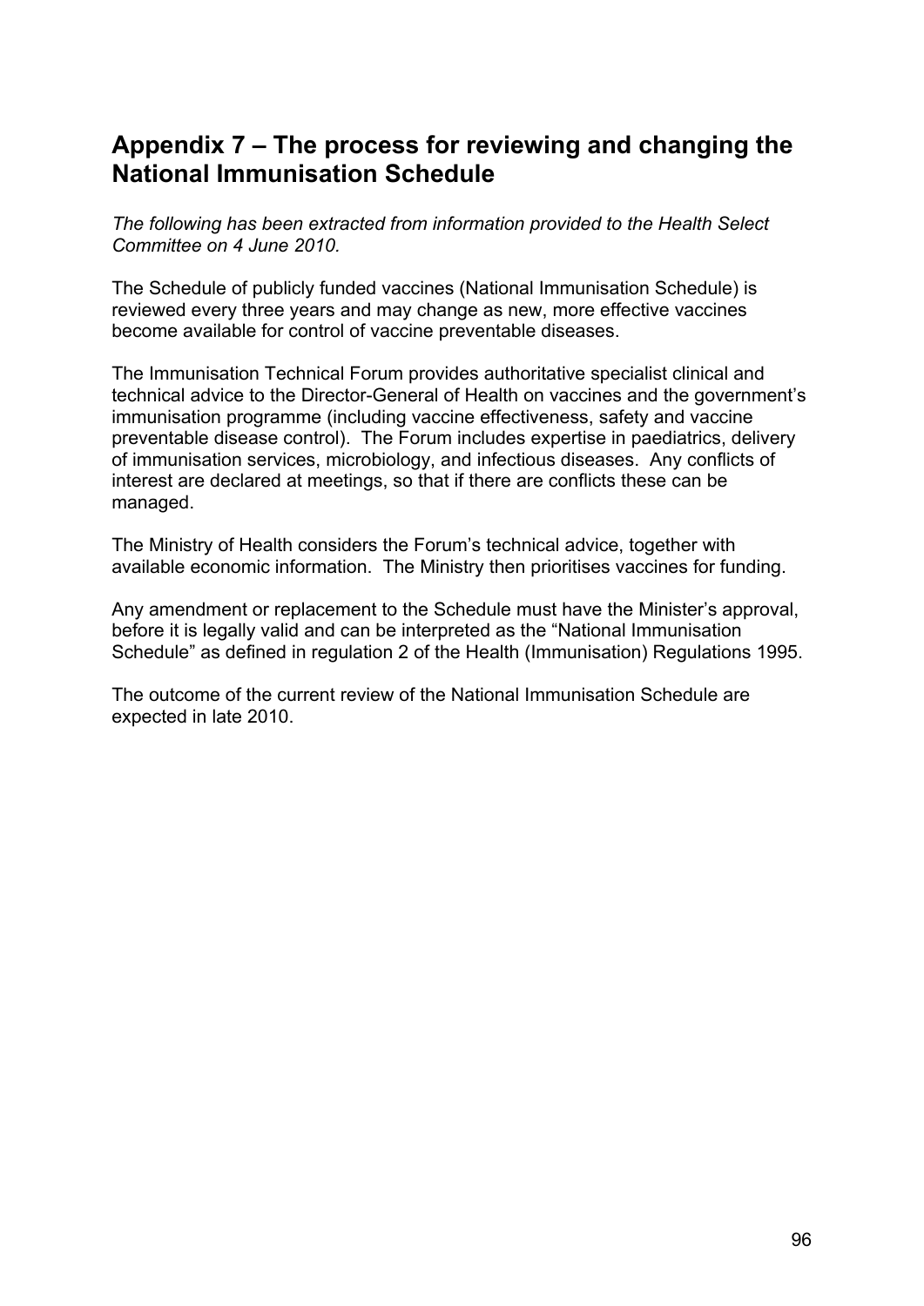## Appendix 7 – The process for reviewing and changing the National Immunisation Schedule

*The following has been extracted from information provided to the Health Select Committee on 4 June 2010.*

The Schedule of publicly funded vaccines (National Immunisation Schedule) is reviewed every three years and may change as new, more effective vaccines become available for control of vaccine preventable diseases.

The Immunisation Technical Forum provides authoritative specialist clinical and technical advice to the Director-General of Health on vaccines and the government's immunisation programme (including vaccine effectiveness, safety and vaccine preventable disease control). The Forum includes expertise in paediatrics, delivery of immunisation services, microbiology, and infectious diseases. Any conflicts of interest are declared at meetings, so that if there are conflicts these can be managed.

The Ministry of Health considers the Forum's technical advice, together with available economic information. The Ministry then prioritises vaccines for funding.

Any amendment or replacement to the Schedule must have the Minister's approval, before it is legally valid and can be interpreted as the "National Immunisation Schedule" as defined in regulation 2 of the Health (Immunisation) Regulations 1995.

The outcome of the current review of the National Immunisation Schedule are expected in late 2010.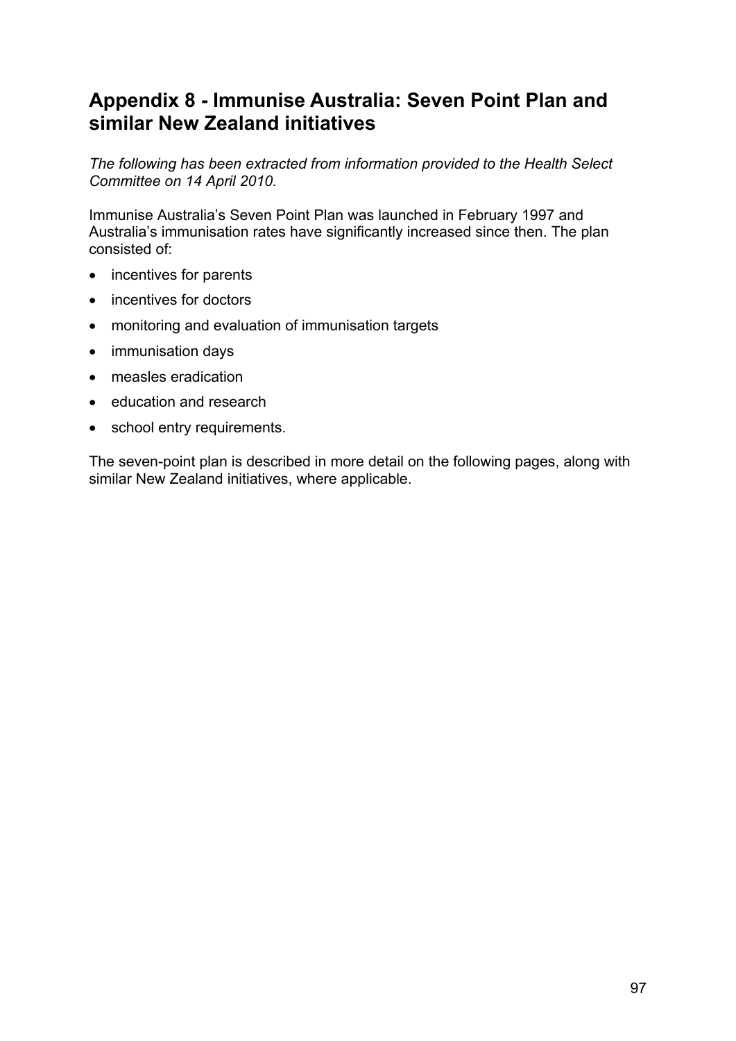# Appendix 8 - Immunise Australia: Seven Point Plan and similar New Zealand initiatives

*The following has been extracted from information provided to the Health Select Committee on 14 April 2010.*

Immunise Australia's Seven Point Plan was launched in February 1997 and Australia's immunisation rates have significantly increased since then. The plan consisted of:

- incentives for parents
- incentives for doctors
- monitoring and evaluation of immunisation targets
- immunisation days
- measles eradication
- education and research
- school entry requirements.

The seven-point plan is described in more detail on the following pages, along with similar New Zealand initiatives, where applicable.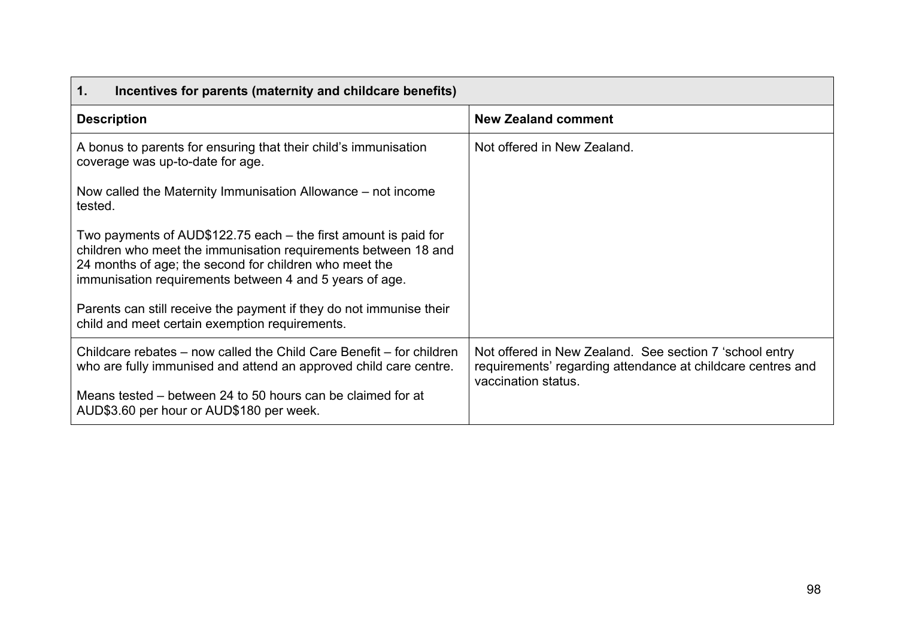| 1. Incentives for parents (maternity and childcare benefits) | |
|---|---|
| **Description** | **New Zealand comment** |
| A bonus to parents for ensuring that their child's immunisation coverage was up-to-date for age.<br><br>Now called the Maternity Immunisation Allowance – not income tested.<br><br>Two payments of AUD$122.75 each – the first amount is paid for children who meet the immunisation requirements between 18 and 24 months of age; the second for children who meet the immunisation requirements between 4 and 5 years of age.<br><br>Parents can still receive the payment if they do not immunise their child and meet certain exemption requirements. | Not offered in New Zealand. |
| Childcare rebates – now called the Child Care Benefit – for children who are fully immunised and attend an approved child care centre.<br><br>Means tested – between 24 to 50 hours can be claimed for at AUD$3.60 per hour or AUD$180 per week. | Not offered in New Zealand. See section 7 'school entry requirements' regarding attendance at childcare centres and vaccination status. |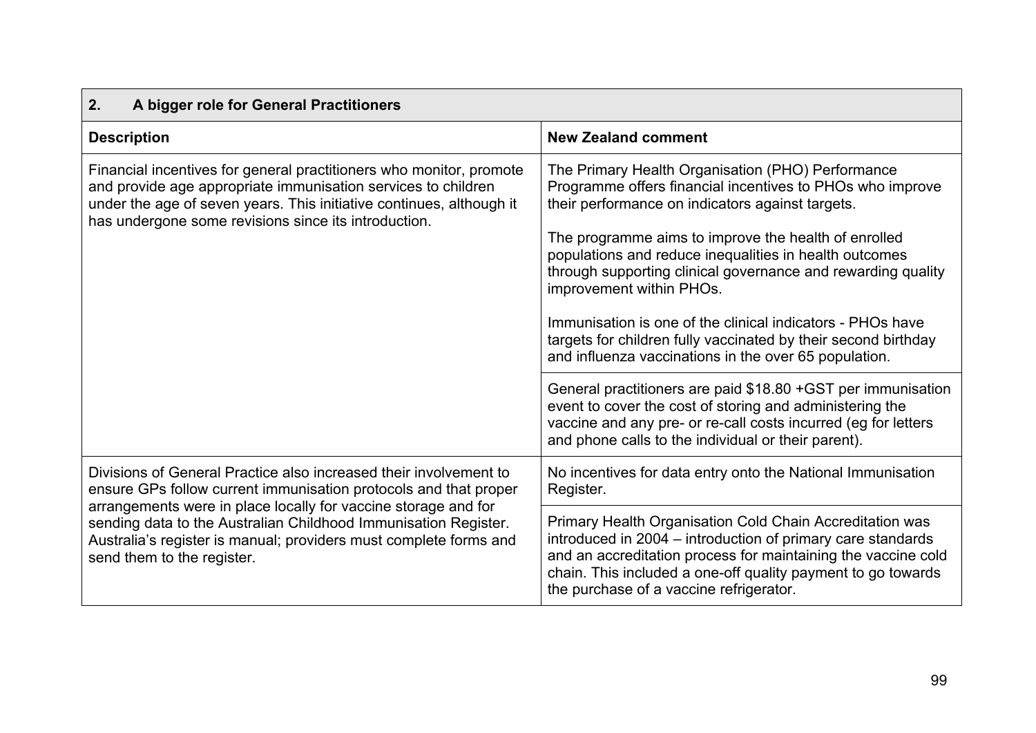| 2. A bigger role for General Practitioners | |
|---|---|
| **Description** | **New Zealand comment** |
| Financial incentives for general practitioners who monitor, promote and provide age appropriate immunisation services to children under the age of seven years. This initiative continues, although it has undergone some revisions since its introduction. | The Primary Health Organisation (PHO) Performance Programme offers financial incentives to PHOs who improve their performance on indicators against targets.<br><br>The programme aims to improve the health of enrolled populations and reduce inequalities in health outcomes through supporting clinical governance and rewarding quality improvement within PHOs.<br><br>Immunisation is one of the clinical indicators - PHOs have targets for children fully vaccinated by their second birthday and influenza vaccinations in the over 65 population. |
| | General practitioners are paid $18.80 +GST per immunisation event to cover the cost of storing and administering the vaccine and any pre- or re-call costs incurred (eg for letters and phone calls to the individual or their parent). |
| Divisions of General Practice also increased their involvement to ensure GPs follow current immunisation protocols and that proper arrangements were in place locally for vaccine storage and for sending data to the Australian Childhood Immunisation Register. Australia's register is manual; providers must complete forms and send them to the register. | No incentives for data entry onto the National Immunisation Register. |
| | Primary Health Organisation Cold Chain Accreditation was introduced in 2004 – introduction of primary care standards and an accreditation process for maintaining the vaccine cold chain. This included a one-off quality payment to go towards the purchase of a vaccine refrigerator. |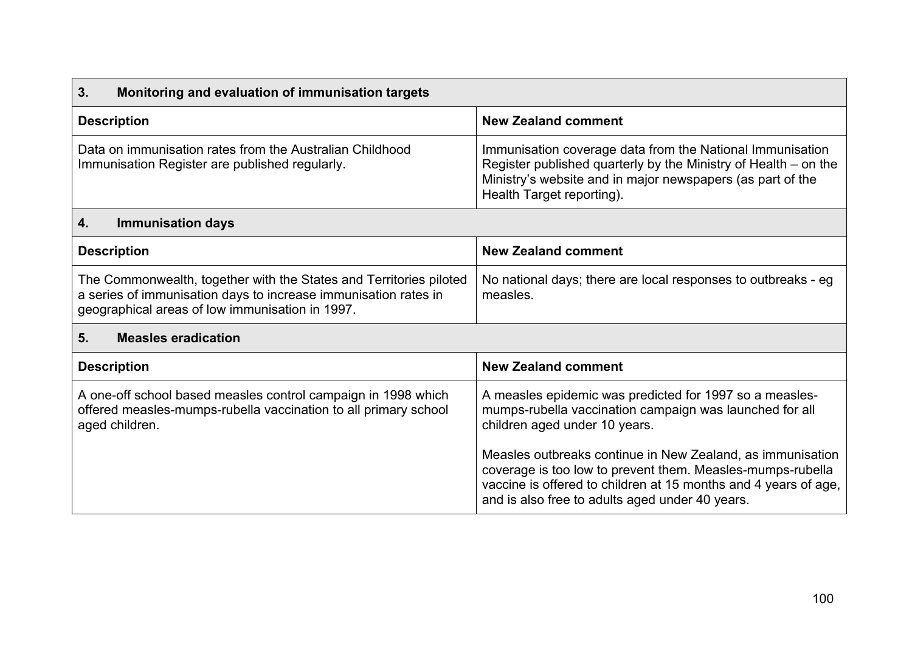| 3. Monitoring and evaluation of immunisation targets | |
|---|---|
| **Description** | **New Zealand comment** |
| Data on immunisation rates from the Australian Childhood Immunisation Register are published regularly. | Immunisation coverage data from the National Immunisation Register published quarterly by the Ministry of Health – on the Ministry's website and in major newspapers (as part of the Health Target reporting). |

| 4. Immunisation days | |
|---|---|
| **Description** | **New Zealand comment** |
| The Commonwealth, together with the States and Territories piloted a series of immunisation days to increase immunisation rates in geographical areas of low immunisation in 1997. | No national days; there are local responses to outbreaks - eg measles. |

| 5. Measles eradication | |
|---|---|
| **Description** | **New Zealand comment** |
| A one-off school based measles control campaign in 1998 which offered measles-mumps-rubella vaccination to all primary school aged children. | A measles epidemic was predicted for 1997 so a measles-mumps-rubella vaccination campaign was launched for all children aged under 10 years.<br><br>Measles outbreaks continue in New Zealand, as immunisation coverage is too low to prevent them. Measles-mumps-rubella vaccine is offered to children at 15 months and 4 years of age, and is also free to adults aged under 40 years. |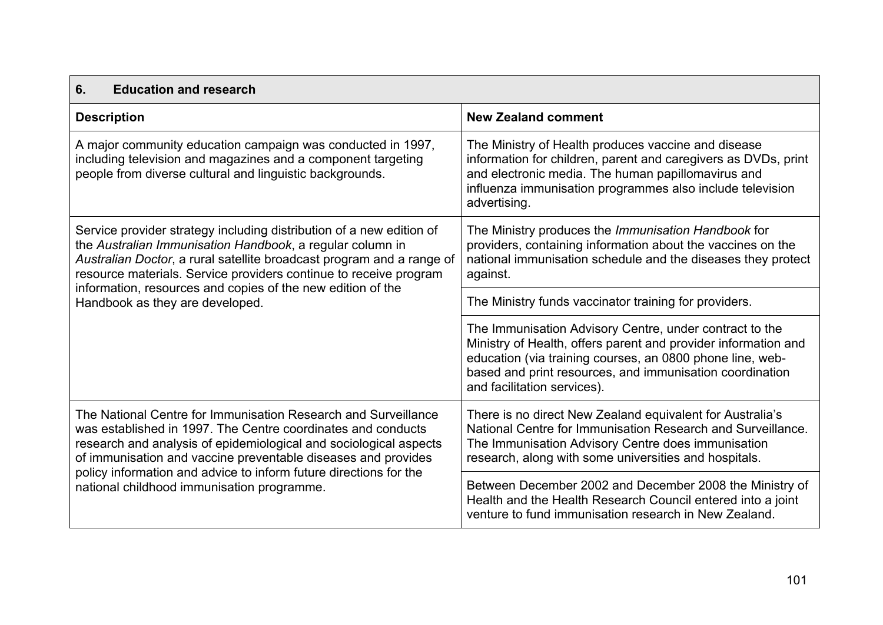| 6. Education and research | |
|---|---|
| **Description** | **New Zealand comment** |
| A major community education campaign was conducted in 1997, including television and magazines and a component targeting people from diverse cultural and linguistic backgrounds. | The Ministry of Health produces vaccine and disease information for children, parent and caregivers as DVDs, print and electronic media. The human papillomavirus and influenza immunisation programmes also include television advertising. |
| Service provider strategy including distribution of a new edition of the *Australian Immunisation Handbook*, a regular column in *Australian Doctor*, a rural satellite broadcast program and a range of resource materials. Service providers continue to receive program information, resources and copies of the new edition of the Handbook as they are developed. | The Ministry produces the *Immunisation Handbook* for providers, containing information about the vaccines on the national immunisation schedule and the diseases they protect against. |
| | The Ministry funds vaccinator training for providers. |
| | The Immunisation Advisory Centre, under contract to the Ministry of Health, offers parent and provider information and education (via training courses, an 0800 phone line, web-based and print resources, and immunisation coordination and facilitation services). |
| The National Centre for Immunisation Research and Surveillance was established in 1997. The Centre coordinates and conducts research and analysis of epidemiological and sociological aspects of immunisation and vaccine preventable diseases and provides policy information and advice to inform future directions for the national childhood immunisation programme. | There is no direct New Zealand equivalent for Australia's National Centre for Immunisation Research and Surveillance. The Immunisation Advisory Centre does immunisation research, along with some universities and hospitals. |
| | Between December 2002 and December 2008 the Ministry of Health and the Health Research Council entered into a joint venture to fund immunisation research in New Zealand. |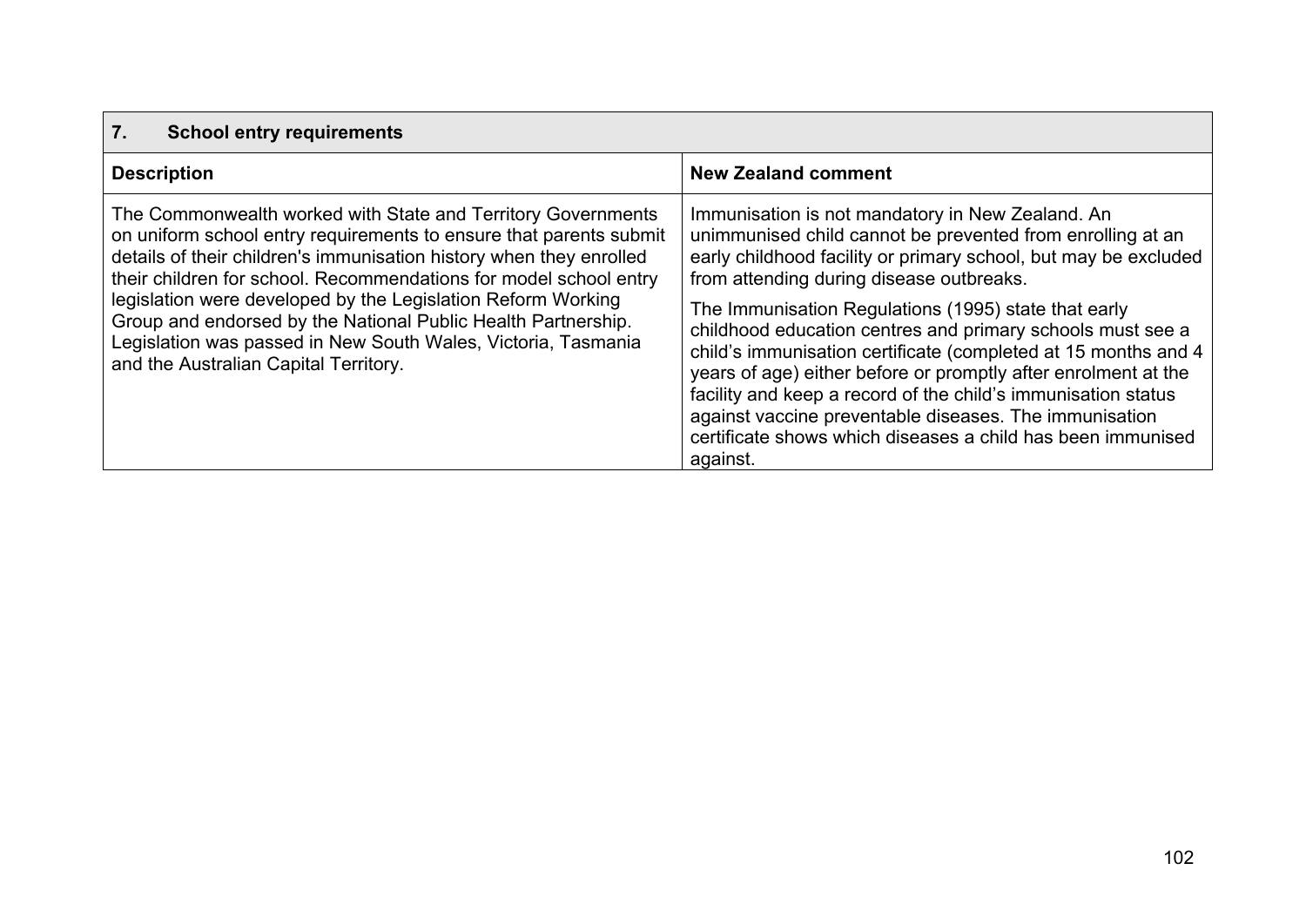| 7. School entry requirements | |
|---|---|
| **Description** | **New Zealand comment** |
| The Commonwealth worked with State and Territory Governments on uniform school entry requirements to ensure that parents submit details of their children's immunisation history when they enrolled their children for school. Recommendations for model school entry legislation were developed by the Legislation Reform Working Group and endorsed by the National Public Health Partnership. Legislation was passed in New South Wales, Victoria, Tasmania and the Australian Capital Territory. | Immunisation is not mandatory in New Zealand. An unimmunised child cannot be prevented from enrolling at an early childhood facility or primary school, but may be excluded from attending during disease outbreaks.<br><br>The Immunisation Regulations (1995) state that early childhood education centres and primary schools must see a child's immunisation certificate (completed at 15 months and 4 years of age) either before or promptly after enrolment at the facility and keep a record of the child's immunisation status against vaccine preventable diseases. The immunisation certificate shows which diseases a child has been immunised against. |